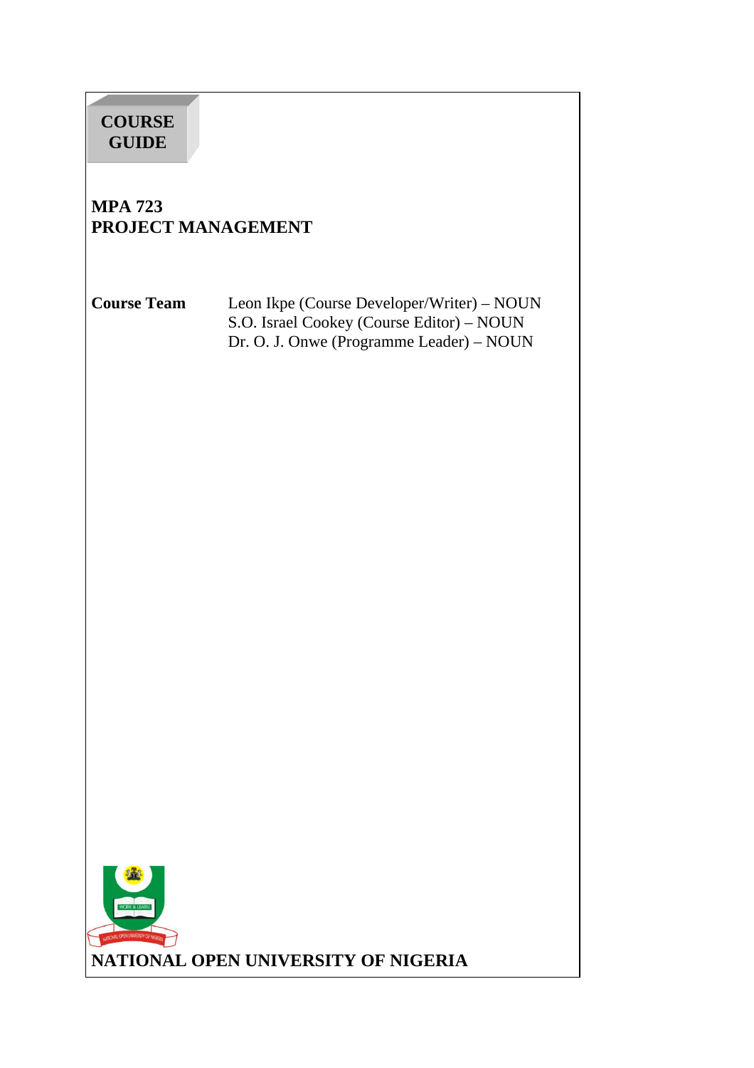**COURSE GUIDE**

# MPA 723
# PROJECT MANAGEMENT

| **Course Team** | Leon Ikpe (Course Developer/Writer) – NOUN<br>S.O. Israel Cookey (Course Editor) – NOUN<br>Dr. O. J. Onwe (Programme Leader) – NOUN |
|---|---|

**NATIONAL OPEN UNIVERSITY OF NIGERIA**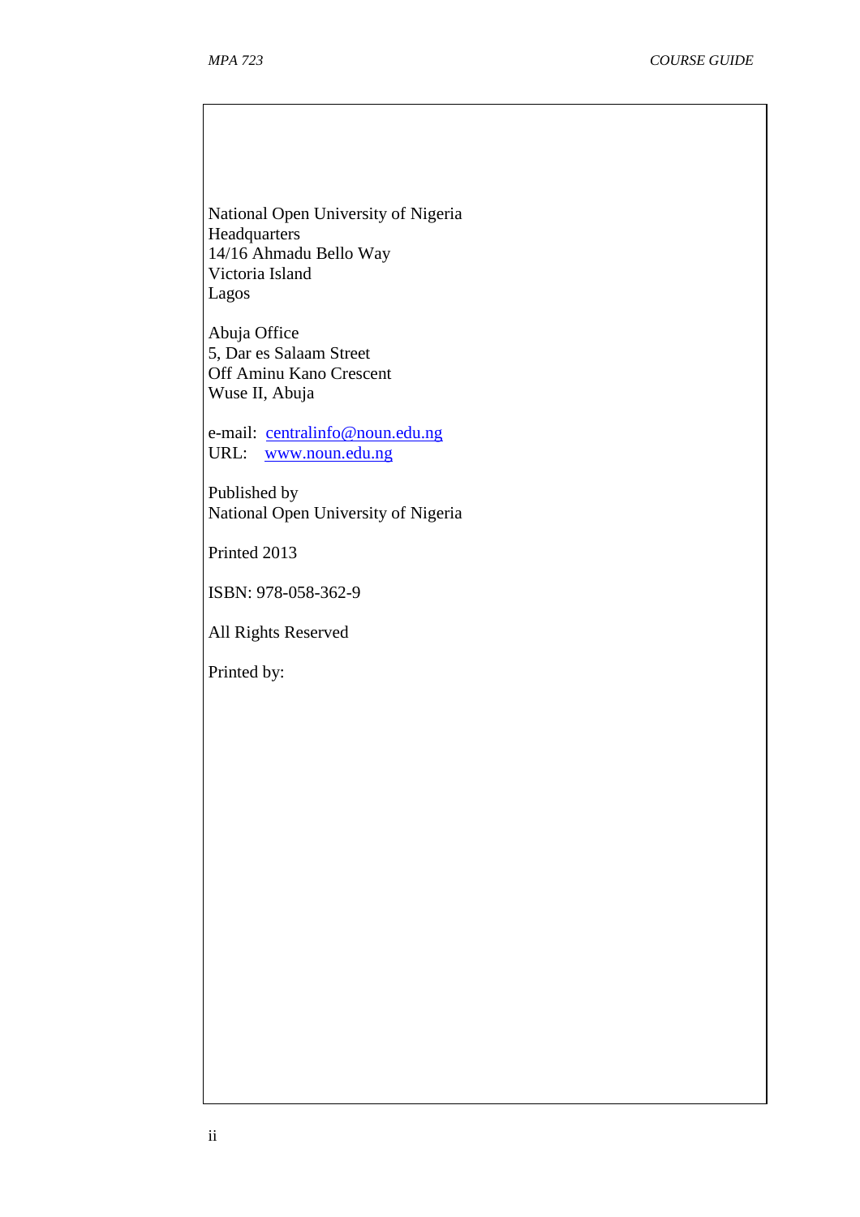National Open University of Nigeria
Headquarters
14/16 Ahmadu Bello Way
Victoria Island
Lagos

Abuja Office
5, Dar es Salaam Street
Off Aminu Kano Crescent
Wuse II, Abuja

e-mail: centralinfo@noun.edu.ng
URL: www.noun.edu.ng

Published by
National Open University of Nigeria

Printed 2013

ISBN: 978-058-362-9

All Rights Reserved

Printed by: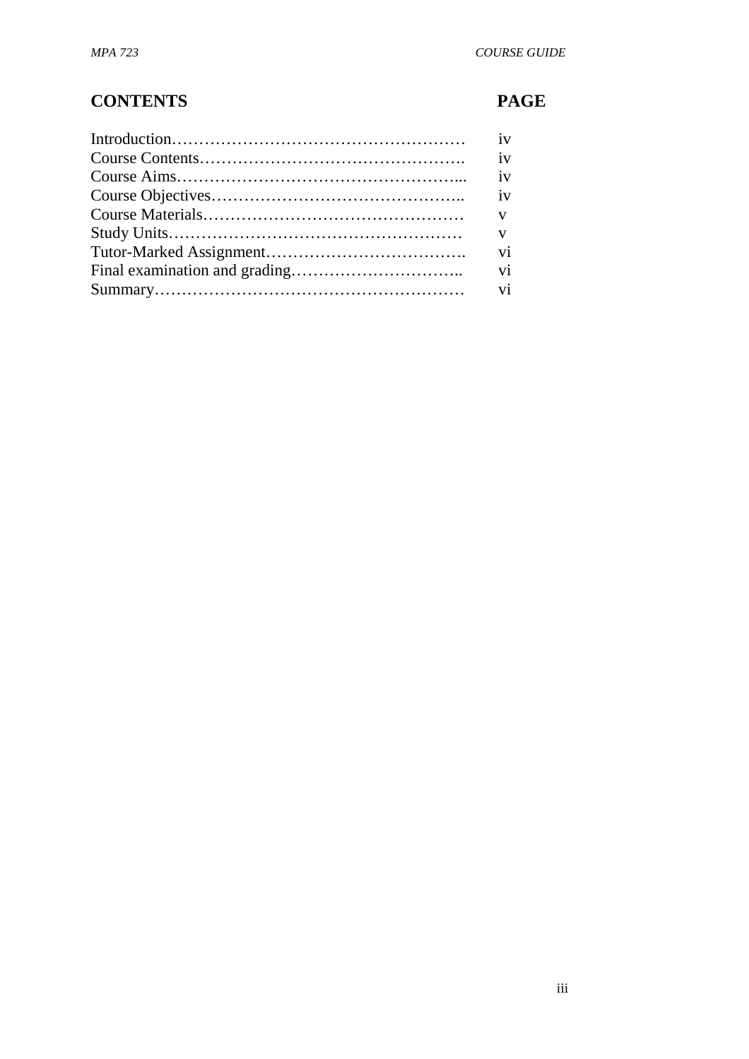## CONTENTS PAGE

| CONTENTS | PAGE |
|---|---|
| Introduction………………………………………………… | iv |
| Course Contents…………………………………………. | iv |
| Course Aims…………………………………………….... | iv |
| Course Objectives……………………………………….. | iv |
| Course Materials………………………………………… | v |
| Study Units……………………………………………… | v |
| Tutor-Marked Assignment………………………………. | vi |
| Final examination and grading………………………….. | vi |
| Summary………………………………………………… | vi |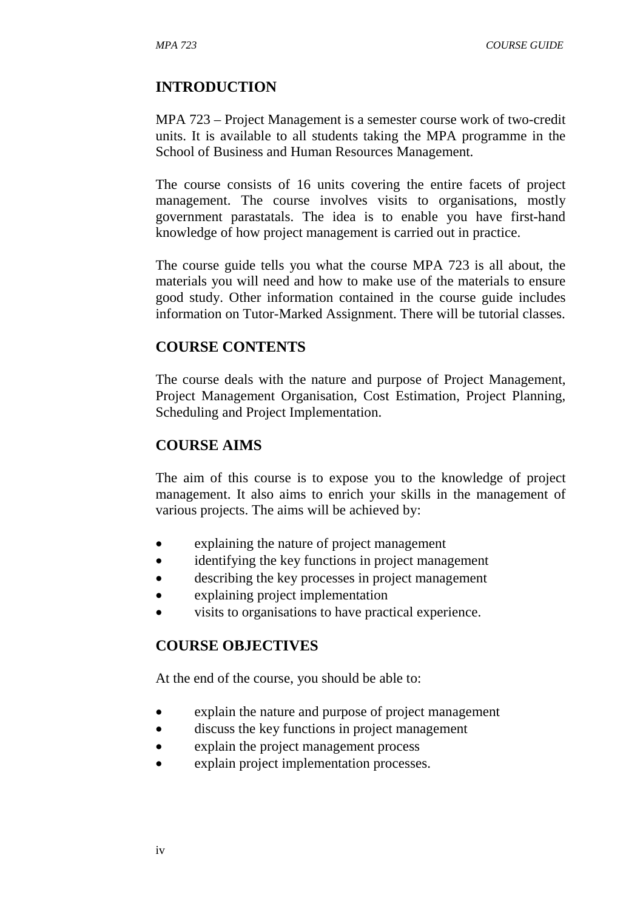## INTRODUCTION

MPA 723 – Project Management is a semester course work of two-credit units. It is available to all students taking the MPA programme in the School of Business and Human Resources Management.

The course consists of 16 units covering the entire facets of project management. The course involves visits to organisations, mostly government parastatals. The idea is to enable you have first-hand knowledge of how project management is carried out in practice.

The course guide tells you what the course MPA 723 is all about, the materials you will need and how to make use of the materials to ensure good study. Other information contained in the course guide includes information on Tutor-Marked Assignment. There will be tutorial classes.

## COURSE CONTENTS

The course deals with the nature and purpose of Project Management, Project Management Organisation, Cost Estimation, Project Planning, Scheduling and Project Implementation.

## COURSE AIMS

The aim of this course is to expose you to the knowledge of project management. It also aims to enrich your skills in the management of various projects. The aims will be achieved by:

- explaining the nature of project management
- identifying the key functions in project management
- describing the key processes in project management
- explaining project implementation
- visits to organisations to have practical experience.

## COURSE OBJECTIVES

At the end of the course, you should be able to:

- explain the nature and purpose of project management
- discuss the key functions in project management
- explain the project management process
- explain project implementation processes.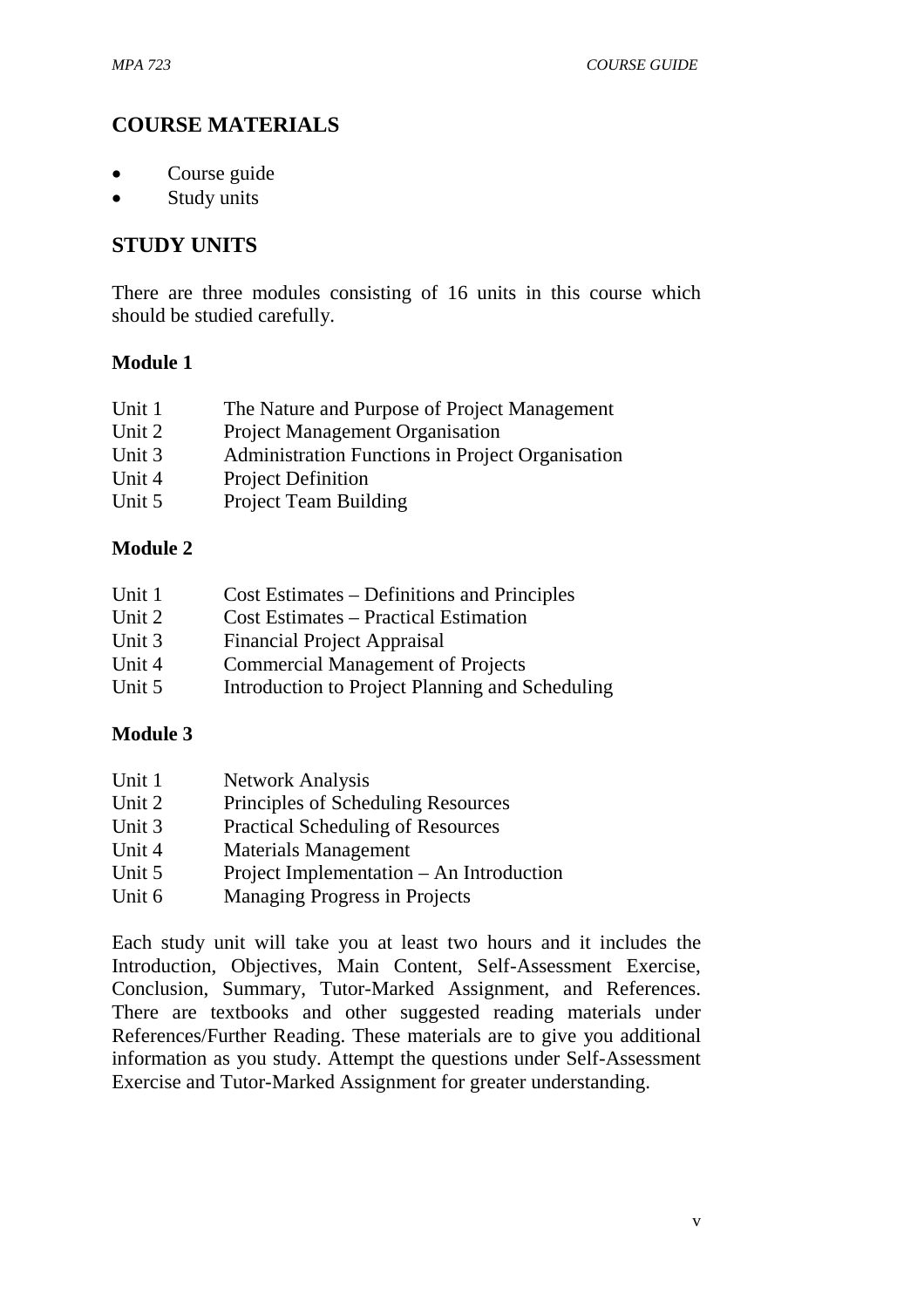## COURSE MATERIALS

- Course guide
- Study units

## STUDY UNITS

There are three modules consisting of 16 units in this course which should be studied carefully.

### Module 1

Unit 1 The Nature and Purpose of Project Management
Unit 2 Project Management Organisation
Unit 3 Administration Functions in Project Organisation
Unit 4 Project Definition
Unit 5 Project Team Building

### Module 2

Unit 1 Cost Estimates – Definitions and Principles
Unit 2 Cost Estimates – Practical Estimation
Unit 3 Financial Project Appraisal
Unit 4 Commercial Management of Projects
Unit 5 Introduction to Project Planning and Scheduling

### Module 3

Unit 1 Network Analysis
Unit 2 Principles of Scheduling Resources
Unit 3 Practical Scheduling of Resources
Unit 4 Materials Management
Unit 5 Project Implementation – An Introduction
Unit 6 Managing Progress in Projects

Each study unit will take you at least two hours and it includes the Introduction, Objectives, Main Content, Self-Assessment Exercise, Conclusion, Summary, Tutor-Marked Assignment, and References. There are textbooks and other suggested reading materials under References/Further Reading. These materials are to give you additional information as you study. Attempt the questions under Self-Assessment Exercise and Tutor-Marked Assignment for greater understanding.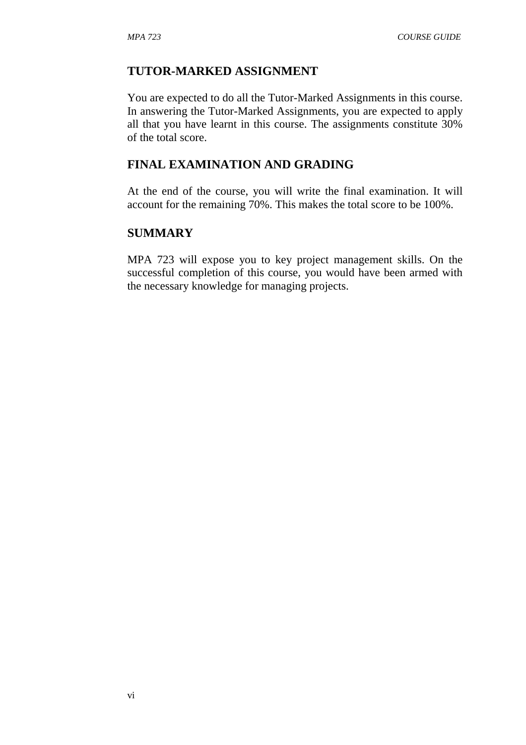## TUTOR-MARKED ASSIGNMENT

You are expected to do all the Tutor-Marked Assignments in this course. In answering the Tutor-Marked Assignments, you are expected to apply all that you have learnt in this course. The assignments constitute 30% of the total score.

## FINAL EXAMINATION AND GRADING

At the end of the course, you will write the final examination. It will account for the remaining 70%. This makes the total score to be 100%.

## SUMMARY

MPA 723 will expose you to key project management skills. On the successful completion of this course, you would have been armed with the necessary knowledge for managing projects.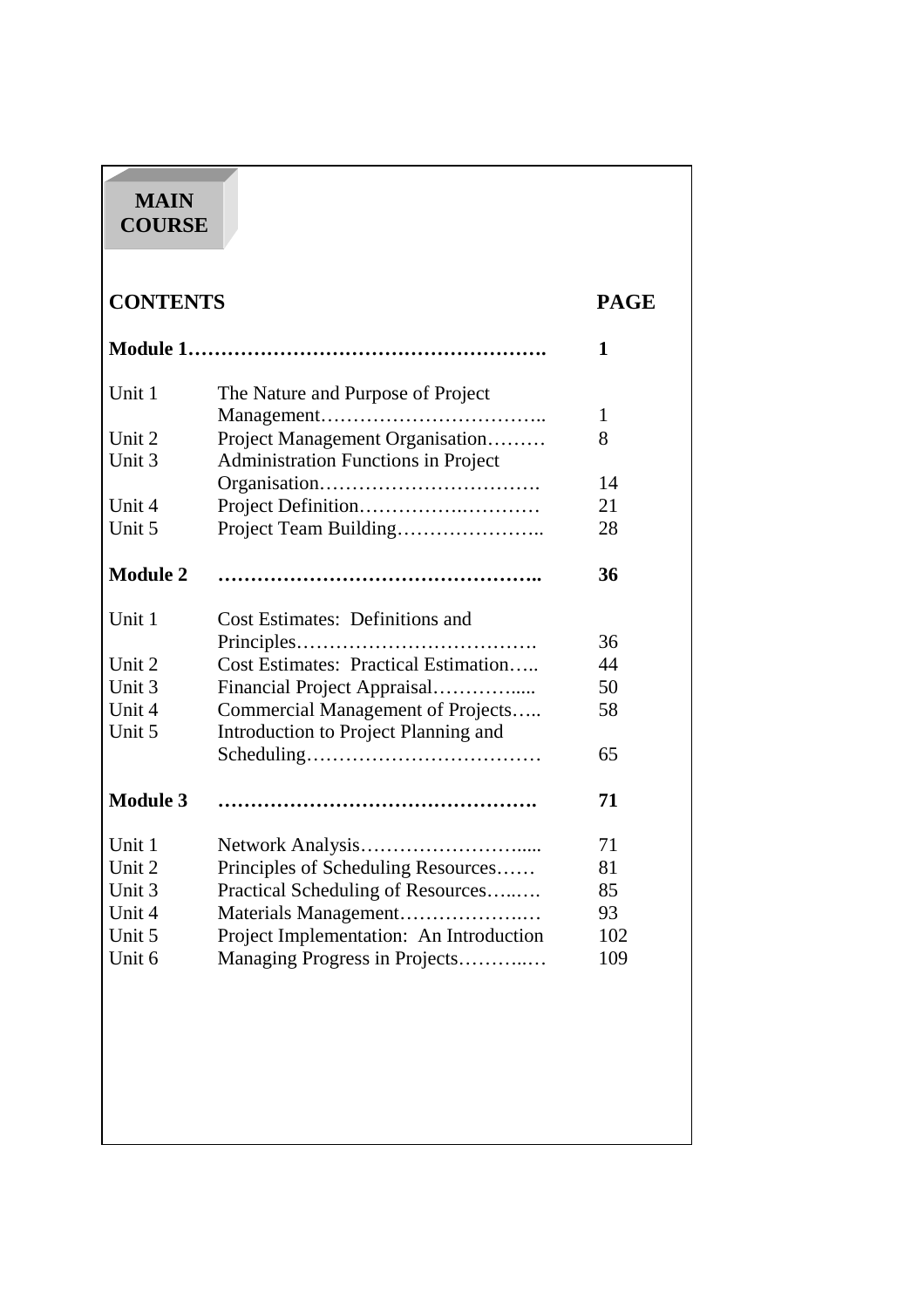# MAIN COURSE

| CONTENTS | | PAGE |
|---|---|---|
| **Module 1** | | **1** |
| Unit 1 | The Nature and Purpose of Project Management | 1 |
| Unit 2 | Project Management Organisation | 8 |
| Unit 3 | Administration Functions in Project Organisation | 14 |
| Unit 4 | Project Definition | 21 |
| Unit 5 | Project Team Building | 28 |
| **Module 2** | | **36** |
| Unit 1 | Cost Estimates: Definitions and Principles | 36 |
| Unit 2 | Cost Estimates: Practical Estimation | 44 |
| Unit 3 | Financial Project Appraisal | 50 |
| Unit 4 | Commercial Management of Projects | 58 |
| Unit 5 | Introduction to Project Planning and Scheduling | 65 |
| **Module 3** | | **71** |
| Unit 1 | Network Analysis | 71 |
| Unit 2 | Principles of Scheduling Resources | 81 |
| Unit 3 | Practical Scheduling of Resources | 85 |
| Unit 4 | Materials Management | 93 |
| Unit 5 | Project Implementation: An Introduction | 102 |
| Unit 6 | Managing Progress in Projects | 109 |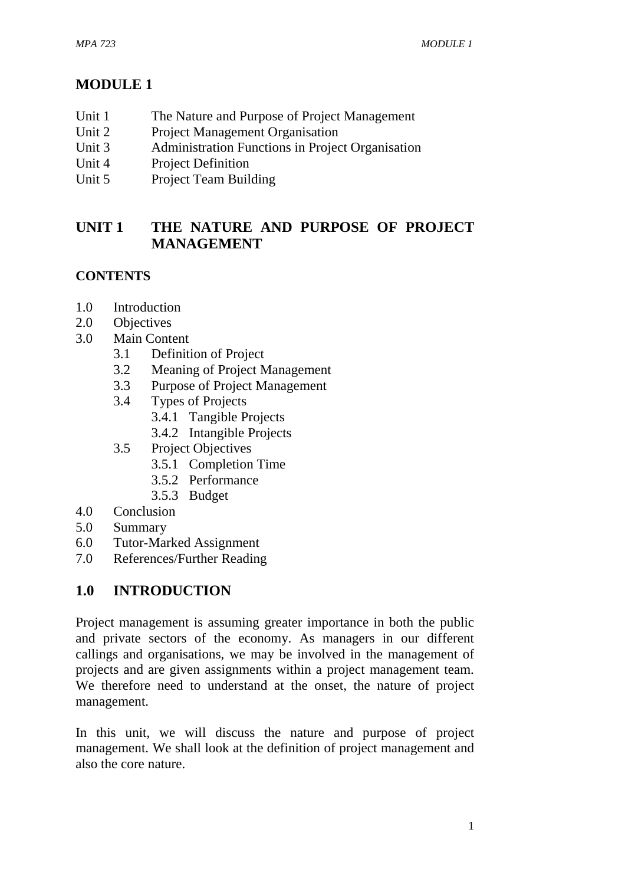# MODULE 1

Unit 1 The Nature and Purpose of Project Management
Unit 2 Project Management Organisation
Unit 3 Administration Functions in Project Organisation
Unit 4 Project Definition
Unit 5 Project Team Building

## UNIT 1 THE NATURE AND PURPOSE OF PROJECT MANAGEMENT

### CONTENTS

- 1.0 Introduction
- 2.0 Objectives
- 3.0 Main Content
  - 3.1 Definition of Project
  - 3.2 Meaning of Project Management
  - 3.3 Purpose of Project Management
  - 3.4 Types of Projects
    - 3.4.1 Tangible Projects
    - 3.4.2 Intangible Projects
  - 3.5 Project Objectives
    - 3.5.1 Completion Time
    - 3.5.2 Performance
    - 3.5.3 Budget
- 4.0 Conclusion
- 5.0 Summary
- 6.0 Tutor-Marked Assignment
- 7.0 References/Further Reading

## 1.0 INTRODUCTION

Project management is assuming greater importance in both the public and private sectors of the economy. As managers in our different callings and organisations, we may be involved in the management of projects and are given assignments within a project management team. We therefore need to understand at the onset, the nature of project management.

In this unit, we will discuss the nature and purpose of project management. We shall look at the definition of project management and also the core nature.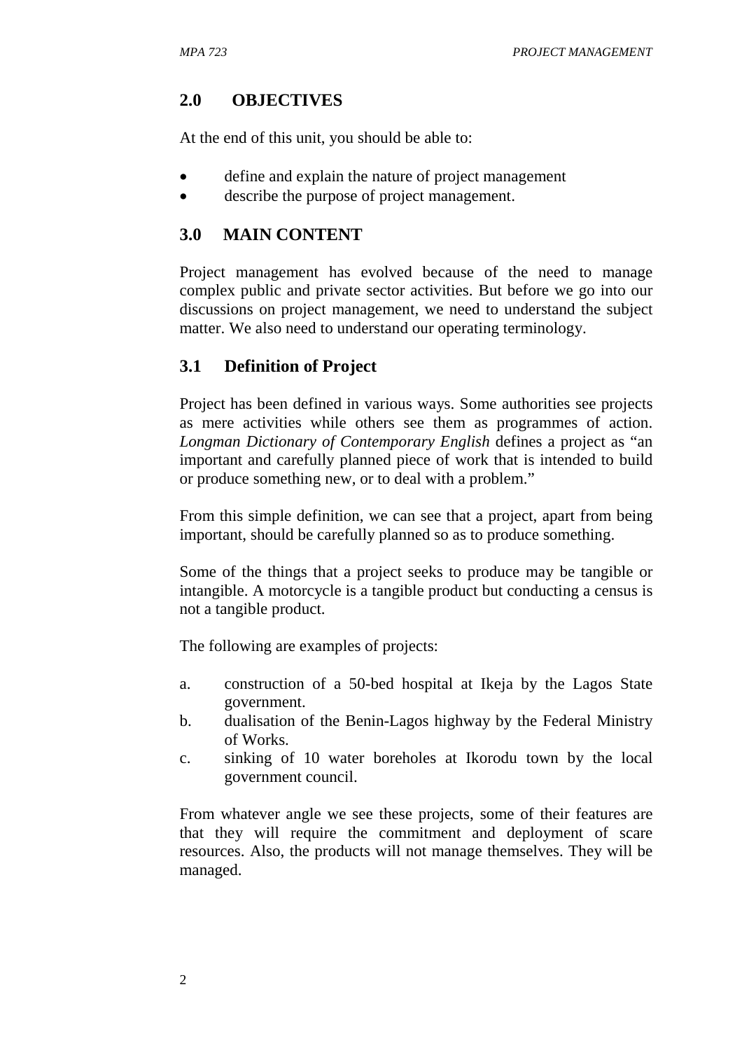## 2.0 OBJECTIVES

At the end of this unit, you should be able to:

- define and explain the nature of project management
- describe the purpose of project management.

## 3.0 MAIN CONTENT

Project management has evolved because of the need to manage complex public and private sector activities. But before we go into our discussions on project management, we need to understand the subject matter. We also need to understand our operating terminology.

### 3.1 Definition of Project

Project has been defined in various ways. Some authorities see projects as mere activities while others see them as programmes of action. *Longman Dictionary of Contemporary English* defines a project as "an important and carefully planned piece of work that is intended to build or produce something new, or to deal with a problem."

From this simple definition, we can see that a project, apart from being important, should be carefully planned so as to produce something.

Some of the things that a project seeks to produce may be tangible or intangible. A motorcycle is a tangible product but conducting a census is not a tangible product.

The following are examples of projects:

a. construction of a 50-bed hospital at Ikeja by the Lagos State government.
b. dualisation of the Benin-Lagos highway by the Federal Ministry of Works.
c. sinking of 10 water boreholes at Ikorodu town by the local government council.

From whatever angle we see these projects, some of their features are that they will require the commitment and deployment of scare resources. Also, the products will not manage themselves. They will be managed.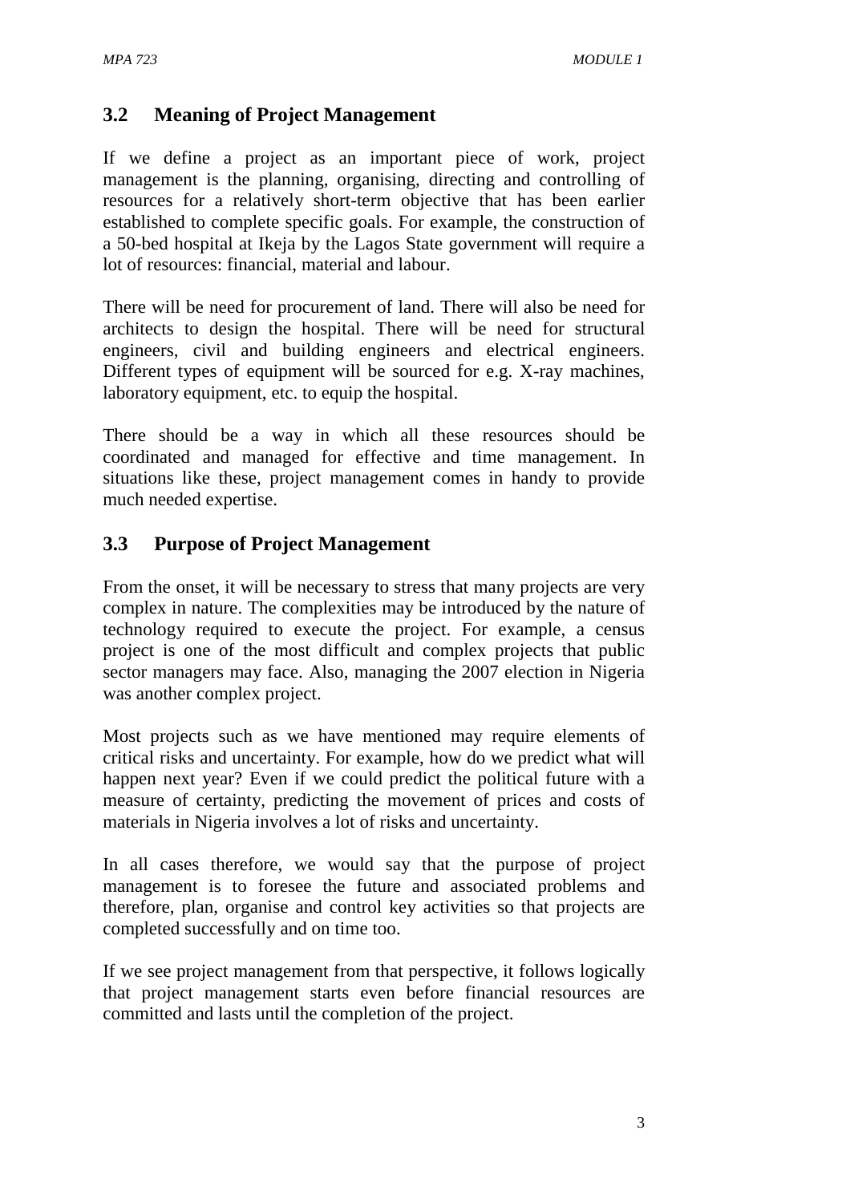## 3.2 Meaning of Project Management

If we define a project as an important piece of work, project management is the planning, organising, directing and controlling of resources for a relatively short-term objective that has been earlier established to complete specific goals. For example, the construction of a 50-bed hospital at Ikeja by the Lagos State government will require a lot of resources: financial, material and labour.

There will be need for procurement of land. There will also be need for architects to design the hospital. There will be need for structural engineers, civil and building engineers and electrical engineers. Different types of equipment will be sourced for e.g. X-ray machines, laboratory equipment, etc. to equip the hospital.

There should be a way in which all these resources should be coordinated and managed for effective and time management. In situations like these, project management comes in handy to provide much needed expertise.

## 3.3 Purpose of Project Management

From the onset, it will be necessary to stress that many projects are very complex in nature. The complexities may be introduced by the nature of technology required to execute the project. For example, a census project is one of the most difficult and complex projects that public sector managers may face. Also, managing the 2007 election in Nigeria was another complex project.

Most projects such as we have mentioned may require elements of critical risks and uncertainty. For example, how do we predict what will happen next year? Even if we could predict the political future with a measure of certainty, predicting the movement of prices and costs of materials in Nigeria involves a lot of risks and uncertainty.

In all cases therefore, we would say that the purpose of project management is to foresee the future and associated problems and therefore, plan, organise and control key activities so that projects are completed successfully and on time too.

If we see project management from that perspective, it follows logically that project management starts even before financial resources are committed and lasts until the completion of the project.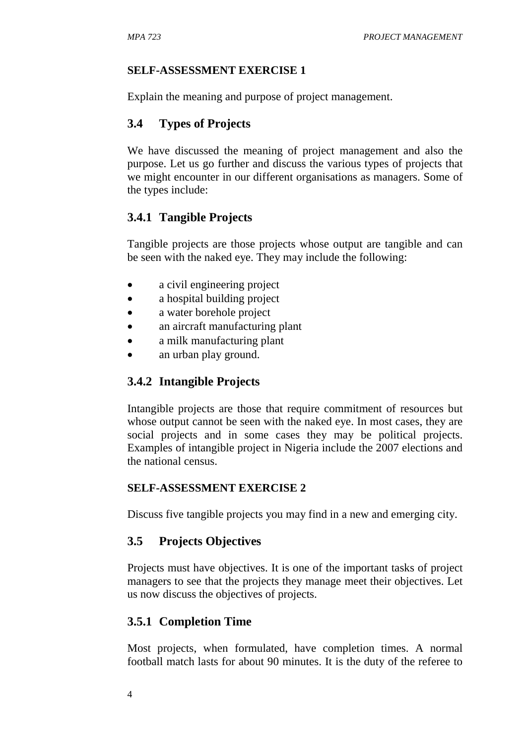**SELF-ASSESSMENT EXERCISE 1**

Explain the meaning and purpose of project management.

## 3.4 Types of Projects

We have discussed the meaning of project management and also the purpose. Let us go further and discuss the various types of projects that we might encounter in our different organisations as managers. Some of the types include:

### 3.4.1 Tangible Projects

Tangible projects are those projects whose output are tangible and can be seen with the naked eye. They may include the following:

- a civil engineering project
- a hospital building project
- a water borehole project
- an aircraft manufacturing plant
- a milk manufacturing plant
- an urban play ground.

### 3.4.2 Intangible Projects

Intangible projects are those that require commitment of resources but whose output cannot be seen with the naked eye. In most cases, they are social projects and in some cases they may be political projects. Examples of intangible project in Nigeria include the 2007 elections and the national census.

**SELF-ASSESSMENT EXERCISE 2**

Discuss five tangible projects you may find in a new and emerging city.

## 3.5 Projects Objectives

Projects must have objectives. It is one of the important tasks of project managers to see that the projects they manage meet their objectives. Let us now discuss the objectives of projects.

### 3.5.1 Completion Time

Most projects, when formulated, have completion times. A normal football match lasts for about 90 minutes. It is the duty of the referee to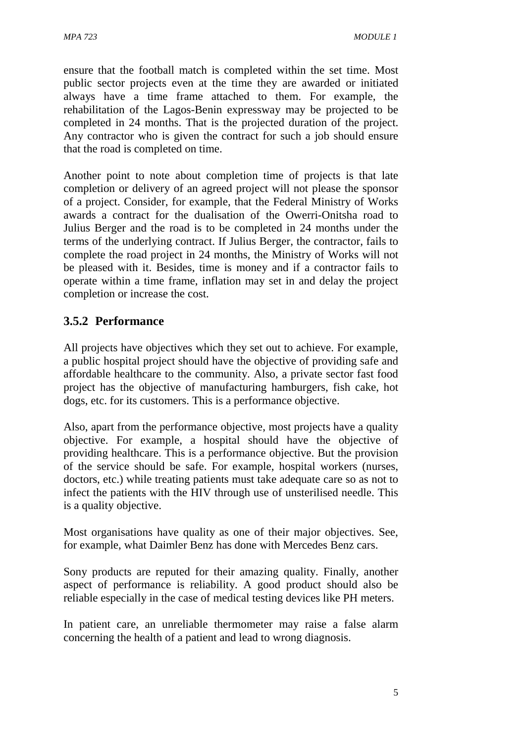ensure that the football match is completed within the set time. Most public sector projects even at the time they are awarded or initiated always have a time frame attached to them. For example, the rehabilitation of the Lagos-Benin expressway may be projected to be completed in 24 months. That is the projected duration of the project. Any contractor who is given the contract for such a job should ensure that the road is completed on time.

Another point to note about completion time of projects is that late completion or delivery of an agreed project will not please the sponsor of a project. Consider, for example, that the Federal Ministry of Works awards a contract for the dualisation of the Owerri-Onitsha road to Julius Berger and the road is to be completed in 24 months under the terms of the underlying contract. If Julius Berger, the contractor, fails to complete the road project in 24 months, the Ministry of Works will not be pleased with it. Besides, time is money and if a contractor fails to operate within a time frame, inflation may set in and delay the project completion or increase the cost.

### 3.5.2 Performance

All projects have objectives which they set out to achieve. For example, a public hospital project should have the objective of providing safe and affordable healthcare to the community. Also, a private sector fast food project has the objective of manufacturing hamburgers, fish cake, hot dogs, etc. for its customers. This is a performance objective.

Also, apart from the performance objective, most projects have a quality objective. For example, a hospital should have the objective of providing healthcare. This is a performance objective. But the provision of the service should be safe. For example, hospital workers (nurses, doctors, etc.) while treating patients must take adequate care so as not to infect the patients with the HIV through use of unsterilised needle. This is a quality objective.

Most organisations have quality as one of their major objectives. See, for example, what Daimler Benz has done with Mercedes Benz cars.

Sony products are reputed for their amazing quality. Finally, another aspect of performance is reliability. A good product should also be reliable especially in the case of medical testing devices like PH meters.

In patient care, an unreliable thermometer may raise a false alarm concerning the health of a patient and lead to wrong diagnosis.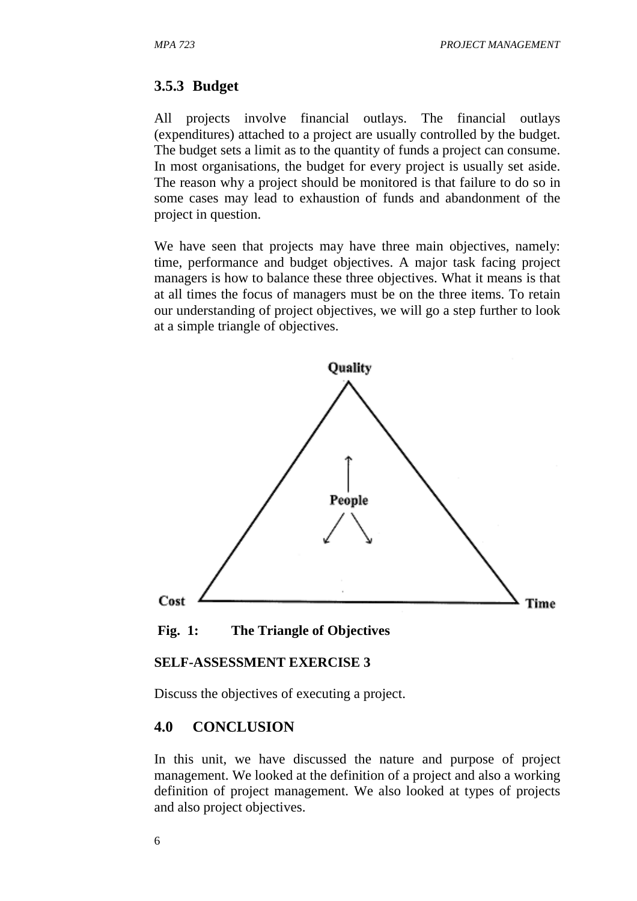### 3.5.3 Budget

All projects involve financial outlays. The financial outlays (expenditures) attached to a project are usually controlled by the budget. The budget sets a limit as to the quantity of funds a project can consume. In most organisations, the budget for every project is usually set aside. The reason why a project should be monitored is that failure to do so in some cases may lead to exhaustion of funds and abandonment of the project in question.

We have seen that projects may have three main objectives, namely: time, performance and budget objectives. A major task facing project managers is how to balance these three objectives. What it means is that at all times the focus of managers must be on the three items. To retain our understanding of project objectives, we will go a step further to look at a simple triangle of objectives.

Quality

People

Cost

Time

**Fig. 1: The Triangle of Objectives**

**SELF-ASSESSMENT EXERCISE 3**

Discuss the objectives of executing a project.

## 4.0 CONCLUSION

In this unit, we have discussed the nature and purpose of project management. We looked at the definition of a project and also a working definition of project management. We also looked at types of projects and also project objectives.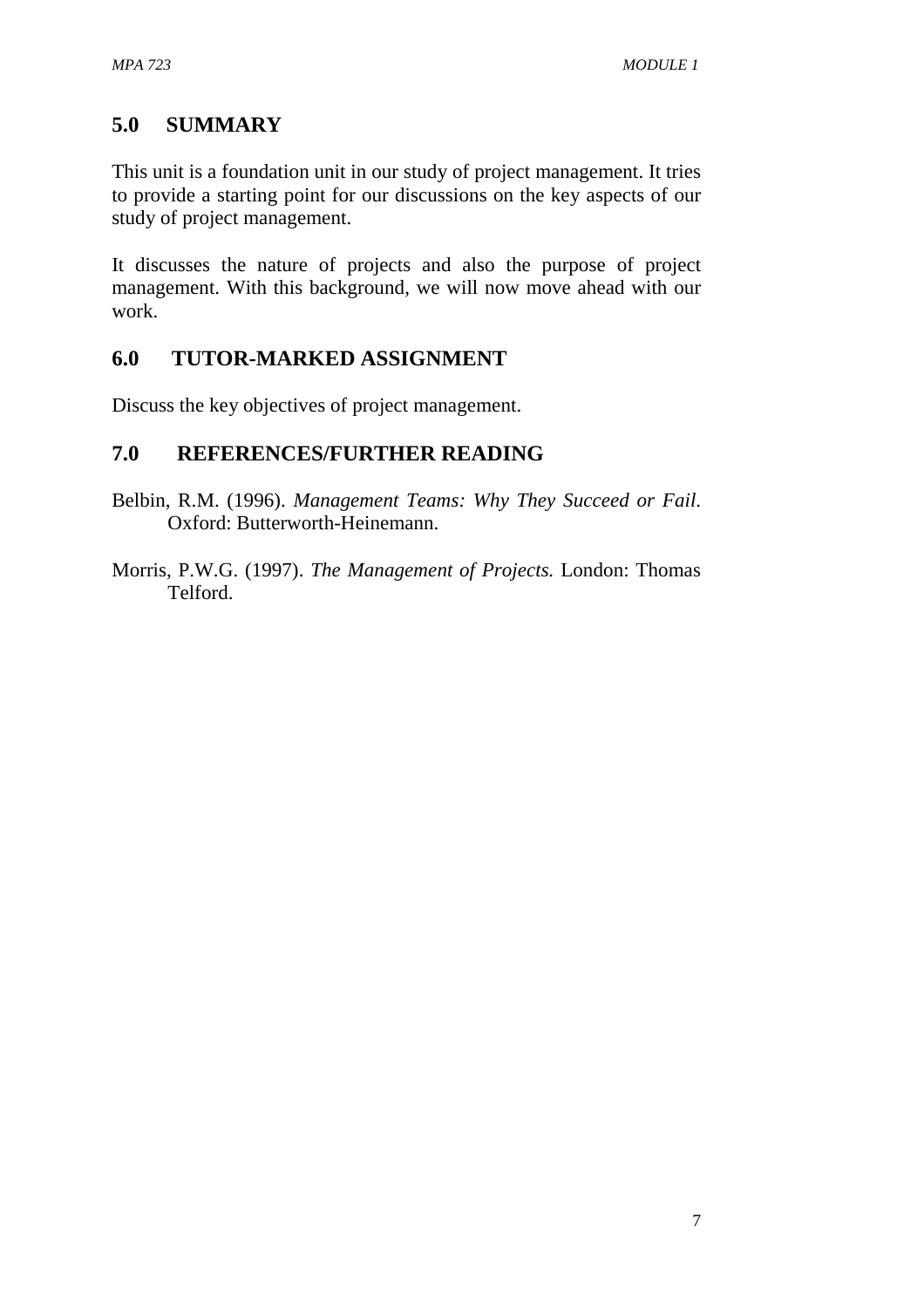## 5.0 SUMMARY

This unit is a foundation unit in our study of project management. It tries to provide a starting point for our discussions on the key aspects of our study of project management.

It discusses the nature of projects and also the purpose of project management. With this background, we will now move ahead with our work.

## 6.0 TUTOR-MARKED ASSIGNMENT

Discuss the key objectives of project management.

## 7.0 REFERENCES/FURTHER READING

Belbin, R.M. (1996). *Management Teams: Why They Succeed or Fail*. Oxford: Butterworth-Heinemann.

Morris, P.W.G. (1997). *The Management of Projects.* London: Thomas Telford.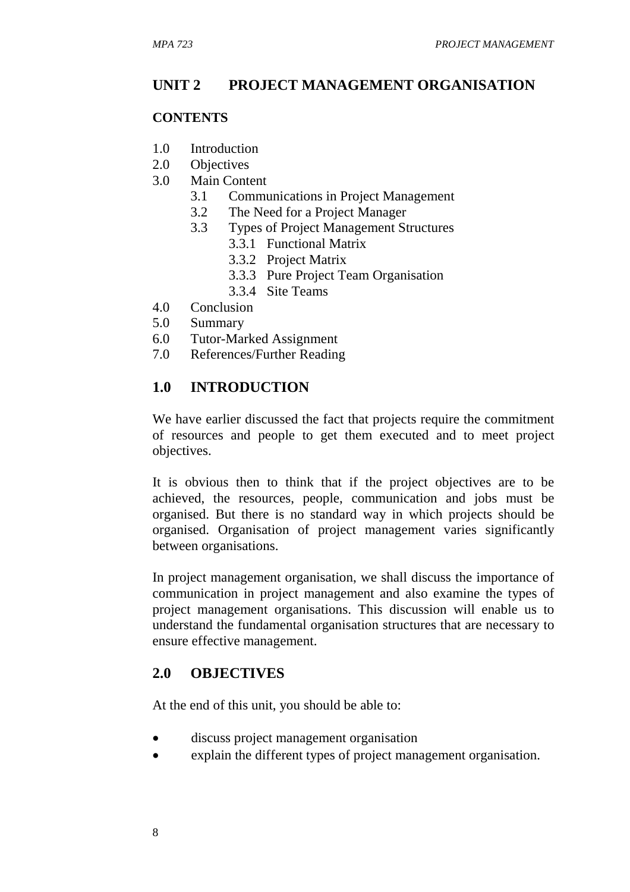# UNIT 2 PROJECT MANAGEMENT ORGANISATION

**CONTENTS**

1.0 Introduction
2.0 Objectives
3.0 Main Content
  3.1 Communications in Project Management
  3.2 The Need for a Project Manager
  3.3 Types of Project Management Structures
    3.3.1 Functional Matrix
    3.3.2 Project Matrix
    3.3.3 Pure Project Team Organisation
    3.3.4 Site Teams
4.0 Conclusion
5.0 Summary
6.0 Tutor-Marked Assignment
7.0 References/Further Reading

## 1.0 INTRODUCTION

We have earlier discussed the fact that projects require the commitment of resources and people to get them executed and to meet project objectives.

It is obvious then to think that if the project objectives are to be achieved, the resources, people, communication and jobs must be organised. But there is no standard way in which projects should be organised. Organisation of project management varies significantly between organisations.

In project management organisation, we shall discuss the importance of communication in project management and also examine the types of project management organisations. This discussion will enable us to understand the fundamental organisation structures that are necessary to ensure effective management.

## 2.0 OBJECTIVES

At the end of this unit, you should be able to:

- discuss project management organisation
- explain the different types of project management organisation.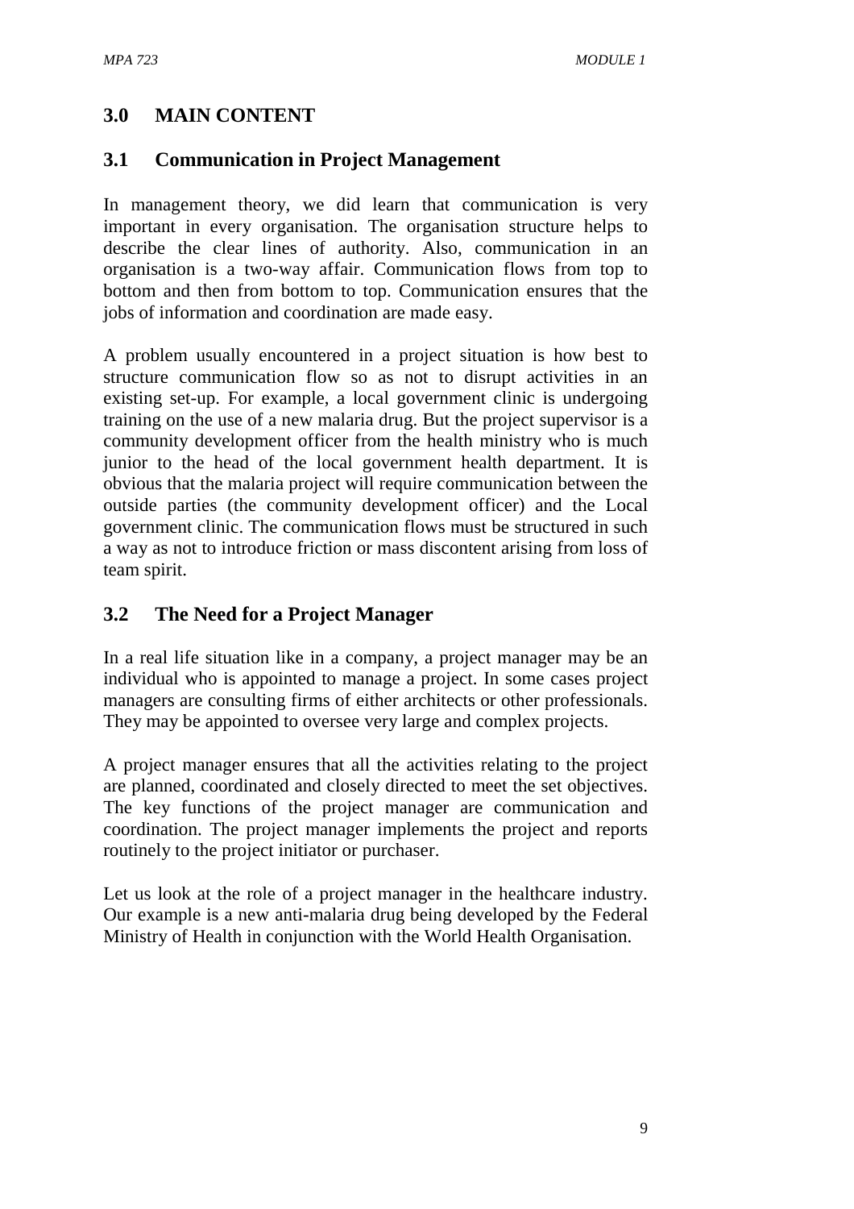## 3.0 MAIN CONTENT

### 3.1 Communication in Project Management

In management theory, we did learn that communication is very important in every organisation. The organisation structure helps to describe the clear lines of authority. Also, communication in an organisation is a two-way affair. Communication flows from top to bottom and then from bottom to top. Communication ensures that the jobs of information and coordination are made easy.

A problem usually encountered in a project situation is how best to structure communication flow so as not to disrupt activities in an existing set-up. For example, a local government clinic is undergoing training on the use of a new malaria drug. But the project supervisor is a community development officer from the health ministry who is much junior to the head of the local government health department. It is obvious that the malaria project will require communication between the outside parties (the community development officer) and the Local government clinic. The communication flows must be structured in such a way as not to introduce friction or mass discontent arising from loss of team spirit.

### 3.2 The Need for a Project Manager

In a real life situation like in a company, a project manager may be an individual who is appointed to manage a project. In some cases project managers are consulting firms of either architects or other professionals. They may be appointed to oversee very large and complex projects.

A project manager ensures that all the activities relating to the project are planned, coordinated and closely directed to meet the set objectives. The key functions of the project manager are communication and coordination. The project manager implements the project and reports routinely to the project initiator or purchaser.

Let us look at the role of a project manager in the healthcare industry. Our example is a new anti-malaria drug being developed by the Federal Ministry of Health in conjunction with the World Health Organisation.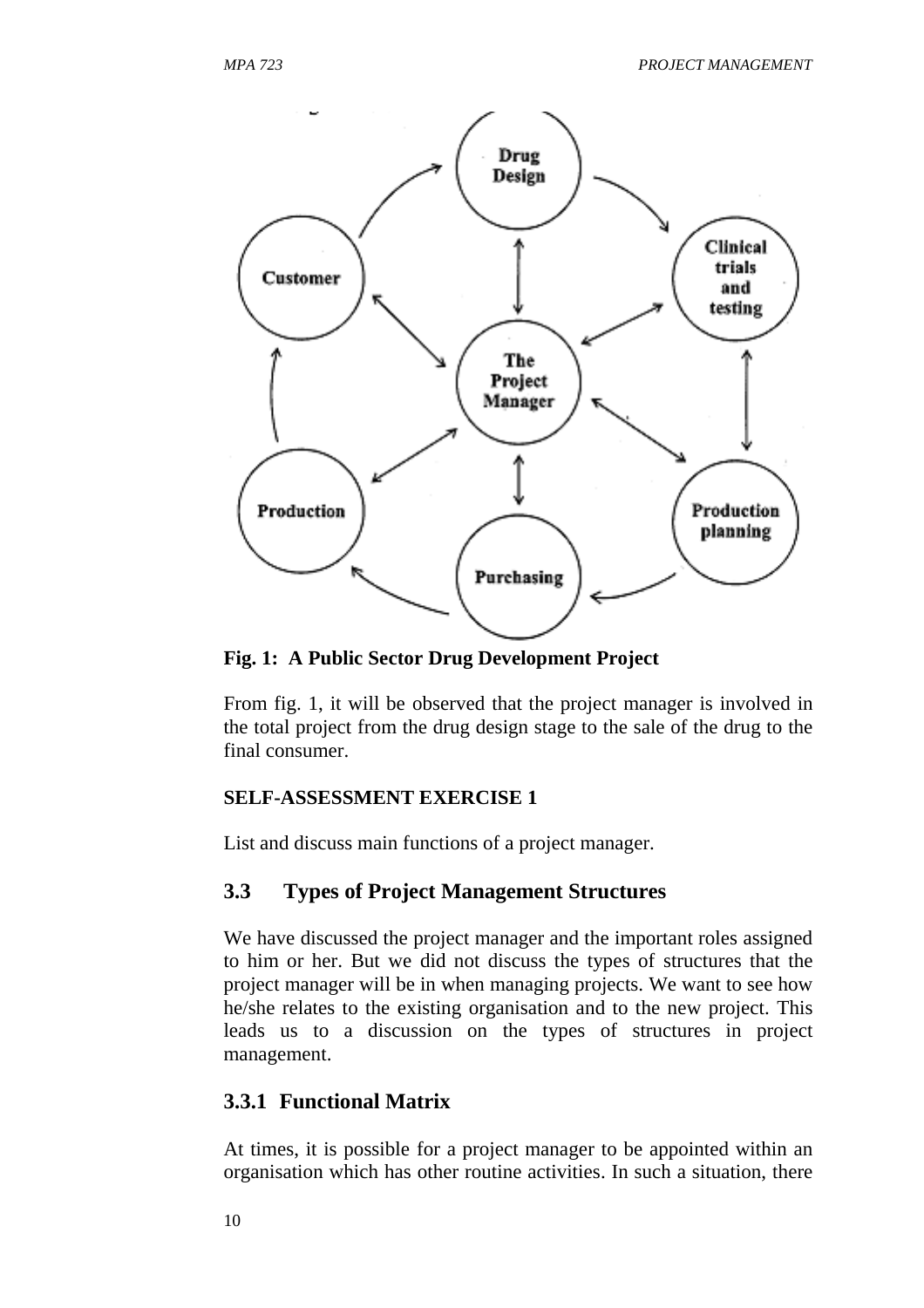**Fig. 1: A Public Sector Drug Development Project**

From fig. 1, it will be observed that the project manager is involved in the total project from the drug design stage to the sale of the drug to the final consumer.

**SELF-ASSESSMENT EXERCISE 1**

List and discuss main functions of a project manager.

## 3.3 Types of Project Management Structures

We have discussed the project manager and the important roles assigned to him or her. But we did not discuss the types of structures that the project manager will be in when managing projects. We want to see how he/she relates to the existing organisation and to the new project. This leads us to a discussion on the types of structures in project management.

### 3.3.1 Functional Matrix

At times, it is possible for a project manager to be appointed within an organisation which has other routine activities. In such a situation, there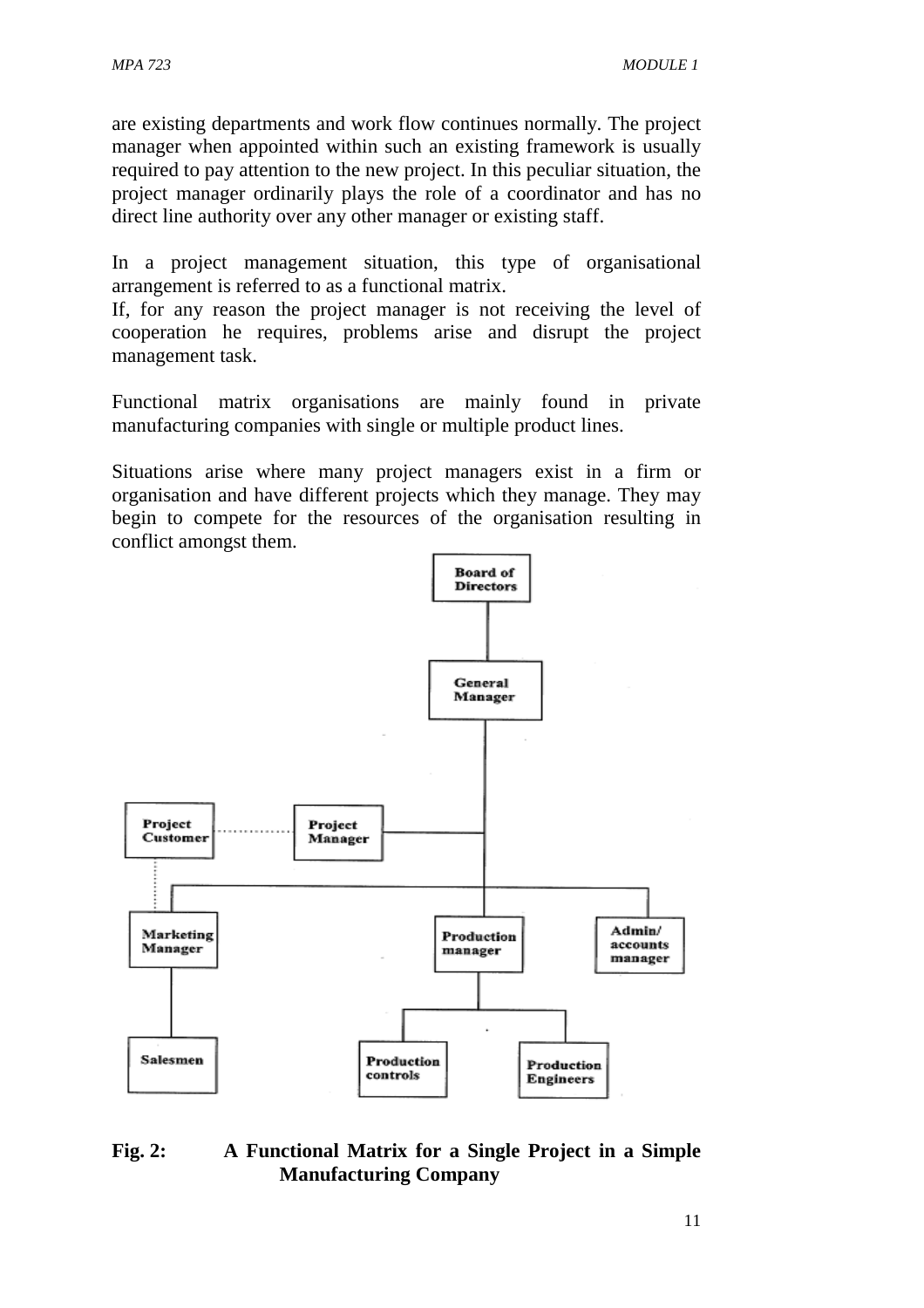are existing departments and work flow continues normally. The project manager when appointed within such an existing framework is usually required to pay attention to the new project. In this peculiar situation, the project manager ordinarily plays the role of a coordinator and has no direct line authority over any other manager or existing staff.

In a project management situation, this type of organisational arrangement is referred to as a functional matrix.

If, for any reason the project manager is not receiving the level of cooperation he requires, problems arise and disrupt the project management task.

Functional matrix organisations are mainly found in private manufacturing companies with single or multiple product lines.

Situations arise where many project managers exist in a firm or organisation and have different projects which they manage. They may begin to compete for the resources of the organisation resulting in conflict amongst them.

**Fig. 2: A Functional Matrix for a Single Project in a Simple Manufacturing Company**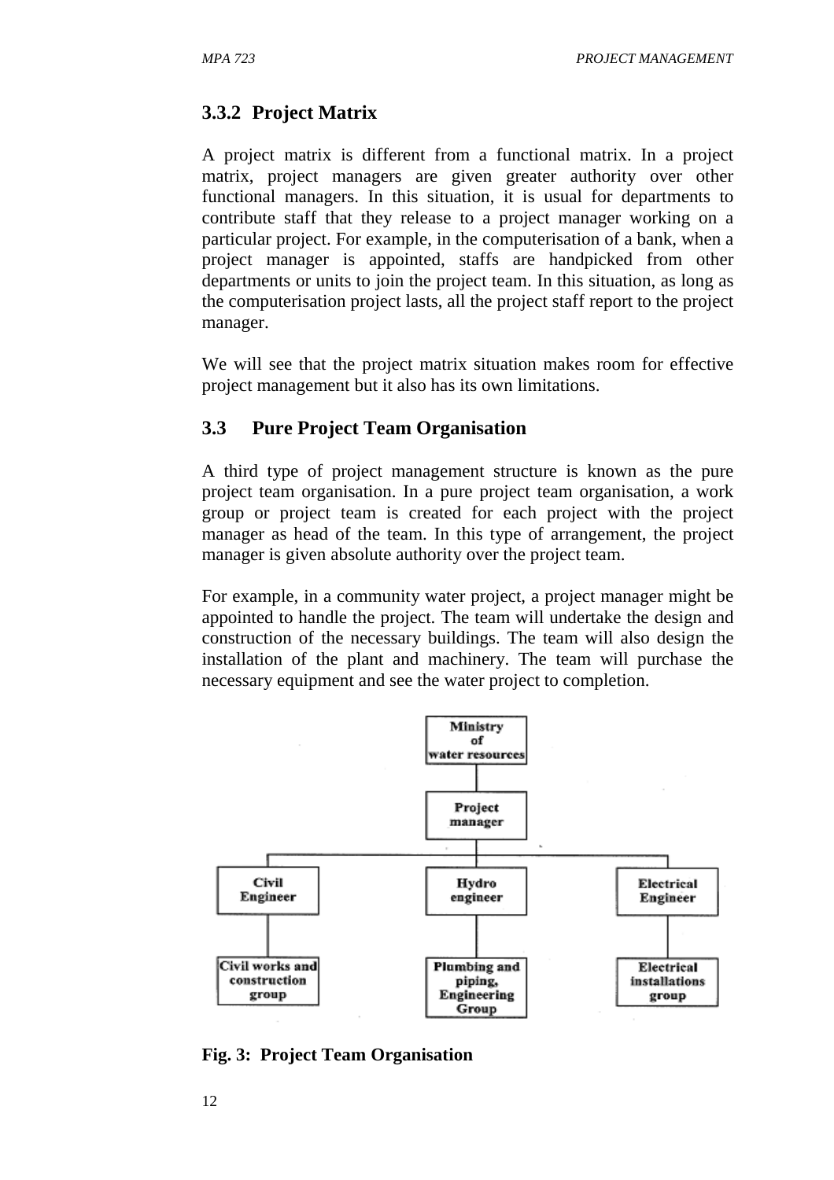### 3.3.2 Project Matrix

A project matrix is different from a functional matrix. In a project matrix, project managers are given greater authority over other functional managers. In this situation, it is usual for departments to contribute staff that they release to a project manager working on a particular project. For example, in the computerisation of a bank, when a project manager is appointed, staffs are handpicked from other departments or units to join the project team. In this situation, as long as the computerisation project lasts, all the project staff report to the project manager.

We will see that the project matrix situation makes room for effective project management but it also has its own limitations.

## 3.3 Pure Project Team Organisation

A third type of project management structure is known as the pure project team organisation. In a pure project team organisation, a work group or project team is created for each project with the project manager as head of the team. In this type of arrangement, the project manager is given absolute authority over the project team.

For example, in a community water project, a project manager might be appointed to handle the project. The team will undertake the design and construction of the necessary buildings. The team will also design the installation of the plant and machinery. The team will purchase the necessary equipment and see the water project to completion.

**Fig. 3: Project Team Organisation**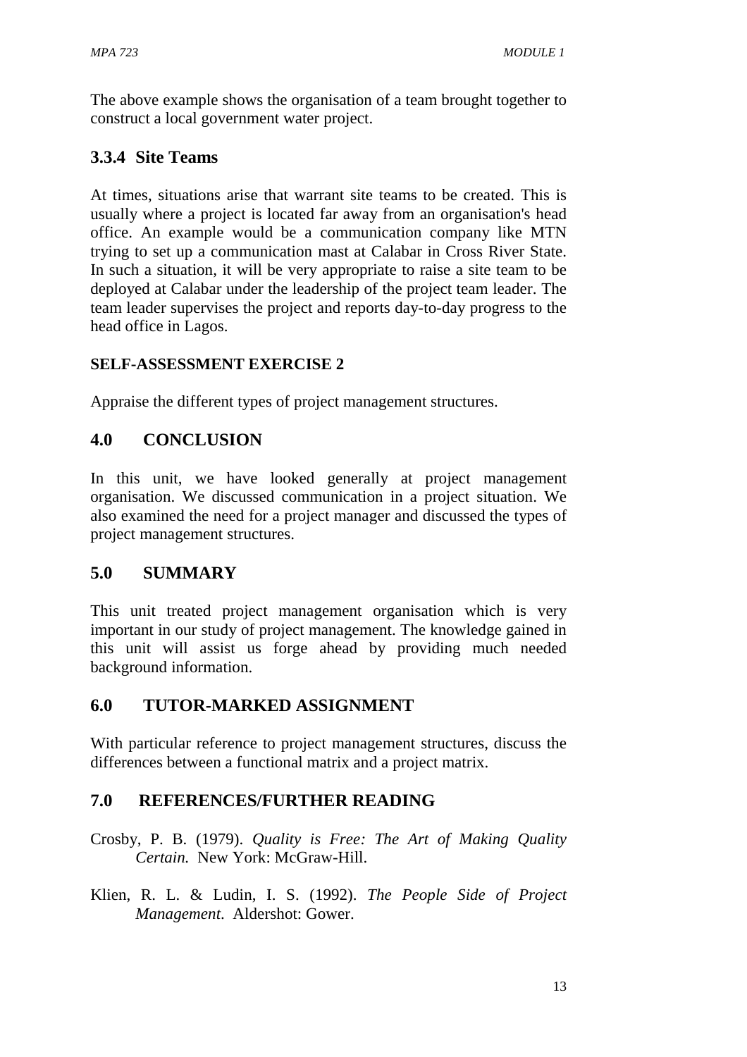The above example shows the organisation of a team brought together to construct a local government water project.

### 3.3.4 Site Teams

At times, situations arise that warrant site teams to be created. This is usually where a project is located far away from an organisation's head office. An example would be a communication company like MTN trying to set up a communication mast at Calabar in Cross River State. In such a situation, it will be very appropriate to raise a site team to be deployed at Calabar under the leadership of the project team leader. The team leader supervises the project and reports day-to-day progress to the head office in Lagos.

**SELF-ASSESSMENT EXERCISE 2**

Appraise the different types of project management structures.

## 4.0 CONCLUSION

In this unit, we have looked generally at project management organisation. We discussed communication in a project situation. We also examined the need for a project manager and discussed the types of project management structures.

## 5.0 SUMMARY

This unit treated project management organisation which is very important in our study of project management. The knowledge gained in this unit will assist us forge ahead by providing much needed background information.

## 6.0 TUTOR-MARKED ASSIGNMENT

With particular reference to project management structures, discuss the differences between a functional matrix and a project matrix.

## 7.0 REFERENCES/FURTHER READING

Crosby, P. B. (1979). *Quality is Free: The Art of Making Quality Certain.* New York: McGraw-Hill.

Klien, R. L. & Ludin, I. S. (1992). *The People Side of Project Management*. Aldershot: Gower.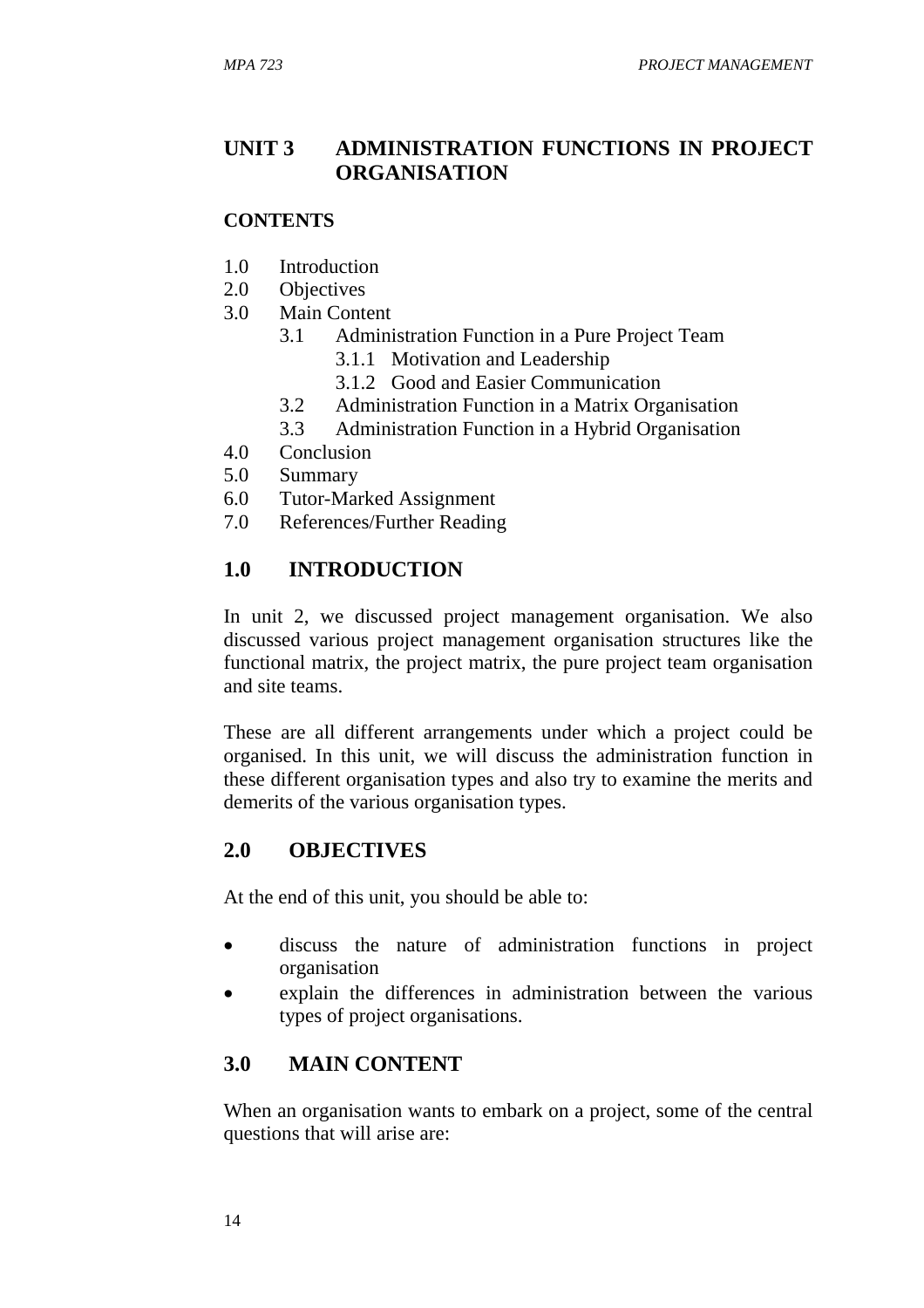## UNIT 3 ADMINISTRATION FUNCTIONS IN PROJECT ORGANISATION

**CONTENTS**

- 1.0 Introduction
- 2.0 Objectives
- 3.0 Main Content
  - 3.1 Administration Function in a Pure Project Team
    - 3.1.1 Motivation and Leadership
    - 3.1.2 Good and Easier Communication
  - 3.2 Administration Function in a Matrix Organisation
  - 3.3 Administration Function in a Hybrid Organisation
- 4.0 Conclusion
- 5.0 Summary
- 6.0 Tutor-Marked Assignment
- 7.0 References/Further Reading

## 1.0 INTRODUCTION

In unit 2, we discussed project management organisation. We also discussed various project management organisation structures like the functional matrix, the project matrix, the pure project team organisation and site teams.

These are all different arrangements under which a project could be organised. In this unit, we will discuss the administration function in these different organisation types and also try to examine the merits and demerits of the various organisation types.

## 2.0 OBJECTIVES

At the end of this unit, you should be able to:

- discuss the nature of administration functions in project organisation
- explain the differences in administration between the various types of project organisations.

## 3.0 MAIN CONTENT

When an organisation wants to embark on a project, some of the central questions that will arise are: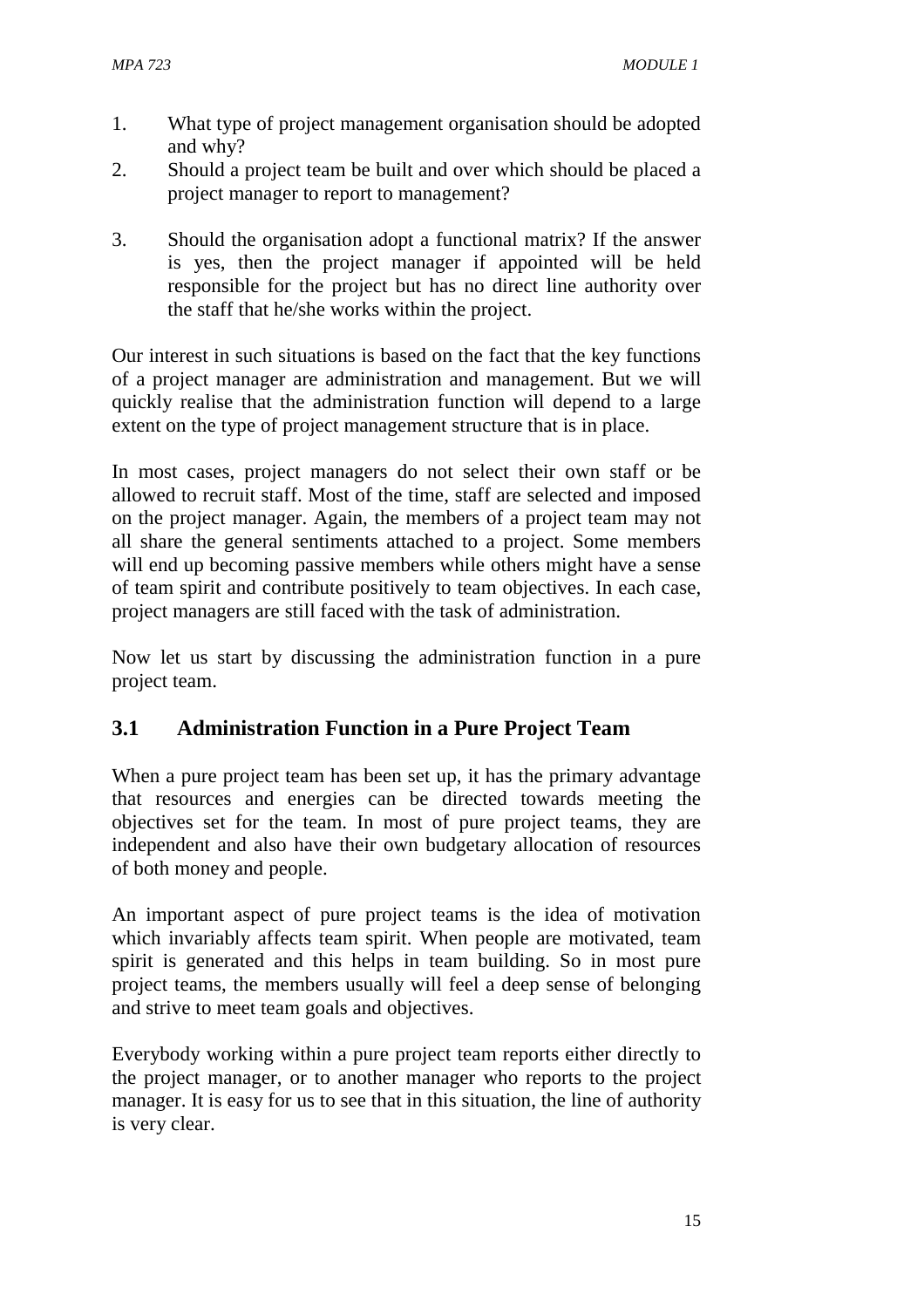1. What type of project management organisation should be adopted and why?
2. Should a project team be built and over which should be placed a project manager to report to management?
3. Should the organisation adopt a functional matrix? If the answer is yes, then the project manager if appointed will be held responsible for the project but has no direct line authority over the staff that he/she works within the project.

Our interest in such situations is based on the fact that the key functions of a project manager are administration and management. But we will quickly realise that the administration function will depend to a large extent on the type of project management structure that is in place.

In most cases, project managers do not select their own staff or be allowed to recruit staff. Most of the time, staff are selected and imposed on the project manager. Again, the members of a project team may not all share the general sentiments attached to a project. Some members will end up becoming passive members while others might have a sense of team spirit and contribute positively to team objectives. In each case, project managers are still faced with the task of administration.

Now let us start by discussing the administration function in a pure project team.

## 3.1 Administration Function in a Pure Project Team

When a pure project team has been set up, it has the primary advantage that resources and energies can be directed towards meeting the objectives set for the team. In most of pure project teams, they are independent and also have their own budgetary allocation of resources of both money and people.

An important aspect of pure project teams is the idea of motivation which invariably affects team spirit. When people are motivated, team spirit is generated and this helps in team building. So in most pure project teams, the members usually will feel a deep sense of belonging and strive to meet team goals and objectives.

Everybody working within a pure project team reports either directly to the project manager, or to another manager who reports to the project manager. It is easy for us to see that in this situation, the line of authority is very clear.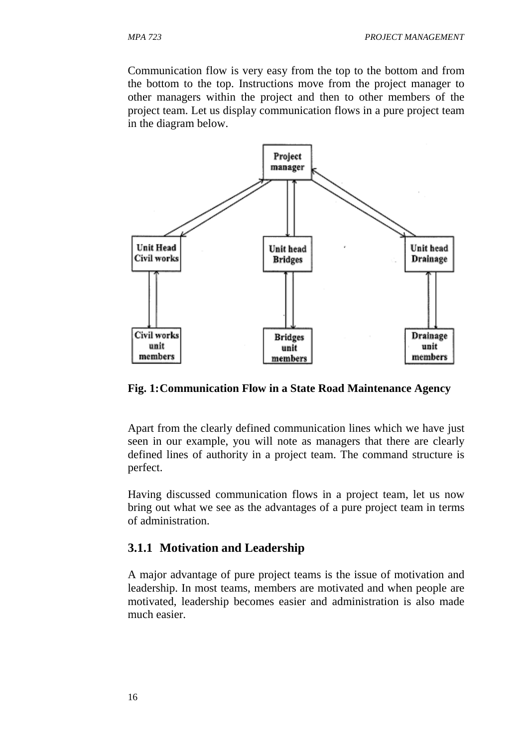Communication flow is very easy from the top to the bottom and from the bottom to the top. Instructions move from the project manager to other managers within the project and then to other members of the project team. Let us display communication flows in a pure project team in the diagram below.

**Fig. 1: Communication Flow in a State Road Maintenance Agency**

Apart from the clearly defined communication lines which we have just seen in our example, you will note as managers that there are clearly defined lines of authority in a project team. The command structure is perfect.

Having discussed communication flows in a project team, let us now bring out what we see as the advantages of a pure project team in terms of administration.

### 3.1.1 Motivation and Leadership

A major advantage of pure project teams is the issue of motivation and leadership. In most teams, members are motivated and when people are motivated, leadership becomes easier and administration is also made much easier.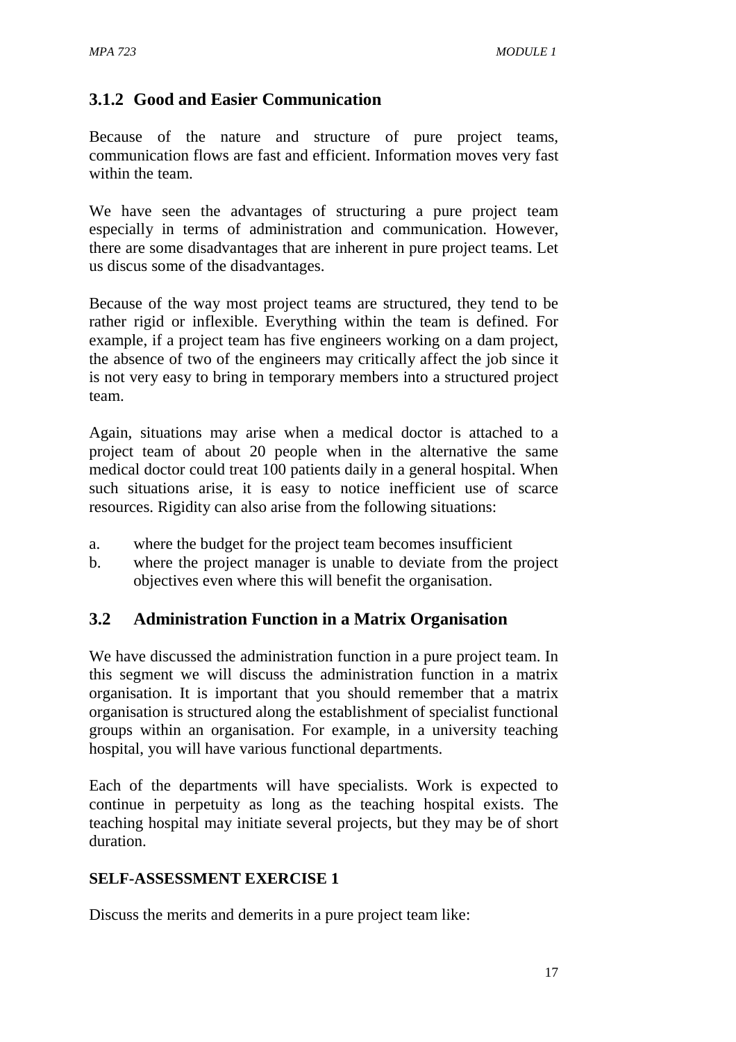### 3.1.2 Good and Easier Communication

Because of the nature and structure of pure project teams, communication flows are fast and efficient. Information moves very fast within the team.

We have seen the advantages of structuring a pure project team especially in terms of administration and communication. However, there are some disadvantages that are inherent in pure project teams. Let us discus some of the disadvantages.

Because of the way most project teams are structured, they tend to be rather rigid or inflexible. Everything within the team is defined. For example, if a project team has five engineers working on a dam project, the absence of two of the engineers may critically affect the job since it is not very easy to bring in temporary members into a structured project team.

Again, situations may arise when a medical doctor is attached to a project team of about 20 people when in the alternative the same medical doctor could treat 100 patients daily in a general hospital. When such situations arise, it is easy to notice inefficient use of scarce resources. Rigidity can also arise from the following situations:

a. where the budget for the project team becomes insufficient
b. where the project manager is unable to deviate from the project objectives even where this will benefit the organisation.

## 3.2 Administration Function in a Matrix Organisation

We have discussed the administration function in a pure project team. In this segment we will discuss the administration function in a matrix organisation. It is important that you should remember that a matrix organisation is structured along the establishment of specialist functional groups within an organisation. For example, in a university teaching hospital, you will have various functional departments.

Each of the departments will have specialists. Work is expected to continue in perpetuity as long as the teaching hospital exists. The teaching hospital may initiate several projects, but they may be of short duration.

**SELF-ASSESSMENT EXERCISE 1**

Discuss the merits and demerits in a pure project team like: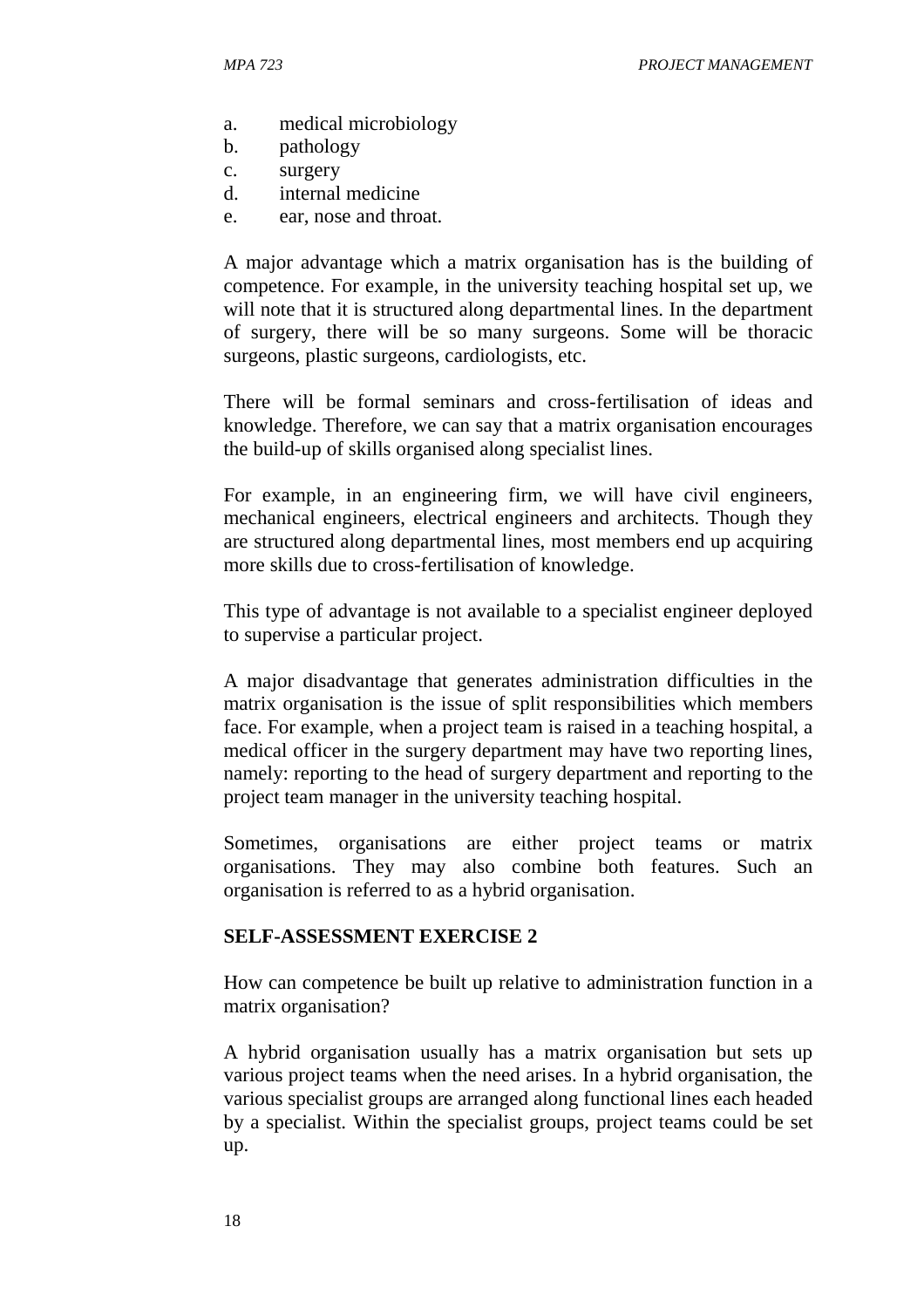a. medical microbiology
b. pathology
c. surgery
d. internal medicine
e. ear, nose and throat.

A major advantage which a matrix organisation has is the building of competence. For example, in the university teaching hospital set up, we will note that it is structured along departmental lines. In the department of surgery, there will be so many surgeons. Some will be thoracic surgeons, plastic surgeons, cardiologists, etc.

There will be formal seminars and cross-fertilisation of ideas and knowledge. Therefore, we can say that a matrix organisation encourages the build-up of skills organised along specialist lines.

For example, in an engineering firm, we will have civil engineers, mechanical engineers, electrical engineers and architects. Though they are structured along departmental lines, most members end up acquiring more skills due to cross-fertilisation of knowledge.

This type of advantage is not available to a specialist engineer deployed to supervise a particular project.

A major disadvantage that generates administration difficulties in the matrix organisation is the issue of split responsibilities which members face. For example, when a project team is raised in a teaching hospital, a medical officer in the surgery department may have two reporting lines, namely: reporting to the head of surgery department and reporting to the project team manager in the university teaching hospital.

Sometimes, organisations are either project teams or matrix organisations. They may also combine both features. Such an organisation is referred to as a hybrid organisation.

**SELF-ASSESSMENT EXERCISE 2**

How can competence be built up relative to administration function in a matrix organisation?

A hybrid organisation usually has a matrix organisation but sets up various project teams when the need arises. In a hybrid organisation, the various specialist groups are arranged along functional lines each headed by a specialist. Within the specialist groups, project teams could be set up.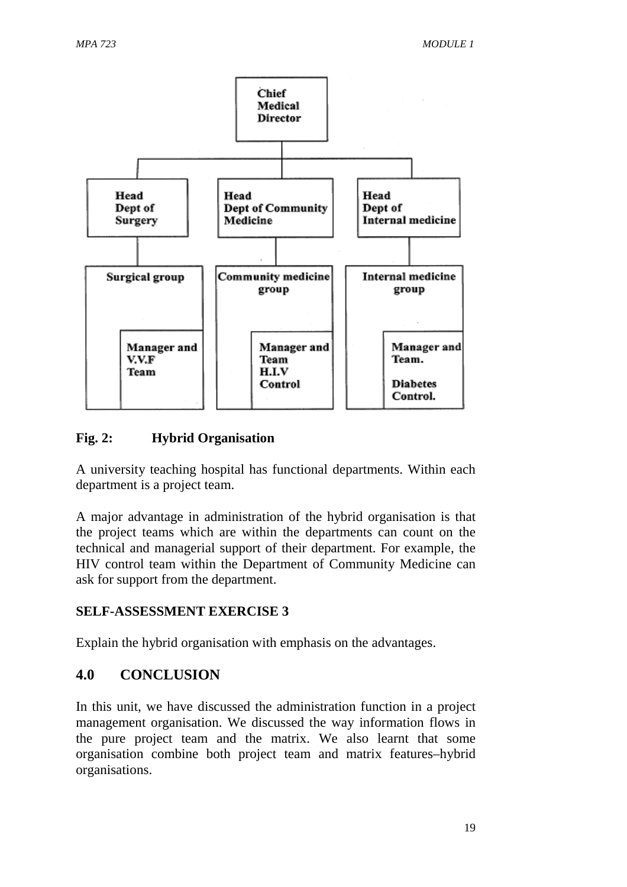**Fig. 2: Hybrid Organisation**

A university teaching hospital has functional departments. Within each department is a project team.

A major advantage in administration of the hybrid organisation is that the project teams which are within the departments can count on the technical and managerial support of their department. For example, the HIV control team within the Department of Community Medicine can ask for support from the department.

**SELF-ASSESSMENT EXERCISE 3**

Explain the hybrid organisation with emphasis on the advantages.

## 4.0 CONCLUSION

In this unit, we have discussed the administration function in a project management organisation. We discussed the way information flows in the pure project team and the matrix. We also learnt that some organisation combine both project team and matrix features–hybrid organisations.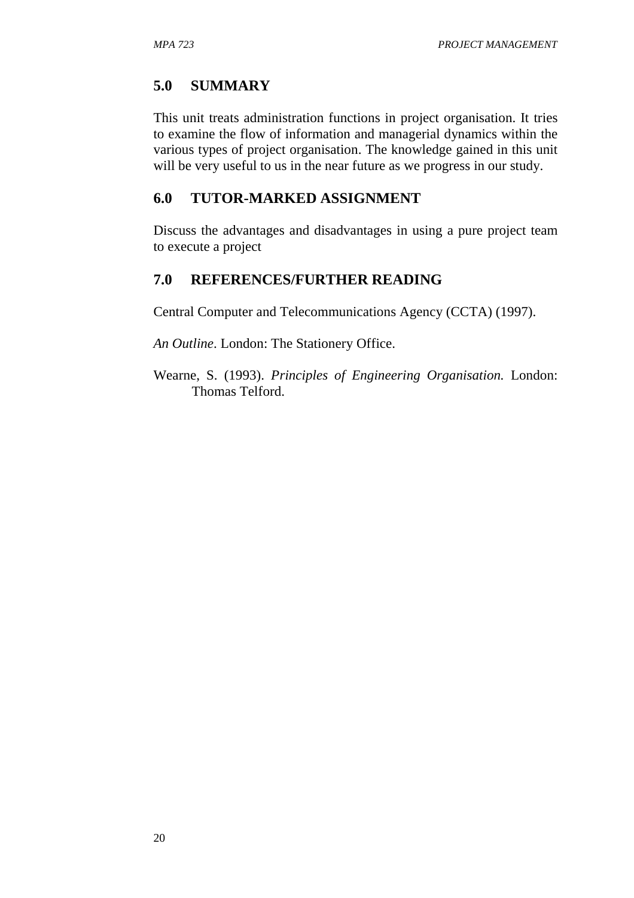## 5.0 SUMMARY

This unit treats administration functions in project organisation. It tries to examine the flow of information and managerial dynamics within the various types of project organisation. The knowledge gained in this unit will be very useful to us in the near future as we progress in our study.

## 6.0 TUTOR-MARKED ASSIGNMENT

Discuss the advantages and disadvantages in using a pure project team to execute a project

## 7.0 REFERENCES/FURTHER READING

Central Computer and Telecommunications Agency (CCTA) (1997).

*An Outline*. London: The Stationery Office.

Wearne, S. (1993). *Principles of Engineering Organisation.* London: Thomas Telford.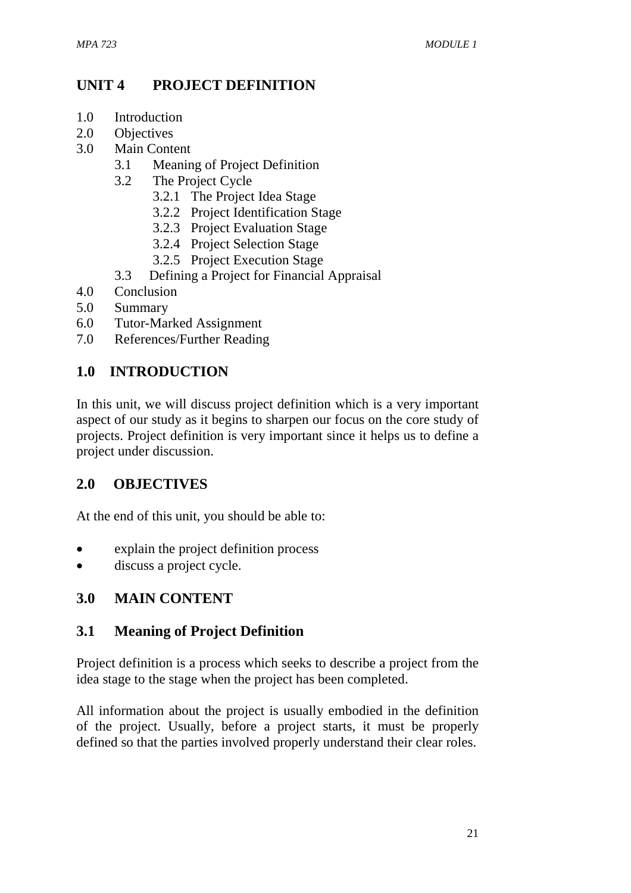# UNIT 4 PROJECT DEFINITION

1.0 Introduction
2.0 Objectives
3.0 Main Content
    3.1 Meaning of Project Definition
    3.2 The Project Cycle
        3.2.1 The Project Idea Stage
        3.2.2 Project Identification Stage
        3.2.3 Project Evaluation Stage
        3.2.4 Project Selection Stage
        3.2.5 Project Execution Stage
    3.3 Defining a Project for Financial Appraisal
4.0 Conclusion
5.0 Summary
6.0 Tutor-Marked Assignment
7.0 References/Further Reading

## 1.0 INTRODUCTION

In this unit, we will discuss project definition which is a very important aspect of our study as it begins to sharpen our focus on the core study of projects. Project definition is very important since it helps us to define a project under discussion.

## 2.0 OBJECTIVES

At the end of this unit, you should be able to:

- explain the project definition process
- discuss a project cycle.

## 3.0 MAIN CONTENT

### 3.1 Meaning of Project Definition

Project definition is a process which seeks to describe a project from the idea stage to the stage when the project has been completed.

All information about the project is usually embodied in the definition of the project. Usually, before a project starts, it must be properly defined so that the parties involved properly understand their clear roles.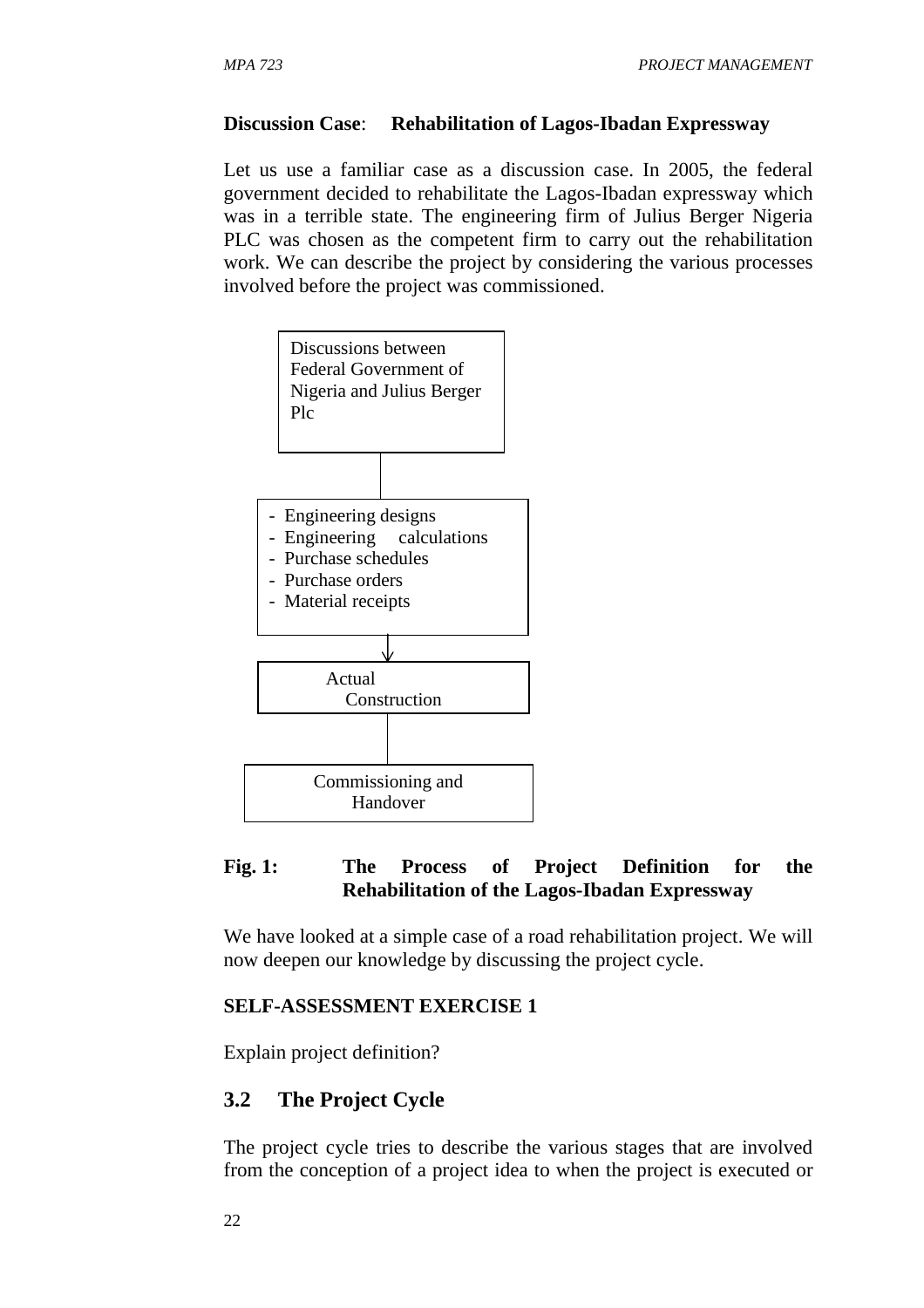**Discussion Case**: **Rehabilitation of Lagos-Ibadan Expressway**

Let us use a familiar case as a discussion case. In 2005, the federal government decided to rehabilitate the Lagos-Ibadan expressway which was in a terrible state. The engineering firm of Julius Berger Nigeria PLC was chosen as the competent firm to carry out the rehabilitation work. We can describe the project by considering the various processes involved before the project was commissioned.

Discussions between Federal Government of Nigeria and Julius Berger Plc

- Engineering designs
- Engineering calculations
- Purchase schedules
- Purchase orders
- Material receipts

Actual Construction

Commissioning and Handover

**Fig. 1: The Process of Project Definition for the Rehabilitation of the Lagos-Ibadan Expressway**

We have looked at a simple case of a road rehabilitation project. We will now deepen our knowledge by discussing the project cycle.

**SELF-ASSESSMENT EXERCISE 1**

Explain project definition?

## 3.2 The Project Cycle

The project cycle tries to describe the various stages that are involved from the conception of a project idea to when the project is executed or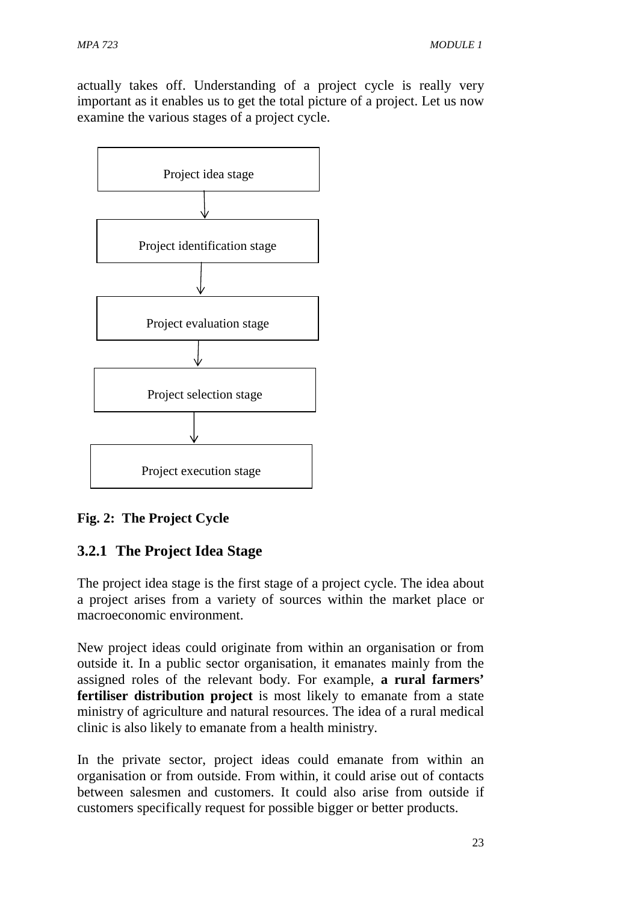actually takes off. Understanding of a project cycle is really very important as it enables us to get the total picture of a project. Let us now examine the various stages of a project cycle.

Project idea stage
↓
Project identification stage
↓
Project evaluation stage
↓
Project selection stage
↓
Project execution stage

**Fig. 2: The Project Cycle**

### 3.2.1 The Project Idea Stage

The project idea stage is the first stage of a project cycle. The idea about a project arises from a variety of sources within the market place or macroeconomic environment.

New project ideas could originate from within an organisation or from outside it. In a public sector organisation, it emanates mainly from the assigned roles of the relevant body. For example, **a rural farmers' fertiliser distribution project** is most likely to emanate from a state ministry of agriculture and natural resources. The idea of a rural medical clinic is also likely to emanate from a health ministry.

In the private sector, project ideas could emanate from within an organisation or from outside. From within, it could arise out of contacts between salesmen and customers. It could also arise from outside if customers specifically request for possible bigger or better products.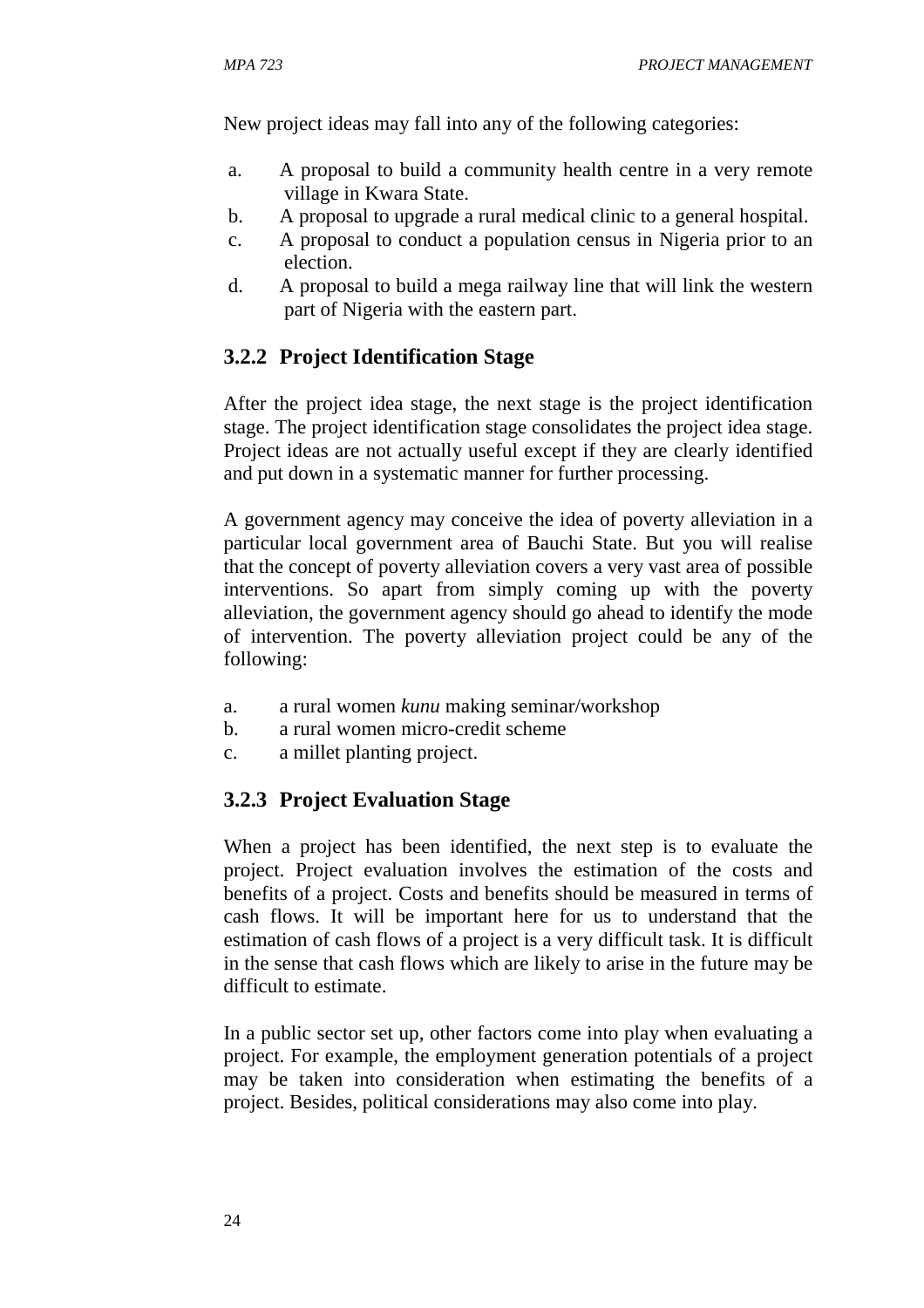New project ideas may fall into any of the following categories:

a. A proposal to build a community health centre in a very remote village in Kwara State.
b. A proposal to upgrade a rural medical clinic to a general hospital.
c. A proposal to conduct a population census in Nigeria prior to an election.
d. A proposal to build a mega railway line that will link the western part of Nigeria with the eastern part.

### 3.2.2 Project Identification Stage

After the project idea stage, the next stage is the project identification stage. The project identification stage consolidates the project idea stage. Project ideas are not actually useful except if they are clearly identified and put down in a systematic manner for further processing.

A government agency may conceive the idea of poverty alleviation in a particular local government area of Bauchi State. But you will realise that the concept of poverty alleviation covers a very vast area of possible interventions. So apart from simply coming up with the poverty alleviation, the government agency should go ahead to identify the mode of intervention. The poverty alleviation project could be any of the following:

a. a rural women *kunu* making seminar/workshop
b. a rural women micro-credit scheme
c. a millet planting project.

### 3.2.3 Project Evaluation Stage

When a project has been identified, the next step is to evaluate the project. Project evaluation involves the estimation of the costs and benefits of a project. Costs and benefits should be measured in terms of cash flows. It will be important here for us to understand that the estimation of cash flows of a project is a very difficult task. It is difficult in the sense that cash flows which are likely to arise in the future may be difficult to estimate.

In a public sector set up, other factors come into play when evaluating a project. For example, the employment generation potentials of a project may be taken into consideration when estimating the benefits of a project. Besides, political considerations may also come into play.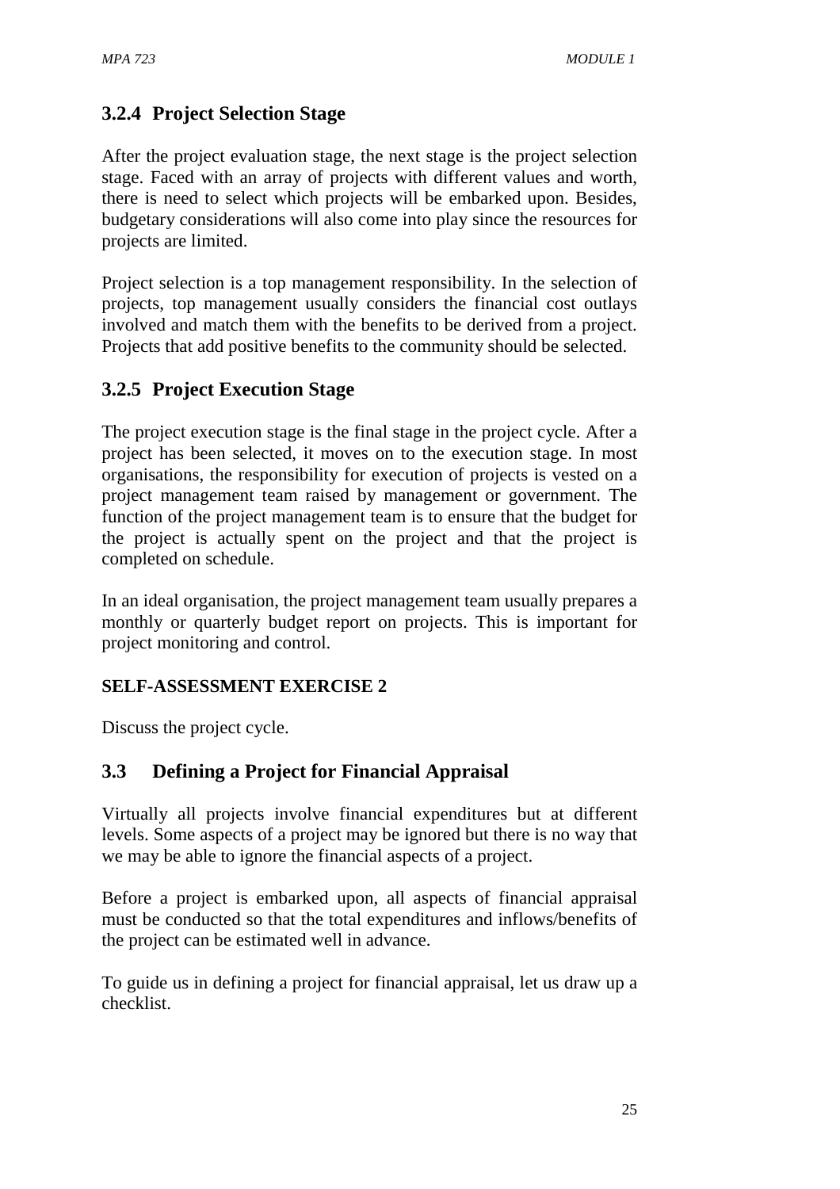### 3.2.4 Project Selection Stage

After the project evaluation stage, the next stage is the project selection stage. Faced with an array of projects with different values and worth, there is need to select which projects will be embarked upon. Besides, budgetary considerations will also come into play since the resources for projects are limited.

Project selection is a top management responsibility. In the selection of projects, top management usually considers the financial cost outlays involved and match them with the benefits to be derived from a project. Projects that add positive benefits to the community should be selected.

### 3.2.5 Project Execution Stage

The project execution stage is the final stage in the project cycle. After a project has been selected, it moves on to the execution stage. In most organisations, the responsibility for execution of projects is vested on a project management team raised by management or government. The function of the project management team is to ensure that the budget for the project is actually spent on the project and that the project is completed on schedule.

In an ideal organisation, the project management team usually prepares a monthly or quarterly budget report on projects. This is important for project monitoring and control.

**SELF-ASSESSMENT EXERCISE 2**

Discuss the project cycle.

## 3.3 Defining a Project for Financial Appraisal

Virtually all projects involve financial expenditures but at different levels. Some aspects of a project may be ignored but there is no way that we may be able to ignore the financial aspects of a project.

Before a project is embarked upon, all aspects of financial appraisal must be conducted so that the total expenditures and inflows/benefits of the project can be estimated well in advance.

To guide us in defining a project for financial appraisal, let us draw up a checklist.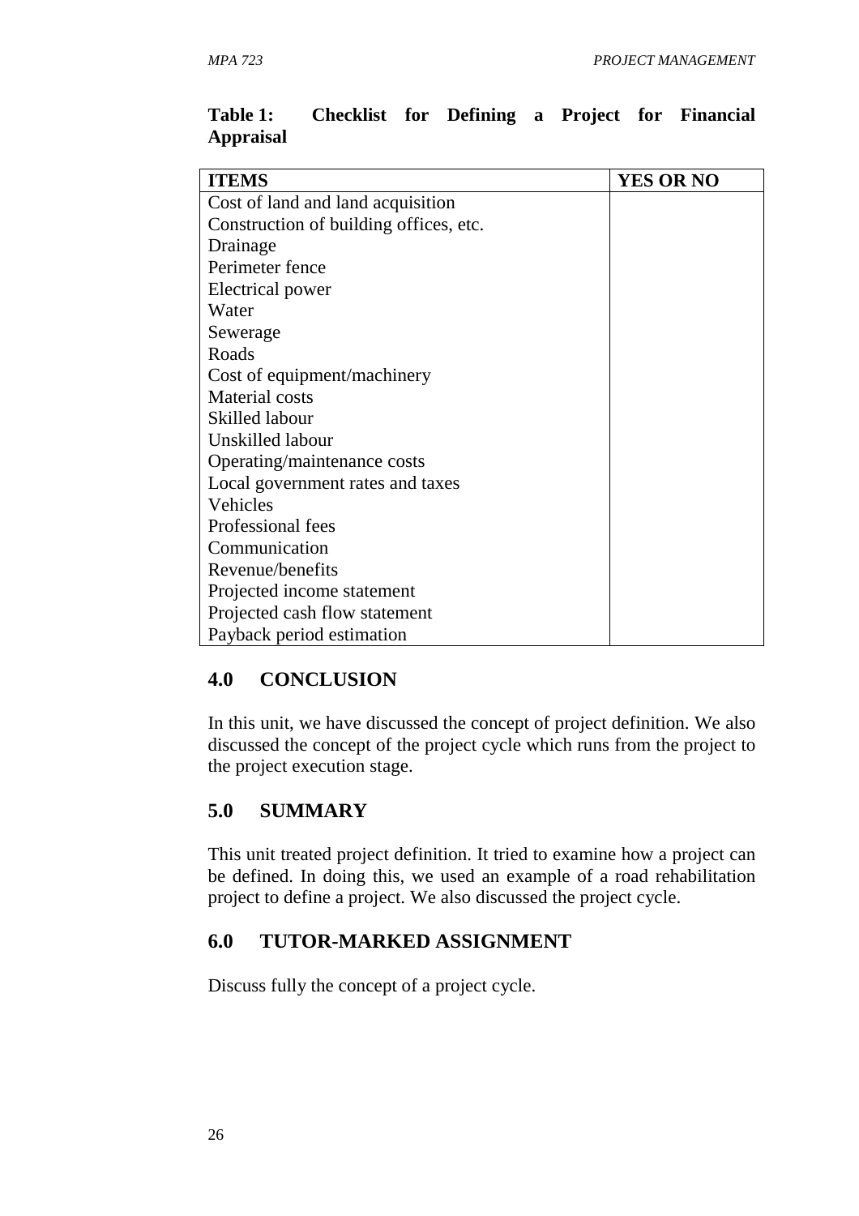**Table 1: Checklist for Defining a Project for Financial Appraisal**

| ITEMS | YES OR NO |
|---|---|
| Cost of land and land acquisition | |
| Construction of building offices, etc. | |
| Drainage | |
| Perimeter fence | |
| Electrical power | |
| Water | |
| Sewerage | |
| Roads | |
| Cost of equipment/machinery | |
| Material costs | |
| Skilled labour | |
| Unskilled labour | |
| Operating/maintenance costs | |
| Local government rates and taxes | |
| Vehicles | |
| Professional fees | |
| Communication | |
| Revenue/benefits | |
| Projected income statement | |
| Projected cash flow statement | |
| Payback period estimation | |

## 4.0 CONCLUSION

In this unit, we have discussed the concept of project definition. We also discussed the concept of the project cycle which runs from the project to the project execution stage.

## 5.0 SUMMARY

This unit treated project definition. It tried to examine how a project can be defined. In doing this, we used an example of a road rehabilitation project to define a project. We also discussed the project cycle.

## 6.0 TUTOR-MARKED ASSIGNMENT

Discuss fully the concept of a project cycle.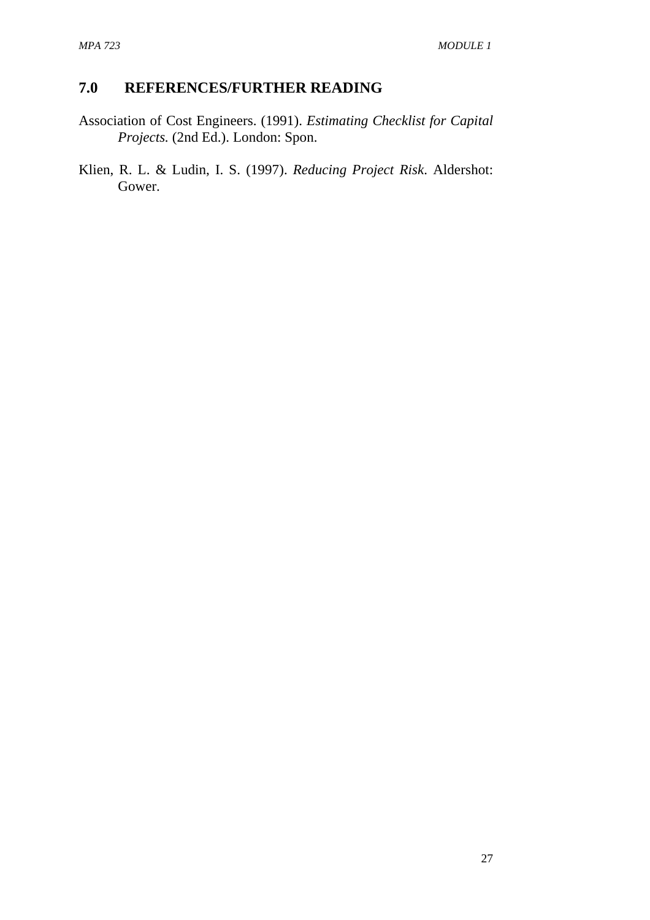## 7.0 REFERENCES/FURTHER READING

Association of Cost Engineers. (1991). *Estimating Checklist for Capital Projects.* (2nd Ed.). London: Spon.

Klien, R. L. & Ludin, I. S. (1997). *Reducing Project Risk*. Aldershot: Gower.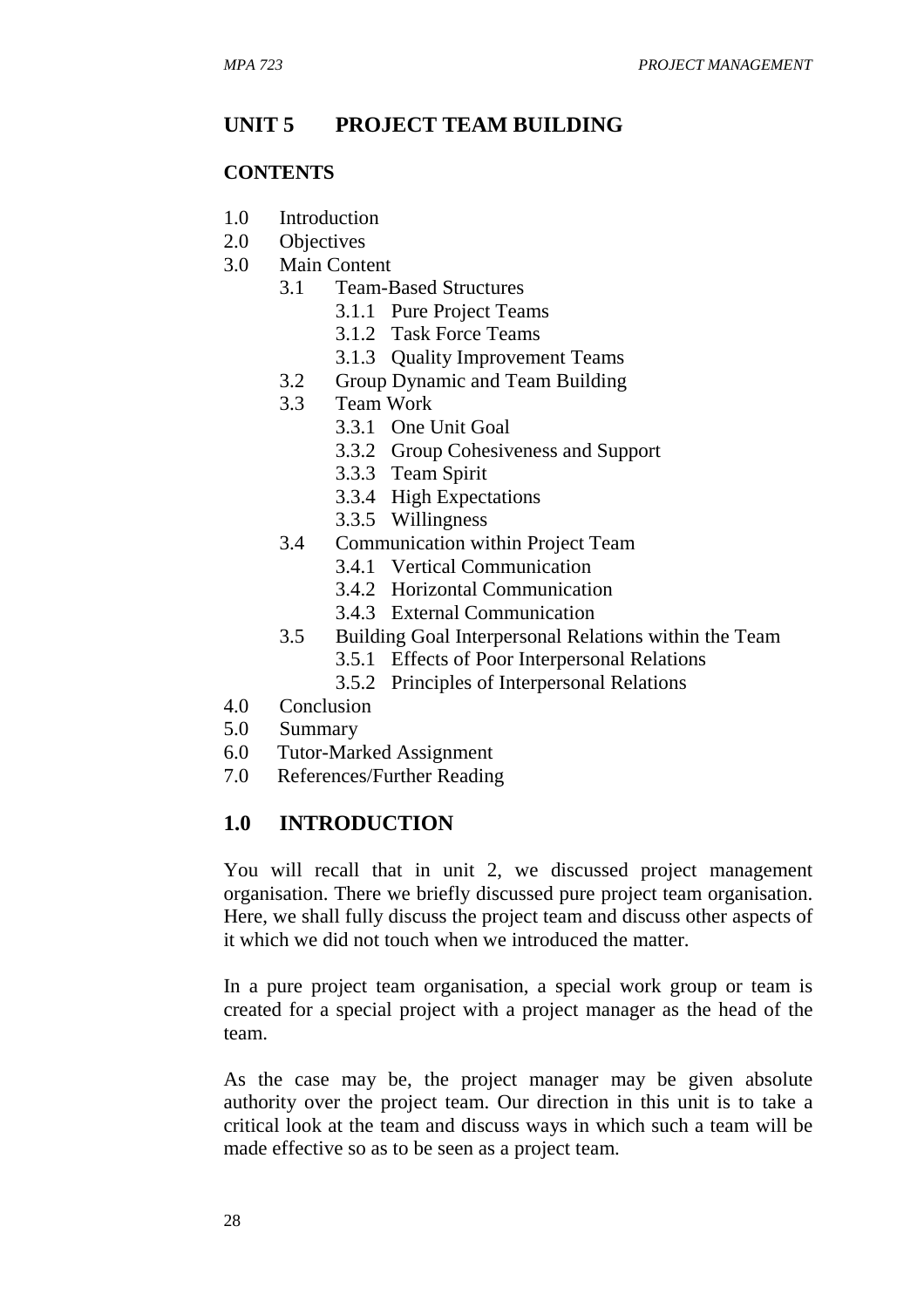## UNIT 5 PROJECT TEAM BUILDING

**CONTENTS**

- 1.0 Introduction
- 2.0 Objectives
- 3.0 Main Content
  - 3.1 Team-Based Structures
    - 3.1.1 Pure Project Teams
    - 3.1.2 Task Force Teams
    - 3.1.3 Quality Improvement Teams
  - 3.2 Group Dynamic and Team Building
  - 3.3 Team Work
    - 3.3.1 One Unit Goal
    - 3.3.2 Group Cohesiveness and Support
    - 3.3.3 Team Spirit
    - 3.3.4 High Expectations
    - 3.3.5 Willingness
  - 3.4 Communication within Project Team
    - 3.4.1 Vertical Communication
    - 3.4.2 Horizontal Communication
    - 3.4.3 External Communication
  - 3.5 Building Goal Interpersonal Relations within the Team
    - 3.5.1 Effects of Poor Interpersonal Relations
    - 3.5.2 Principles of Interpersonal Relations
- 4.0 Conclusion
- 5.0 Summary
- 6.0 Tutor-Marked Assignment
- 7.0 References/Further Reading

## 1.0 INTRODUCTION

You will recall that in unit 2, we discussed project management organisation. There we briefly discussed pure project team organisation. Here, we shall fully discuss the project team and discuss other aspects of it which we did not touch when we introduced the matter.

In a pure project team organisation, a special work group or team is created for a special project with a project manager as the head of the team.

As the case may be, the project manager may be given absolute authority over the project team. Our direction in this unit is to take a critical look at the team and discuss ways in which such a team will be made effective so as to be seen as a project team.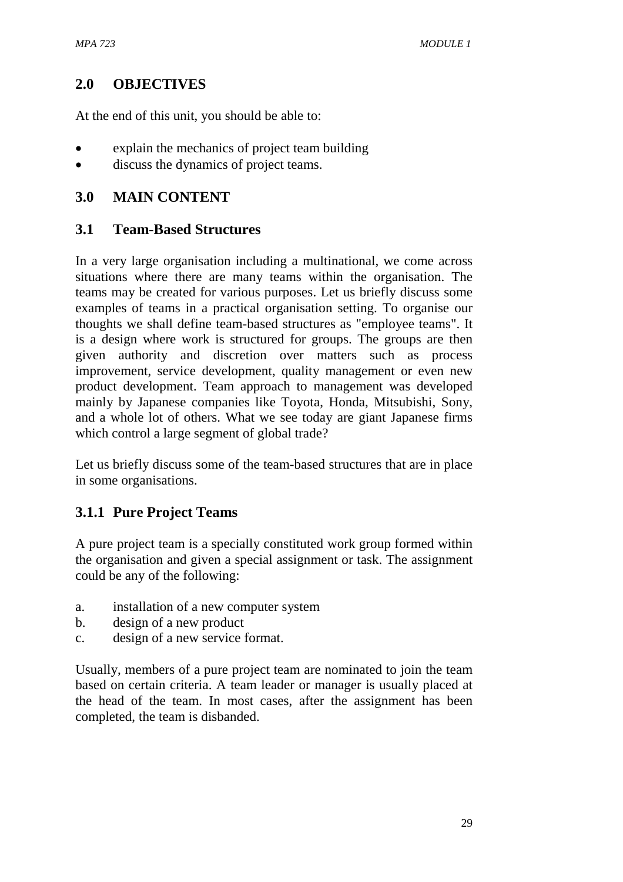## 2.0 OBJECTIVES

At the end of this unit, you should be able to:

- explain the mechanics of project team building
- discuss the dynamics of project teams.

## 3.0 MAIN CONTENT

### 3.1 Team-Based Structures

In a very large organisation including a multinational, we come across situations where there are many teams within the organisation. The teams may be created for various purposes. Let us briefly discuss some examples of teams in a practical organisation setting. To organise our thoughts we shall define team-based structures as "employee teams". It is a design where work is structured for groups. The groups are then given authority and discretion over matters such as process improvement, service development, quality management or even new product development. Team approach to management was developed mainly by Japanese companies like Toyota, Honda, Mitsubishi, Sony, and a whole lot of others. What we see today are giant Japanese firms which control a large segment of global trade?

Let us briefly discuss some of the team-based structures that are in place in some organisations.

#### 3.1.1 Pure Project Teams

A pure project team is a specially constituted work group formed within the organisation and given a special assignment or task. The assignment could be any of the following:

a. installation of a new computer system
b. design of a new product
c. design of a new service format.

Usually, members of a pure project team are nominated to join the team based on certain criteria. A team leader or manager is usually placed at the head of the team. In most cases, after the assignment has been completed, the team is disbanded.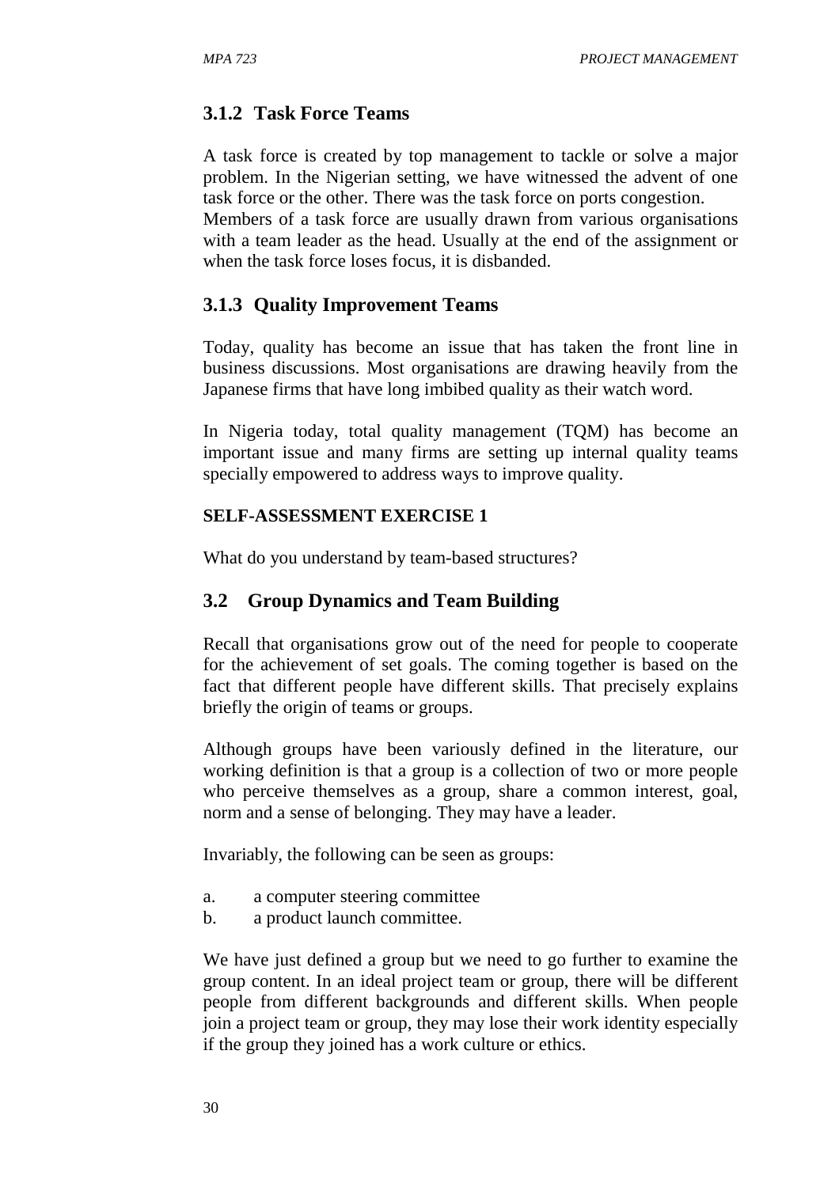### 3.1.2 Task Force Teams

A task force is created by top management to tackle or solve a major problem. In the Nigerian setting, we have witnessed the advent of one task force or the other. There was the task force on ports congestion.
Members of a task force are usually drawn from various organisations with a team leader as the head. Usually at the end of the assignment or when the task force loses focus, it is disbanded.

### 3.1.3 Quality Improvement Teams

Today, quality has become an issue that has taken the front line in business discussions. Most organisations are drawing heavily from the Japanese firms that have long imbibed quality as their watch word.

In Nigeria today, total quality management (TQM) has become an important issue and many firms are setting up internal quality teams specially empowered to address ways to improve quality.

**SELF-ASSESSMENT EXERCISE 1**

What do you understand by team-based structures?

## 3.2 Group Dynamics and Team Building

Recall that organisations grow out of the need for people to cooperate for the achievement of set goals. The coming together is based on the fact that different people have different skills. That precisely explains briefly the origin of teams or groups.

Although groups have been variously defined in the literature, our working definition is that a group is a collection of two or more people who perceive themselves as a group, share a common interest, goal, norm and a sense of belonging. They may have a leader.

Invariably, the following can be seen as groups:

a. a computer steering committee
b. a product launch committee.

We have just defined a group but we need to go further to examine the group content. In an ideal project team or group, there will be different people from different backgrounds and different skills. When people join a project team or group, they may lose their work identity especially if the group they joined has a work culture or ethics.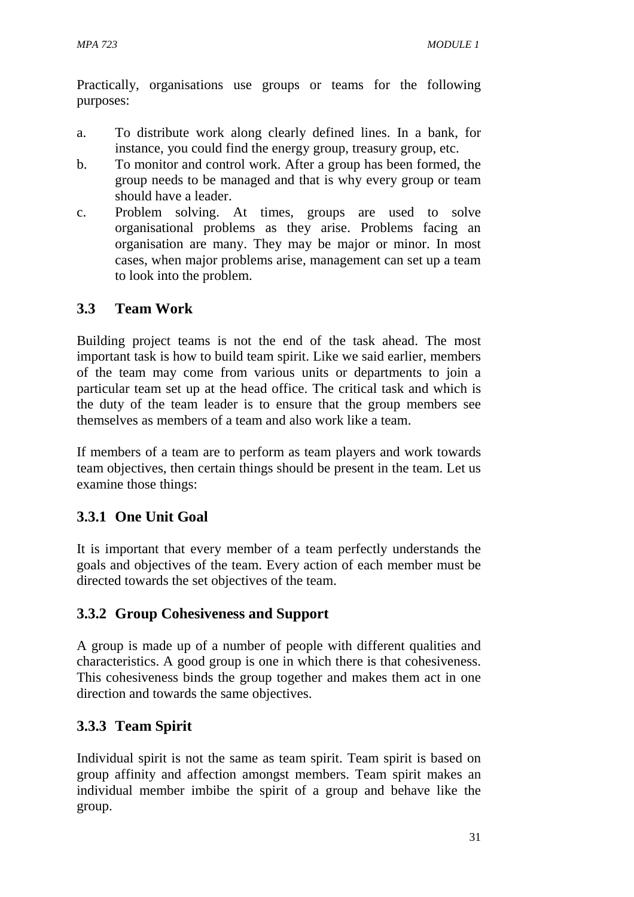Practically, organisations use groups or teams for the following purposes:

a. To distribute work along clearly defined lines. In a bank, for instance, you could find the energy group, treasury group, etc.
b. To monitor and control work. After a group has been formed, the group needs to be managed and that is why every group or team should have a leader.
c. Problem solving. At times, groups are used to solve organisational problems as they arise. Problems facing an organisation are many. They may be major or minor. In most cases, when major problems arise, management can set up a team to look into the problem.

## 3.3 Team Work

Building project teams is not the end of the task ahead. The most important task is how to build team spirit. Like we said earlier, members of the team may come from various units or departments to join a particular team set up at the head office. The critical task and which is the duty of the team leader is to ensure that the group members see themselves as members of a team and also work like a team.

If members of a team are to perform as team players and work towards team objectives, then certain things should be present in the team. Let us examine those things:

### 3.3.1 One Unit Goal

It is important that every member of a team perfectly understands the goals and objectives of the team. Every action of each member must be directed towards the set objectives of the team.

### 3.3.2 Group Cohesiveness and Support

A group is made up of a number of people with different qualities and characteristics. A good group is one in which there is that cohesiveness. This cohesiveness binds the group together and makes them act in one direction and towards the same objectives.

### 3.3.3 Team Spirit

Individual spirit is not the same as team spirit. Team spirit is based on group affinity and affection amongst members. Team spirit makes an individual member imbibe the spirit of a group and behave like the group.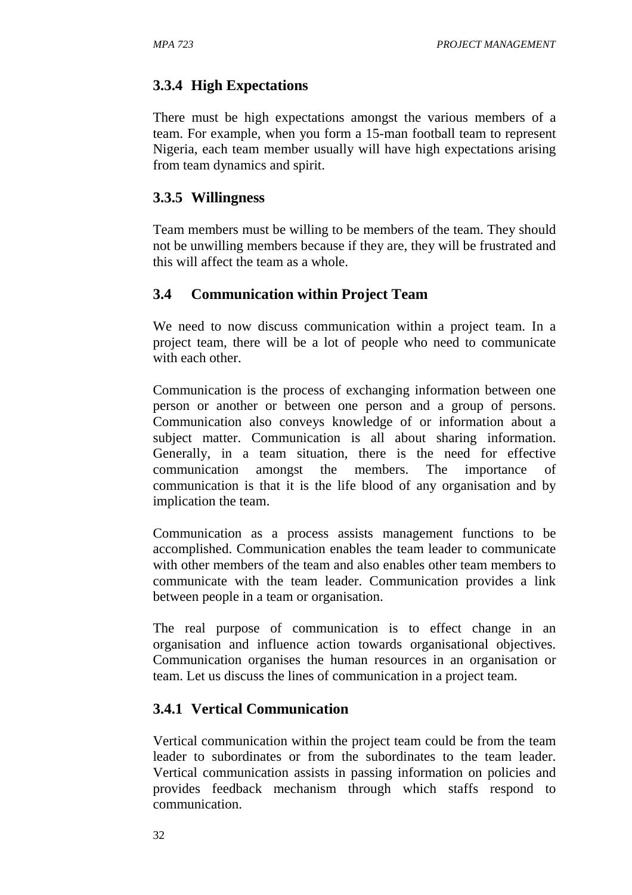### 3.3.4 High Expectations

There must be high expectations amongst the various members of a team. For example, when you form a 15-man football team to represent Nigeria, each team member usually will have high expectations arising from team dynamics and spirit.

### 3.3.5 Willingness

Team members must be willing to be members of the team. They should not be unwilling members because if they are, they will be frustrated and this will affect the team as a whole.

## 3.4 Communication within Project Team

We need to now discuss communication within a project team. In a project team, there will be a lot of people who need to communicate with each other.

Communication is the process of exchanging information between one person or another or between one person and a group of persons. Communication also conveys knowledge of or information about a subject matter. Communication is all about sharing information. Generally, in a team situation, there is the need for effective communication amongst the members. The importance of communication is that it is the life blood of any organisation and by implication the team.

Communication as a process assists management functions to be accomplished. Communication enables the team leader to communicate with other members of the team and also enables other team members to communicate with the team leader. Communication provides a link between people in a team or organisation.

The real purpose of communication is to effect change in an organisation and influence action towards organisational objectives. Communication organises the human resources in an organisation or team. Let us discuss the lines of communication in a project team.

### 3.4.1 Vertical Communication

Vertical communication within the project team could be from the team leader to subordinates or from the subordinates to the team leader. Vertical communication assists in passing information on policies and provides feedback mechanism through which staffs respond to communication.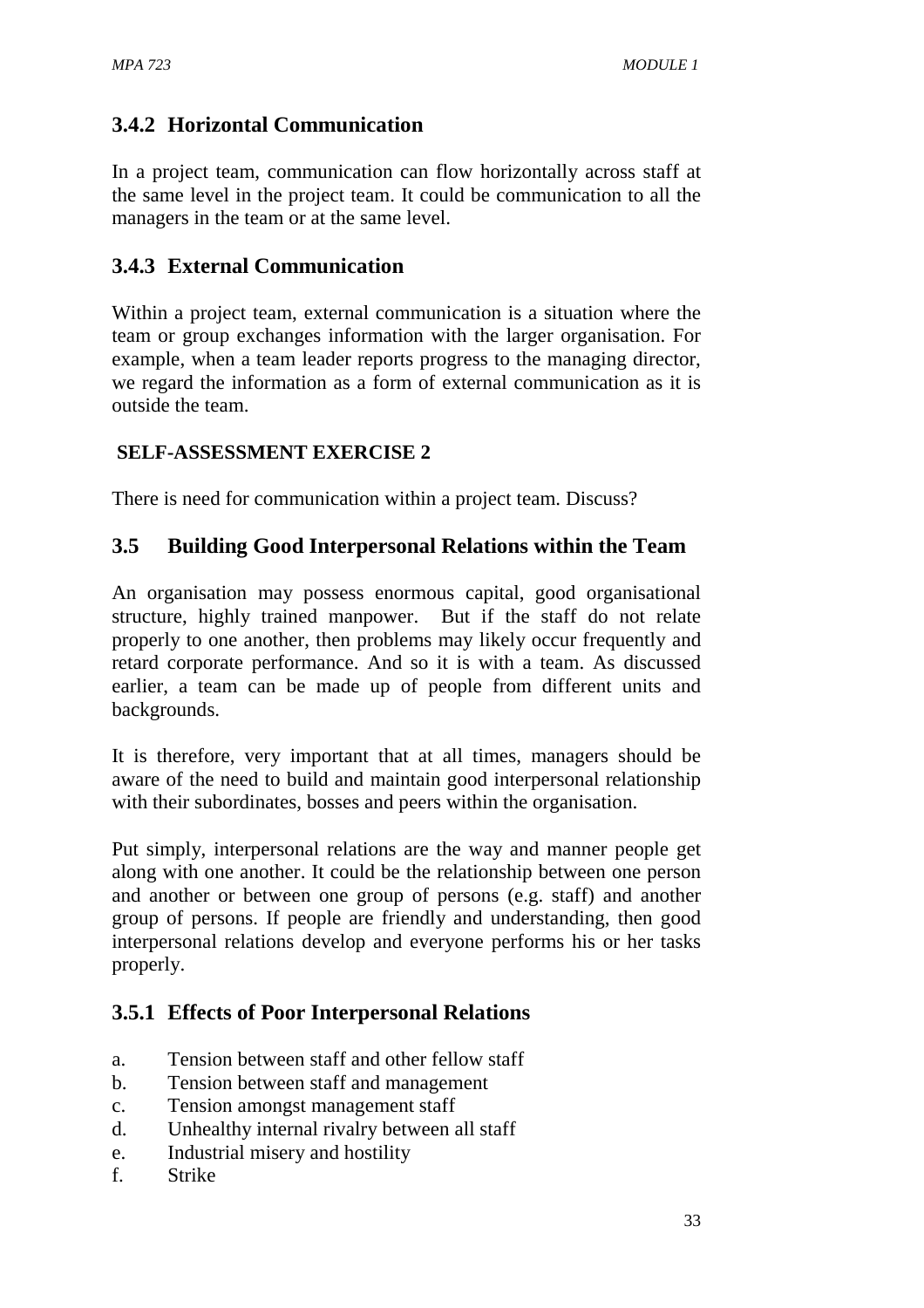### 3.4.2 Horizontal Communication

In a project team, communication can flow horizontally across staff at the same level in the project team. It could be communication to all the managers in the team or at the same level.

### 3.4.3 External Communication

Within a project team, external communication is a situation where the team or group exchanges information with the larger organisation. For example, when a team leader reports progress to the managing director, we regard the information as a form of external communication as it is outside the team.

**SELF-ASSESSMENT EXERCISE 2**

There is need for communication within a project team. Discuss?

## 3.5 Building Good Interpersonal Relations within the Team

An organisation may possess enormous capital, good organisational structure, highly trained manpower. But if the staff do not relate properly to one another, then problems may likely occur frequently and retard corporate performance. And so it is with a team. As discussed earlier, a team can be made up of people from different units and backgrounds.

It is therefore, very important that at all times, managers should be aware of the need to build and maintain good interpersonal relationship with their subordinates, bosses and peers within the organisation.

Put simply, interpersonal relations are the way and manner people get along with one another. It could be the relationship between one person and another or between one group of persons (e.g. staff) and another group of persons. If people are friendly and understanding, then good interpersonal relations develop and everyone performs his or her tasks properly.

### 3.5.1 Effects of Poor Interpersonal Relations

a. Tension between staff and other fellow staff
b. Tension between staff and management
c. Tension amongst management staff
d. Unhealthy internal rivalry between all staff
e. Industrial misery and hostility
f. Strike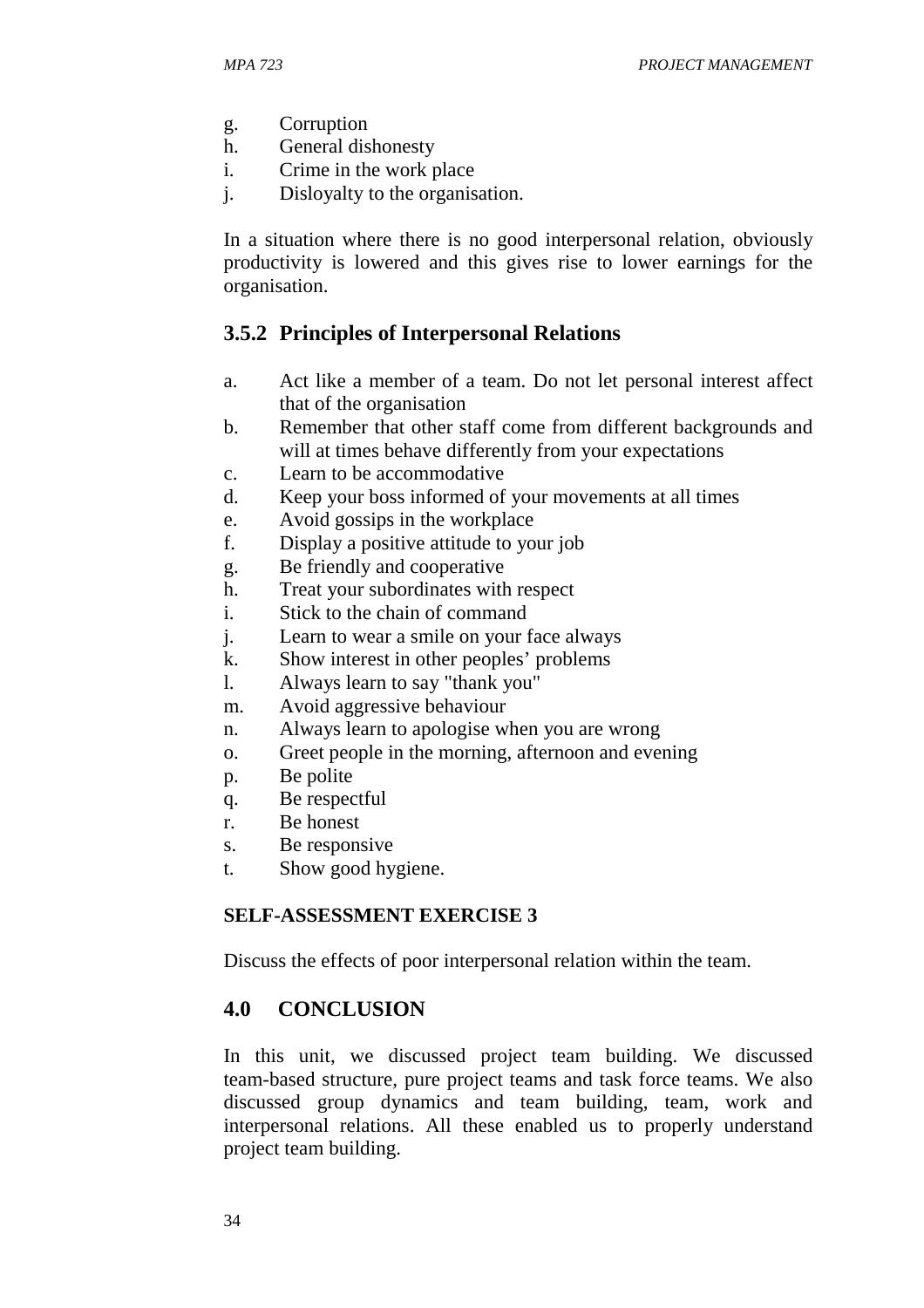g. Corruption
h. General dishonesty
i. Crime in the work place
j. Disloyalty to the organisation.

In a situation where there is no good interpersonal relation, obviously productivity is lowered and this gives rise to lower earnings for the organisation.

### 3.5.2 Principles of Interpersonal Relations

a. Act like a member of a team. Do not let personal interest affect that of the organisation
b. Remember that other staff come from different backgrounds and will at times behave differently from your expectations
c. Learn to be accommodative
d. Keep your boss informed of your movements at all times
e. Avoid gossips in the workplace
f. Display a positive attitude to your job
g. Be friendly and cooperative
h. Treat your subordinates with respect
i. Stick to the chain of command
j. Learn to wear a smile on your face always
k. Show interest in other peoples' problems
l. Always learn to say "thank you"
m. Avoid aggressive behaviour
n. Always learn to apologise when you are wrong
o. Greet people in the morning, afternoon and evening
p. Be polite
q. Be respectful
r. Be honest
s. Be responsive
t. Show good hygiene.

**SELF-ASSESSMENT EXERCISE 3**

Discuss the effects of poor interpersonal relation within the team.

## 4.0 CONCLUSION

In this unit, we discussed project team building. We discussed team-based structure, pure project teams and task force teams. We also discussed group dynamics and team building, team, work and interpersonal relations. All these enabled us to properly understand project team building.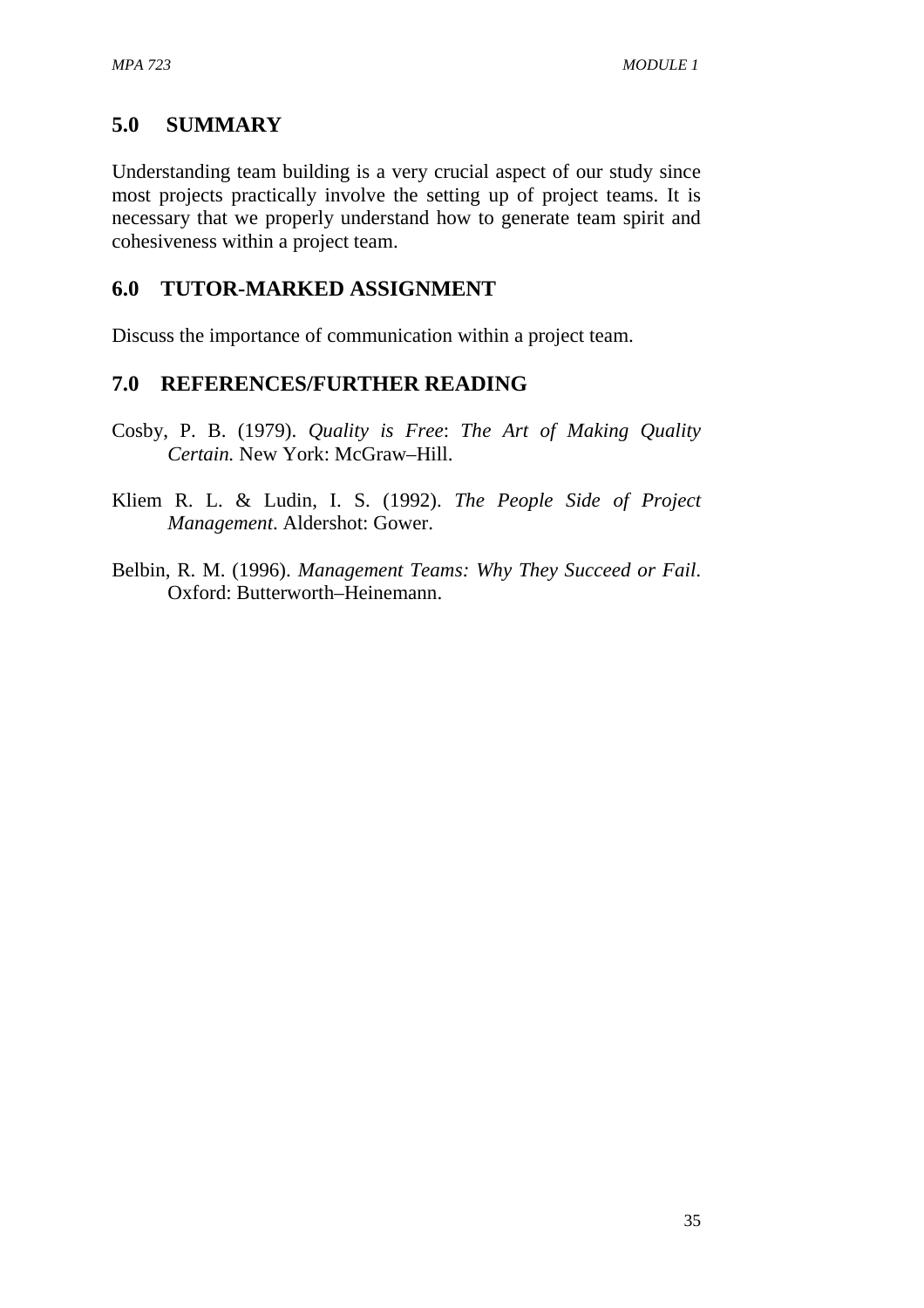## 5.0 SUMMARY

Understanding team building is a very crucial aspect of our study since most projects practically involve the setting up of project teams. It is necessary that we properly understand how to generate team spirit and cohesiveness within a project team.

## 6.0 TUTOR-MARKED ASSIGNMENT

Discuss the importance of communication within a project team.

## 7.0 REFERENCES/FURTHER READING

Cosby, P. B. (1979). *Quality is Free*: *The Art of Making Quality Certain.* New York: McGraw–Hill.

Kliem R. L. & Ludin, I. S. (1992). *The People Side of Project Management*. Aldershot: Gower.

Belbin, R. M. (1996). *Management Teams: Why They Succeed or Fail*. Oxford: Butterworth–Heinemann.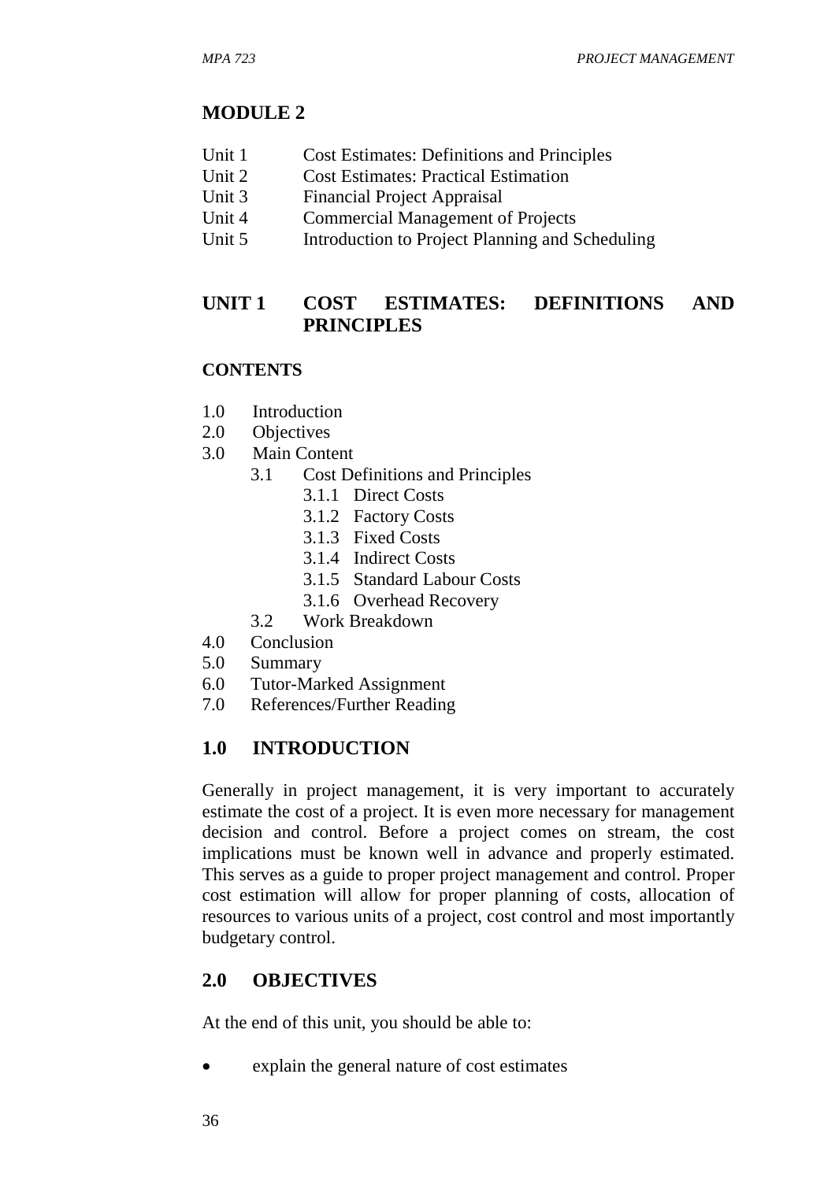# MODULE 2

Unit 1 Cost Estimates: Definitions and Principles
Unit 2 Cost Estimates: Practical Estimation
Unit 3 Financial Project Appraisal
Unit 4 Commercial Management of Projects
Unit 5 Introduction to Project Planning and Scheduling

## UNIT 1 COST ESTIMATES: DEFINITIONS AND PRINCIPLES

### CONTENTS

1.0 Introduction
2.0 Objectives
3.0 Main Content
 3.1 Cost Definitions and Principles
  3.1.1 Direct Costs
  3.1.2 Factory Costs
  3.1.3 Fixed Costs
  3.1.4 Indirect Costs
  3.1.5 Standard Labour Costs
  3.1.6 Overhead Recovery
 3.2 Work Breakdown
4.0 Conclusion
5.0 Summary
6.0 Tutor-Marked Assignment
7.0 References/Further Reading

## 1.0 INTRODUCTION

Generally in project management, it is very important to accurately estimate the cost of a project. It is even more necessary for management decision and control. Before a project comes on stream, the cost implications must be known well in advance and properly estimated. This serves as a guide to proper project management and control. Proper cost estimation will allow for proper planning of costs, allocation of resources to various units of a project, cost control and most importantly budgetary control.

## 2.0 OBJECTIVES

At the end of this unit, you should be able to:

- explain the general nature of cost estimates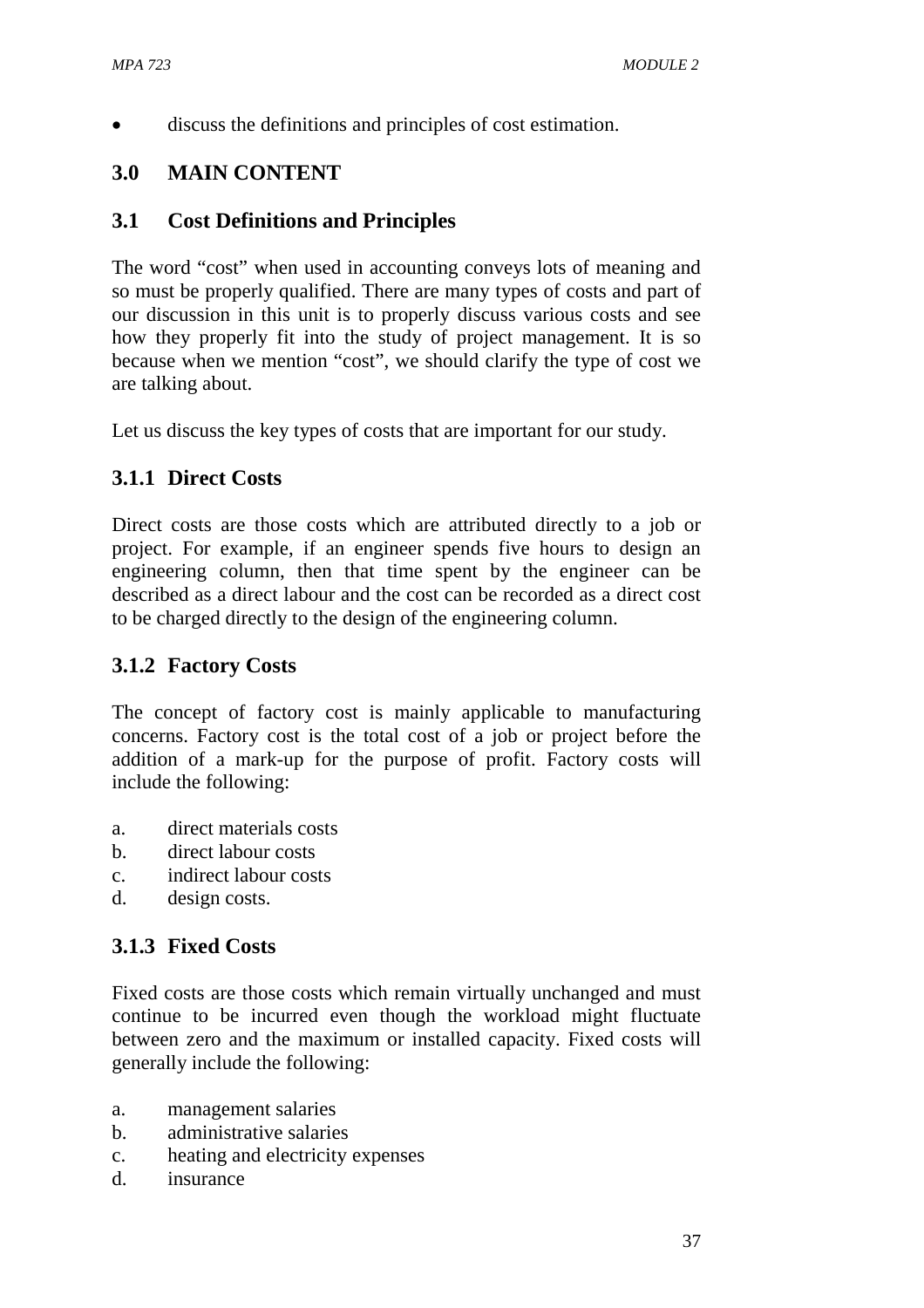- discuss the definitions and principles of cost estimation.

## 3.0 MAIN CONTENT

### 3.1 Cost Definitions and Principles

The word "cost" when used in accounting conveys lots of meaning and so must be properly qualified. There are many types of costs and part of our discussion in this unit is to properly discuss various costs and see how they properly fit into the study of project management. It is so because when we mention "cost", we should clarify the type of cost we are talking about.

Let us discuss the key types of costs that are important for our study.

#### 3.1.1 Direct Costs

Direct costs are those costs which are attributed directly to a job or project. For example, if an engineer spends five hours to design an engineering column, then that time spent by the engineer can be described as a direct labour and the cost can be recorded as a direct cost to be charged directly to the design of the engineering column.

#### 3.1.2 Factory Costs

The concept of factory cost is mainly applicable to manufacturing concerns. Factory cost is the total cost of a job or project before the addition of a mark-up for the purpose of profit. Factory costs will include the following:

a. direct materials costs
b. direct labour costs
c. indirect labour costs
d. design costs.

#### 3.1.3 Fixed Costs

Fixed costs are those costs which remain virtually unchanged and must continue to be incurred even though the workload might fluctuate between zero and the maximum or installed capacity. Fixed costs will generally include the following:

a. management salaries
b. administrative salaries
c. heating and electricity expenses
d. insurance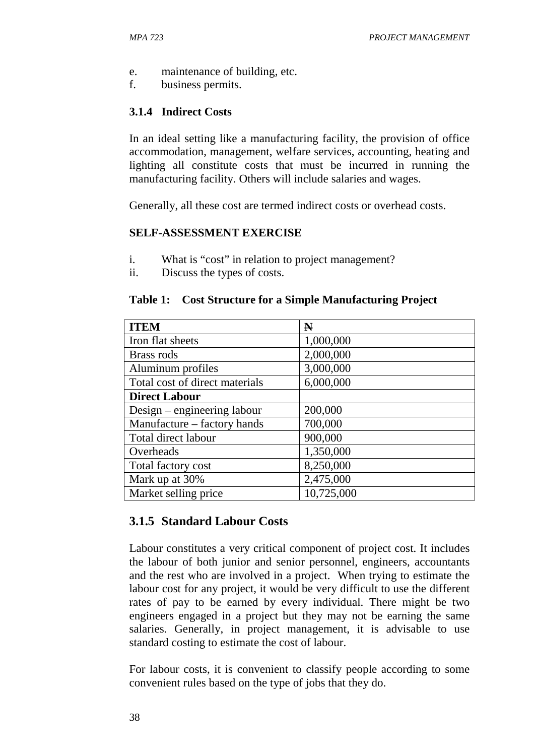e. maintenance of building, etc.
f. business permits.

### 3.1.4 Indirect Costs

In an ideal setting like a manufacturing facility, the provision of office accommodation, management, welfare services, accounting, heating and lighting all constitute costs that must be incurred in running the manufacturing facility. Others will include salaries and wages.

Generally, all these cost are termed indirect costs or overhead costs.

**SELF-ASSESSMENT EXERCISE**

i. What is "cost" in relation to project management?
ii. Discuss the types of costs.

**Table 1: Cost Structure for a Simple Manufacturing Project**

| **ITEM** | **₦** |
|---|---|
| Iron flat sheets | 1,000,000 |
| Brass rods | 2,000,000 |
| Aluminum profiles | 3,000,000 |
| Total cost of direct materials | 6,000,000 |
| **Direct Labour** | |
| Design – engineering labour | 200,000 |
| Manufacture – factory hands | 700,000 |
| Total direct labour | 900,000 |
| Overheads | 1,350,000 |
| Total factory cost | 8,250,000 |
| Mark up at 30% | 2,475,000 |
| Market selling price | 10,725,000 |

### 3.1.5 Standard Labour Costs

Labour constitutes a very critical component of project cost. It includes the labour of both junior and senior personnel, engineers, accountants and the rest who are involved in a project. When trying to estimate the labour cost for any project, it would be very difficult to use the different rates of pay to be earned by every individual. There might be two engineers engaged in a project but they may not be earning the same salaries. Generally, in project management, it is advisable to use standard costing to estimate the cost of labour.

For labour costs, it is convenient to classify people according to some convenient rules based on the type of jobs that they do.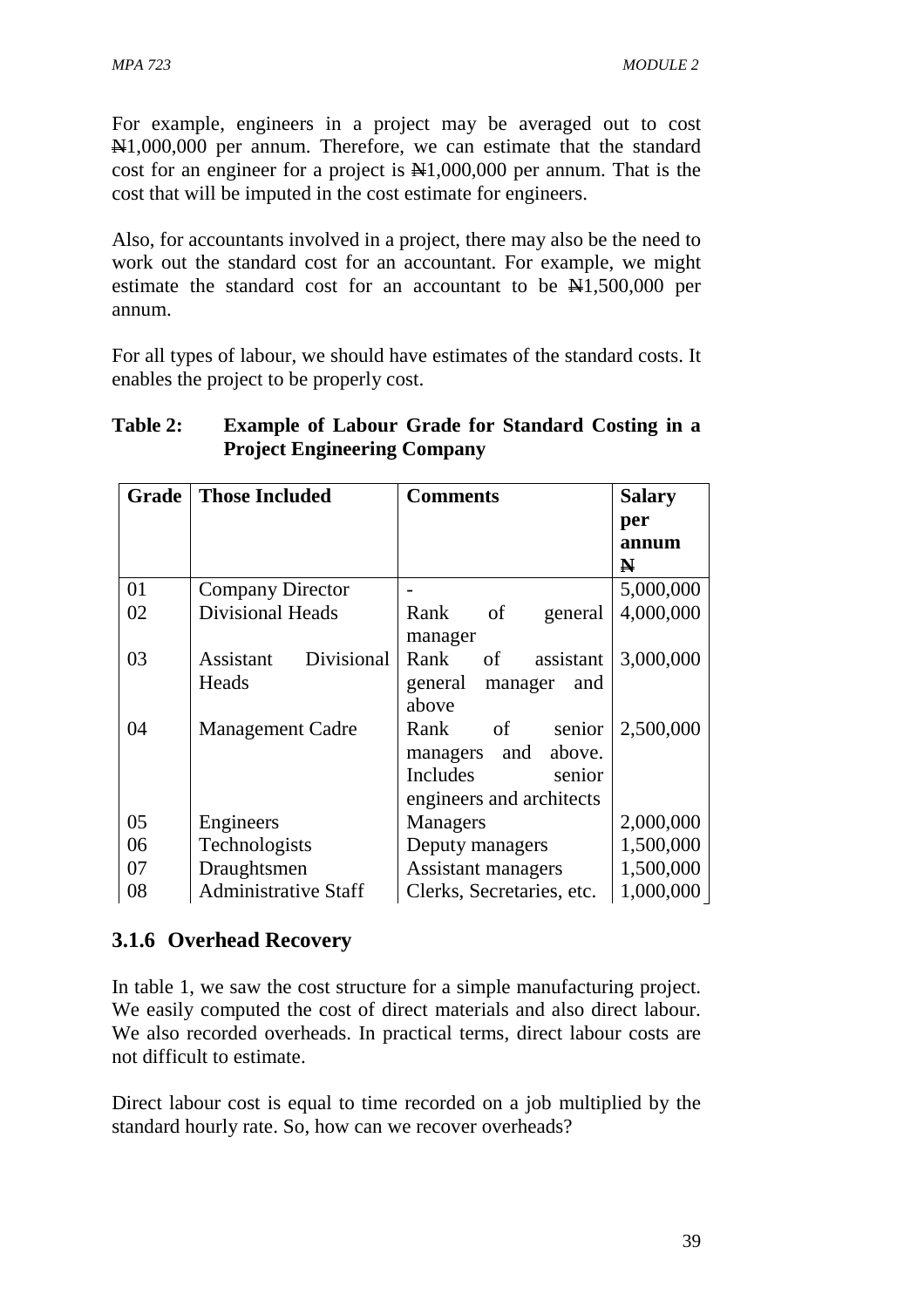For example, engineers in a project may be averaged out to cost ₦1,000,000 per annum. Therefore, we can estimate that the standard cost for an engineer for a project is ₦1,000,000 per annum. That is the cost that will be imputed in the cost estimate for engineers.

Also, for accountants involved in a project, there may also be the need to work out the standard cost for an accountant. For example, we might estimate the standard cost for an accountant to be ₦1,500,000 per annum.

For all types of labour, we should have estimates of the standard costs. It enables the project to be properly cost.

**Table 2: Example of Labour Grade for Standard Costing in a Project Engineering Company**

| Grade | Those Included | Comments | Salary per annum ₦ |
|---|---|---|---|
| 01 | Company Director | - | 5,000,000 |
| 02 | Divisional Heads | Rank of general manager | 4,000,000 |
| 03 | Assistant Divisional Heads | Rank of assistant general manager and above | 3,000,000 |
| 04 | Management Cadre | Rank of senior managers and above. Includes senior engineers and architects | 2,500,000 |
| 05 | Engineers | Managers | 2,000,000 |
| 06 | Technologists | Deputy managers | 1,500,000 |
| 07 | Draughtsmen | Assistant managers | 1,500,000 |
| 08 | Administrative Staff | Clerks, Secretaries, etc. | 1,000,000 |

### 3.1.6 Overhead Recovery

In table 1, we saw the cost structure for a simple manufacturing project. We easily computed the cost of direct materials and also direct labour. We also recorded overheads. In practical terms, direct labour costs are not difficult to estimate.

Direct labour cost is equal to time recorded on a job multiplied by the standard hourly rate. So, how can we recover overheads?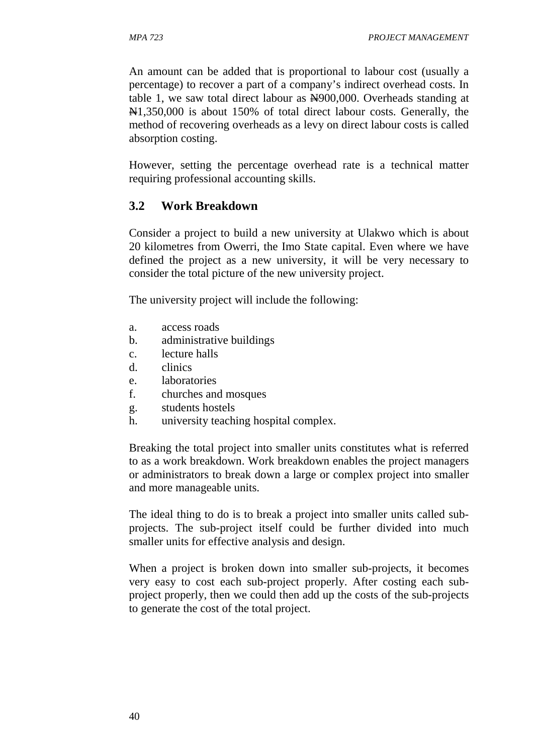An amount can be added that is proportional to labour cost (usually a percentage) to recover a part of a company's indirect overhead costs. In table 1, we saw total direct labour as ₦900,000. Overheads standing at ₦1,350,000 is about 150% of total direct labour costs. Generally, the method of recovering overheads as a levy on direct labour costs is called absorption costing.

However, setting the percentage overhead rate is a technical matter requiring professional accounting skills.

## 3.2 Work Breakdown

Consider a project to build a new university at Ulakwo which is about 20 kilometres from Owerri, the Imo State capital. Even where we have defined the project as a new university, it will be very necessary to consider the total picture of the new university project.

The university project will include the following:

a. access roads
b. administrative buildings
c. lecture halls
d. clinics
e. laboratories
f. churches and mosques
g. students hostels
h. university teaching hospital complex.

Breaking the total project into smaller units constitutes what is referred to as a work breakdown. Work breakdown enables the project managers or administrators to break down a large or complex project into smaller and more manageable units.

The ideal thing to do is to break a project into smaller units called sub-projects. The sub-project itself could be further divided into much smaller units for effective analysis and design.

When a project is broken down into smaller sub-projects, it becomes very easy to cost each sub-project properly. After costing each sub-project properly, then we could then add up the costs of the sub-projects to generate the cost of the total project.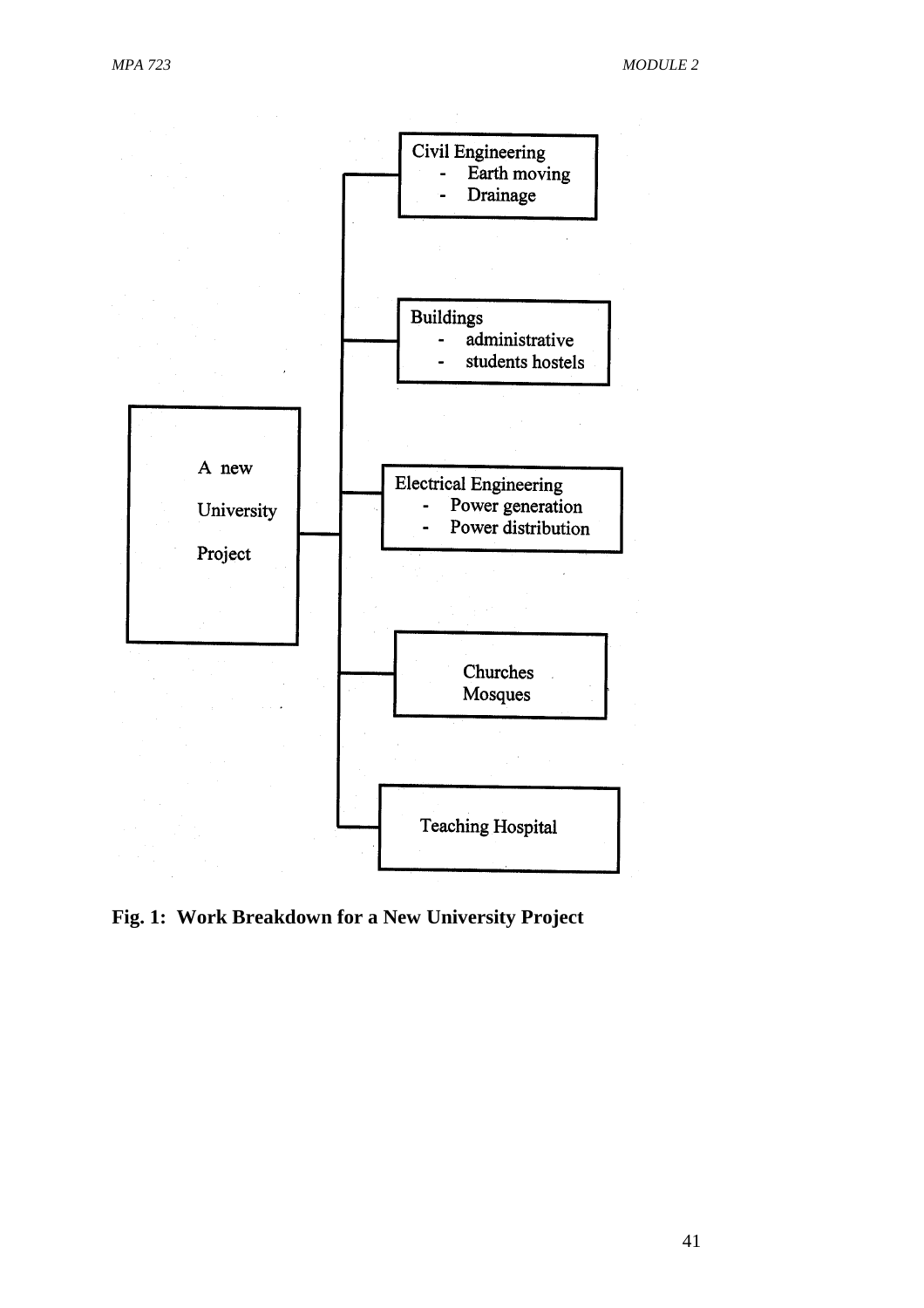A new University Project

- Civil Engineering
  - Earth moving
  - Drainage
- Buildings
  - administrative
  - students hostels
- Electrical Engineering
  - Power generation
  - Power distribution
- Churches
  Mosques
- Teaching Hospital

**Fig. 1: Work Breakdown for a New University Project**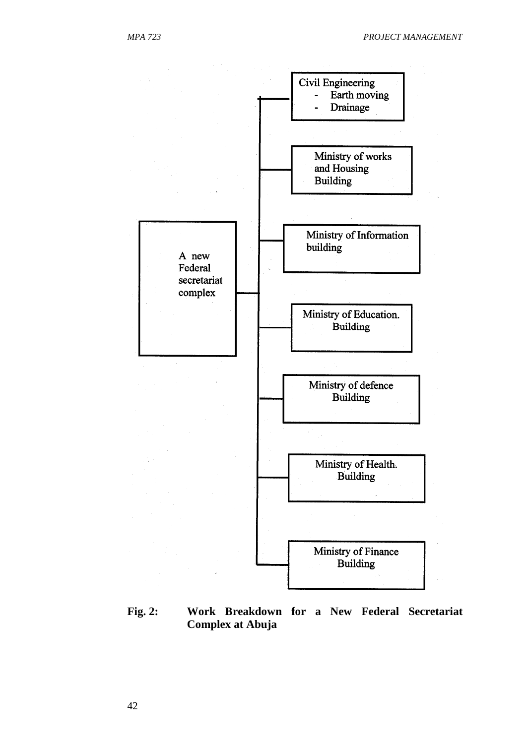A new Federal secretariat complex

- Civil Engineering
  - Earth moving
  - Drainage
- Ministry of works and Housing Building
- Ministry of Information building
- Ministry of Education. Building
- Ministry of defence Building
- Ministry of Health. Building
- Ministry of Finance Building

**Fig. 2: Work Breakdown for a New Federal Secretariat Complex at Abuja**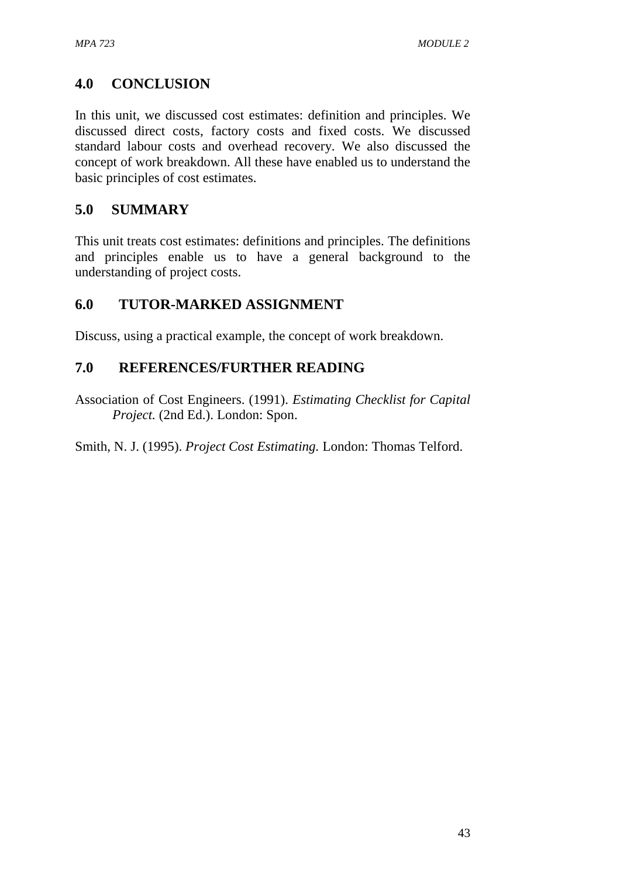## 4.0 CONCLUSION

In this unit, we discussed cost estimates: definition and principles. We discussed direct costs, factory costs and fixed costs. We discussed standard labour costs and overhead recovery. We also discussed the concept of work breakdown. All these have enabled us to understand the basic principles of cost estimates.

## 5.0 SUMMARY

This unit treats cost estimates: definitions and principles. The definitions and principles enable us to have a general background to the understanding of project costs.

## 6.0 TUTOR-MARKED ASSIGNMENT

Discuss, using a practical example, the concept of work breakdown.

## 7.0 REFERENCES/FURTHER READING

Association of Cost Engineers. (1991). *Estimating Checklist for Capital Project.* (2nd Ed.). London: Spon.

Smith, N. J. (1995). *Project Cost Estimating.* London: Thomas Telford.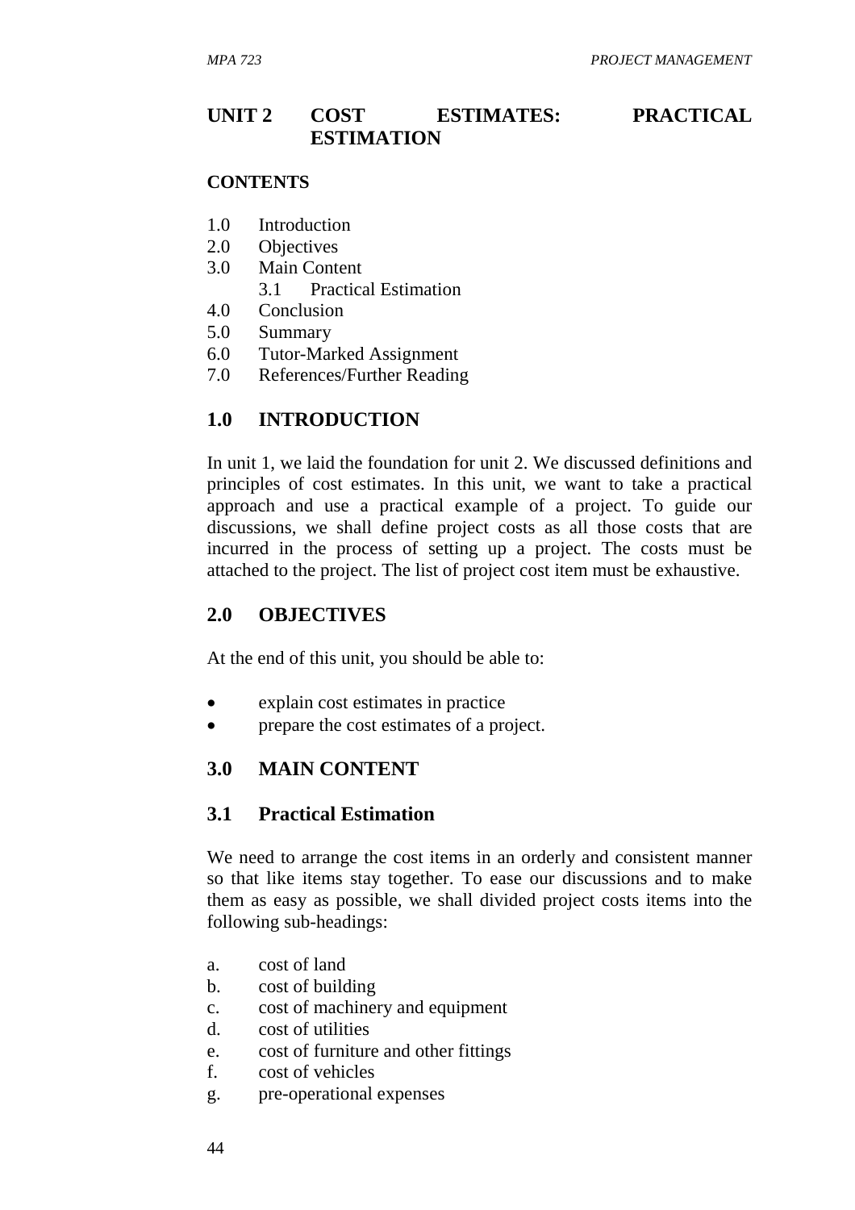# UNIT 2 COST ESTIMATES: PRACTICAL ESTIMATION

**CONTENTS**

1.0 Introduction
2.0 Objectives
3.0 Main Content
    3.1 Practical Estimation
4.0 Conclusion
5.0 Summary
6.0 Tutor-Marked Assignment
7.0 References/Further Reading

## 1.0 INTRODUCTION

In unit 1, we laid the foundation for unit 2. We discussed definitions and principles of cost estimates. In this unit, we want to take a practical approach and use a practical example of a project. To guide our discussions, we shall define project costs as all those costs that are incurred in the process of setting up a project. The costs must be attached to the project. The list of project cost item must be exhaustive.

## 2.0 OBJECTIVES

At the end of this unit, you should be able to:

- explain cost estimates in practice
- prepare the cost estimates of a project.

## 3.0 MAIN CONTENT

### 3.1 Practical Estimation

We need to arrange the cost items in an orderly and consistent manner so that like items stay together. To ease our discussions and to make them as easy as possible, we shall divided project costs items into the following sub-headings:

a. cost of land
b. cost of building
c. cost of machinery and equipment
d. cost of utilities
e. cost of furniture and other fittings
f. cost of vehicles
g. pre-operational expenses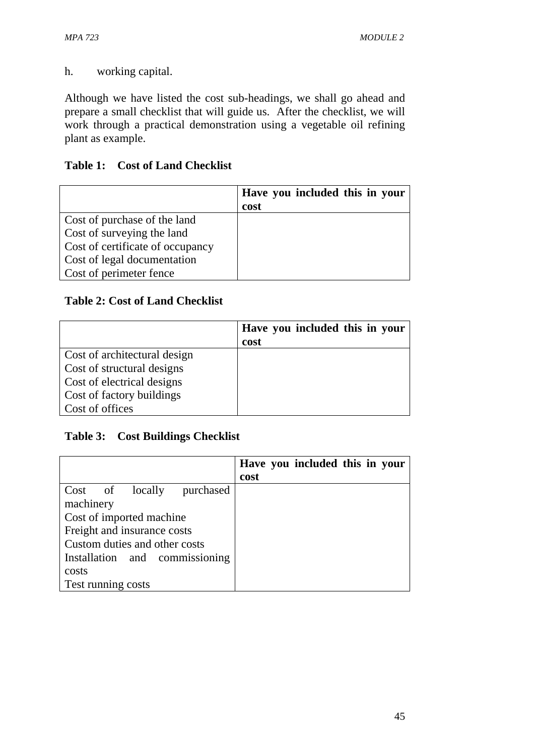h. working capital.

Although we have listed the cost sub-headings, we shall go ahead and prepare a small checklist that will guide us. After the checklist, we will work through a practical demonstration using a vegetable oil refining plant as example.

**Table 1: Cost of Land Checklist**

| | **Have you included this in your cost** |
|---|---|
| Cost of purchase of the land<br>Cost of surveying the land<br>Cost of certificate of occupancy<br>Cost of legal documentation<br>Cost of perimeter fence | |

**Table 2: Cost of Land Checklist**

| | **Have you included this in your cost** |
|---|---|
| Cost of architectural design<br>Cost of structural designs<br>Cost of electrical designs<br>Cost of factory buildings<br>Cost of offices | |

**Table 3: Cost Buildings Checklist**

| | **Have you included this in your cost** |
|---|---|
| Cost of locally purchased machinery<br>Cost of imported machine<br>Freight and insurance costs<br>Custom duties and other costs<br>Installation and commissioning costs<br>Test running costs | |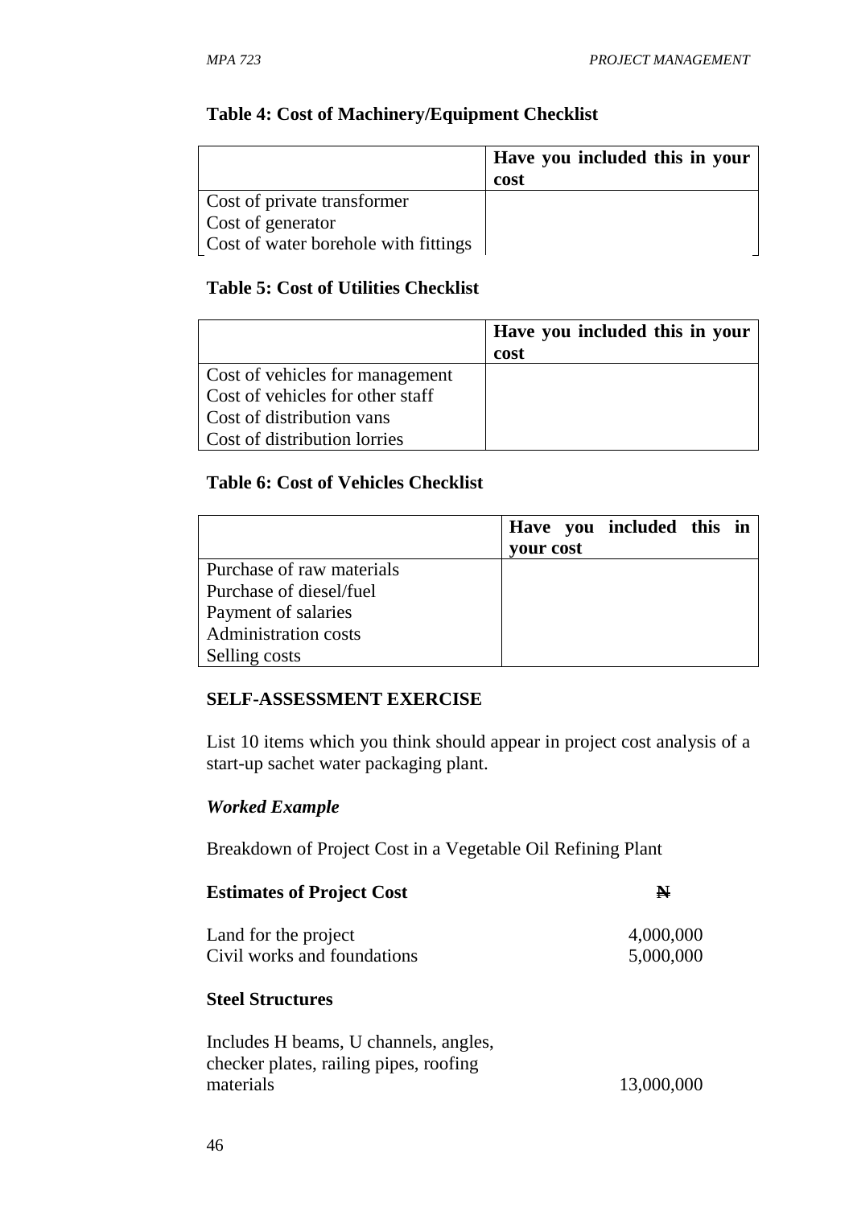**Table 4: Cost of Machinery/Equipment Checklist**

| | Have you included this in your cost |
|---|---|
| Cost of private transformer<br>Cost of generator<br>Cost of water borehole with fittings | |

**Table 5: Cost of Utilities Checklist**

| | Have you included this in your cost |
|---|---|
| Cost of vehicles for management<br>Cost of vehicles for other staff<br>Cost of distribution vans<br>Cost of distribution lorries | |

**Table 6: Cost of Vehicles Checklist**

| | Have you included this in your cost |
|---|---|
| Purchase of raw materials<br>Purchase of diesel/fuel<br>Payment of salaries<br>Administration costs<br>Selling costs | |

## SELF-ASSESSMENT EXERCISE

List 10 items which you think should appear in project cost analysis of a start-up sachet water packaging plant.

***Worked Example***

Breakdown of Project Cost in a Vegetable Oil Refining Plant

| **Estimates of Project Cost** | **₦** |
|---|---|
| Land for the project | 4,000,000 |
| Civil works and foundations | 5,000,000 |

**Steel Structures**

| | |
|---|---|
| Includes H beams, U channels, angles, checker plates, railing pipes, roofing materials | 13,000,000 |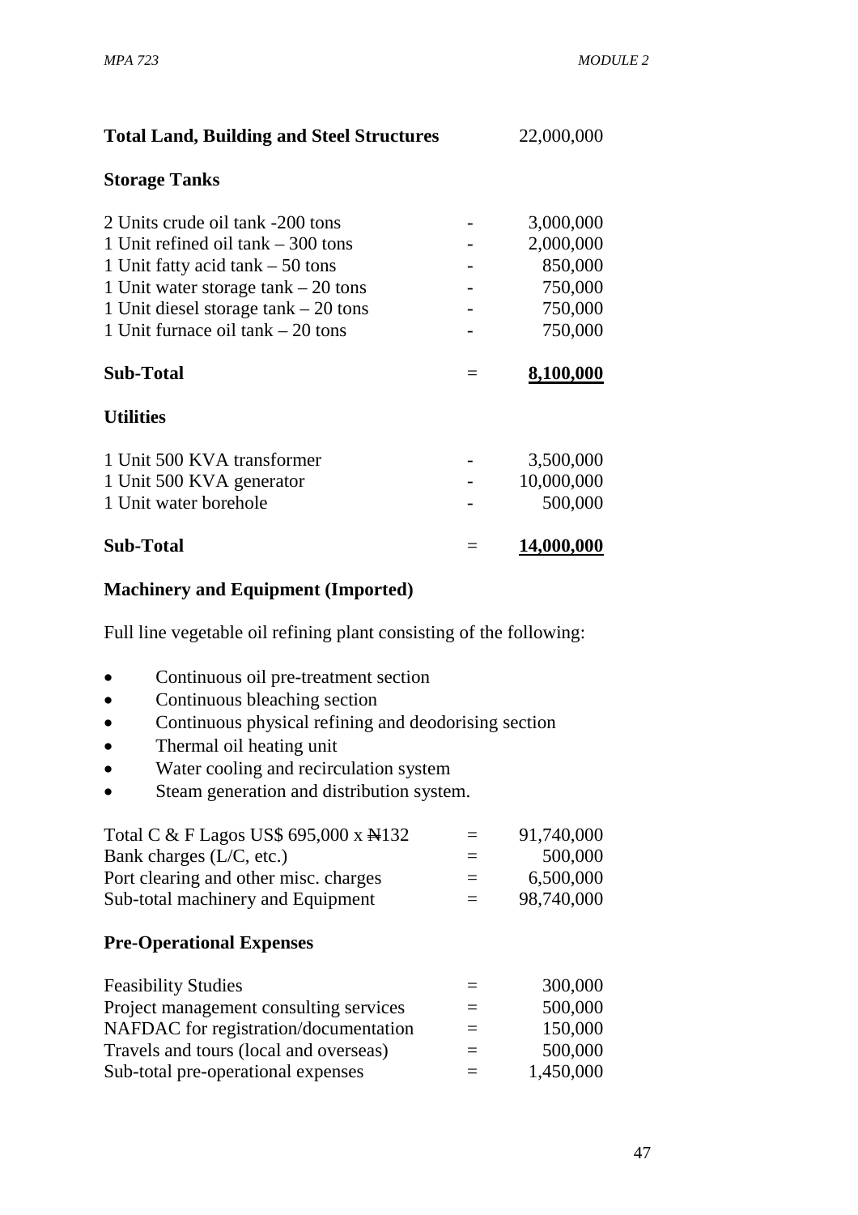**Total Land, Building and Steel Structures** 22,000,000

**Storage Tanks**

| | | |
|---|---|---|
| 2 Units crude oil tank -200 tons | - | 3,000,000 |
| 1 Unit refined oil tank – 300 tons | - | 2,000,000 |
| 1 Unit fatty acid tank – 50 tons | - | 850,000 |
| 1 Unit water storage tank – 20 tons | - | 750,000 |
| 1 Unit diesel storage tank – 20 tons | - | 750,000 |
| 1 Unit furnace oil tank – 20 tons | - | 750,000 |
| **Sub-Total** | = | **8,100,000** |

**Utilities**

| | | |
|---|---|---|
| 1 Unit 500 KVA transformer | - | 3,500,000 |
| 1 Unit 500 KVA generator | - | 10,000,000 |
| 1 Unit water borehole | - | 500,000 |
| **Sub-Total** | = | **14,000,000** |

**Machinery and Equipment (Imported)**

Full line vegetable oil refining plant consisting of the following:

- Continuous oil pre-treatment section
- Continuous bleaching section
- Continuous physical refining and deodorising section
- Thermal oil heating unit
- Water cooling and recirculation system
- Steam generation and distribution system.

| | | |
|---|---|---|
| Total C & F Lagos US$ 695,000 x ₦132 | = | 91,740,000 |
| Bank charges (L/C, etc.) | = | 500,000 |
| Port clearing and other misc. charges | = | 6,500,000 |
| Sub-total machinery and Equipment | = | 98,740,000 |

**Pre-Operational Expenses**

| | | |
|---|---|---|
| Feasibility Studies | = | 300,000 |
| Project management consulting services | = | 500,000 |
| NAFDAC for registration/documentation | = | 150,000 |
| Travels and tours (local and overseas) | = | 500,000 |
| Sub-total pre-operational expenses | = | 1,450,000 |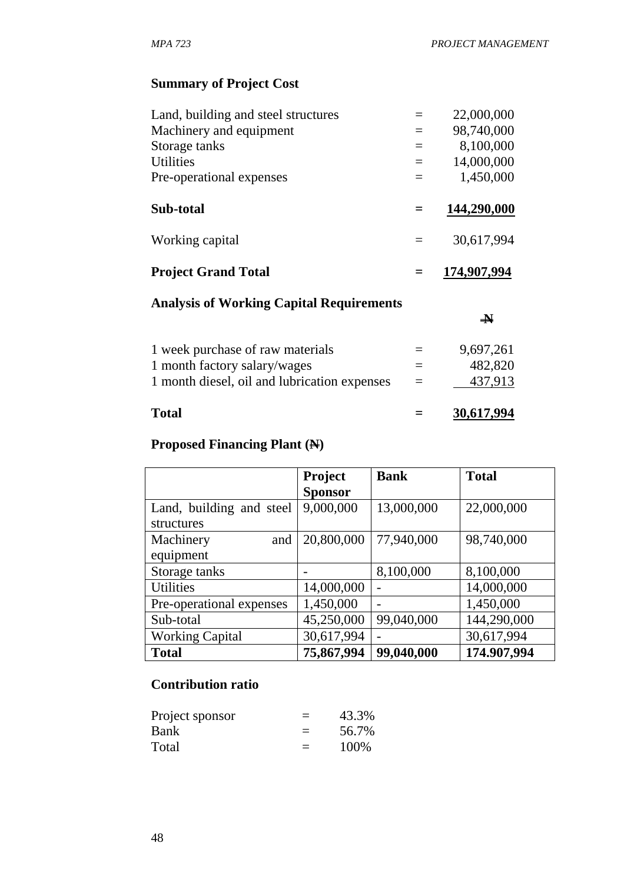**Summary of Project Cost**

| | | |
|---|---|---|
| Land, building and steel structures | = | 22,000,000 |
| Machinery and equipment | = | 98,740,000 |
| Storage tanks | = | 8,100,000 |
| Utilities | = | 14,000,000 |
| Pre-operational expenses | = | 1,450,000 |
| **Sub-total** | **=** | **144,290,000** |
| Working capital | = | 30,617,994 |
| **Project Grand Total** | **=** | **174,907,994** |

**Analysis of Working Capital Requirements**

| | | ₦ |
|---|---|---|
| 1 week purchase of raw materials | = | 9,697,261 |
| 1 month factory salary/wages | = | 482,820 |
| 1 month diesel, oil and lubrication expenses | = | 437,913 |
| **Total** | **=** | **30,617,994** |

**Proposed Financing Plant (₦)**

| | **Project Sponsor** | **Bank** | **Total** |
|---|---|---|---|
| Land, building and steel structures | 9,000,000 | 13,000,000 | 22,000,000 |
| Machinery and equipment | 20,800,000 | 77,940,000 | 98,740,000 |
| Storage tanks | - | 8,100,000 | 8,100,000 |
| Utilities | 14,000,000 | - | 14,000,000 |
| Pre-operational expenses | 1,450,000 | - | 1,450,000 |
| Sub-total | 45,250,000 | 99,040,000 | 144,290,000 |
| Working Capital | 30,617,994 | - | 30,617,994 |
| **Total** | **75,867,994** | **99,040,000** | **174.907,994** |

**Contribution ratio**

| | | |
|---|---|---|
| Project sponsor | = | 43.3% |
| Bank | = | 56.7% |
| Total | = | 100% |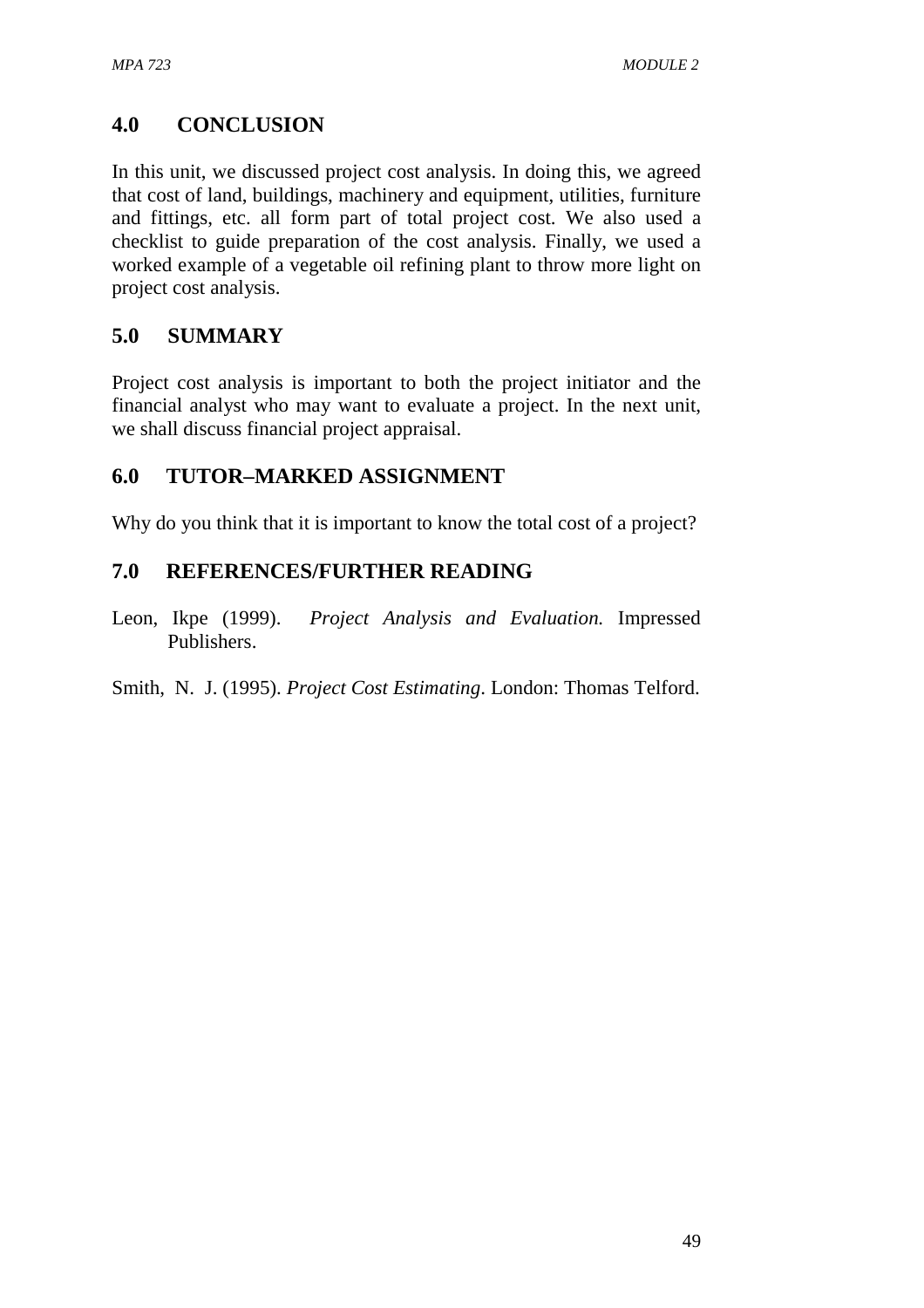## 4.0 CONCLUSION

In this unit, we discussed project cost analysis. In doing this, we agreed that cost of land, buildings, machinery and equipment, utilities, furniture and fittings, etc. all form part of total project cost. We also used a checklist to guide preparation of the cost analysis. Finally, we used a worked example of a vegetable oil refining plant to throw more light on project cost analysis.

## 5.0 SUMMARY

Project cost analysis is important to both the project initiator and the financial analyst who may want to evaluate a project. In the next unit, we shall discuss financial project appraisal.

## 6.0 TUTOR–MARKED ASSIGNMENT

Why do you think that it is important to know the total cost of a project?

## 7.0 REFERENCES/FURTHER READING

Leon, Ikpe (1999). *Project Analysis and Evaluation.* Impressed Publishers.

Smith, N. J. (1995). *Project Cost Estimating*. London: Thomas Telford.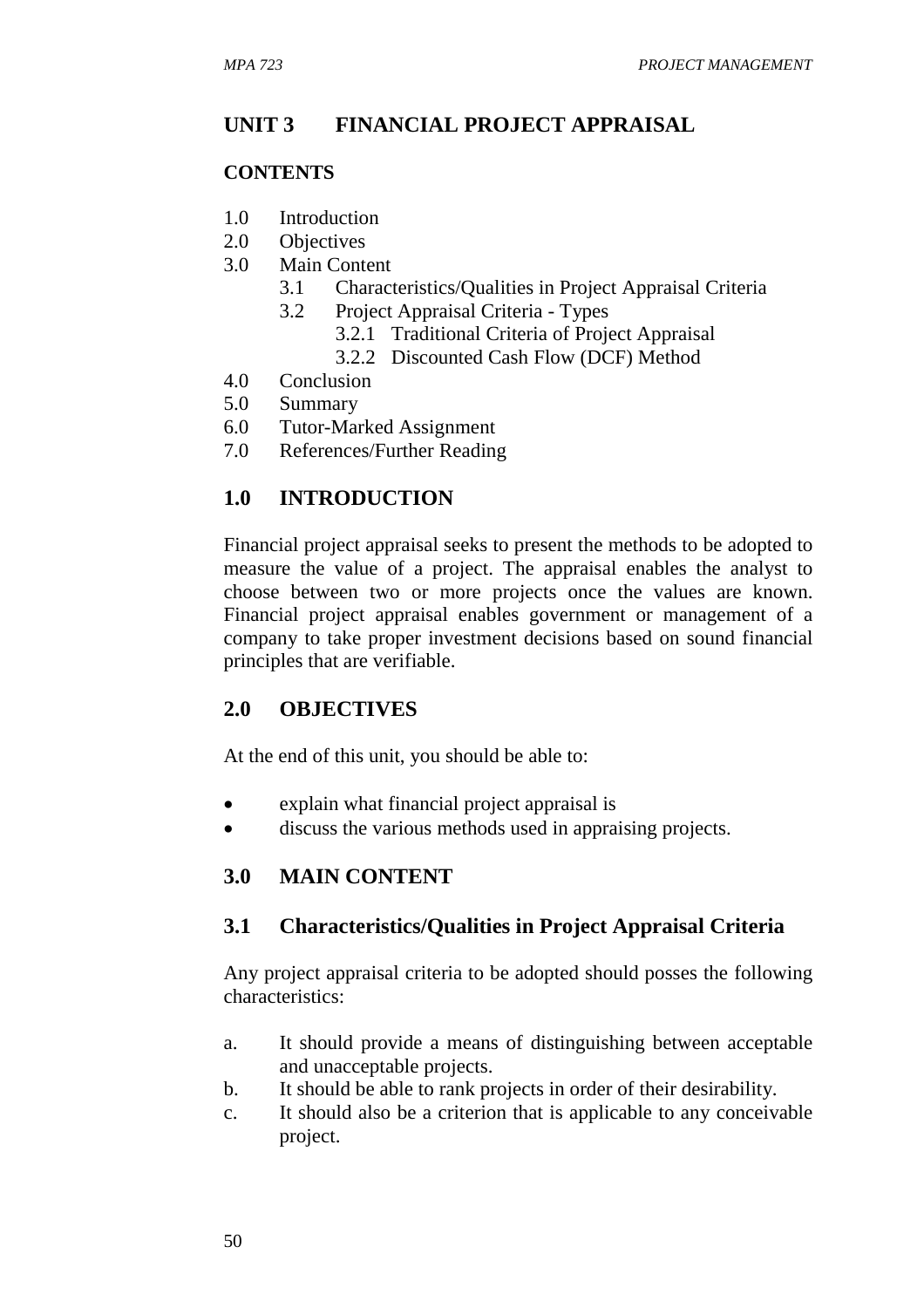## UNIT 3 FINANCIAL PROJECT APPRAISAL

**CONTENTS**

1.0 Introduction
2.0 Objectives
3.0 Main Content
  3.1 Characteristics/Qualities in Project Appraisal Criteria
  3.2 Project Appraisal Criteria - Types
    3.2.1 Traditional Criteria of Project Appraisal
    3.2.2 Discounted Cash Flow (DCF) Method
4.0 Conclusion
5.0 Summary
6.0 Tutor-Marked Assignment
7.0 References/Further Reading

## 1.0 INTRODUCTION

Financial project appraisal seeks to present the methods to be adopted to measure the value of a project. The appraisal enables the analyst to choose between two or more projects once the values are known. Financial project appraisal enables government or management of a company to take proper investment decisions based on sound financial principles that are verifiable.

## 2.0 OBJECTIVES

At the end of this unit, you should be able to:

- explain what financial project appraisal is
- discuss the various methods used in appraising projects.

## 3.0 MAIN CONTENT

### 3.1 Characteristics/Qualities in Project Appraisal Criteria

Any project appraisal criteria to be adopted should posses the following characteristics:

a. It should provide a means of distinguishing between acceptable and unacceptable projects.
b. It should be able to rank projects in order of their desirability.
c. It should also be a criterion that is applicable to any conceivable project.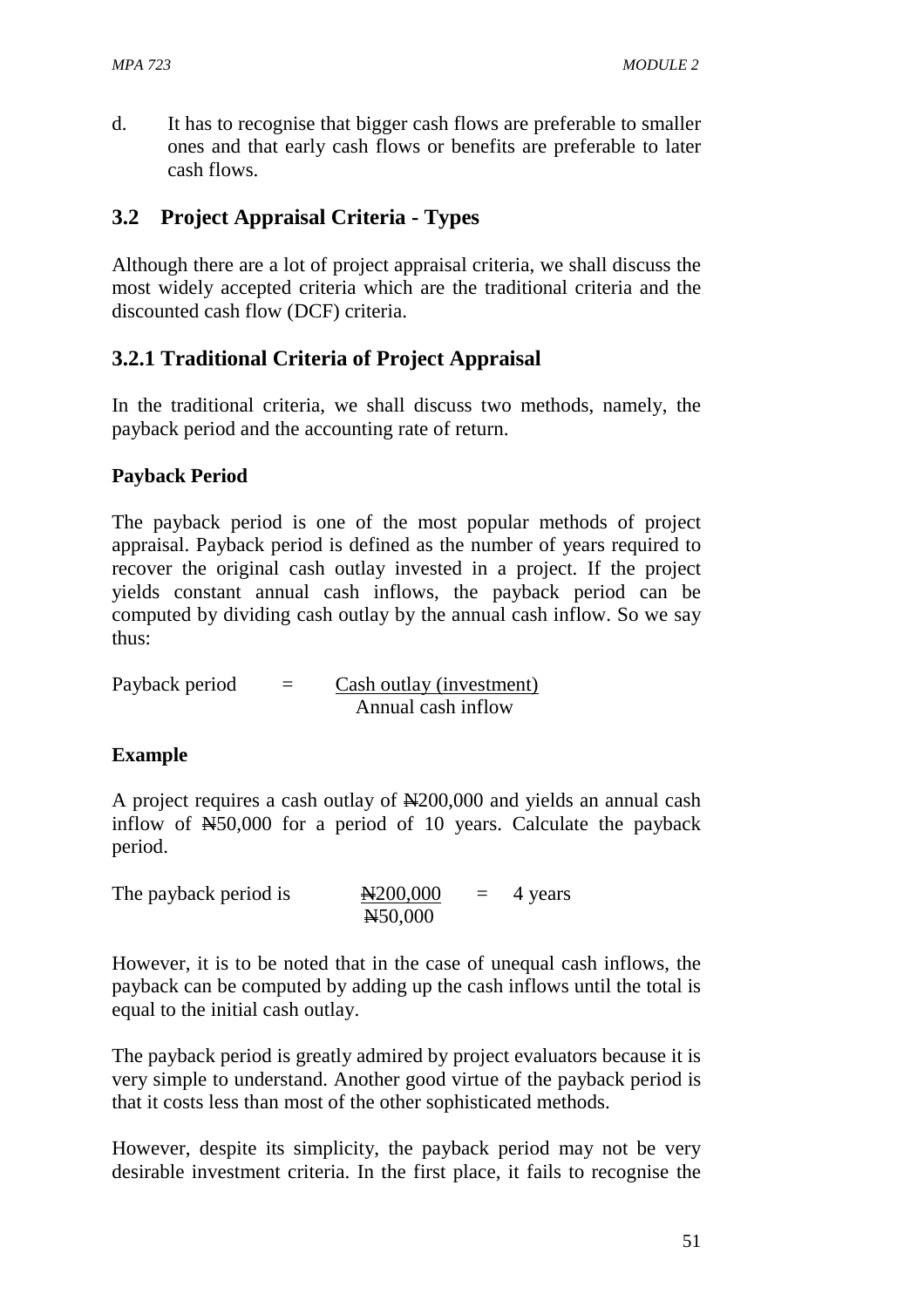d. It has to recognise that bigger cash flows are preferable to smaller ones and that early cash flows or benefits are preferable to later cash flows.

## 3.2 Project Appraisal Criteria - Types

Although there are a lot of project appraisal criteria, we shall discuss the most widely accepted criteria which are the traditional criteria and the discounted cash flow (DCF) criteria.

### 3.2.1 Traditional Criteria of Project Appraisal

In the traditional criteria, we shall discuss two methods, namely, the payback period and the accounting rate of return.

**Payback Period**

The payback period is one of the most popular methods of project appraisal. Payback period is defined as the number of years required to recover the original cash outlay invested in a project. If the project yields constant annual cash inflows, the payback period can be computed by dividing cash outlay by the annual cash inflow. So we say thus:

$$\text{Payback period} = \frac{\text{Cash outlay (investment)}}{\text{Annual cash inflow}}$$

**Example**

A project requires a cash outlay of ₦200,000 and yields an annual cash inflow of ₦50,000 for a period of 10 years. Calculate the payback period.

$$\text{The payback period is} \quad \frac{₦200{,}000}{₦50{,}000} = 4 \text{ years}$$

However, it is to be noted that in the case of unequal cash inflows, the payback can be computed by adding up the cash inflows until the total is equal to the initial cash outlay.

The payback period is greatly admired by project evaluators because it is very simple to understand. Another good virtue of the payback period is that it costs less than most of the other sophisticated methods.

However, despite its simplicity, the payback period may not be very desirable investment criteria. In the first place, it fails to recognise the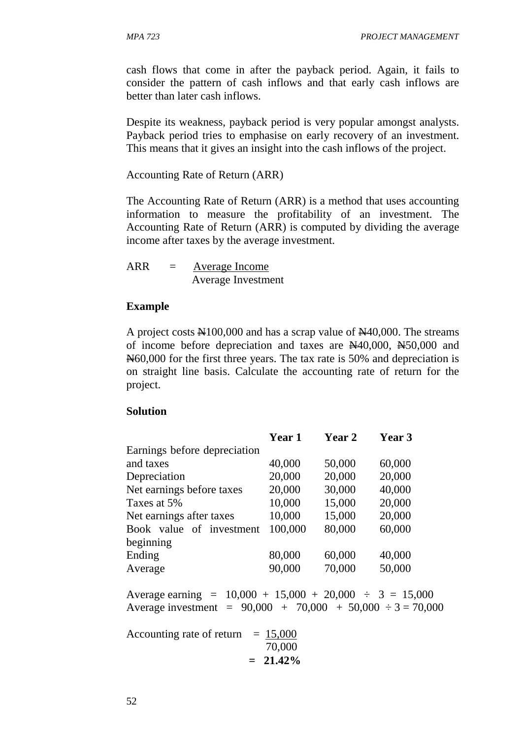cash flows that come in after the payback period. Again, it fails to consider the pattern of cash inflows and that early cash inflows are better than later cash inflows.

Despite its weakness, payback period is very popular amongst analysts. Payback period tries to emphasise on early recovery of an investment. This means that it gives an insight into the cash inflows of the project.

Accounting Rate of Return (ARR)

The Accounting Rate of Return (ARR) is a method that uses accounting information to measure the profitability of an investment. The Accounting Rate of Return (ARR) is computed by dividing the average income after taxes by the average investment.

$$ARR = \frac{\text{Average Income}}{\text{Average Investment}}$$

**Example**

A project costs ₦100,000 and has a scrap value of ₦40,000. The streams of income before depreciation and taxes are ₦40,000, ₦50,000 and ₦60,000 for the first three years. The tax rate is 50% and depreciation is on straight line basis. Calculate the accounting rate of return for the project.

**Solution**

| | **Year 1** | **Year 2** | **Year 3** |
|---|---|---|---|
| Earnings before depreciation and taxes | 40,000 | 50,000 | 60,000 |
| Depreciation | 20,000 | 20,000 | 20,000 |
| Net earnings before taxes | 20,000 | 30,000 | 40,000 |
| Taxes at 5% | 10,000 | 15,000 | 20,000 |
| Net earnings after taxes | 10,000 | 15,000 | 20,000 |
| Book value of investment beginning | 100,000 | 80,000 | 60,000 |
| Ending | 80,000 | 60,000 | 40,000 |
| Average | 90,000 | 70,000 | 50,000 |

Average earning = 10,000 + 15,000 + 20,000 ÷ 3 = 15,000
Average investment = 90,000 + 70,000 + 50,000 ÷ 3 = 70,000

$$\text{Accounting rate of return} = \frac{15,000}{70,000}$$

$$= \mathbf{21.42\%}$$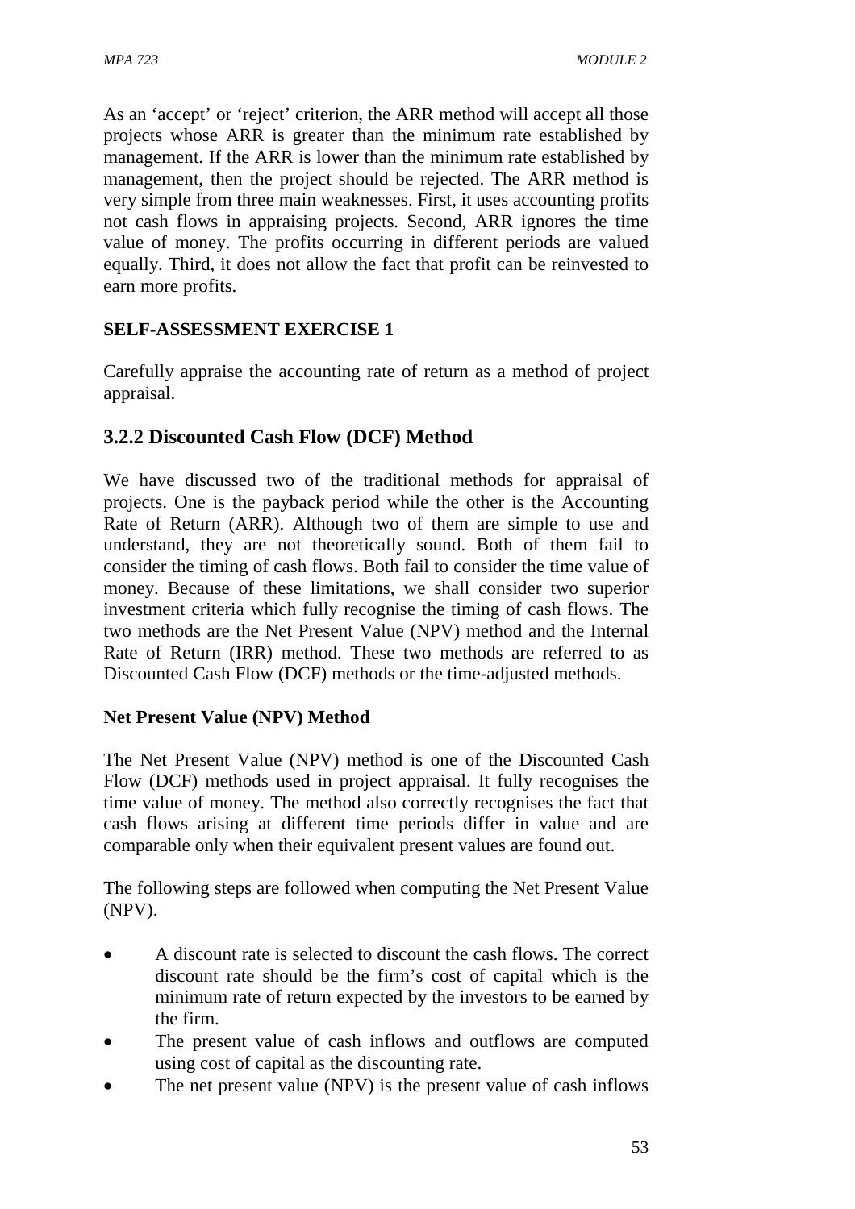As an 'accept' or 'reject' criterion, the ARR method will accept all those projects whose ARR is greater than the minimum rate established by management. If the ARR is lower than the minimum rate established by management, then the project should be rejected. The ARR method is very simple from three main weaknesses. First, it uses accounting profits not cash flows in appraising projects. Second, ARR ignores the time value of money. The profits occurring in different periods are valued equally. Third, it does not allow the fact that profit can be reinvested to earn more profits.

**SELF-ASSESSMENT EXERCISE 1**

Carefully appraise the accounting rate of return as a method of project appraisal.

### 3.2.2 Discounted Cash Flow (DCF) Method

We have discussed two of the traditional methods for appraisal of projects. One is the payback period while the other is the Accounting Rate of Return (ARR). Although two of them are simple to use and understand, they are not theoretically sound. Both of them fail to consider the timing of cash flows. Both fail to consider the time value of money. Because of these limitations, we shall consider two superior investment criteria which fully recognise the timing of cash flows. The two methods are the Net Present Value (NPV) method and the Internal Rate of Return (IRR) method. These two methods are referred to as Discounted Cash Flow (DCF) methods or the time-adjusted methods.

**Net Present Value (NPV) Method**

The Net Present Value (NPV) method is one of the Discounted Cash Flow (DCF) methods used in project appraisal. It fully recognises the time value of money. The method also correctly recognises the fact that cash flows arising at different time periods differ in value and are comparable only when their equivalent present values are found out.

The following steps are followed when computing the Net Present Value (NPV).

- A discount rate is selected to discount the cash flows. The correct discount rate should be the firm's cost of capital which is the minimum rate of return expected by the investors to be earned by the firm.
- The present value of cash inflows and outflows are computed using cost of capital as the discounting rate.
- The net present value (NPV) is the present value of cash inflows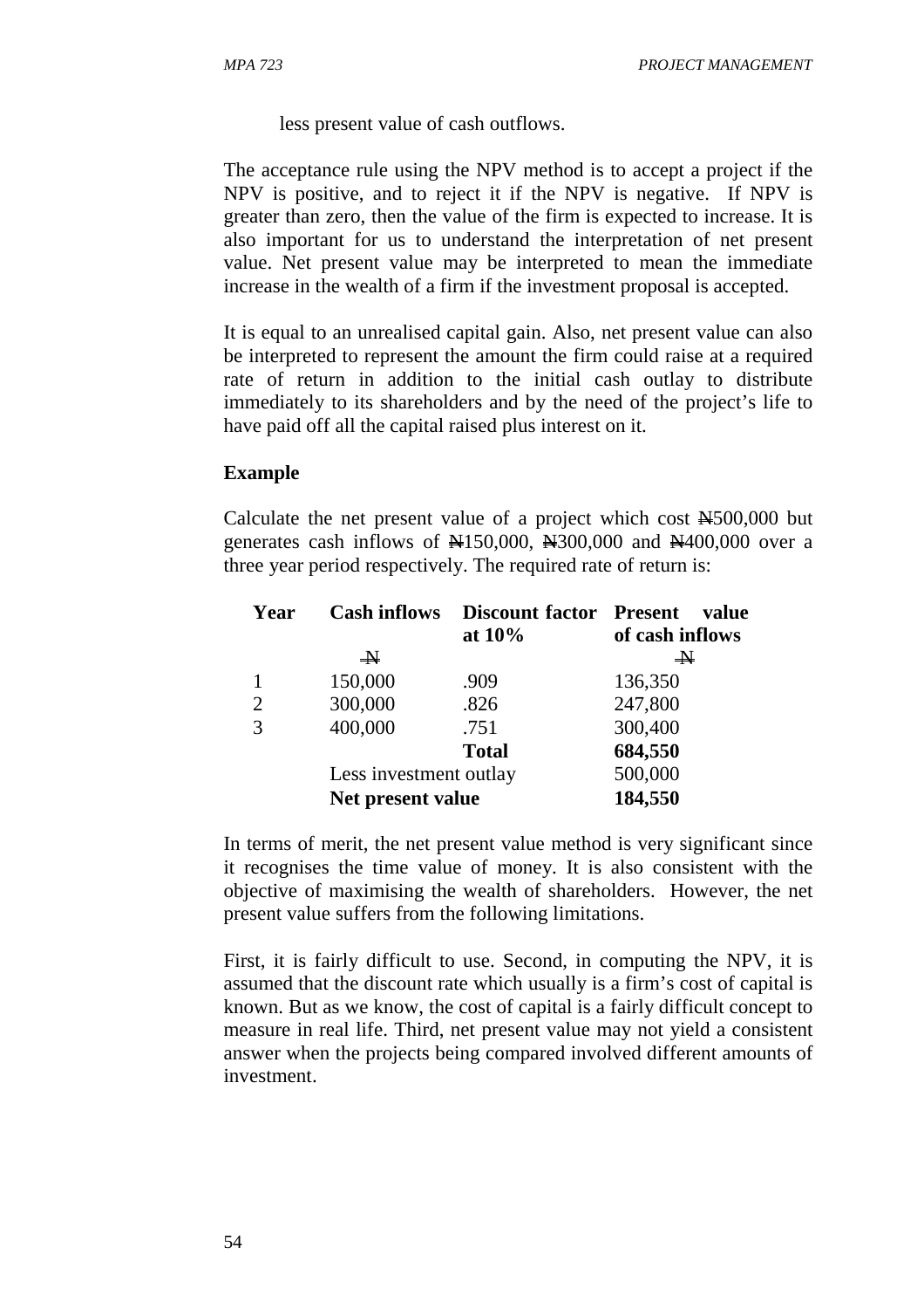less present value of cash outflows.

The acceptance rule using the NPV method is to accept a project if the NPV is positive, and to reject it if the NPV is negative. If NPV is greater than zero, then the value of the firm is expected to increase. It is also important for us to understand the interpretation of net present value. Net present value may be interpreted to mean the immediate increase in the wealth of a firm if the investment proposal is accepted.

It is equal to an unrealised capital gain. Also, net present value can also be interpreted to represent the amount the firm could raise at a required rate of return in addition to the initial cash outlay to distribute immediately to its shareholders and by the need of the project's life to have paid off all the capital raised plus interest on it.

**Example**

Calculate the net present value of a project which cost ₦500,000 but generates cash inflows of ₦150,000, ₦300,000 and ₦400,000 over a three year period respectively. The required rate of return is:

| Year | Cash inflows | Discount factor at 10% | Present value of cash inflows |
|---|---|---|---|
| | ₦ | | ₦ |
| 1 | 150,000 | .909 | 136,350 |
| 2 | 300,000 | .826 | 247,800 |
| 3 | 400,000 | .751 | 300,400 |
| | | **Total** | **684,550** |
| | Less investment outlay | | 500,000 |
| | **Net present value** | | **184,550** |

In terms of merit, the net present value method is very significant since it recognises the time value of money. It is also consistent with the objective of maximising the wealth of shareholders. However, the net present value suffers from the following limitations.

First, it is fairly difficult to use. Second, in computing the NPV, it is assumed that the discount rate which usually is a firm's cost of capital is known. But as we know, the cost of capital is a fairly difficult concept to measure in real life. Third, net present value may not yield a consistent answer when the projects being compared involved different amounts of investment.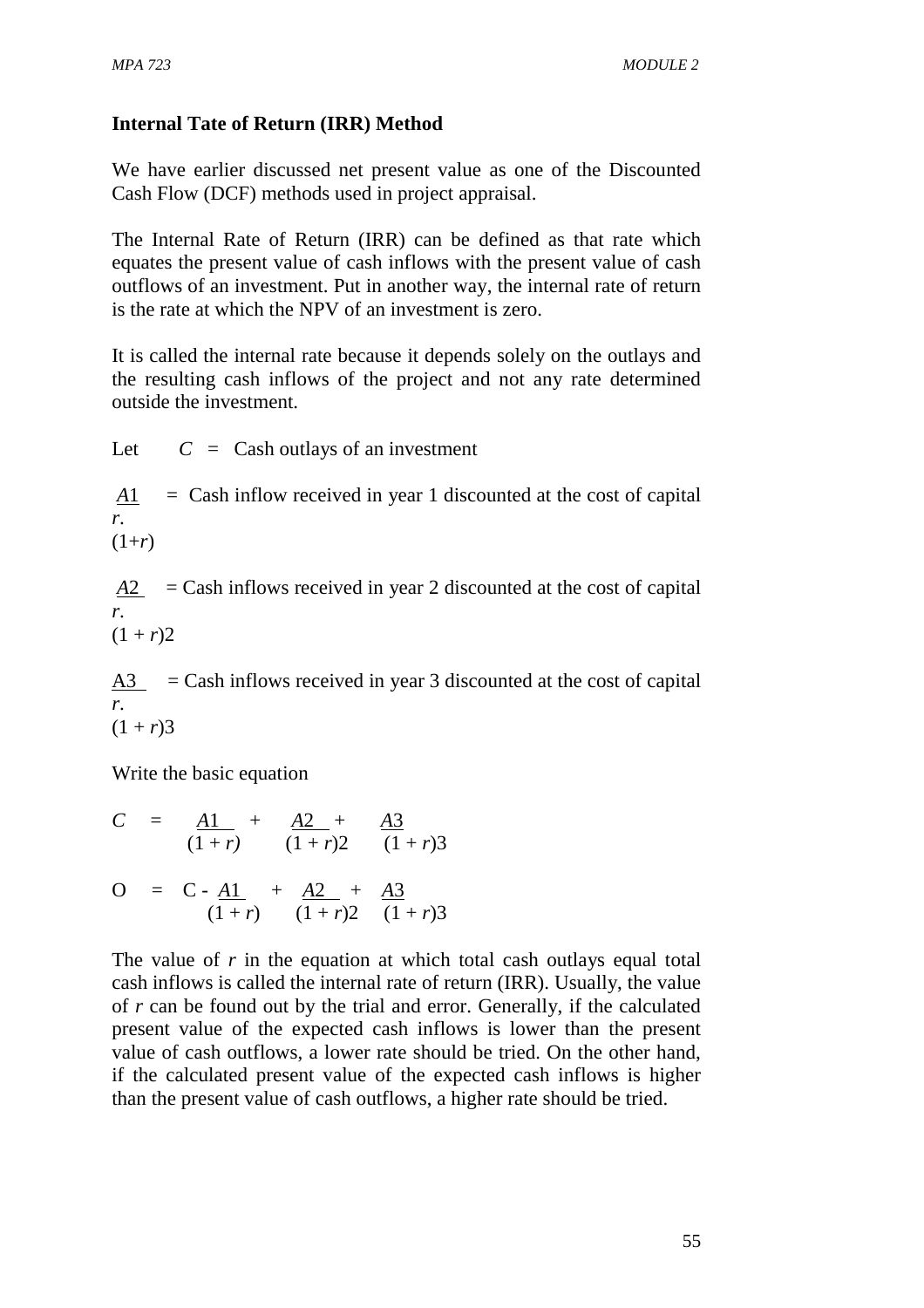**Internal Tate of Return (IRR) Method**

We have earlier discussed net present value as one of the Discounted Cash Flow (DCF) methods used in project appraisal.

The Internal Rate of Return (IRR) can be defined as that rate which equates the present value of cash inflows with the present value of cash outflows of an investment. Put in another way, the internal rate of return is the rate at which the NPV of an investment is zero.

It is called the internal rate because it depends solely on the outlays and the resulting cash inflows of the project and not any rate determined outside the investment.

Let $C$ = Cash outlays of an investment

$\frac{A1}{(1+r)}$ = Cash inflow received in year 1 discounted at the cost of capital $r$.

$\frac{A2}{(1+r)^2}$ = Cash inflows received in year 2 discounted at the cost of capital $r$.

$\frac{A3}{(1+r)^3}$ = Cash inflows received in year 3 discounted at the cost of capital $r$.

Write the basic equation

$$C = \frac{A1}{(1+r)} + \frac{A2}{(1+r)^2} + \frac{A3}{(1+r)^3}$$

$$O = C - \frac{A1}{(1+r)} + \frac{A2}{(1+r)^2} + \frac{A3}{(1+r)^3}$$

The value of $r$ in the equation at which total cash outlays equal total cash inflows is called the internal rate of return (IRR). Usually, the value of $r$ can be found out by the trial and error. Generally, if the calculated present value of the expected cash inflows is lower than the present value of cash outflows, a lower rate should be tried. On the other hand, if the calculated present value of the expected cash inflows is higher than the present value of cash outflows, a higher rate should be tried.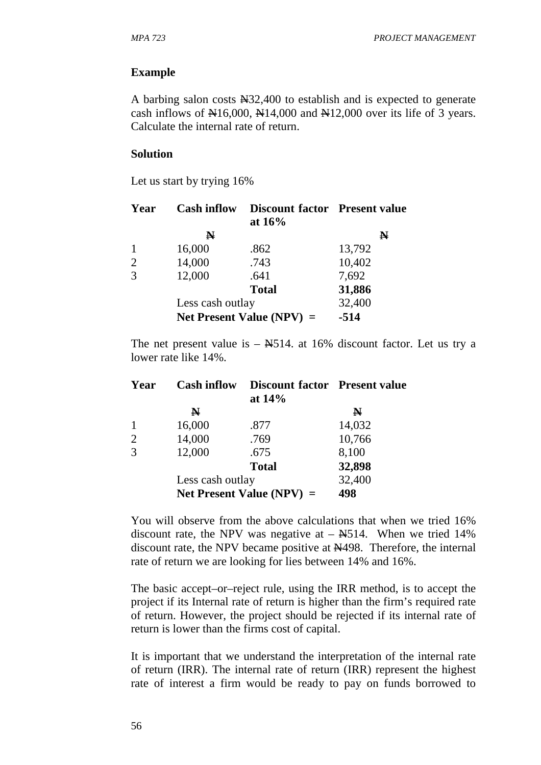**Example**

A barbing salon costs ₦32,400 to establish and is expected to generate cash inflows of ₦16,000, ₦14,000 and ₦12,000 over its life of 3 years. Calculate the internal rate of return.

**Solution**

Let us start by trying 16%

| **Year** | **Cash inflow** | **Discount factor at 16%** | **Present value** |
|---|---|---|---|
| | ₦ | | ₦ |
| 1 | 16,000 | .862 | 13,792 |
| 2 | 14,000 | .743 | 10,402 |
| 3 | 12,000 | .641 | 7,692 |
| | | **Total** | **31,886** |
| | Less cash outlay | | 32,400 |
| | **Net Present Value (NPV) =** | | **-514** |

The net present value is – ₦514. at 16% discount factor. Let us try a lower rate like 14%.

| **Year** | **Cash inflow** | **Discount factor at 14%** | **Present value** |
|---|---|---|---|
| | ₦ | | ₦ |
| 1 | 16,000 | .877 | 14,032 |
| 2 | 14,000 | .769 | 10,766 |
| 3 | 12,000 | .675 | 8,100 |
| | | **Total** | **32,898** |
| | Less cash outlay | | 32,400 |
| | **Net Present Value (NPV) =** | | **498** |

You will observe from the above calculations that when we tried 16% discount rate, the NPV was negative at – ₦514. When we tried 14% discount rate, the NPV became positive at ₦498. Therefore, the internal rate of return we are looking for lies between 14% and 16%.

The basic accept–or–reject rule, using the IRR method, is to accept the project if its Internal rate of return is higher than the firm's required rate of return. However, the project should be rejected if its internal rate of return is lower than the firms cost of capital.

It is important that we understand the interpretation of the internal rate of return (IRR). The internal rate of return (IRR) represent the highest rate of interest a firm would be ready to pay on funds borrowed to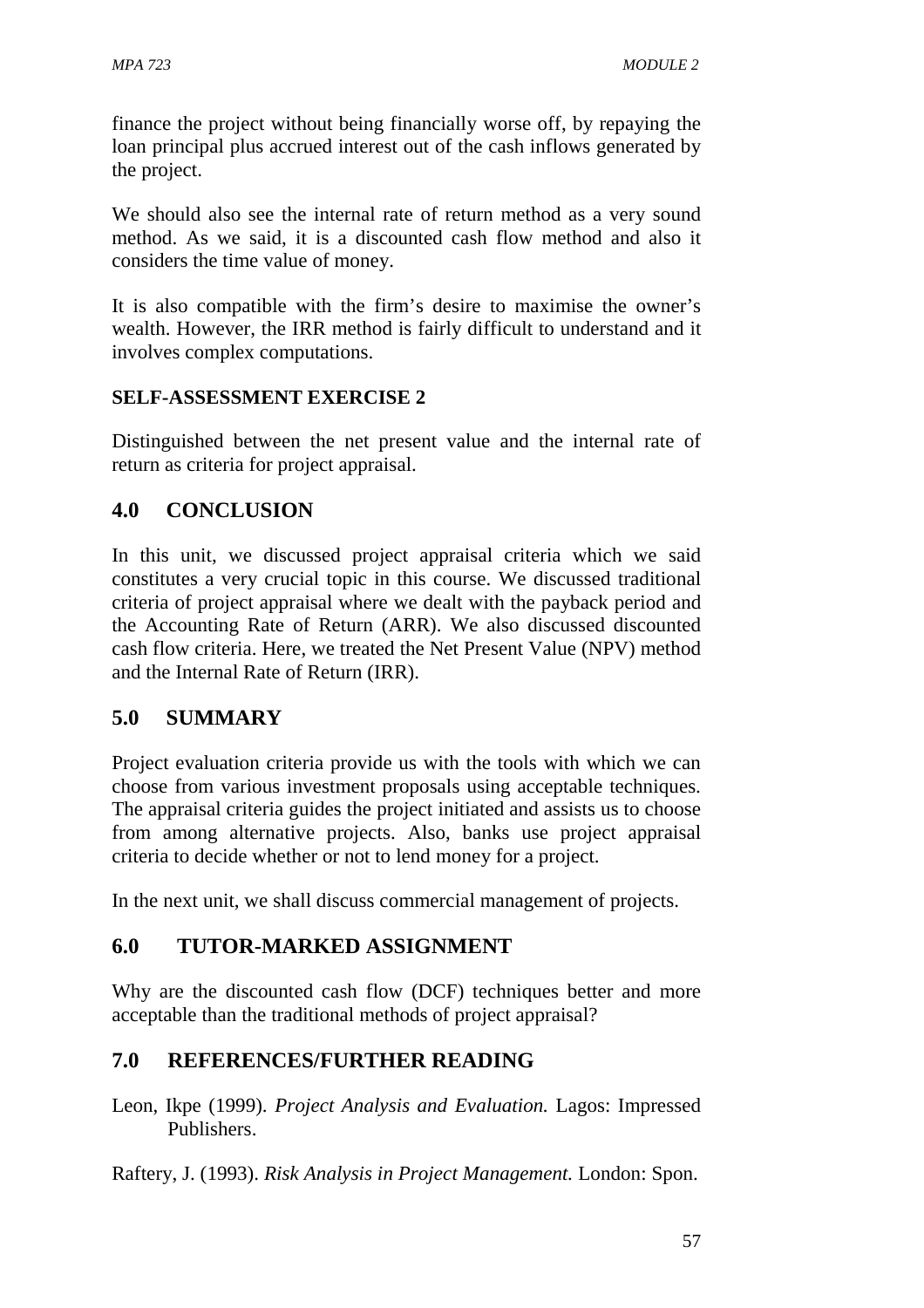finance the project without being financially worse off, by repaying the loan principal plus accrued interest out of the cash inflows generated by the project.

We should also see the internal rate of return method as a very sound method. As we said, it is a discounted cash flow method and also it considers the time value of money.

It is also compatible with the firm's desire to maximise the owner's wealth. However, the IRR method is fairly difficult to understand and it involves complex computations.

**SELF-ASSESSMENT EXERCISE 2**

Distinguished between the net present value and the internal rate of return as criteria for project appraisal.

## 4.0 CONCLUSION

In this unit, we discussed project appraisal criteria which we said constitutes a very crucial topic in this course. We discussed traditional criteria of project appraisal where we dealt with the payback period and the Accounting Rate of Return (ARR). We also discussed discounted cash flow criteria. Here, we treated the Net Present Value (NPV) method and the Internal Rate of Return (IRR).

## 5.0 SUMMARY

Project evaluation criteria provide us with the tools with which we can choose from various investment proposals using acceptable techniques. The appraisal criteria guides the project initiated and assists us to choose from among alternative projects. Also, banks use project appraisal criteria to decide whether or not to lend money for a project.

In the next unit, we shall discuss commercial management of projects.

## 6.0 TUTOR-MARKED ASSIGNMENT

Why are the discounted cash flow (DCF) techniques better and more acceptable than the traditional methods of project appraisal?

## 7.0 REFERENCES/FURTHER READING

Leon, Ikpe (1999). *Project Analysis and Evaluation.* Lagos: Impressed Publishers.

Raftery, J. (1993). *Risk Analysis in Project Management.* London: Spon.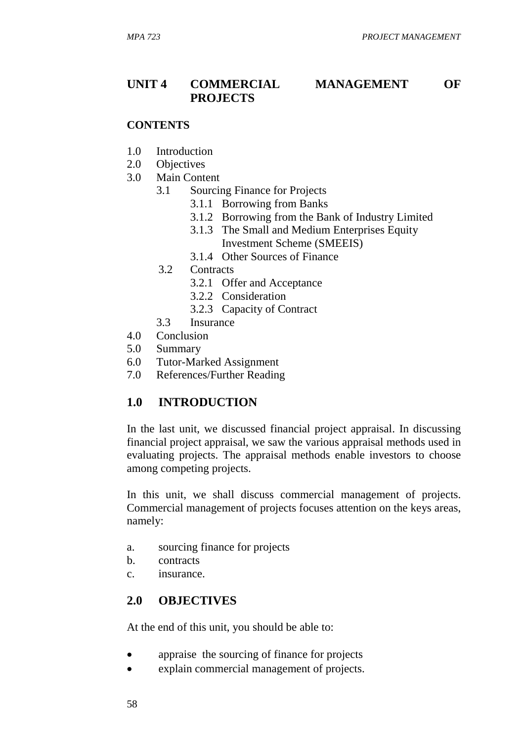## UNIT 4 COMMERCIAL MANAGEMENT OF PROJECTS

**CONTENTS**

1.0 Introduction
2.0 Objectives
3.0 Main Content
   3.1 Sourcing Finance for Projects
      3.1.1 Borrowing from Banks
      3.1.2 Borrowing from the Bank of Industry Limited
      3.1.3 The Small and Medium Enterprises Equity Investment Scheme (SMEEIS)
      3.1.4 Other Sources of Finance
   3.2 Contracts
      3.2.1 Offer and Acceptance
      3.2.2 Consideration
      3.2.3 Capacity of Contract
   3.3 Insurance
4.0 Conclusion
5.0 Summary
6.0 Tutor-Marked Assignment
7.0 References/Further Reading

## 1.0 INTRODUCTION

In the last unit, we discussed financial project appraisal. In discussing financial project appraisal, we saw the various appraisal methods used in evaluating projects. The appraisal methods enable investors to choose among competing projects.

In this unit, we shall discuss commercial management of projects. Commercial management of projects focuses attention on the keys areas, namely:

a. sourcing finance for projects
b. contracts
c. insurance.

## 2.0 OBJECTIVES

At the end of this unit, you should be able to:

- appraise the sourcing of finance for projects
- explain commercial management of projects.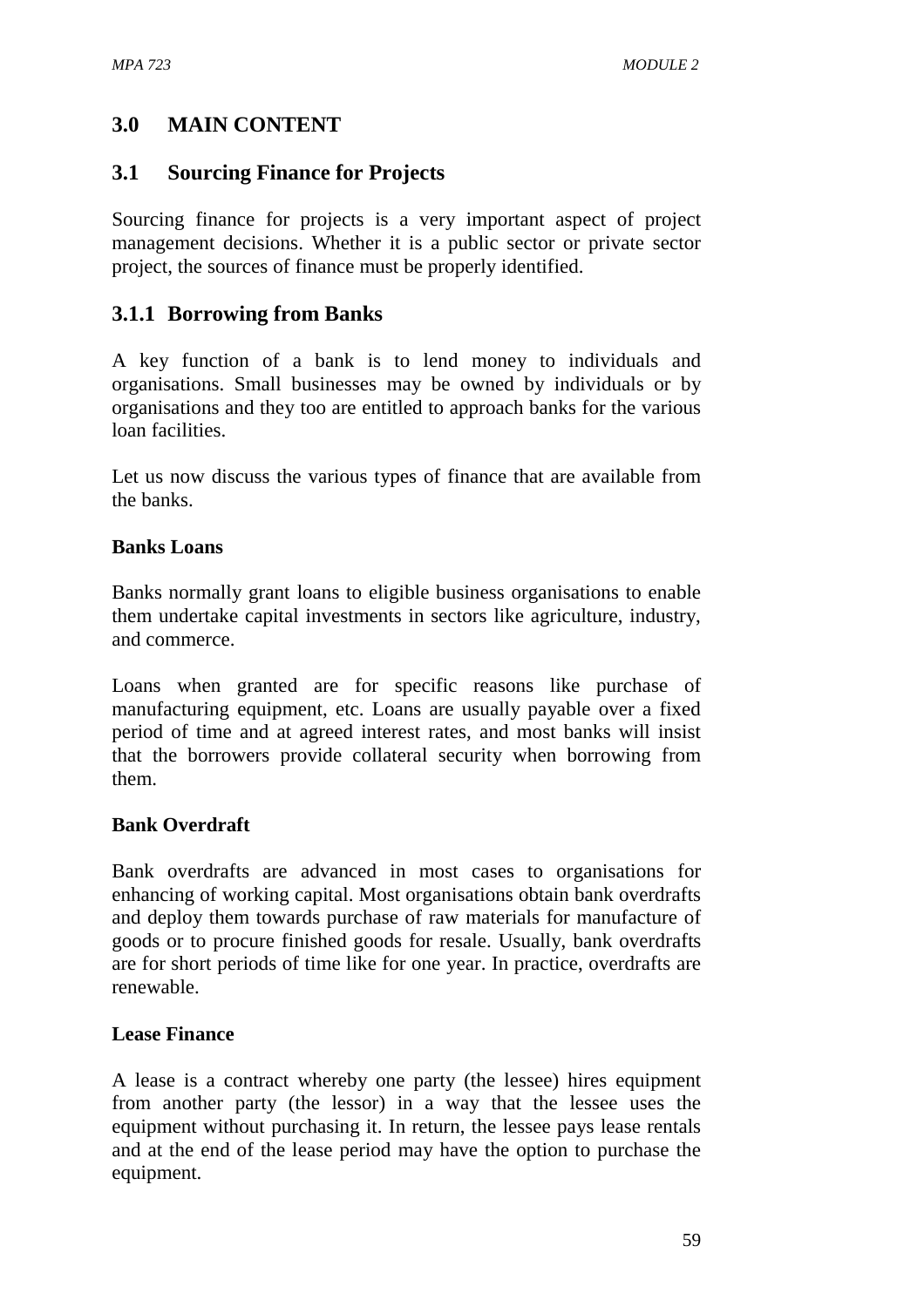## 3.0 MAIN CONTENT

### 3.1 Sourcing Finance for Projects

Sourcing finance for projects is a very important aspect of project management decisions. Whether it is a public sector or private sector project, the sources of finance must be properly identified.

#### 3.1.1 Borrowing from Banks

A key function of a bank is to lend money to individuals and organisations. Small businesses may be owned by individuals or by organisations and they too are entitled to approach banks for the various loan facilities.

Let us now discuss the various types of finance that are available from the banks.

**Banks Loans**

Banks normally grant loans to eligible business organisations to enable them undertake capital investments in sectors like agriculture, industry, and commerce.

Loans when granted are for specific reasons like purchase of manufacturing equipment, etc. Loans are usually payable over a fixed period of time and at agreed interest rates, and most banks will insist that the borrowers provide collateral security when borrowing from them.

**Bank Overdraft**

Bank overdrafts are advanced in most cases to organisations for enhancing of working capital. Most organisations obtain bank overdrafts and deploy them towards purchase of raw materials for manufacture of goods or to procure finished goods for resale. Usually, bank overdrafts are for short periods of time like for one year. In practice, overdrafts are renewable.

**Lease Finance**

A lease is a contract whereby one party (the lessee) hires equipment from another party (the lessor) in a way that the lessee uses the equipment without purchasing it. In return, the lessee pays lease rentals and at the end of the lease period may have the option to purchase the equipment.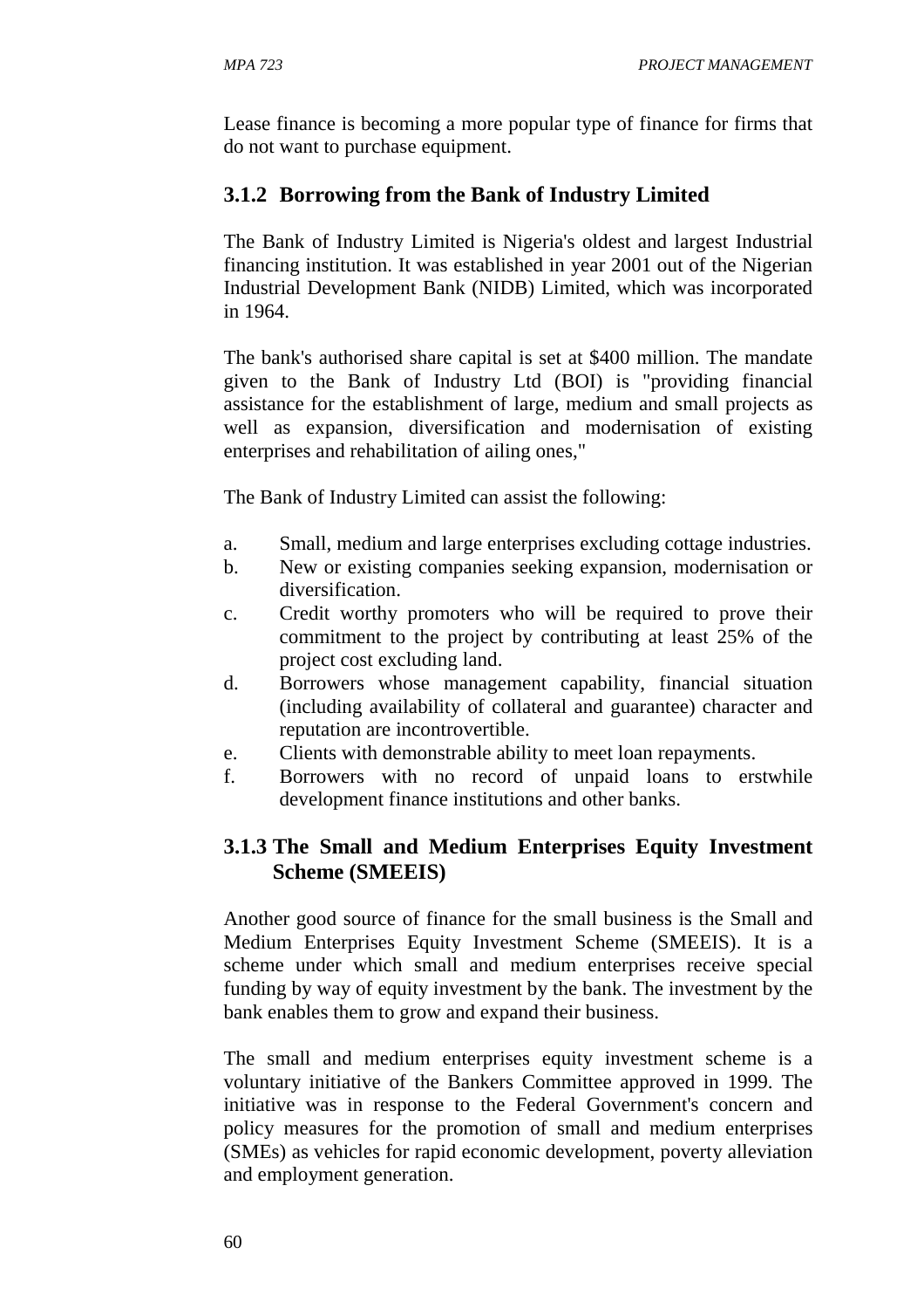Lease finance is becoming a more popular type of finance for firms that do not want to purchase equipment.

### 3.1.2 Borrowing from the Bank of Industry Limited

The Bank of Industry Limited is Nigeria's oldest and largest Industrial financing institution. It was established in year 2001 out of the Nigerian Industrial Development Bank (NIDB) Limited, which was incorporated in 1964.

The bank's authorised share capital is set at $400 million. The mandate given to the Bank of Industry Ltd (BOI) is "providing financial assistance for the establishment of large, medium and small projects as well as expansion, diversification and modernisation of existing enterprises and rehabilitation of ailing ones,"

The Bank of Industry Limited can assist the following:

a. Small, medium and large enterprises excluding cottage industries.
b. New or existing companies seeking expansion, modernisation or diversification.
c. Credit worthy promoters who will be required to prove their commitment to the project by contributing at least 25% of the project cost excluding land.
d. Borrowers whose management capability, financial situation (including availability of collateral and guarantee) character and reputation are incontrovertible.
e. Clients with demonstrable ability to meet loan repayments.
f. Borrowers with no record of unpaid loans to erstwhile development finance institutions and other banks.

### 3.1.3 The Small and Medium Enterprises Equity Investment Scheme (SMEEIS)

Another good source of finance for the small business is the Small and Medium Enterprises Equity Investment Scheme (SMEEIS). It is a scheme under which small and medium enterprises receive special funding by way of equity investment by the bank. The investment by the bank enables them to grow and expand their business.

The small and medium enterprises equity investment scheme is a voluntary initiative of the Bankers Committee approved in 1999. The initiative was in response to the Federal Government's concern and policy measures for the promotion of small and medium enterprises (SMEs) as vehicles for rapid economic development, poverty alleviation and employment generation.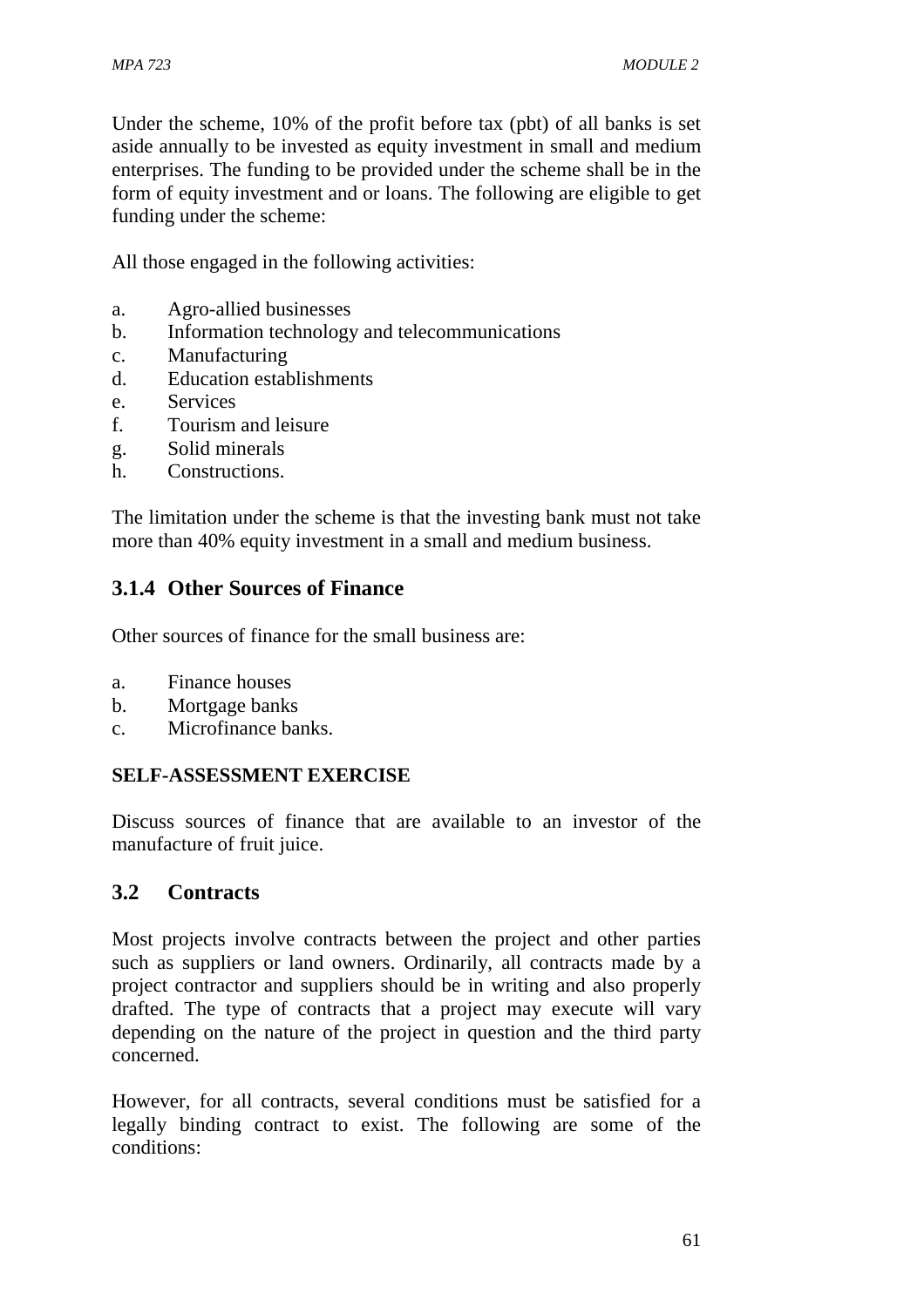Under the scheme, 10% of the profit before tax (pbt) of all banks is set aside annually to be invested as equity investment in small and medium enterprises. The funding to be provided under the scheme shall be in the form of equity investment and or loans. The following are eligible to get funding under the scheme:

All those engaged in the following activities:

a. Agro-allied businesses
b. Information technology and telecommunications
c. Manufacturing
d. Education establishments
e. Services
f. Tourism and leisure
g. Solid minerals
h. Constructions.

The limitation under the scheme is that the investing bank must not take more than 40% equity investment in a small and medium business.

### 3.1.4 Other Sources of Finance

Other sources of finance for the small business are:

a. Finance houses
b. Mortgage banks
c. Microfinance banks.

**SELF-ASSESSMENT EXERCISE**

Discuss sources of finance that are available to an investor of the manufacture of fruit juice.

## 3.2 Contracts

Most projects involve contracts between the project and other parties such as suppliers or land owners. Ordinarily, all contracts made by a project contractor and suppliers should be in writing and also properly drafted. The type of contracts that a project may execute will vary depending on the nature of the project in question and the third party concerned.

However, for all contracts, several conditions must be satisfied for a legally binding contract to exist. The following are some of the conditions: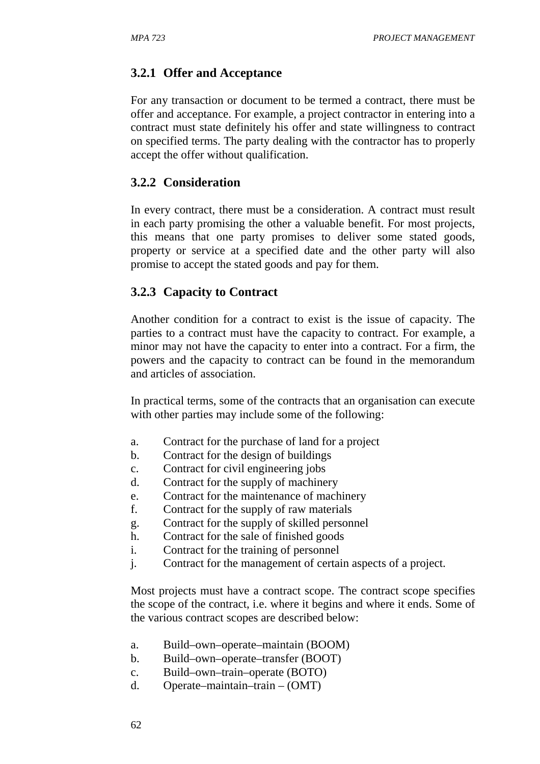### 3.2.1 Offer and Acceptance

For any transaction or document to be termed a contract, there must be offer and acceptance. For example, a project contractor in entering into a contract must state definitely his offer and state willingness to contract on specified terms. The party dealing with the contractor has to properly accept the offer without qualification.

### 3.2.2 Consideration

In every contract, there must be a consideration. A contract must result in each party promising the other a valuable benefit. For most projects, this means that one party promises to deliver some stated goods, property or service at a specified date and the other party will also promise to accept the stated goods and pay for them.

### 3.2.3 Capacity to Contract

Another condition for a contract to exist is the issue of capacity. The parties to a contract must have the capacity to contract. For example, a minor may not have the capacity to enter into a contract. For a firm, the powers and the capacity to contract can be found in the memorandum and articles of association.

In practical terms, some of the contracts that an organisation can execute with other parties may include some of the following:

a. Contract for the purchase of land for a project
b. Contract for the design of buildings
c. Contract for civil engineering jobs
d. Contract for the supply of machinery
e. Contract for the maintenance of machinery
f. Contract for the supply of raw materials
g. Contract for the supply of skilled personnel
h. Contract for the sale of finished goods
i. Contract for the training of personnel
j. Contract for the management of certain aspects of a project.

Most projects must have a contract scope. The contract scope specifies the scope of the contract, i.e. where it begins and where it ends. Some of the various contract scopes are described below:

a. Build–own–operate–maintain (BOOM)
b. Build–own–operate–transfer (BOOT)
c. Build–own–train–operate (BOTO)
d. Operate–maintain–train – (OMT)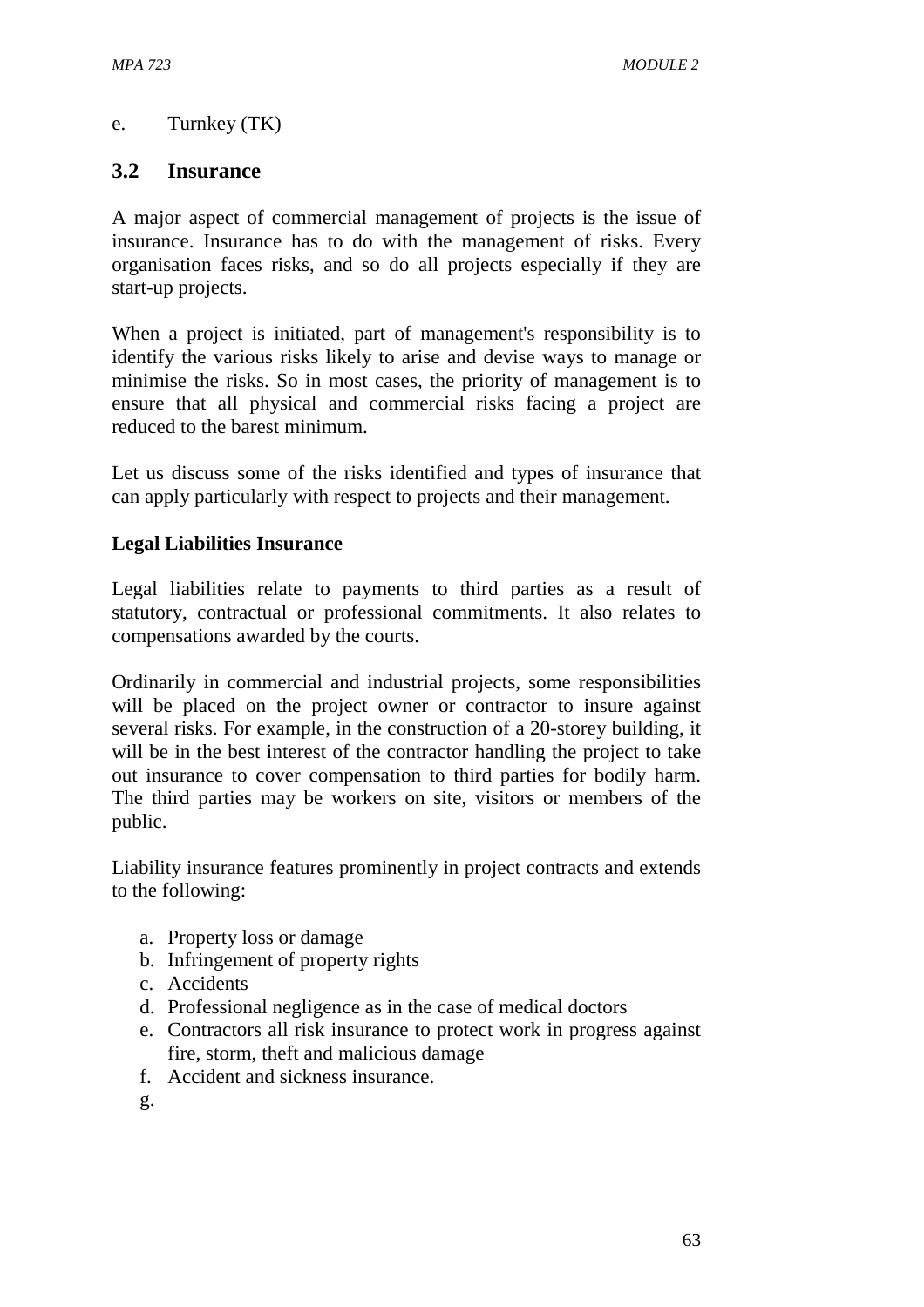e. Turnkey (TK)

## 3.2 Insurance

A major aspect of commercial management of projects is the issue of insurance. Insurance has to do with the management of risks. Every organisation faces risks, and so do all projects especially if they are start-up projects.

When a project is initiated, part of management's responsibility is to identify the various risks likely to arise and devise ways to manage or minimise the risks. So in most cases, the priority of management is to ensure that all physical and commercial risks facing a project are reduced to the barest minimum.

Let us discuss some of the risks identified and types of insurance that can apply particularly with respect to projects and their management.

**Legal Liabilities Insurance**

Legal liabilities relate to payments to third parties as a result of statutory, contractual or professional commitments. It also relates to compensations awarded by the courts.

Ordinarily in commercial and industrial projects, some responsibilities will be placed on the project owner or contractor to insure against several risks. For example, in the construction of a 20-storey building, it will be in the best interest of the contractor handling the project to take out insurance to cover compensation to third parties for bodily harm. The third parties may be workers on site, visitors or members of the public.

Liability insurance features prominently in project contracts and extends to the following:

a. Property loss or damage
b. Infringement of property rights
c. Accidents
d. Professional negligence as in the case of medical doctors
e. Contractors all risk insurance to protect work in progress against fire, storm, theft and malicious damage
f. Accident and sickness insurance.
g.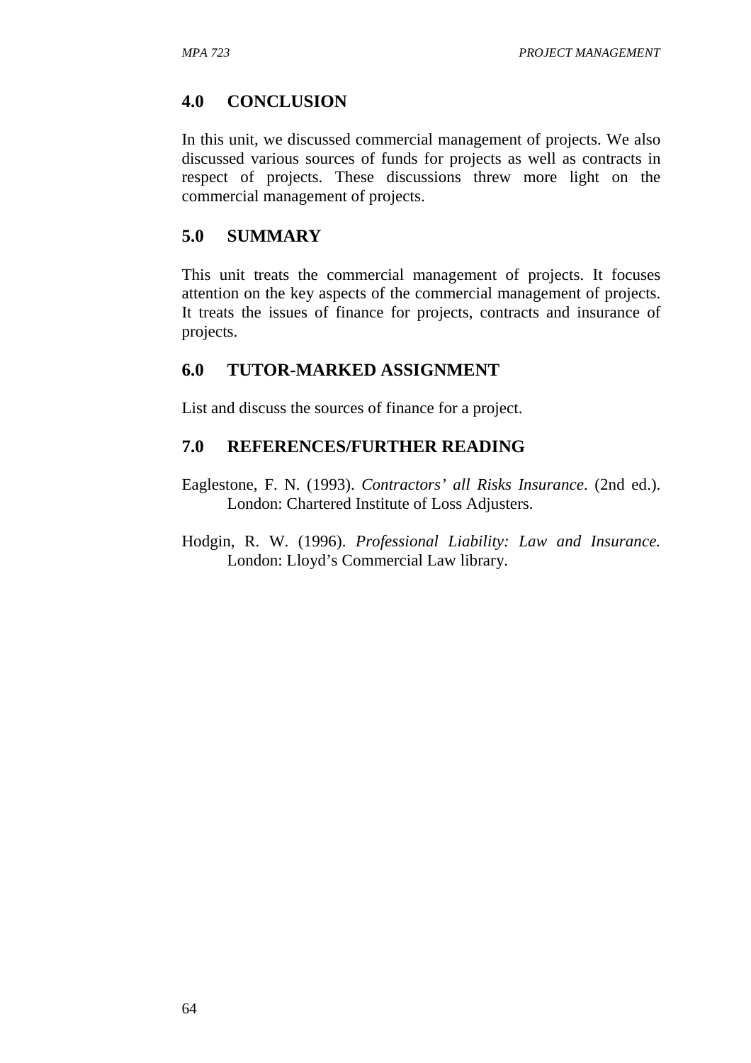## 4.0 CONCLUSION

In this unit, we discussed commercial management of projects. We also discussed various sources of funds for projects as well as contracts in respect of projects. These discussions threw more light on the commercial management of projects.

## 5.0 SUMMARY

This unit treats the commercial management of projects. It focuses attention on the key aspects of the commercial management of projects. It treats the issues of finance for projects, contracts and insurance of projects.

## 6.0 TUTOR-MARKED ASSIGNMENT

List and discuss the sources of finance for a project.

## 7.0 REFERENCES/FURTHER READING

Eaglestone, F. N. (1993). *Contractors' all Risks Insurance*. (2nd ed.). London: Chartered Institute of Loss Adjusters.

Hodgin, R. W. (1996). *Professional Liability: Law and Insurance.* London: Lloyd's Commercial Law library.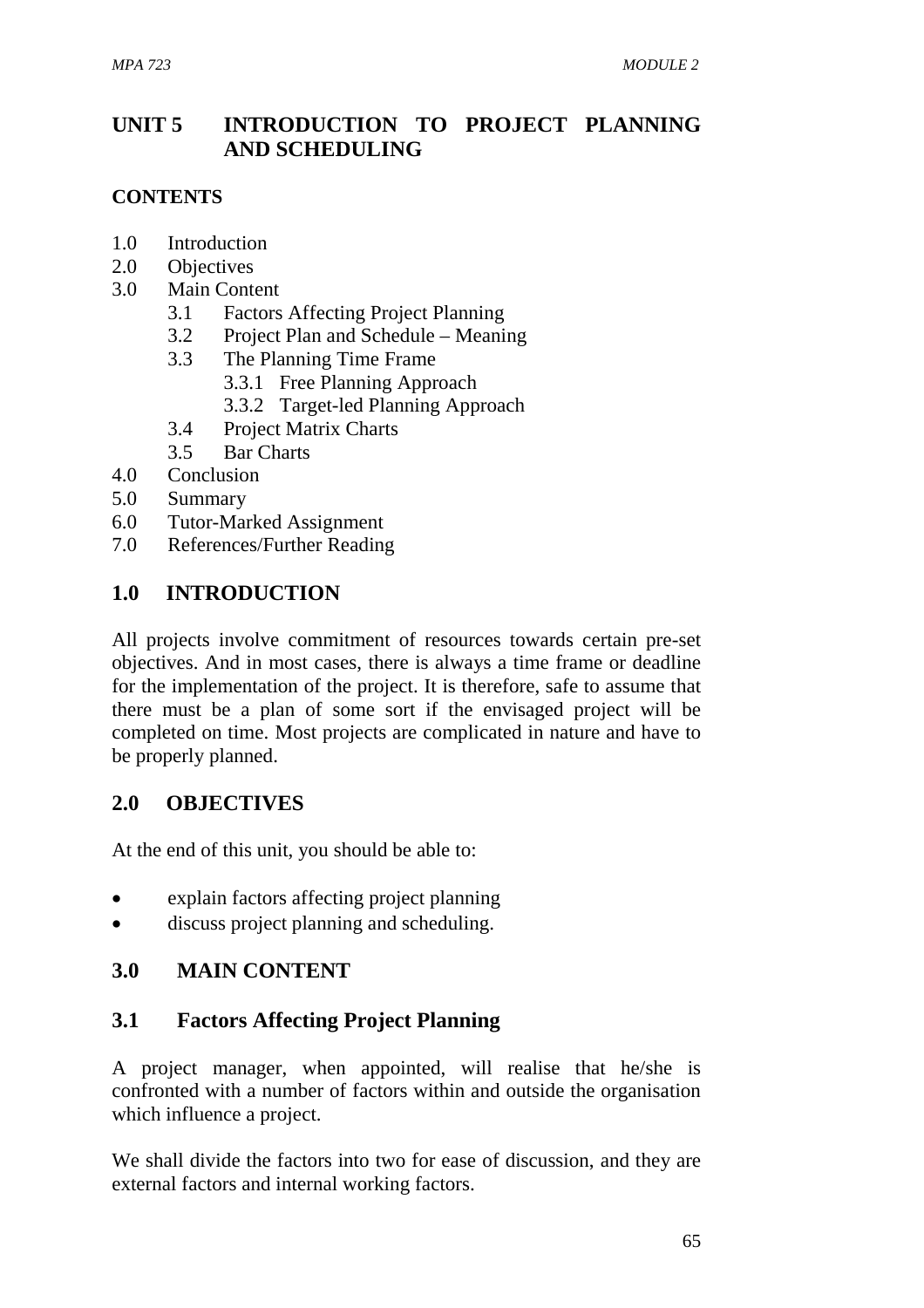# UNIT 5 INTRODUCTION TO PROJECT PLANNING AND SCHEDULING

**CONTENTS**

- 1.0 Introduction
- 2.0 Objectives
- 3.0 Main Content
    - 3.1 Factors Affecting Project Planning
    - 3.2 Project Plan and Schedule – Meaning
    - 3.3 The Planning Time Frame
        - 3.3.1 Free Planning Approach
        - 3.3.2 Target-led Planning Approach
    - 3.4 Project Matrix Charts
    - 3.5 Bar Charts
- 4.0 Conclusion
- 5.0 Summary
- 6.0 Tutor-Marked Assignment
- 7.0 References/Further Reading

## 1.0 INTRODUCTION

All projects involve commitment of resources towards certain pre-set objectives. And in most cases, there is always a time frame or deadline for the implementation of the project. It is therefore, safe to assume that there must be a plan of some sort if the envisaged project will be completed on time. Most projects are complicated in nature and have to be properly planned.

## 2.0 OBJECTIVES

At the end of this unit, you should be able to:

- explain factors affecting project planning
- discuss project planning and scheduling.

## 3.0 MAIN CONTENT

### 3.1 Factors Affecting Project Planning

A project manager, when appointed, will realise that he/she is confronted with a number of factors within and outside the organisation which influence a project.

We shall divide the factors into two for ease of discussion, and they are external factors and internal working factors.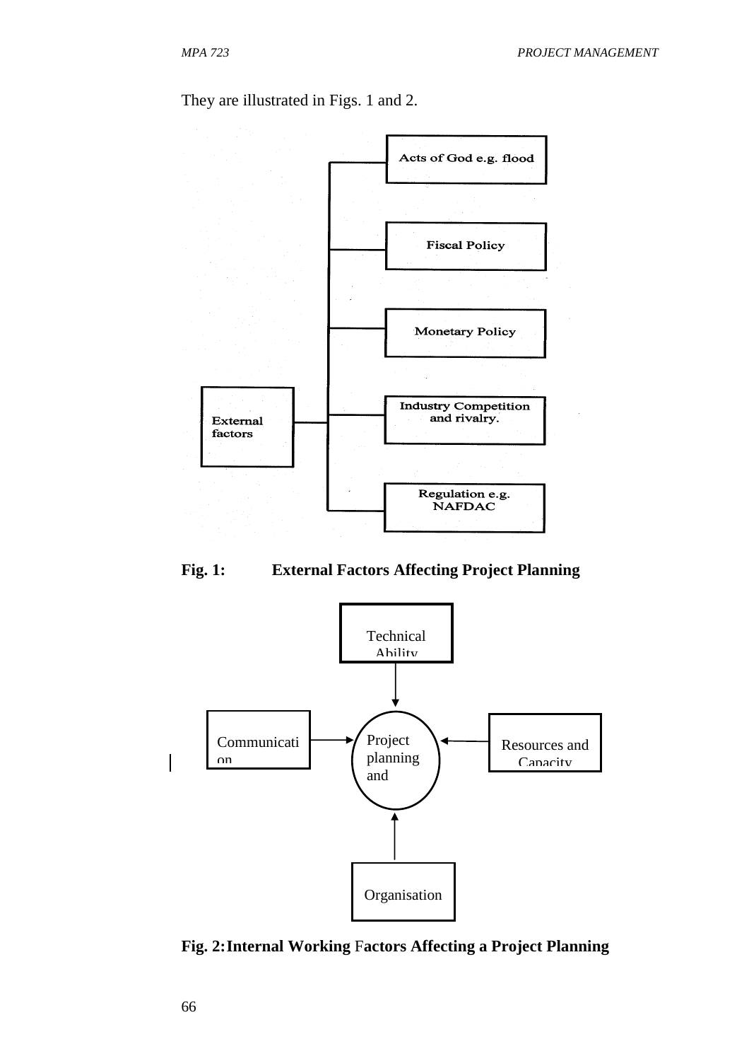They are illustrated in Figs. 1 and 2.

External factors

- Acts of God e.g. flood
- Fiscal Policy
- Monetary Policy
- Industry Competition and rivalry.
- Regulation e.g. NAFDAC

**Fig. 1: External Factors Affecting Project Planning**

Technical Ability

Communication

Project planning and

Resources and Capacity

Organisation

**Fig. 2: Internal Working Factors Affecting a Project Planning**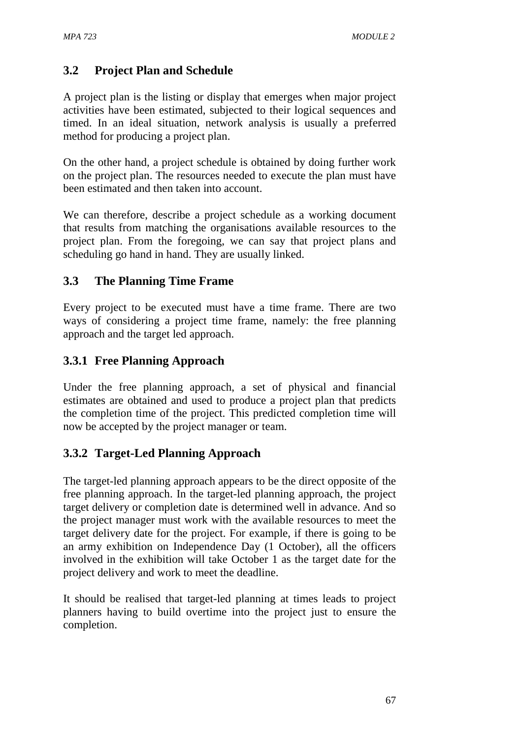## 3.2 Project Plan and Schedule

A project plan is the listing or display that emerges when major project activities have been estimated, subjected to their logical sequences and timed. In an ideal situation, network analysis is usually a preferred method for producing a project plan.

On the other hand, a project schedule is obtained by doing further work on the project plan. The resources needed to execute the plan must have been estimated and then taken into account.

We can therefore, describe a project schedule as a working document that results from matching the organisations available resources to the project plan. From the foregoing, we can say that project plans and scheduling go hand in hand. They are usually linked.

## 3.3 The Planning Time Frame

Every project to be executed must have a time frame. There are two ways of considering a project time frame, namely: the free planning approach and the target led approach.

### 3.3.1 Free Planning Approach

Under the free planning approach, a set of physical and financial estimates are obtained and used to produce a project plan that predicts the completion time of the project. This predicted completion time will now be accepted by the project manager or team.

### 3.3.2 Target-Led Planning Approach

The target-led planning approach appears to be the direct opposite of the free planning approach. In the target-led planning approach, the project target delivery or completion date is determined well in advance. And so the project manager must work with the available resources to meet the target delivery date for the project. For example, if there is going to be an army exhibition on Independence Day (1 October), all the officers involved in the exhibition will take October 1 as the target date for the project delivery and work to meet the deadline.

It should be realised that target-led planning at times leads to project planners having to build overtime into the project just to ensure the completion.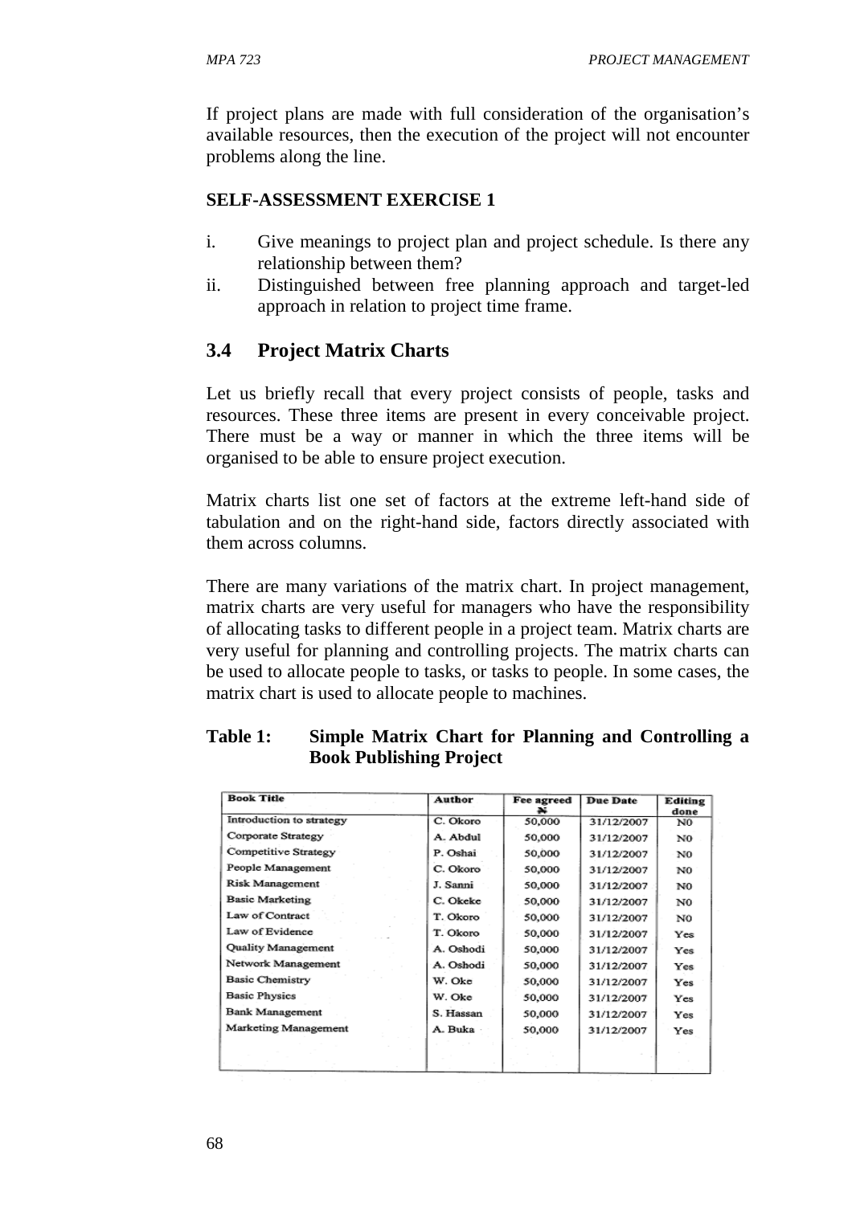If project plans are made with full consideration of the organisation's available resources, then the execution of the project will not encounter problems along the line.

**SELF-ASSESSMENT EXERCISE 1**

i. Give meanings to project plan and project schedule. Is there any relationship between them?
ii. Distinguished between free planning approach and target-led approach in relation to project time frame.

## 3.4 Project Matrix Charts

Let us briefly recall that every project consists of people, tasks and resources. These three items are present in every conceivable project. There must be a way or manner in which the three items will be organised to be able to ensure project execution.

Matrix charts list one set of factors at the extreme left-hand side of tabulation and on the right-hand side, factors directly associated with them across columns.

There are many variations of the matrix chart. In project management, matrix charts are very useful for managers who have the responsibility of allocating tasks to different people in a project team. Matrix charts are very useful for planning and controlling projects. The matrix charts can be used to allocate people to tasks, or tasks to people. In some cases, the matrix chart is used to allocate people to machines.

**Table 1: Simple Matrix Chart for Planning and Controlling a Book Publishing Project**

| Book Title | Author | Fee agreed ₦ | Due Date | Editing done |
|---|---|---|---|---|
| Introduction to strategy | C. Okoro | 50,000 | 31/12/2007 | N0 |
| Corporate Strategy | A. Abdul | 50,000 | 31/12/2007 | N0 |
| Competitive Strategy | P. Oshai | 50,000 | 31/12/2007 | N0 |
| People Management | C. Okoro | 50,000 | 31/12/2007 | N0 |
| Risk Management | J. Sanni | 50,000 | 31/12/2007 | N0 |
| Basic Marketing | C. Okeke | 50,000 | 31/12/2007 | N0 |
| Law of Contract | T. Okoro | 50,000 | 31/12/2007 | N0 |
| Law of Evidence | T. Okoro | 50,000 | 31/12/2007 | Yes |
| Quality Management | A. Oshodi | 50,000 | 31/12/2007 | Yes |
| Network Management | A. Oshodi | 50,000 | 31/12/2007 | Yes |
| Basic Chemistry | W. Oke | 50,000 | 31/12/2007 | Yes |
| Basic Physics | W. Oke | 50,000 | 31/12/2007 | Yes |
| Bank Management | S. Hassan | 50,000 | 31/12/2007 | Yes |
| Marketing Management | A. Buka | 50,000 | 31/12/2007 | Yes |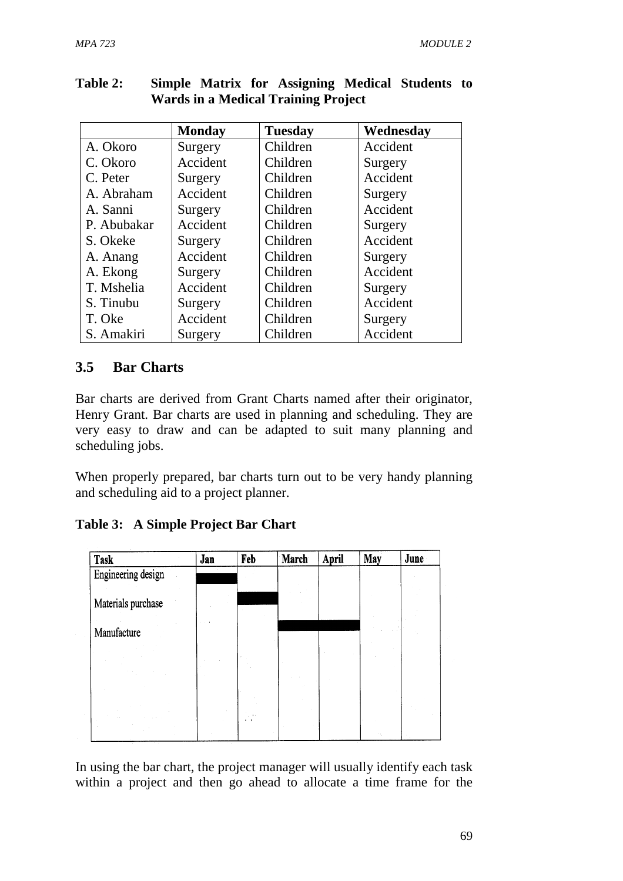**Table 2: Simple Matrix for Assigning Medical Students to Wards in a Medical Training Project**

| | Monday | Tuesday | Wednesday |
|---|---|---|---|
| A. Okoro | Surgery | Children | Accident |
| C. Okoro | Accident | Children | Surgery |
| C. Peter | Surgery | Children | Accident |
| A. Abraham | Accident | Children | Surgery |
| A. Sanni | Surgery | Children | Accident |
| P. Abubakar | Accident | Children | Surgery |
| S. Okeke | Surgery | Children | Accident |
| A. Anang | Accident | Children | Surgery |
| A. Ekong | Surgery | Children | Accident |
| T. Mshelia | Accident | Children | Surgery |
| S. Tinubu | Surgery | Children | Accident |
| T. Oke | Accident | Children | Surgery |
| S. Amakiri | Surgery | Children | Accident |

## 3.5 Bar Charts

Bar charts are derived from Grant Charts named after their originator, Henry Grant. Bar charts are used in planning and scheduling. They are very easy to draw and can be adapted to suit many planning and scheduling jobs.

When properly prepared, bar charts turn out to be very handy planning and scheduling aid to a project planner.

**Table 3: A Simple Project Bar Chart**

| Task | Jan | Feb | March | April | May | June |
|---|---|---|---|---|---|---|
| Engineering design | ■ | | | | | |
| Materials purchase | | ■ | | | | |
| Manufacture | | | ■ | ■ | | |

In using the bar chart, the project manager will usually identify each task within a project and then go ahead to allocate a time frame for the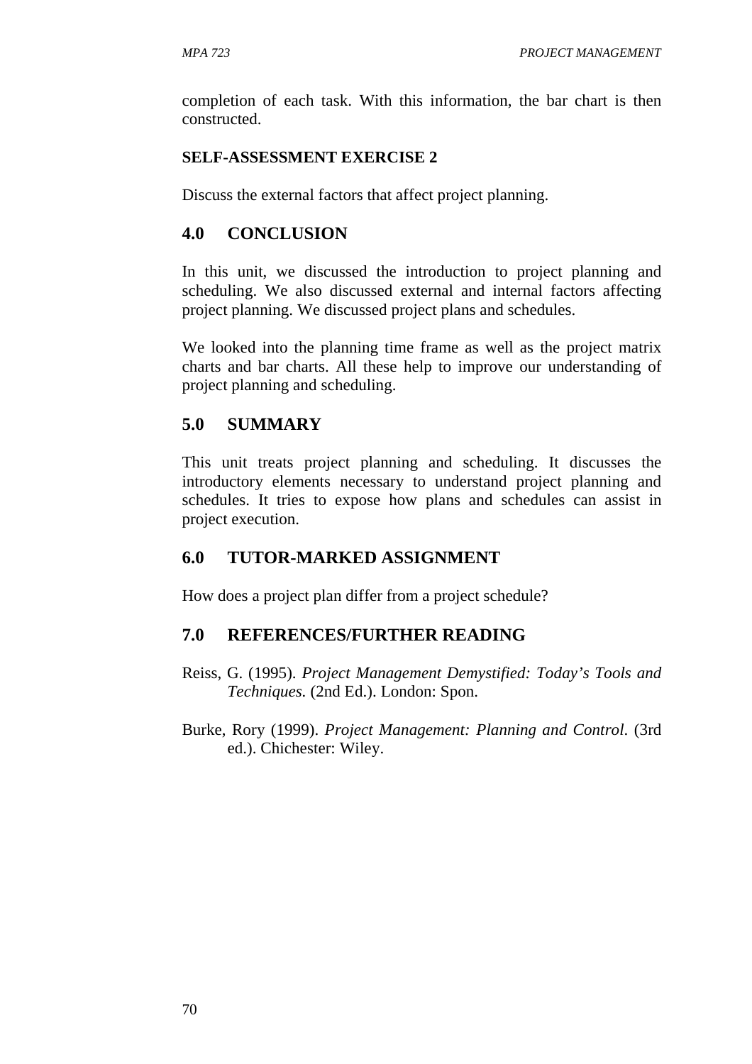completion of each task. With this information, the bar chart is then constructed.

**SELF-ASSESSMENT EXERCISE 2**

Discuss the external factors that affect project planning.

## 4.0 CONCLUSION

In this unit, we discussed the introduction to project planning and scheduling. We also discussed external and internal factors affecting project planning. We discussed project plans and schedules.

We looked into the planning time frame as well as the project matrix charts and bar charts. All these help to improve our understanding of project planning and scheduling.

## 5.0 SUMMARY

This unit treats project planning and scheduling. It discusses the introductory elements necessary to understand project planning and schedules. It tries to expose how plans and schedules can assist in project execution.

## 6.0 TUTOR-MARKED ASSIGNMENT

How does a project plan differ from a project schedule?

## 7.0 REFERENCES/FURTHER READING

Reiss, G. (1995). *Project Management Demystified: Today's Tools and Techniques.* (2nd Ed.). London: Spon.

Burke, Rory (1999). *Project Management: Planning and Control*. (3rd ed.). Chichester: Wiley.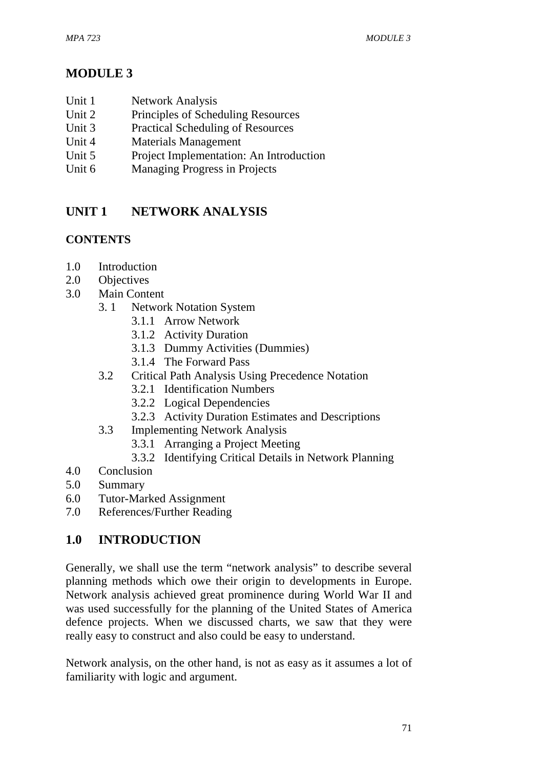# MODULE 3

- Unit 1 Network Analysis
- Unit 2 Principles of Scheduling Resources
- Unit 3 Practical Scheduling of Resources
- Unit 4 Materials Management
- Unit 5 Project Implementation: An Introduction
- Unit 6 Managing Progress in Projects

## UNIT 1 NETWORK ANALYSIS

### CONTENTS

- 1.0 Introduction
- 2.0 Objectives
- 3.0 Main Content
  - 3. 1 Network Notation System
    - 3.1.1 Arrow Network
    - 3.1.2 Activity Duration
    - 3.1.3 Dummy Activities (Dummies)
    - 3.1.4 The Forward Pass
  - 3.2 Critical Path Analysis Using Precedence Notation
    - 3.2.1 Identification Numbers
    - 3.2.2 Logical Dependencies
    - 3.2.3 Activity Duration Estimates and Descriptions
  - 3.3 Implementing Network Analysis
    - 3.3.1 Arranging a Project Meeting
    - 3.3.2 Identifying Critical Details in Network Planning
- 4.0 Conclusion
- 5.0 Summary
- 6.0 Tutor-Marked Assignment
- 7.0 References/Further Reading

## 1.0 INTRODUCTION

Generally, we shall use the term "network analysis" to describe several planning methods which owe their origin to developments in Europe. Network analysis achieved great prominence during World War II and was used successfully for the planning of the United States of America defence projects. When we discussed charts, we saw that they were really easy to construct and also could be easy to understand.

Network analysis, on the other hand, is not as easy as it assumes a lot of familiarity with logic and argument.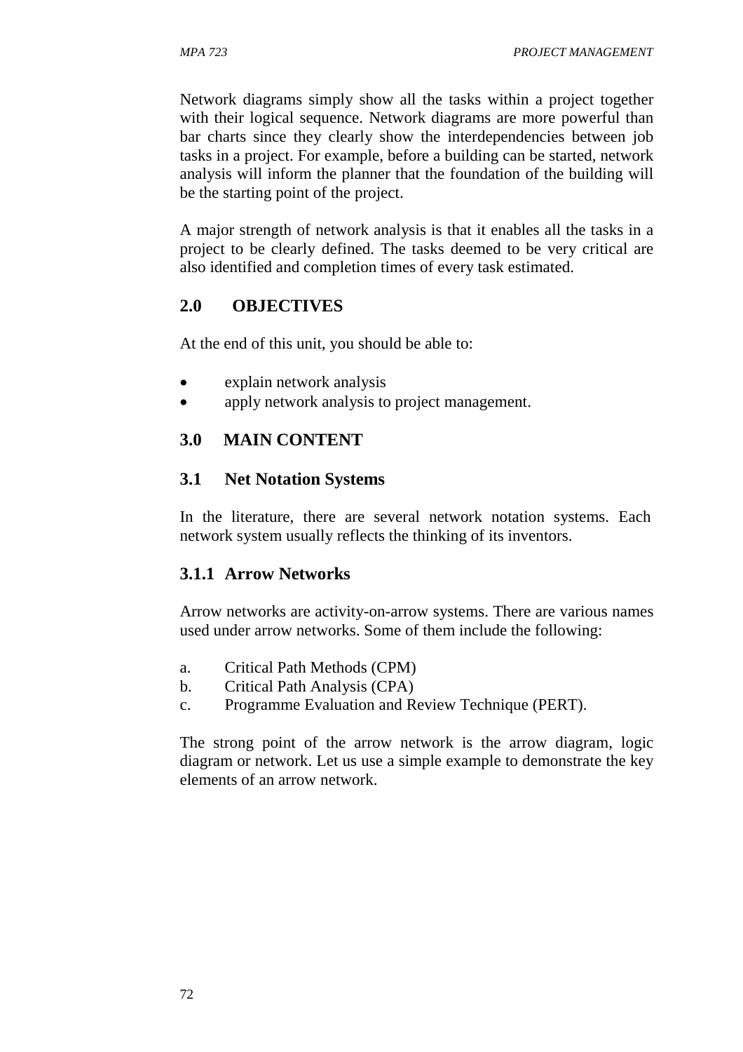Network diagrams simply show all the tasks within a project together with their logical sequence. Network diagrams are more powerful than bar charts since they clearly show the interdependencies between job tasks in a project. For example, before a building can be started, network analysis will inform the planner that the foundation of the building will be the starting point of the project.

A major strength of network analysis is that it enables all the tasks in a project to be clearly defined. The tasks deemed to be very critical are also identified and completion times of every task estimated.

## 2.0 OBJECTIVES

At the end of this unit, you should be able to:

- explain network analysis
- apply network analysis to project management.

## 3.0 MAIN CONTENT

### 3.1 Net Notation Systems

In the literature, there are several network notation systems. Each network system usually reflects the thinking of its inventors.

#### 3.1.1 Arrow Networks

Arrow networks are activity-on-arrow systems. There are various names used under arrow networks. Some of them include the following:

a. Critical Path Methods (CPM)
b. Critical Path Analysis (CPA)
c. Programme Evaluation and Review Technique (PERT).

The strong point of the arrow network is the arrow diagram, logic diagram or network. Let us use a simple example to demonstrate the key elements of an arrow network.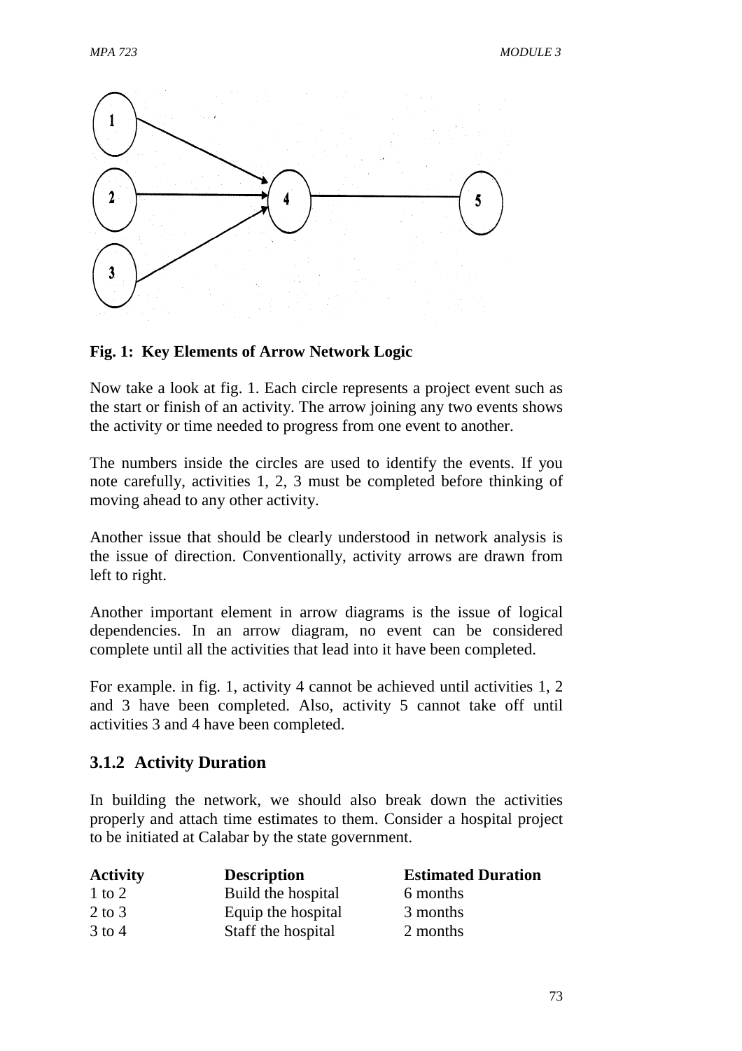**Fig. 1: Key Elements of Arrow Network Logic**

Now take a look at fig. 1. Each circle represents a project event such as the start or finish of an activity. The arrow joining any two events shows the activity or time needed to progress from one event to another.

The numbers inside the circles are used to identify the events. If you note carefully, activities 1, 2, 3 must be completed before thinking of moving ahead to any other activity.

Another issue that should be clearly understood in network analysis is the issue of direction. Conventionally, activity arrows are drawn from left to right.

Another important element in arrow diagrams is the issue of logical dependencies. In an arrow diagram, no event can be considered complete until all the activities that lead into it have been completed.

For example. in fig. 1, activity 4 cannot be achieved until activities 1, 2 and 3 have been completed. Also, activity 5 cannot take off until activities 3 and 4 have been completed.

### 3.1.2 Activity Duration

In building the network, we should also break down the activities properly and attach time estimates to them. Consider a hospital project to be initiated at Calabar by the state government.

| Activity | Description | Estimated Duration |
|---|---|---|
| 1 to 2 | Build the hospital | 6 months |
| 2 to 3 | Equip the hospital | 3 months |
| 3 to 4 | Staff the hospital | 2 months |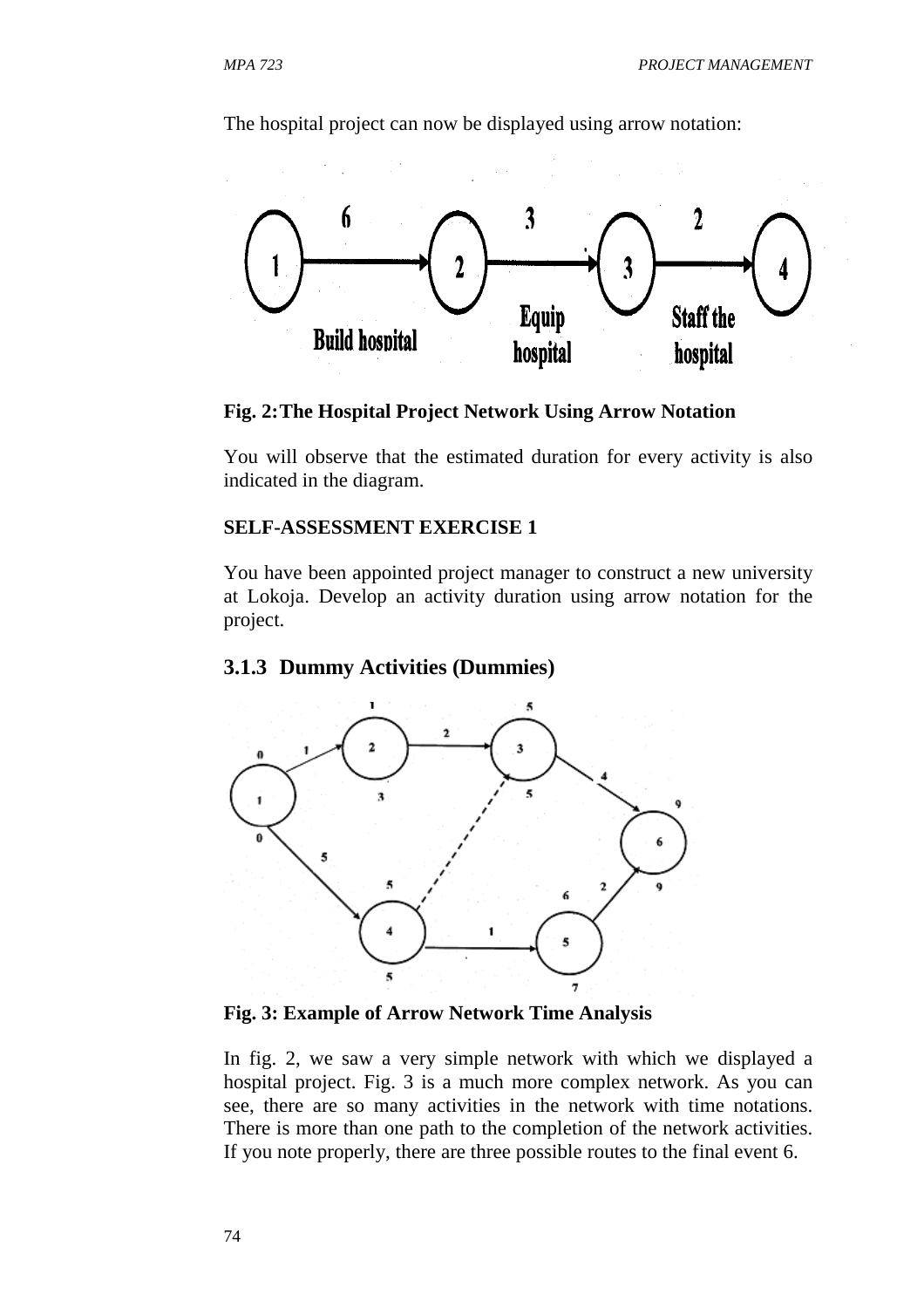The hospital project can now be displayed using arrow notation:

**Fig. 2: The Hospital Project Network Using Arrow Notation**

You will observe that the estimated duration for every activity is also indicated in the diagram.

**SELF-ASSESSMENT EXERCISE 1**

You have been appointed project manager to construct a new university at Lokoja. Develop an activity duration using arrow notation for the project.

### 3.1.3 Dummy Activities (Dummies)

**Fig. 3: Example of Arrow Network Time Analysis**

In fig. 2, we saw a very simple network with which we displayed a hospital project. Fig. 3 is a much more complex network. As you can see, there are so many activities in the network with time notations. There is more than one path to the completion of the network activities. If you note properly, there are three possible routes to the final event 6.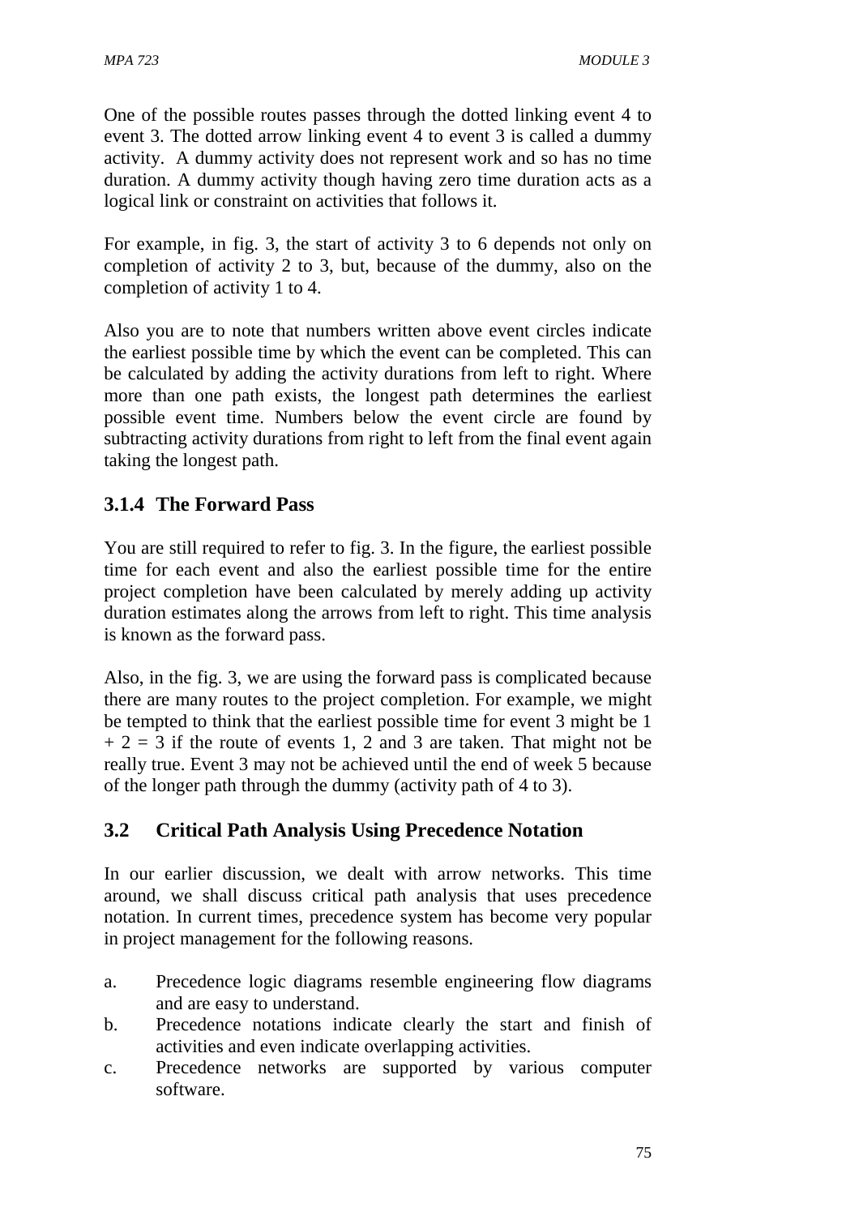One of the possible routes passes through the dotted linking event 4 to event 3. The dotted arrow linking event 4 to event 3 is called a dummy activity. A dummy activity does not represent work and so has no time duration. A dummy activity though having zero time duration acts as a logical link or constraint on activities that follows it.

For example, in fig. 3, the start of activity 3 to 6 depends not only on completion of activity 2 to 3, but, because of the dummy, also on the completion of activity 1 to 4.

Also you are to note that numbers written above event circles indicate the earliest possible time by which the event can be completed. This can be calculated by adding the activity durations from left to right. Where more than one path exists, the longest path determines the earliest possible event time. Numbers below the event circle are found by subtracting activity durations from right to left from the final event again taking the longest path.

### 3.1.4 The Forward Pass

You are still required to refer to fig. 3. In the figure, the earliest possible time for each event and also the earliest possible time for the entire project completion have been calculated by merely adding up activity duration estimates along the arrows from left to right. This time analysis is known as the forward pass.

Also, in the fig. 3, we are using the forward pass is complicated because there are many routes to the project completion. For example, we might be tempted to think that the earliest possible time for event 3 might be $1 + 2 = 3$ if the route of events 1, 2 and 3 are taken. That might not be really true. Event 3 may not be achieved until the end of week 5 because of the longer path through the dummy (activity path of 4 to 3).

## 3.2 Critical Path Analysis Using Precedence Notation

In our earlier discussion, we dealt with arrow networks. This time around, we shall discuss critical path analysis that uses precedence notation. In current times, precedence system has become very popular in project management for the following reasons.

a. Precedence logic diagrams resemble engineering flow diagrams and are easy to understand.
b. Precedence notations indicate clearly the start and finish of activities and even indicate overlapping activities.
c. Precedence networks are supported by various computer software.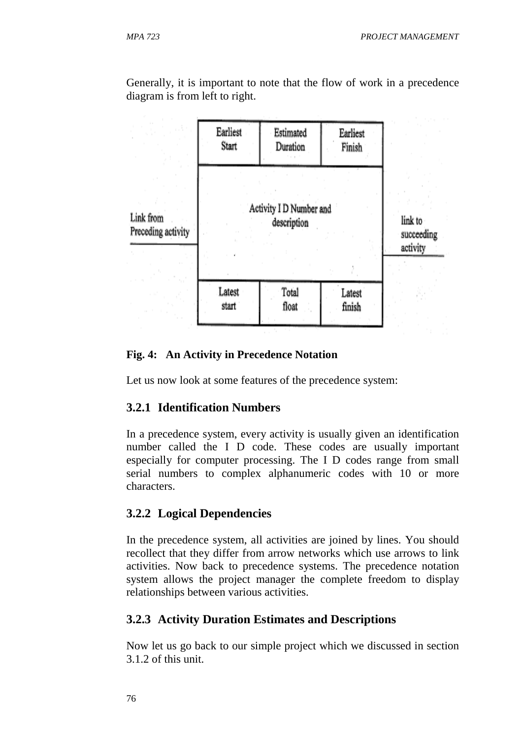Generally, it is important to note that the flow of work in a precedence diagram is from left to right.

| Earliest Start | Estimated Duration | Earliest Finish |
|---|---|---|
| | Activity I D Number and description | |
| Latest start | Total float | Latest finish |

Link from Preceding activity → [Activity] → link to succeeding activity

**Fig. 4: An Activity in Precedence Notation**

Let us now look at some features of the precedence system:

### 3.2.1 Identification Numbers

In a precedence system, every activity is usually given an identification number called the I D code. These codes are usually important especially for computer processing. The I D codes range from small serial numbers to complex alphanumeric codes with 10 or more characters.

### 3.2.2 Logical Dependencies

In the precedence system, all activities are joined by lines. You should recollect that they differ from arrow networks which use arrows to link activities. Now back to precedence systems. The precedence notation system allows the project manager the complete freedom to display relationships between various activities.

### 3.2.3 Activity Duration Estimates and Descriptions

Now let us go back to our simple project which we discussed in section 3.1.2 of this unit.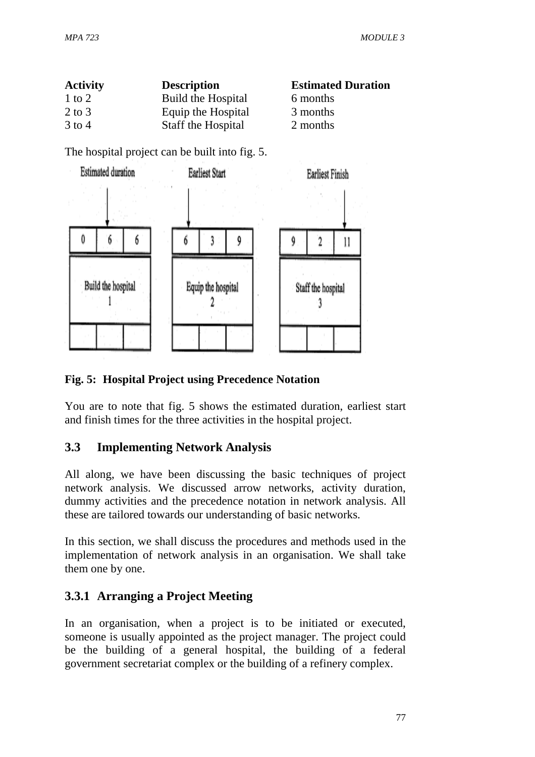| Activity | Description | Estimated Duration |
|---|---|---|
| 1 to 2 | Build the Hospital | 6 months |
| 2 to 3 | Equip the Hospital | 3 months |
| 3 to 4 | Staff the Hospital | 2 months |

The hospital project can be built into fig. 5.

Estimated duration — Earliest Start — Earliest Finish

| 0 | 6 | 6 |
|---|---|---|
| Build the hospital 1 | | |
| | | |

| 6 | 3 | 9 |
|---|---|---|
| Equip the hospital 2 | | |
| | | |

| 9 | 2 | 11 |
|---|---|---|
| Staff the hospital 3 | | |
| | | |

**Fig. 5: Hospital Project using Precedence Notation**

You are to note that fig. 5 shows the estimated duration, earliest start and finish times for the three activities in the hospital project.

## 3.3 Implementing Network Analysis

All along, we have been discussing the basic techniques of project network analysis. We discussed arrow networks, activity duration, dummy activities and the precedence notation in network analysis. All these are tailored towards our understanding of basic networks.

In this section, we shall discuss the procedures and methods used in the implementation of network analysis in an organisation. We shall take them one by one.

### 3.3.1 Arranging a Project Meeting

In an organisation, when a project is to be initiated or executed, someone is usually appointed as the project manager. The project could be the building of a general hospital, the building of a federal government secretariat complex or the building of a refinery complex.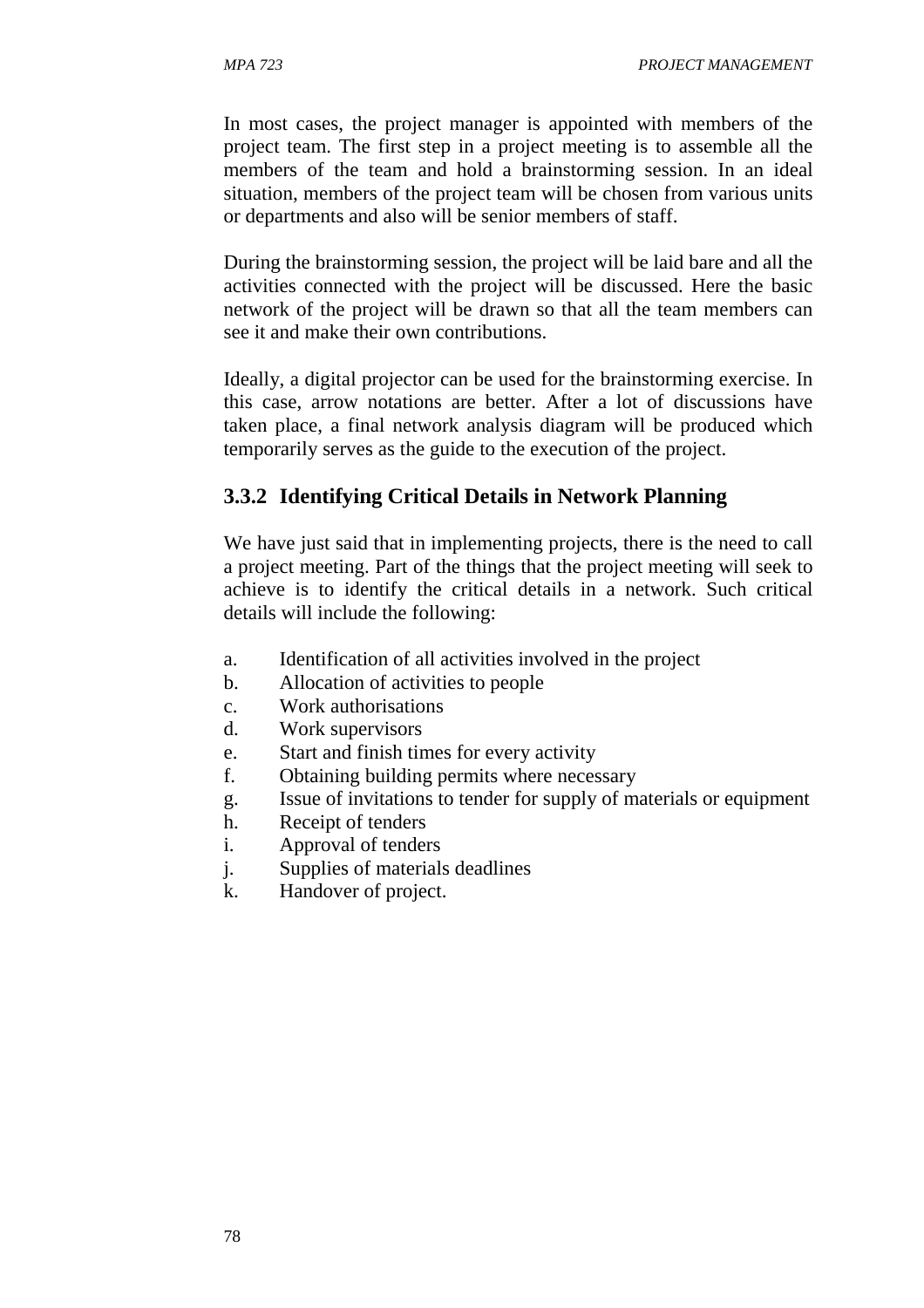In most cases, the project manager is appointed with members of the project team. The first step in a project meeting is to assemble all the members of the team and hold a brainstorming session. In an ideal situation, members of the project team will be chosen from various units or departments and also will be senior members of staff.

During the brainstorming session, the project will be laid bare and all the activities connected with the project will be discussed. Here the basic network of the project will be drawn so that all the team members can see it and make their own contributions.

Ideally, a digital projector can be used for the brainstorming exercise. In this case, arrow notations are better. After a lot of discussions have taken place, a final network analysis diagram will be produced which temporarily serves as the guide to the execution of the project.

### 3.3.2 Identifying Critical Details in Network Planning

We have just said that in implementing projects, there is the need to call a project meeting. Part of the things that the project meeting will seek to achieve is to identify the critical details in a network. Such critical details will include the following:

a. Identification of all activities involved in the project
b. Allocation of activities to people
c. Work authorisations
d. Work supervisors
e. Start and finish times for every activity
f. Obtaining building permits where necessary
g. Issue of invitations to tender for supply of materials or equipment
h. Receipt of tenders
i. Approval of tenders
j. Supplies of materials deadlines
k. Handover of project.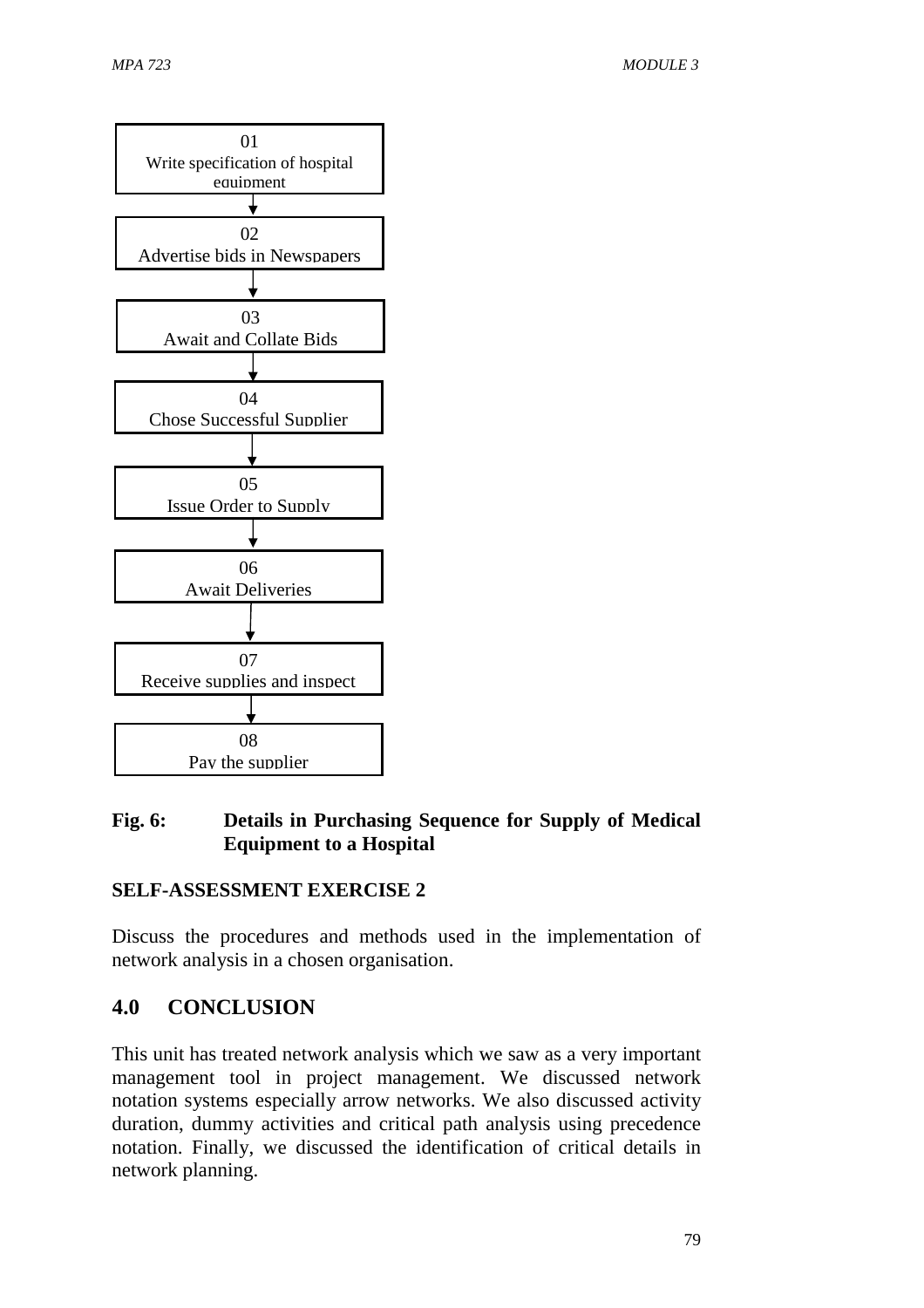01
Write specification of hospital equipment

↓

02
Advertise bids in Newspapers

↓

03
Await and Collate Bids

↓

04
Chose Successful Supplier

↓

05
Issue Order to Supply

↓

06
Await Deliveries

↓

07
Receive supplies and inspect

↓

08
Pay the supplier

**Fig. 6: Details in Purchasing Sequence for Supply of Medical Equipment to a Hospital**

**SELF-ASSESSMENT EXERCISE 2**

Discuss the procedures and methods used in the implementation of network analysis in a chosen organisation.

## 4.0 CONCLUSION

This unit has treated network analysis which we saw as a very important management tool in project management. We discussed network notation systems especially arrow networks. We also discussed activity duration, dummy activities and critical path analysis using precedence notation. Finally, we discussed the identification of critical details in network planning.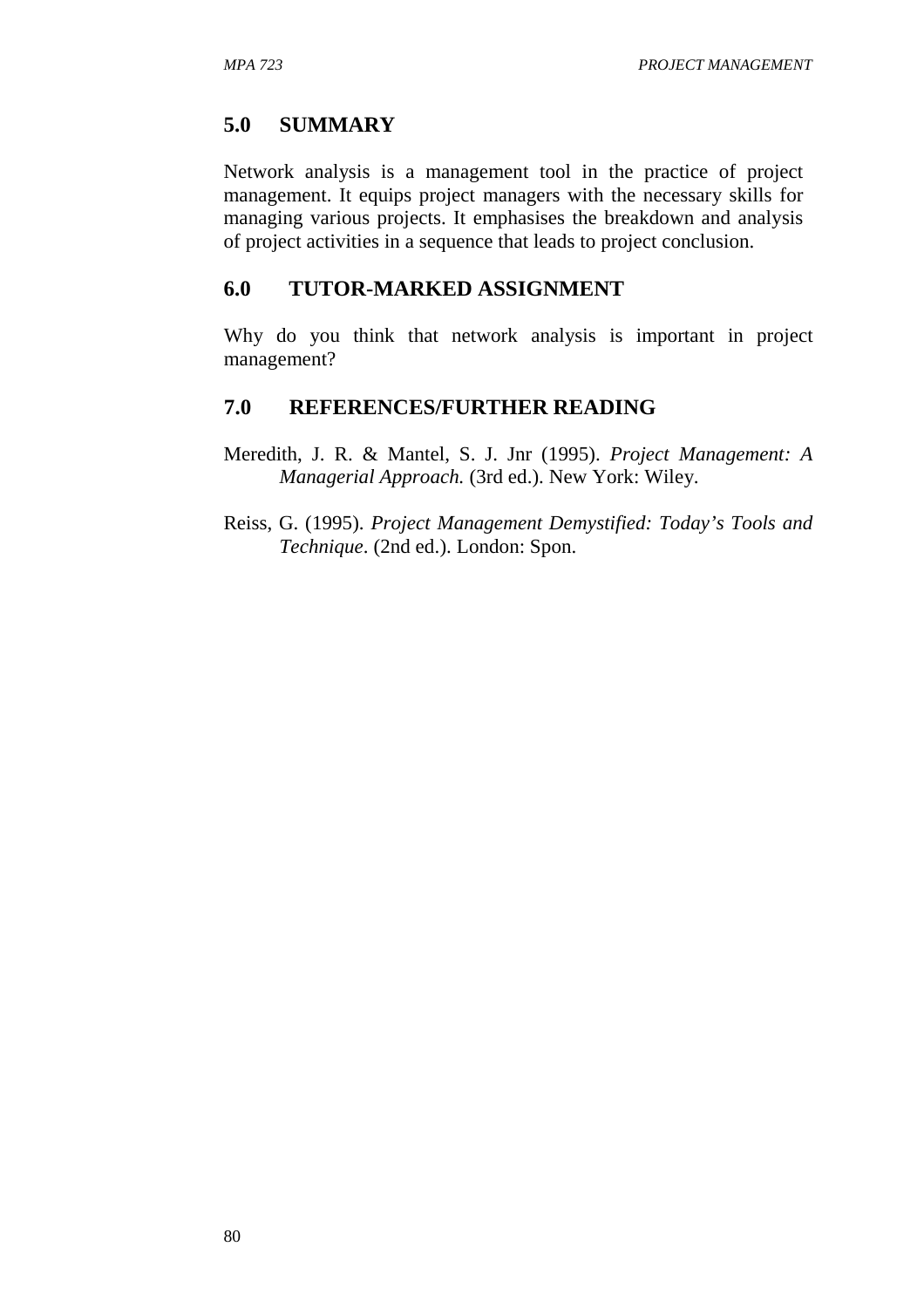## 5.0 SUMMARY

Network analysis is a management tool in the practice of project management. It equips project managers with the necessary skills for managing various projects. It emphasises the breakdown and analysis of project activities in a sequence that leads to project conclusion.

## 6.0 TUTOR-MARKED ASSIGNMENT

Why do you think that network analysis is important in project management?

## 7.0 REFERENCES/FURTHER READING

Meredith, J. R. & Mantel, S. J. Jnr (1995). *Project Management: A Managerial Approach.* (3rd ed.). New York: Wiley.

Reiss, G. (1995). *Project Management Demystified: Today's Tools and Technique*. (2nd ed.). London: Spon.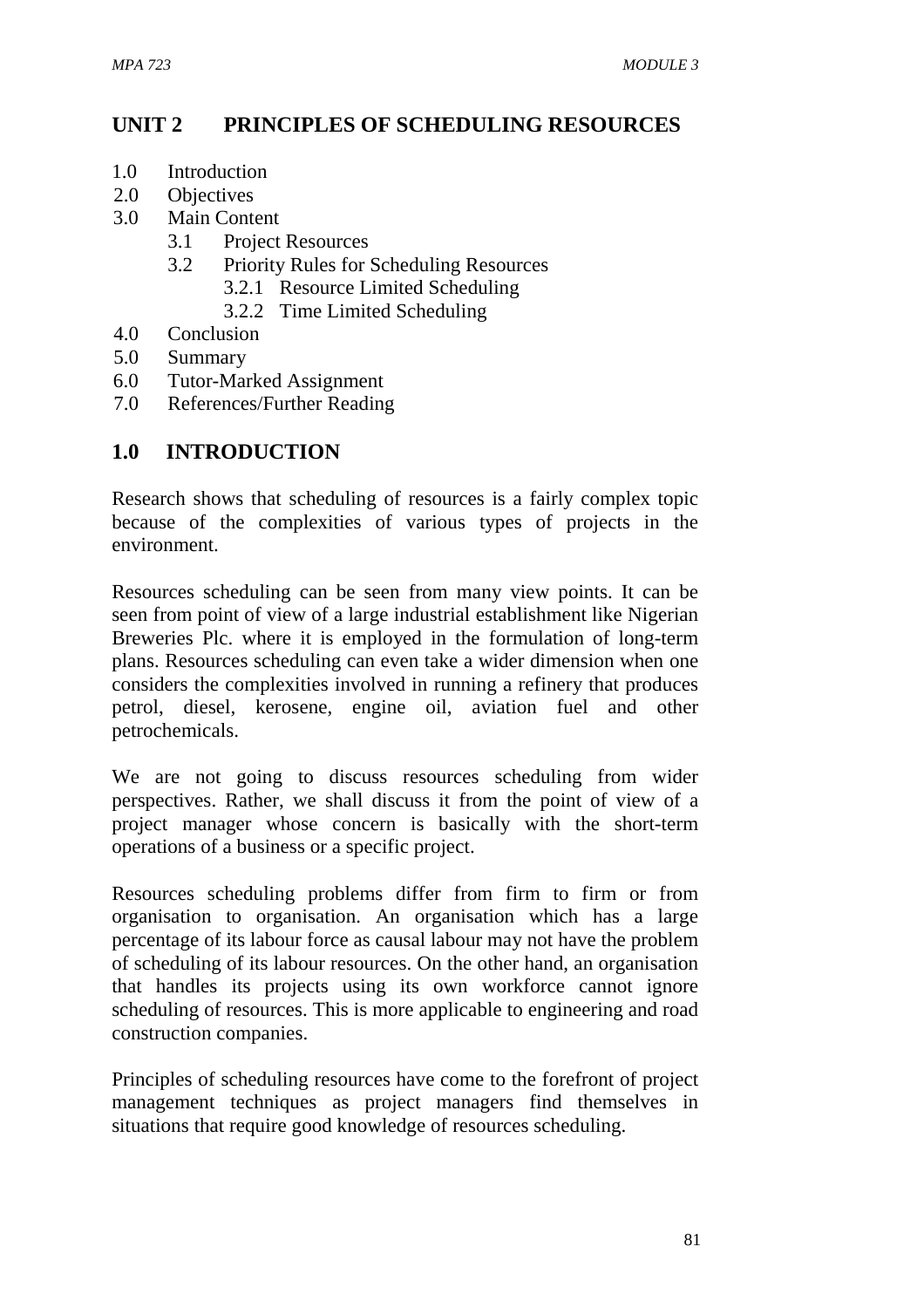# UNIT 2 PRINCIPLES OF SCHEDULING RESOURCES

1.0 Introduction
2.0 Objectives
3.0 Main Content
  3.1 Project Resources
  3.2 Priority Rules for Scheduling Resources
    3.2.1 Resource Limited Scheduling
    3.2.2 Time Limited Scheduling
4.0 Conclusion
5.0 Summary
6.0 Tutor-Marked Assignment
7.0 References/Further Reading

## 1.0 INTRODUCTION

Research shows that scheduling of resources is a fairly complex topic because of the complexities of various types of projects in the environment.

Resources scheduling can be seen from many view points. It can be seen from point of view of a large industrial establishment like Nigerian Breweries Plc. where it is employed in the formulation of long-term plans. Resources scheduling can even take a wider dimension when one considers the complexities involved in running a refinery that produces petrol, diesel, kerosene, engine oil, aviation fuel and other petrochemicals.

We are not going to discuss resources scheduling from wider perspectives. Rather, we shall discuss it from the point of view of a project manager whose concern is basically with the short-term operations of a business or a specific project.

Resources scheduling problems differ from firm to firm or from organisation to organisation. An organisation which has a large percentage of its labour force as causal labour may not have the problem of scheduling of its labour resources. On the other hand, an organisation that handles its projects using its own workforce cannot ignore scheduling of resources. This is more applicable to engineering and road construction companies.

Principles of scheduling resources have come to the forefront of project management techniques as project managers find themselves in situations that require good knowledge of resources scheduling.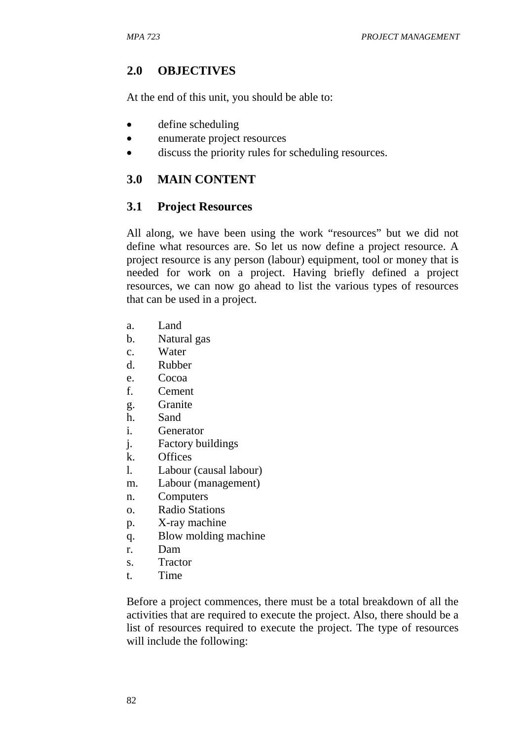## 2.0 OBJECTIVES

At the end of this unit, you should be able to:

- define scheduling
- enumerate project resources
- discuss the priority rules for scheduling resources.

## 3.0 MAIN CONTENT

### 3.1 Project Resources

All along, we have been using the work "resources" but we did not define what resources are. So let us now define a project resource. A project resource is any person (labour) equipment, tool or money that is needed for work on a project. Having briefly defined a project resources, we can now go ahead to list the various types of resources that can be used in a project.

a. Land
b. Natural gas
c. Water
d. Rubber
e. Cocoa
f. Cement
g. Granite
h. Sand
i. Generator
j. Factory buildings
k. Offices
l. Labour (causal labour)
m. Labour (management)
n. Computers
o. Radio Stations
p. X-ray machine
q. Blow molding machine
r. Dam
s. Tractor
t. Time

Before a project commences, there must be a total breakdown of all the activities that are required to execute the project. Also, there should be a list of resources required to execute the project. The type of resources will include the following: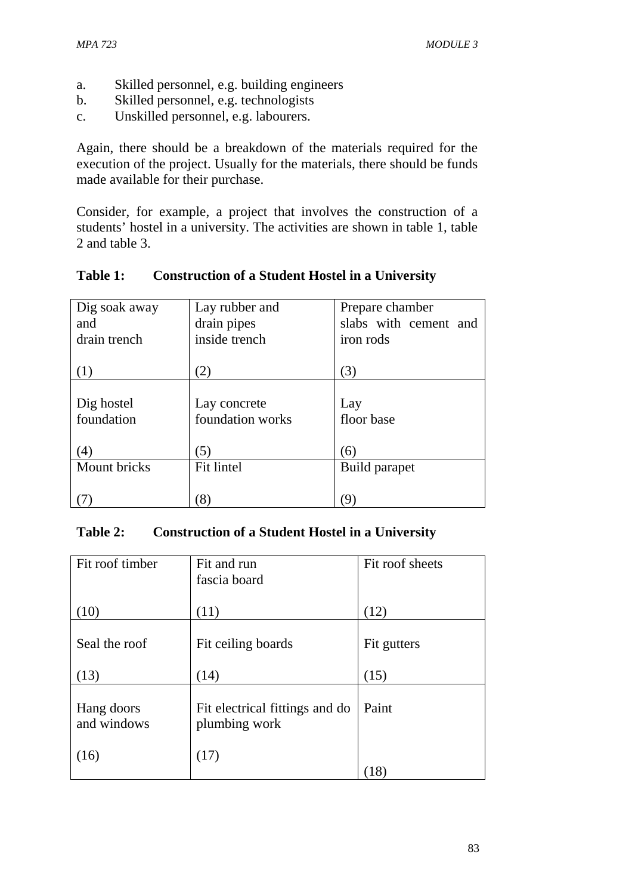a. Skilled personnel, e.g. building engineers
b. Skilled personnel, e.g. technologists
c. Unskilled personnel, e.g. labourers.

Again, there should be a breakdown of the materials required for the execution of the project. Usually for the materials, there should be funds made available for their purchase.

Consider, for example, a project that involves the construction of a students' hostel in a university. The activities are shown in table 1, table 2 and table 3.

**Table 1: Construction of a Student Hostel in a University**

| | | |
|---|---|---|
| Dig soak away and drain trench (1) | Lay rubber and drain pipes inside trench (2) | Prepare chamber slabs with cement and iron rods (3) |
| Dig hostel foundation (4) | Lay concrete foundation works (5) | Lay floor base (6) |
| Mount bricks (7) | Fit lintel (8) | Build parapet (9) |

**Table 2: Construction of a Student Hostel in a University**

| | | |
|---|---|---|
| Fit roof timber (10) | Fit and run fascia board (11) | Fit roof sheets (12) |
| Seal the roof (13) | Fit ceiling boards (14) | Fit gutters (15) |
| Hang doors and windows (16) | Fit electrical fittings and do plumbing work (17) | Paint (18) |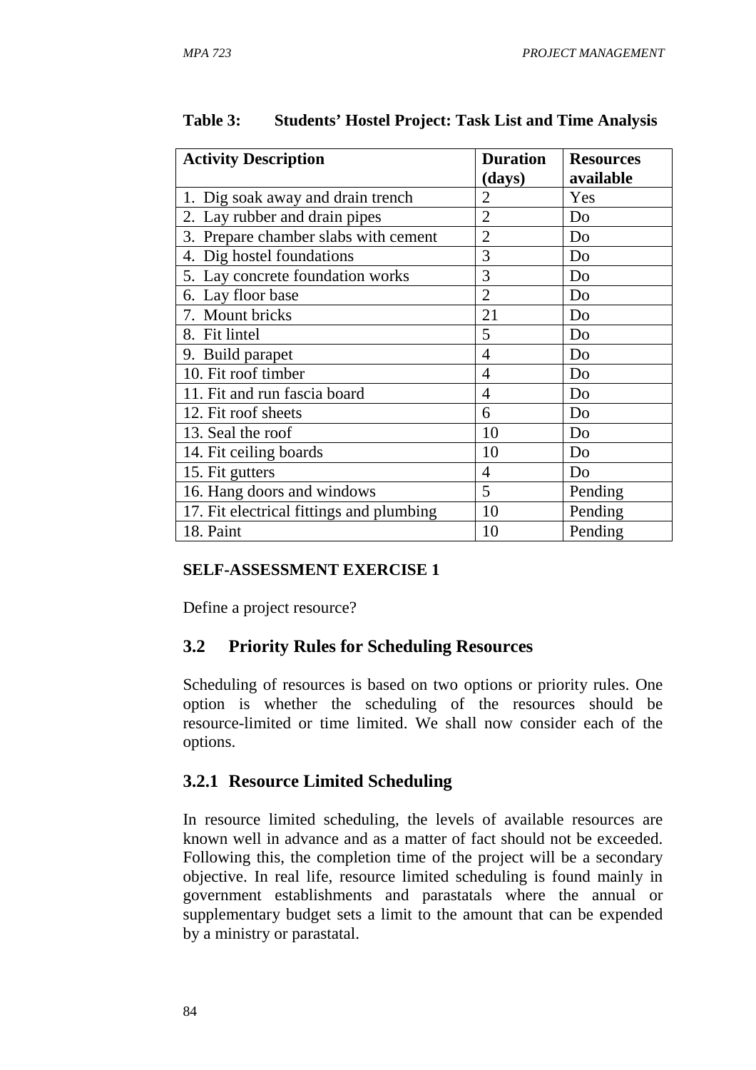**Table 3: Students' Hostel Project: Task List and Time Analysis**

| Activity Description | Duration (days) | Resources available |
|---|---|---|
| 1. Dig soak away and drain trench | 2 | Yes |
| 2. Lay rubber and drain pipes | 2 | Do |
| 3. Prepare chamber slabs with cement | 2 | Do |
| 4. Dig hostel foundations | 3 | Do |
| 5. Lay concrete foundation works | 3 | Do |
| 6. Lay floor base | 2 | Do |
| 7. Mount bricks | 21 | Do |
| 8. Fit lintel | 5 | Do |
| 9. Build parapet | 4 | Do |
| 10. Fit roof timber | 4 | Do |
| 11. Fit and run fascia board | 4 | Do |
| 12. Fit roof sheets | 6 | Do |
| 13. Seal the roof | 10 | Do |
| 14. Fit ceiling boards | 10 | Do |
| 15. Fit gutters | 4 | Do |
| 16. Hang doors and windows | 5 | Pending |
| 17. Fit electrical fittings and plumbing | 10 | Pending |
| 18. Paint | 10 | Pending |

**SELF-ASSESSMENT EXERCISE 1**

Define a project resource?

## 3.2 Priority Rules for Scheduling Resources

Scheduling of resources is based on two options or priority rules. One option is whether the scheduling of the resources should be resource-limited or time limited. We shall now consider each of the options.

### 3.2.1 Resource Limited Scheduling

In resource limited scheduling, the levels of available resources are known well in advance and as a matter of fact should not be exceeded. Following this, the completion time of the project will be a secondary objective. In real life, resource limited scheduling is found mainly in government establishments and parastatals where the annual or supplementary budget sets a limit to the amount that can be expended by a ministry or parastatal.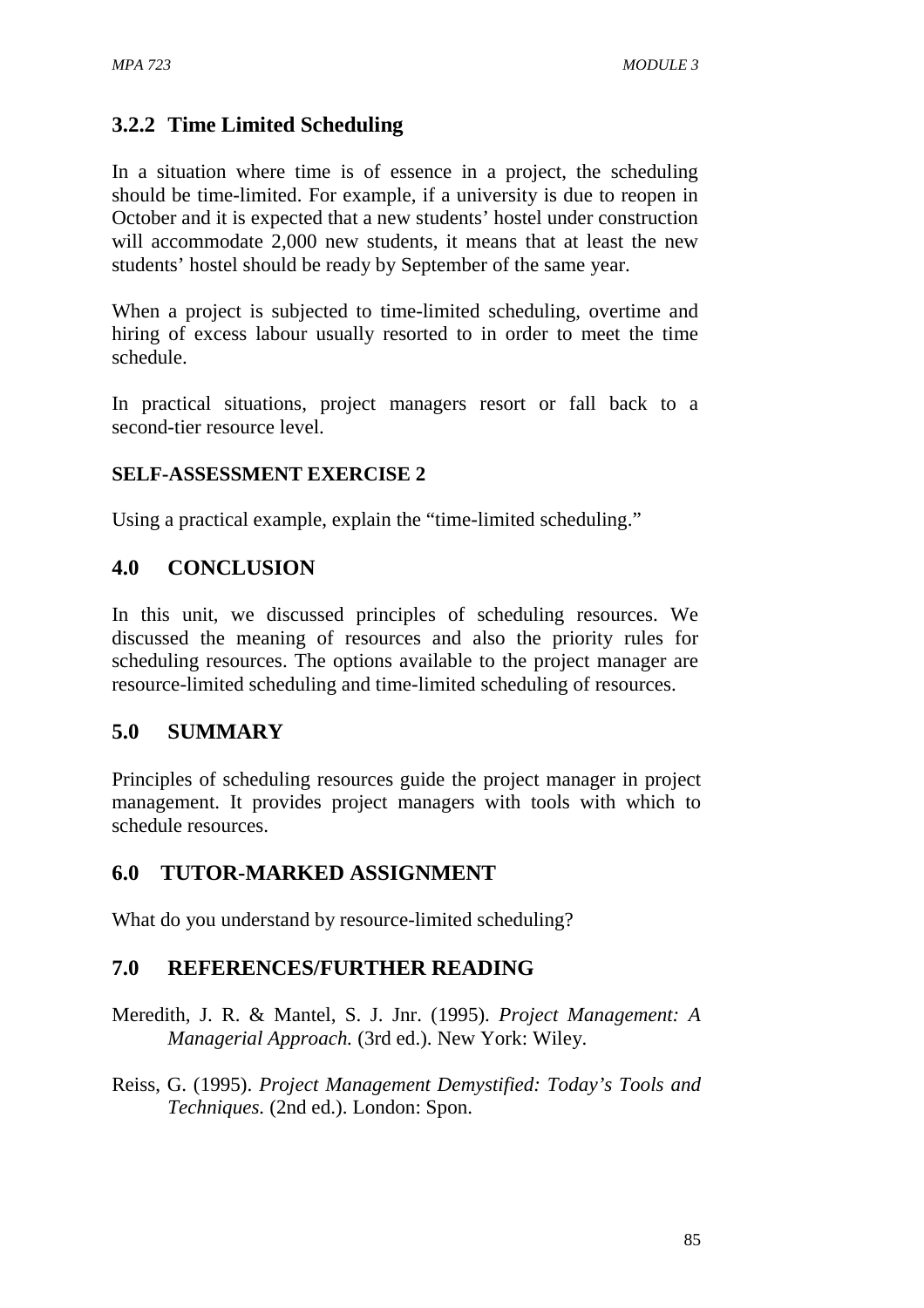### 3.2.2 Time Limited Scheduling

In a situation where time is of essence in a project, the scheduling should be time-limited. For example, if a university is due to reopen in October and it is expected that a new students' hostel under construction will accommodate 2,000 new students, it means that at least the new students' hostel should be ready by September of the same year.

When a project is subjected to time-limited scheduling, overtime and hiring of excess labour usually resorted to in order to meet the time schedule.

In practical situations, project managers resort or fall back to a second-tier resource level.

**SELF-ASSESSMENT EXERCISE 2**

Using a practical example, explain the "time-limited scheduling."

## 4.0 CONCLUSION

In this unit, we discussed principles of scheduling resources. We discussed the meaning of resources and also the priority rules for scheduling resources. The options available to the project manager are resource-limited scheduling and time-limited scheduling of resources.

## 5.0 SUMMARY

Principles of scheduling resources guide the project manager in project management. It provides project managers with tools with which to schedule resources.

## 6.0 TUTOR-MARKED ASSIGNMENT

What do you understand by resource-limited scheduling?

## 7.0 REFERENCES/FURTHER READING

Meredith, J. R. & Mantel, S. J. Jnr. (1995). *Project Management: A Managerial Approach.* (3rd ed.). New York: Wiley.

Reiss, G. (1995). *Project Management Demystified: Today's Tools and Techniques.* (2nd ed.). London: Spon.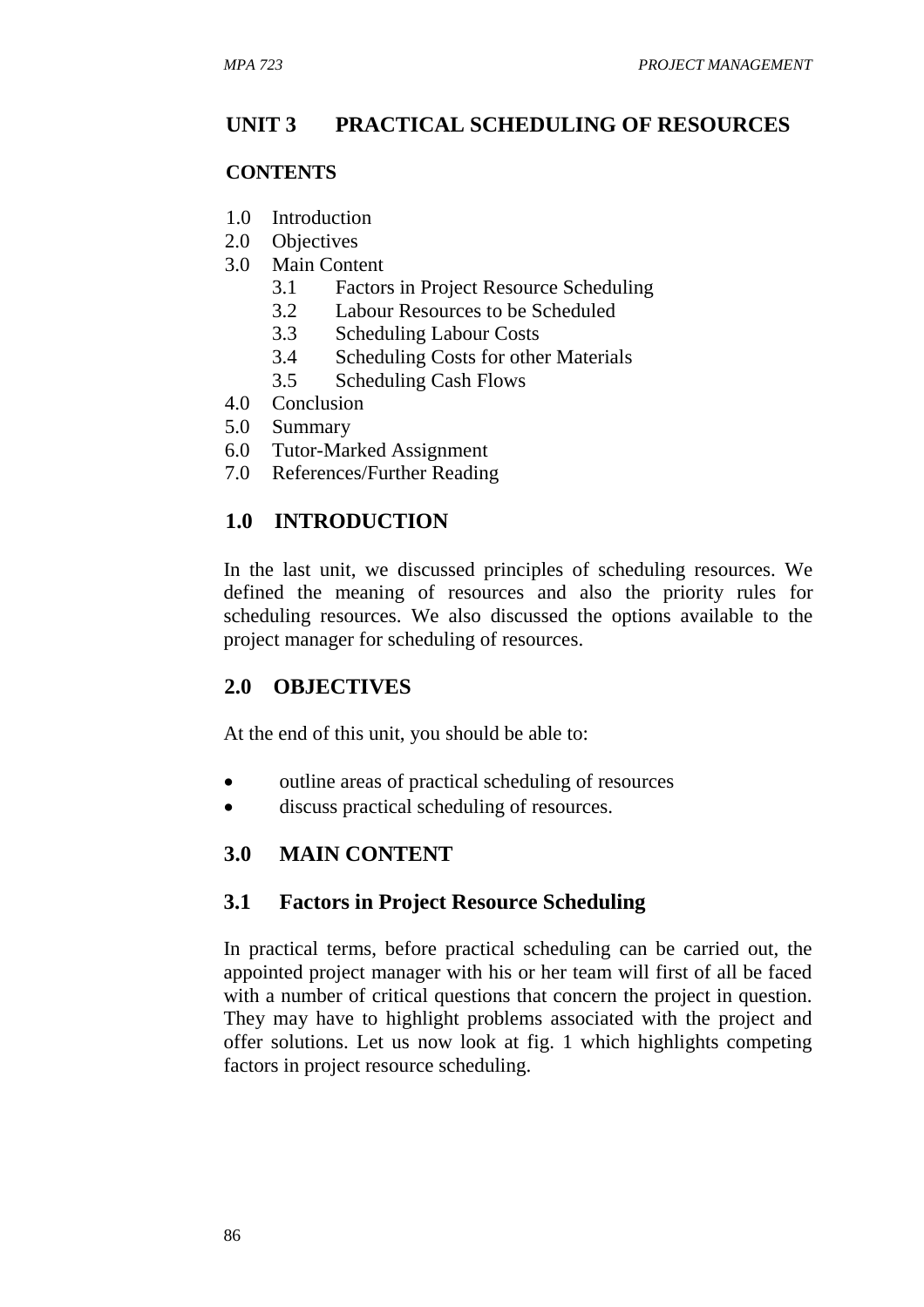# UNIT 3 PRACTICAL SCHEDULING OF RESOURCES

## CONTENTS

1.0 Introduction
2.0 Objectives
3.0 Main Content
    3.1 Factors in Project Resource Scheduling
    3.2 Labour Resources to be Scheduled
    3.3 Scheduling Labour Costs
    3.4 Scheduling Costs for other Materials
    3.5 Scheduling Cash Flows
4.0 Conclusion
5.0 Summary
6.0 Tutor-Marked Assignment
7.0 References/Further Reading

## 1.0 INTRODUCTION

In the last unit, we discussed principles of scheduling resources. We defined the meaning of resources and also the priority rules for scheduling resources. We also discussed the options available to the project manager for scheduling of resources.

## 2.0 OBJECTIVES

At the end of this unit, you should be able to:

- outline areas of practical scheduling of resources
- discuss practical scheduling of resources.

## 3.0 MAIN CONTENT

### 3.1 Factors in Project Resource Scheduling

In practical terms, before practical scheduling can be carried out, the appointed project manager with his or her team will first of all be faced with a number of critical questions that concern the project in question. They may have to highlight problems associated with the project and offer solutions. Let us now look at fig. 1 which highlights competing factors in project resource scheduling.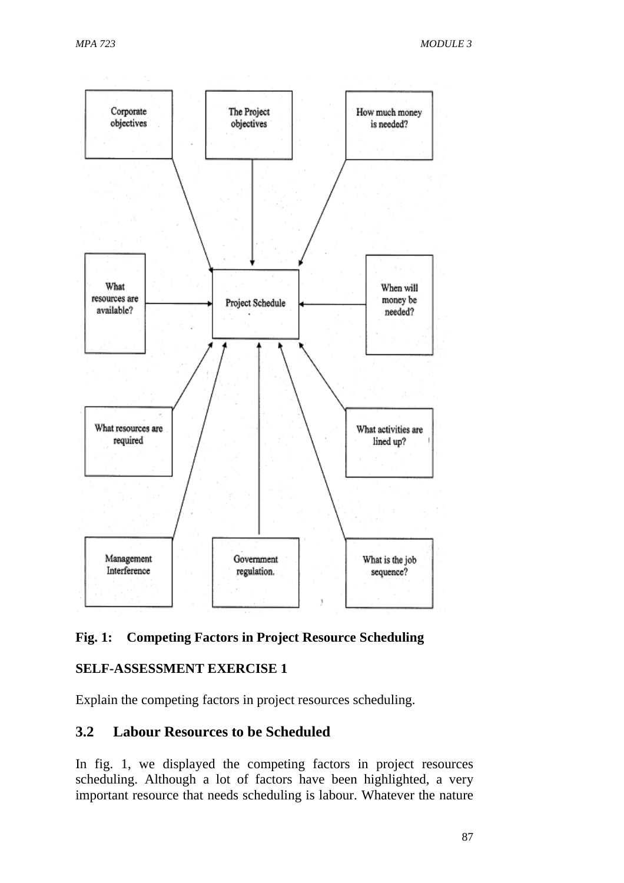Corporate objectives

The Project objectives

How much money is needed?

What resources are available?

Project Schedule

When will money be needed?

What resources are required

What activities are lined up?

Management Interference

Government regulation.

What is the job sequence?

**Fig. 1: Competing Factors in Project Resource Scheduling**

**SELF-ASSESSMENT EXERCISE 1**

Explain the competing factors in project resources scheduling.

## 3.2 Labour Resources to be Scheduled

In fig. 1, we displayed the competing factors in project resources scheduling. Although a lot of factors have been highlighted, a very important resource that needs scheduling is labour. Whatever the nature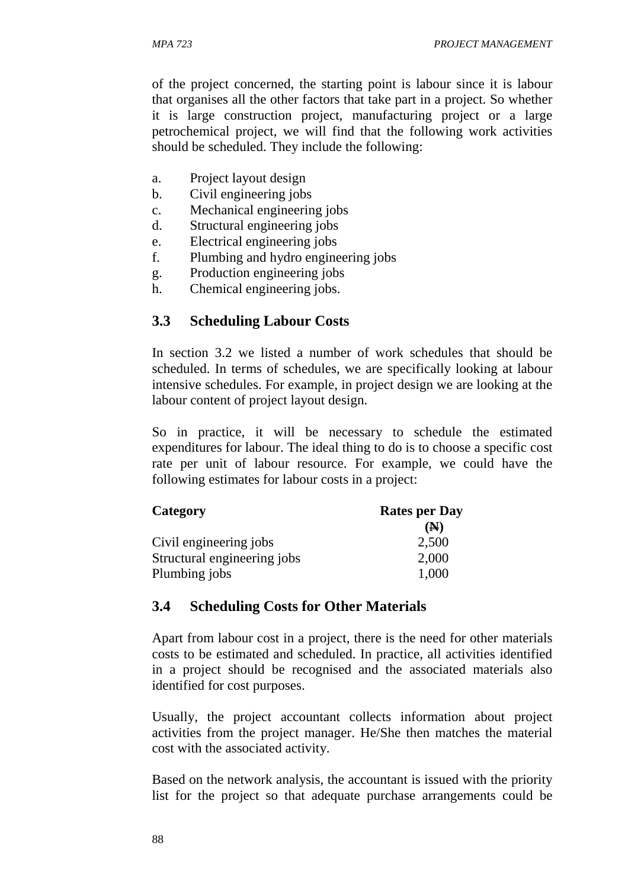of the project concerned, the starting point is labour since it is labour that organises all the other factors that take part in a project. So whether it is large construction project, manufacturing project or a large petrochemical project, we will find that the following work activities should be scheduled. They include the following:

a. Project layout design
b. Civil engineering jobs
c. Mechanical engineering jobs
d. Structural engineering jobs
e. Electrical engineering jobs
f. Plumbing and hydro engineering jobs
g. Production engineering jobs
h. Chemical engineering jobs.

## 3.3 Scheduling Labour Costs

In section 3.2 we listed a number of work schedules that should be scheduled. In terms of schedules, we are specifically looking at labour intensive schedules. For example, in project design we are looking at the labour content of project layout design.

So in practice, it will be necessary to schedule the estimated expenditures for labour. The ideal thing to do is to choose a specific cost rate per unit of labour resource. For example, we could have the following estimates for labour costs in a project:

| Category | Rates per Day (₦) |
|---|---|
| Civil engineering jobs | 2,500 |
| Structural engineering jobs | 2,000 |
| Plumbing jobs | 1,000 |

## 3.4 Scheduling Costs for Other Materials

Apart from labour cost in a project, there is the need for other materials costs to be estimated and scheduled. In practice, all activities identified in a project should be recognised and the associated materials also identified for cost purposes.

Usually, the project accountant collects information about project activities from the project manager. He/She then matches the material cost with the associated activity.

Based on the network analysis, the accountant is issued with the priority list for the project so that adequate purchase arrangements could be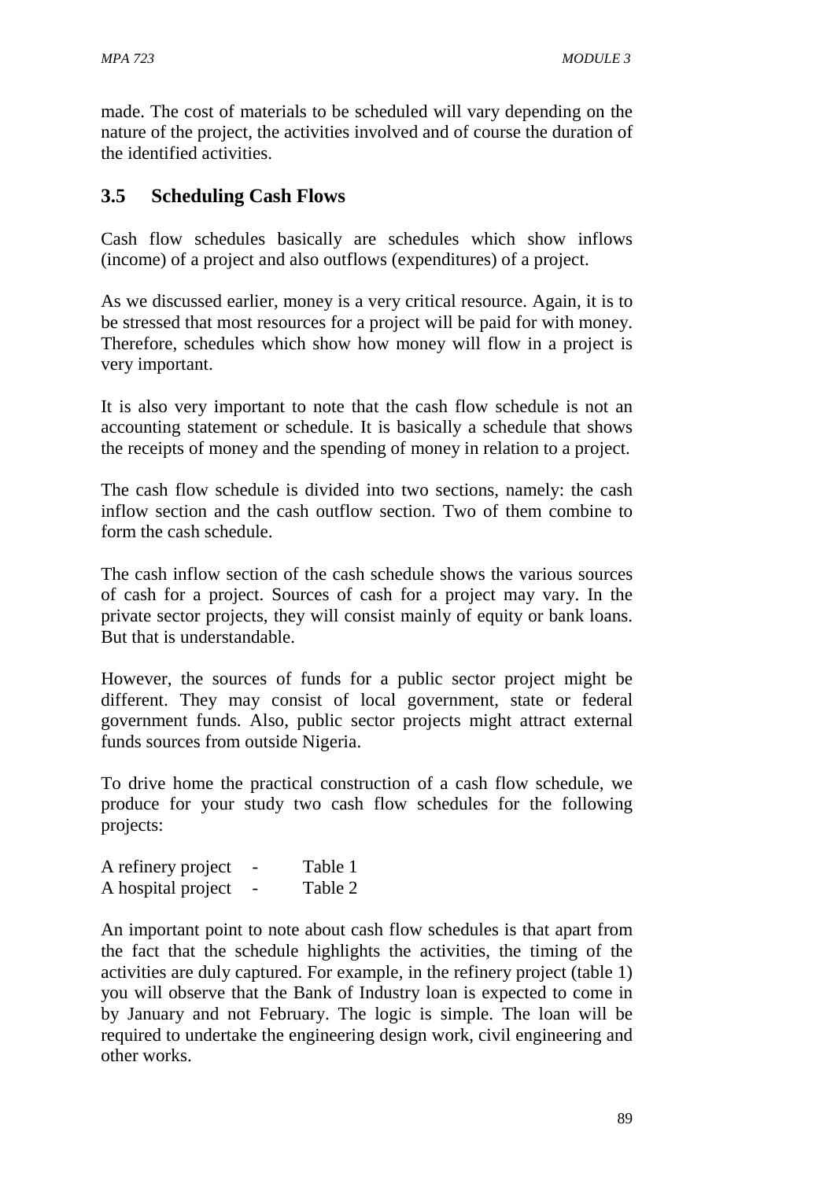made. The cost of materials to be scheduled will vary depending on the nature of the project, the activities involved and of course the duration of the identified activities.

## 3.5 Scheduling Cash Flows

Cash flow schedules basically are schedules which show inflows (income) of a project and also outflows (expenditures) of a project.

As we discussed earlier, money is a very critical resource. Again, it is to be stressed that most resources for a project will be paid for with money. Therefore, schedules which show how money will flow in a project is very important.

It is also very important to note that the cash flow schedule is not an accounting statement or schedule. It is basically a schedule that shows the receipts of money and the spending of money in relation to a project.

The cash flow schedule is divided into two sections, namely: the cash inflow section and the cash outflow section. Two of them combine to form the cash schedule.

The cash inflow section of the cash schedule shows the various sources of cash for a project. Sources of cash for a project may vary. In the private sector projects, they will consist mainly of equity or bank loans. But that is understandable.

However, the sources of funds for a public sector project might be different. They may consist of local government, state or federal government funds. Also, public sector projects might attract external funds sources from outside Nigeria.

To drive home the practical construction of a cash flow schedule, we produce for your study two cash flow schedules for the following projects:

A refinery project - Table 1
A hospital project - Table 2

An important point to note about cash flow schedules is that apart from the fact that the schedule highlights the activities, the timing of the activities are duly captured. For example, in the refinery project (table 1) you will observe that the Bank of Industry loan is expected to come in by January and not February. The logic is simple. The loan will be required to undertake the engineering design work, civil engineering and other works.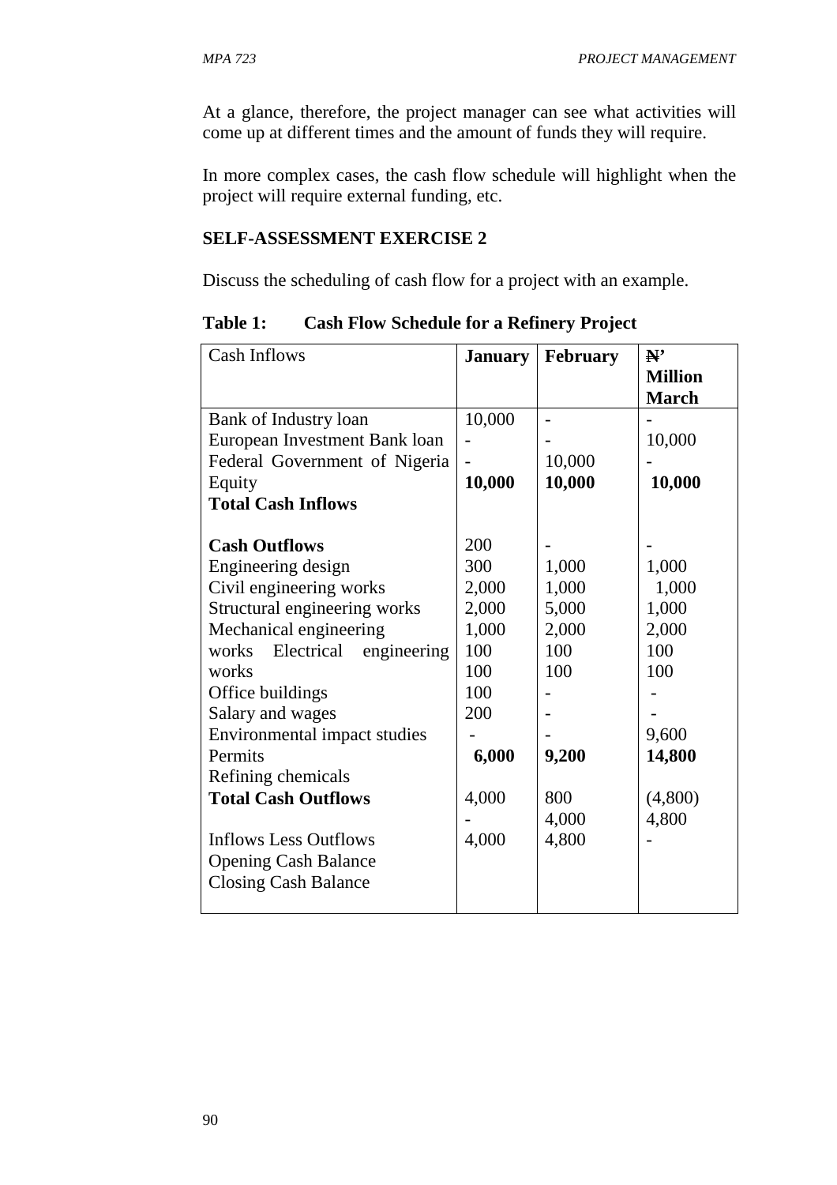At a glance, therefore, the project manager can see what activities will come up at different times and the amount of funds they will require.

In more complex cases, the cash flow schedule will highlight when the project will require external funding, etc.

**SELF-ASSESSMENT EXERCISE 2**

Discuss the scheduling of cash flow for a project with an example.

**Table 1: Cash Flow Schedule for a Refinery Project**

| Cash Inflows | **January** | **February** | **N' Million March** |
|---|---|---|---|
| Bank of Industry loan | 10,000 | - | - |
| European Investment Bank loan | - | - | 10,000 |
| Federal Government of Nigeria | - | 10,000 | - |
| Equity | **10,000** | **10,000** | **10,000** |
| **Total Cash Inflows** | | | |
| | | | |
| **Cash Outflows** | 200 | - | - |
| Engineering design | 300 | 1,000 | 1,000 |
| Civil engineering works | 2,000 | 1,000 | 1,000 |
| Structural engineering works | 2,000 | 5,000 | 1,000 |
| Mechanical engineering | 1,000 | 2,000 | 2,000 |
| works Electrical engineering | 100 | 100 | 100 |
| works | 100 | 100 | 100 |
| Office buildings | 100 | - | - |
| Salary and wages | 200 | - | - |
| Environmental impact studies | - | - | 9,600 |
| Permits | **6,000** | **9,200** | **14,800** |
| Refining chemicals | | | |
| **Total Cash Outflows** | 4,000 | 800 | (4,800) |
| | - | 4,000 | 4,800 |
| Inflows Less Outflows | 4,000 | 4,800 | - |
| Opening Cash Balance | | | |
| Closing Cash Balance | | | |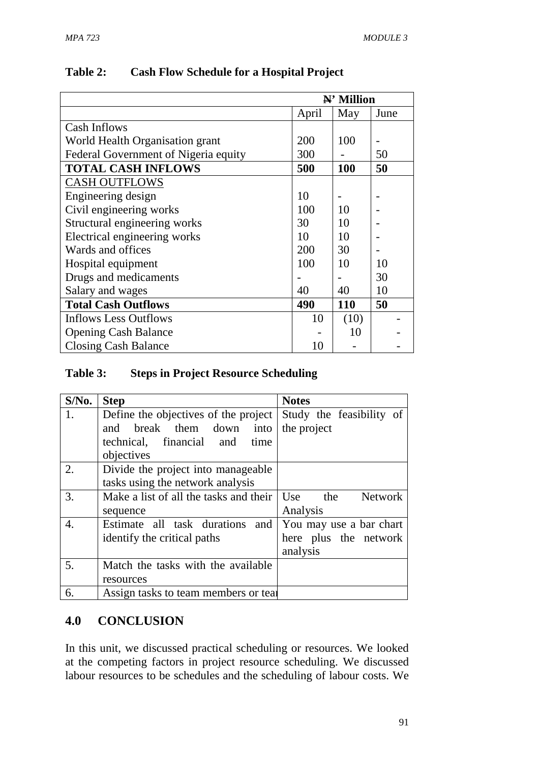**Table 2: Cash Flow Schedule for a Hospital Project**

| | ₦' Million | | |
|---|---|---|---|
| | April | May | June |
| Cash Inflows | | | |
| World Health Organisation grant | 200 | 100 | - |
| Federal Government of Nigeria equity | 300 | - | 50 |
| **TOTAL CASH INFLOWS** | **500** | **100** | **50** |
| CASH OUTFLOWS | | | |
| Engineering design | 10 | - | - |
| Civil engineering works | 100 | 10 | - |
| Structural engineering works | 30 | 10 | - |
| Electrical engineering works | 10 | 10 | - |
| Wards and offices | 200 | 30 | - |
| Hospital equipment | 100 | 10 | 10 |
| Drugs and medicaments | - | - | 30 |
| Salary and wages | 40 | 40 | 10 |
| **Total Cash Outflows** | **490** | **110** | **50** |
| Inflows Less Outflows | 10 | (10) | - |
| Opening Cash Balance | - | 10 | - |
| Closing Cash Balance | 10 | - | - |

**Table 3: Steps in Project Resource Scheduling**

| S/No. | Step | Notes |
|---|---|---|
| 1. | Define the objectives of the project and break them down into technical, financial and time objectives | Study the feasibility of the project |
| 2. | Divide the project into manageable tasks using the network analysis | |
| 3. | Make a list of all the tasks and their sequence | Use the Network Analysis |
| 4. | Estimate all task durations and identify the critical paths | You may use a bar chart here plus the network analysis |
| 5. | Match the tasks with the available resources | |
| 6. | Assign tasks to team members or tea | |

## 4.0 CONCLUSION

In this unit, we discussed practical scheduling or resources. We looked at the competing factors in project resource scheduling. We discussed labour resources to be schedules and the scheduling of labour costs. We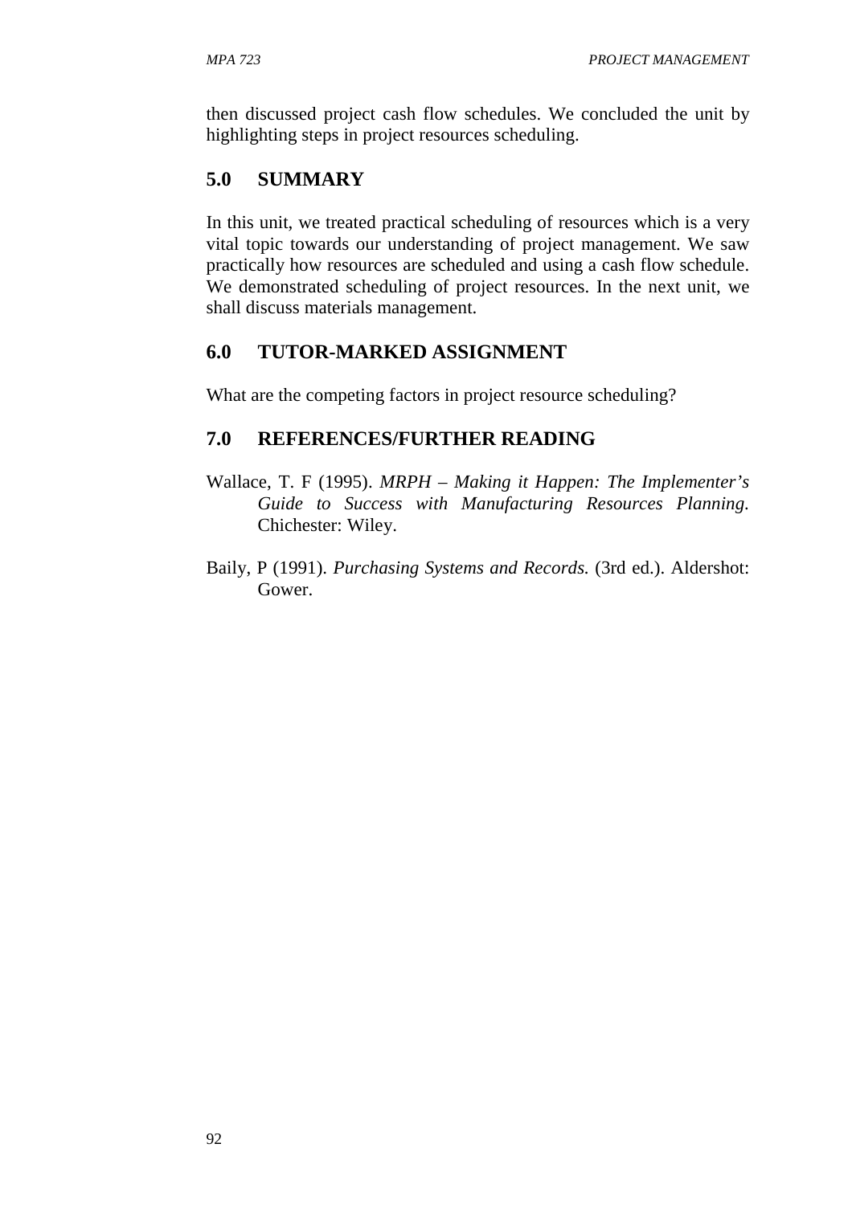then discussed project cash flow schedules. We concluded the unit by highlighting steps in project resources scheduling.

## 5.0 SUMMARY

In this unit, we treated practical scheduling of resources which is a very vital topic towards our understanding of project management. We saw practically how resources are scheduled and using a cash flow schedule. We demonstrated scheduling of project resources. In the next unit, we shall discuss materials management.

## 6.0 TUTOR-MARKED ASSIGNMENT

What are the competing factors in project resource scheduling?

## 7.0 REFERENCES/FURTHER READING

Wallace, T. F (1995). *MRPH – Making it Happen: The Implementer's Guide to Success with Manufacturing Resources Planning.* Chichester: Wiley.

Baily, P (1991). *Purchasing Systems and Records.* (3rd ed.). Aldershot: Gower.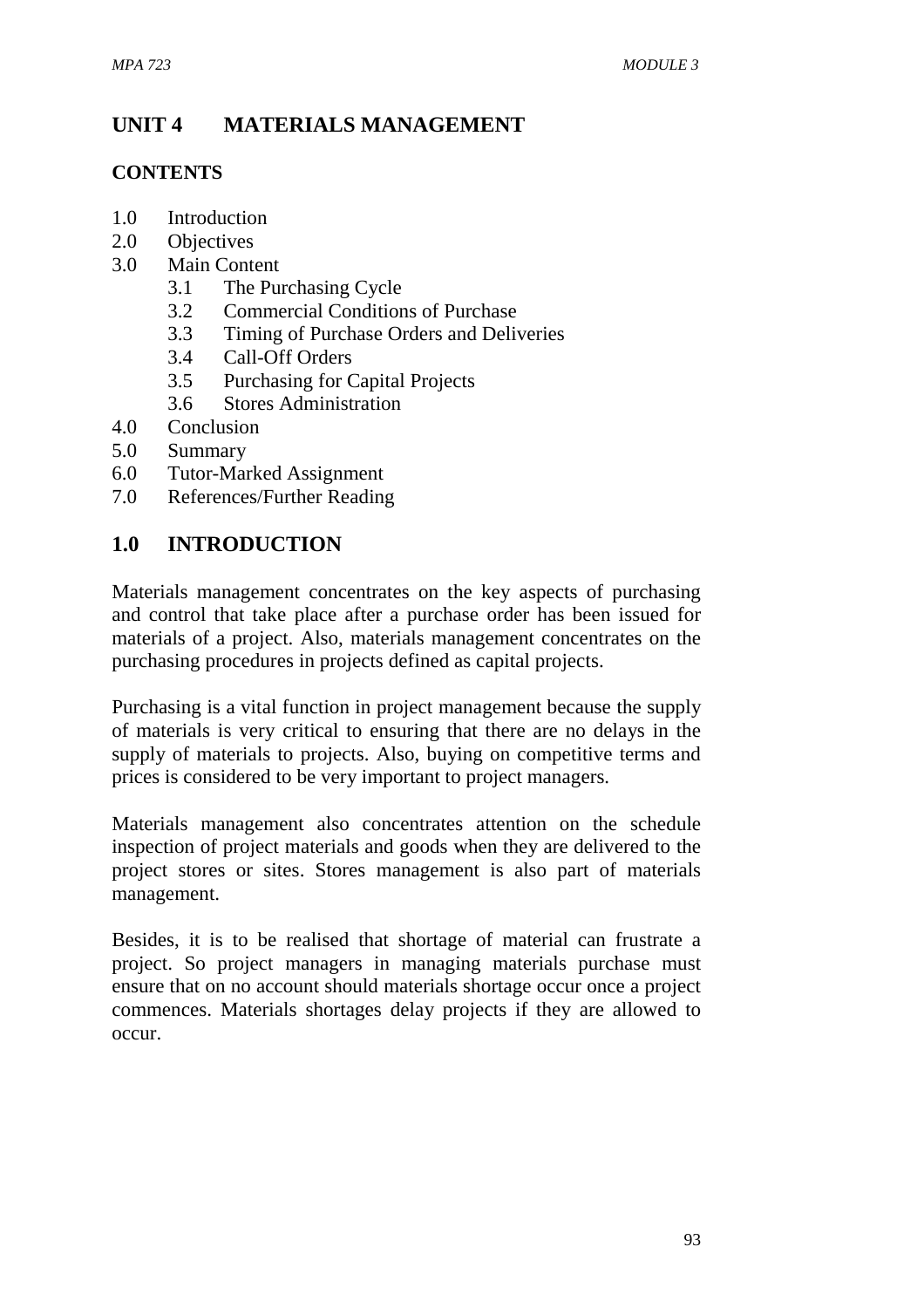# UNIT 4 MATERIALS MANAGEMENT

**CONTENTS**

- 1.0 Introduction
- 2.0 Objectives
- 3.0 Main Content
  - 3.1 The Purchasing Cycle
  - 3.2 Commercial Conditions of Purchase
  - 3.3 Timing of Purchase Orders and Deliveries
  - 3.4 Call-Off Orders
  - 3.5 Purchasing for Capital Projects
  - 3.6 Stores Administration
- 4.0 Conclusion
- 5.0 Summary
- 6.0 Tutor-Marked Assignment
- 7.0 References/Further Reading

## 1.0 INTRODUCTION

Materials management concentrates on the key aspects of purchasing and control that take place after a purchase order has been issued for materials of a project. Also, materials management concentrates on the purchasing procedures in projects defined as capital projects.

Purchasing is a vital function in project management because the supply of materials is very critical to ensuring that there are no delays in the supply of materials to projects. Also, buying on competitive terms and prices is considered to be very important to project managers.

Materials management also concentrates attention on the schedule inspection of project materials and goods when they are delivered to the project stores or sites. Stores management is also part of materials management.

Besides, it is to be realised that shortage of material can frustrate a project. So project managers in managing materials purchase must ensure that on no account should materials shortage occur once a project commences. Materials shortages delay projects if they are allowed to occur.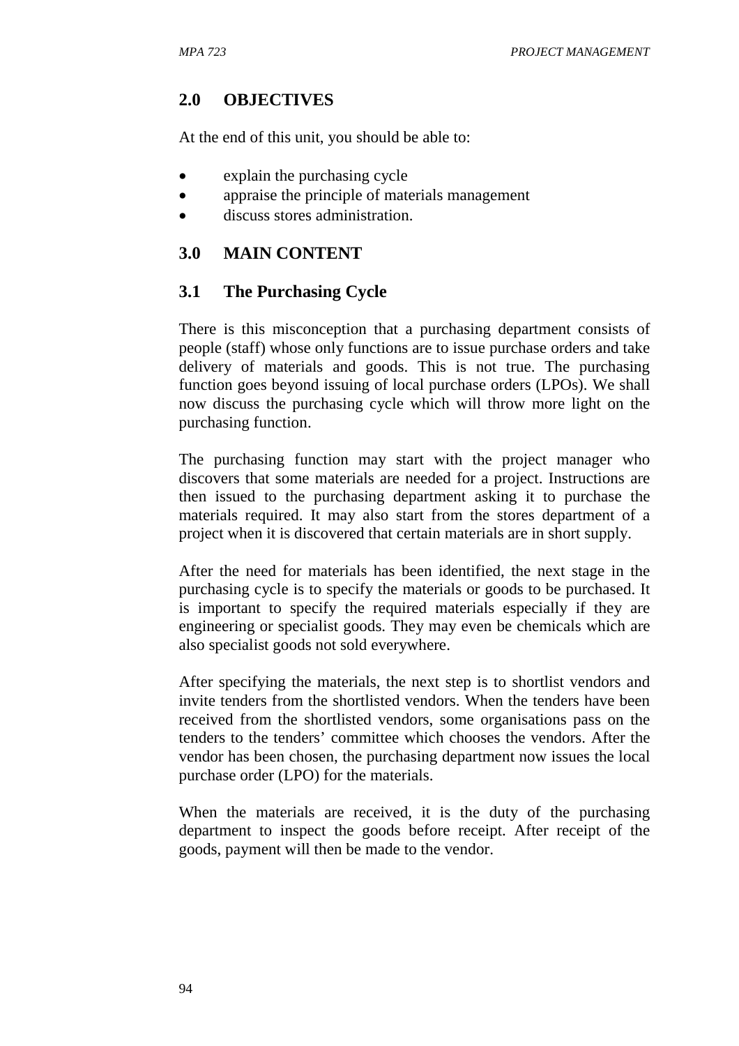## 2.0 OBJECTIVES

At the end of this unit, you should be able to:

- explain the purchasing cycle
- appraise the principle of materials management
- discuss stores administration.

## 3.0 MAIN CONTENT

### 3.1 The Purchasing Cycle

There is this misconception that a purchasing department consists of people (staff) whose only functions are to issue purchase orders and take delivery of materials and goods. This is not true. The purchasing function goes beyond issuing of local purchase orders (LPOs). We shall now discuss the purchasing cycle which will throw more light on the purchasing function.

The purchasing function may start with the project manager who discovers that some materials are needed for a project. Instructions are then issued to the purchasing department asking it to purchase the materials required. It may also start from the stores department of a project when it is discovered that certain materials are in short supply.

After the need for materials has been identified, the next stage in the purchasing cycle is to specify the materials or goods to be purchased. It is important to specify the required materials especially if they are engineering or specialist goods. They may even be chemicals which are also specialist goods not sold everywhere.

After specifying the materials, the next step is to shortlist vendors and invite tenders from the shortlisted vendors. When the tenders have been received from the shortlisted vendors, some organisations pass on the tenders to the tenders' committee which chooses the vendors. After the vendor has been chosen, the purchasing department now issues the local purchase order (LPO) for the materials.

When the materials are received, it is the duty of the purchasing department to inspect the goods before receipt. After receipt of the goods, payment will then be made to the vendor.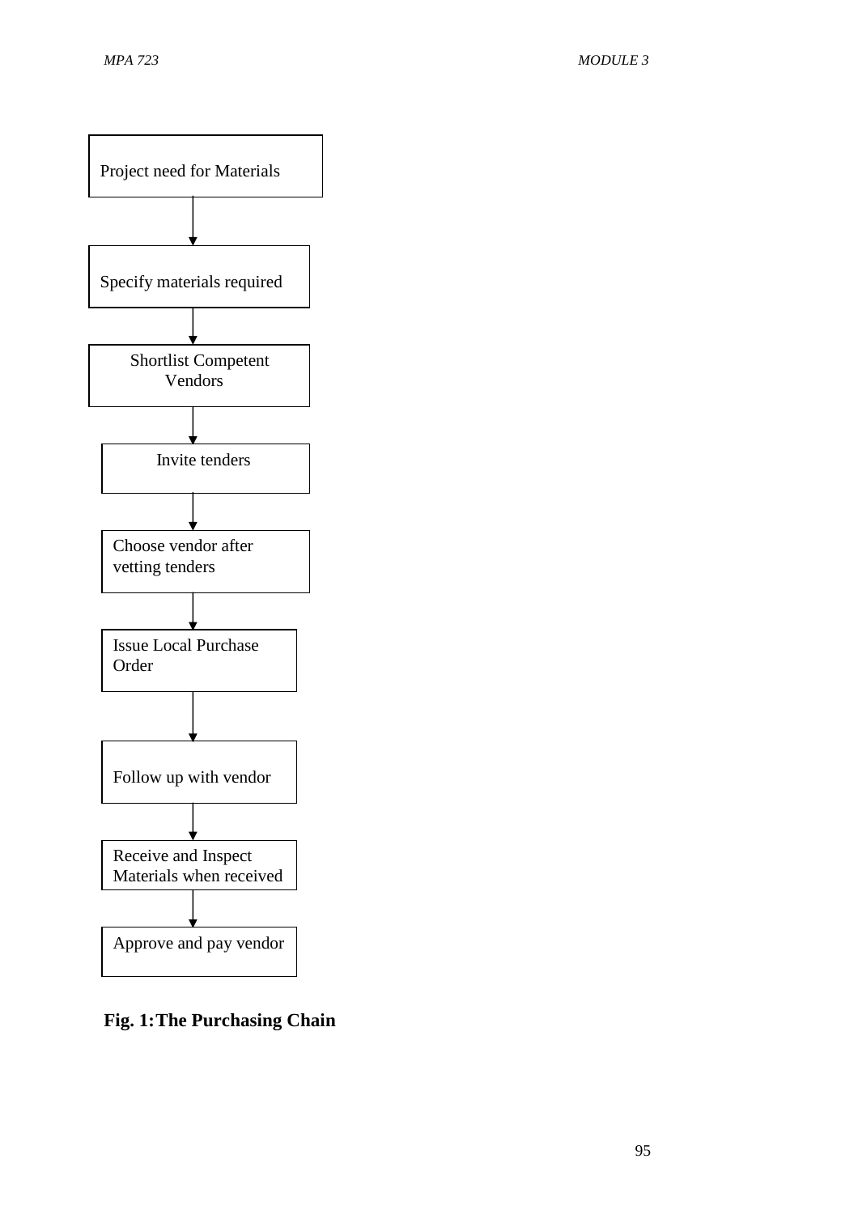Project need for Materials

↓

Specify materials required

↓

Shortlist Competent Vendors

↓

Invite tenders

↓

Choose vendor after vetting tenders

↓

Issue Local Purchase Order

↓

Follow up with vendor

↓

Receive and Inspect Materials when received

↓

Approve and pay vendor

**Fig. 1: The Purchasing Chain**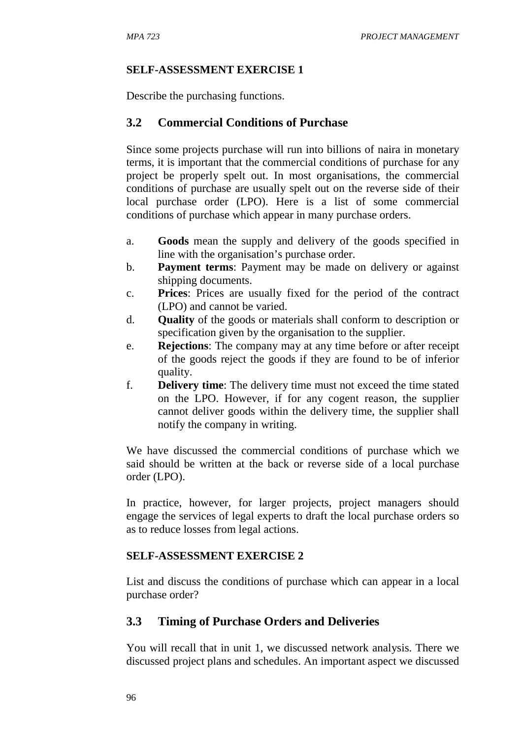### SELF-ASSESSMENT EXERCISE 1

Describe the purchasing functions.

## 3.2 Commercial Conditions of Purchase

Since some projects purchase will run into billions of naira in monetary terms, it is important that the commercial conditions of purchase for any project be properly spelt out. In most organisations, the commercial conditions of purchase are usually spelt out on the reverse side of their local purchase order (LPO). Here is a list of some commercial conditions of purchase which appear in many purchase orders.

a. **Goods** mean the supply and delivery of the goods specified in line with the organisation's purchase order.
b. **Payment terms**: Payment may be made on delivery or against shipping documents.
c. **Prices**: Prices are usually fixed for the period of the contract (LPO) and cannot be varied.
d. **Quality** of the goods or materials shall conform to description or specification given by the organisation to the supplier.
e. **Rejections**: The company may at any time before or after receipt of the goods reject the goods if they are found to be of inferior quality.
f. **Delivery time**: The delivery time must not exceed the time stated on the LPO. However, if for any cogent reason, the supplier cannot deliver goods within the delivery time, the supplier shall notify the company in writing.

We have discussed the commercial conditions of purchase which we said should be written at the back or reverse side of a local purchase order (LPO).

In practice, however, for larger projects, project managers should engage the services of legal experts to draft the local purchase orders so as to reduce losses from legal actions.

### SELF-ASSESSMENT EXERCISE 2

List and discuss the conditions of purchase which can appear in a local purchase order?

## 3.3 Timing of Purchase Orders and Deliveries

You will recall that in unit 1, we discussed network analysis. There we discussed project plans and schedules. An important aspect we discussed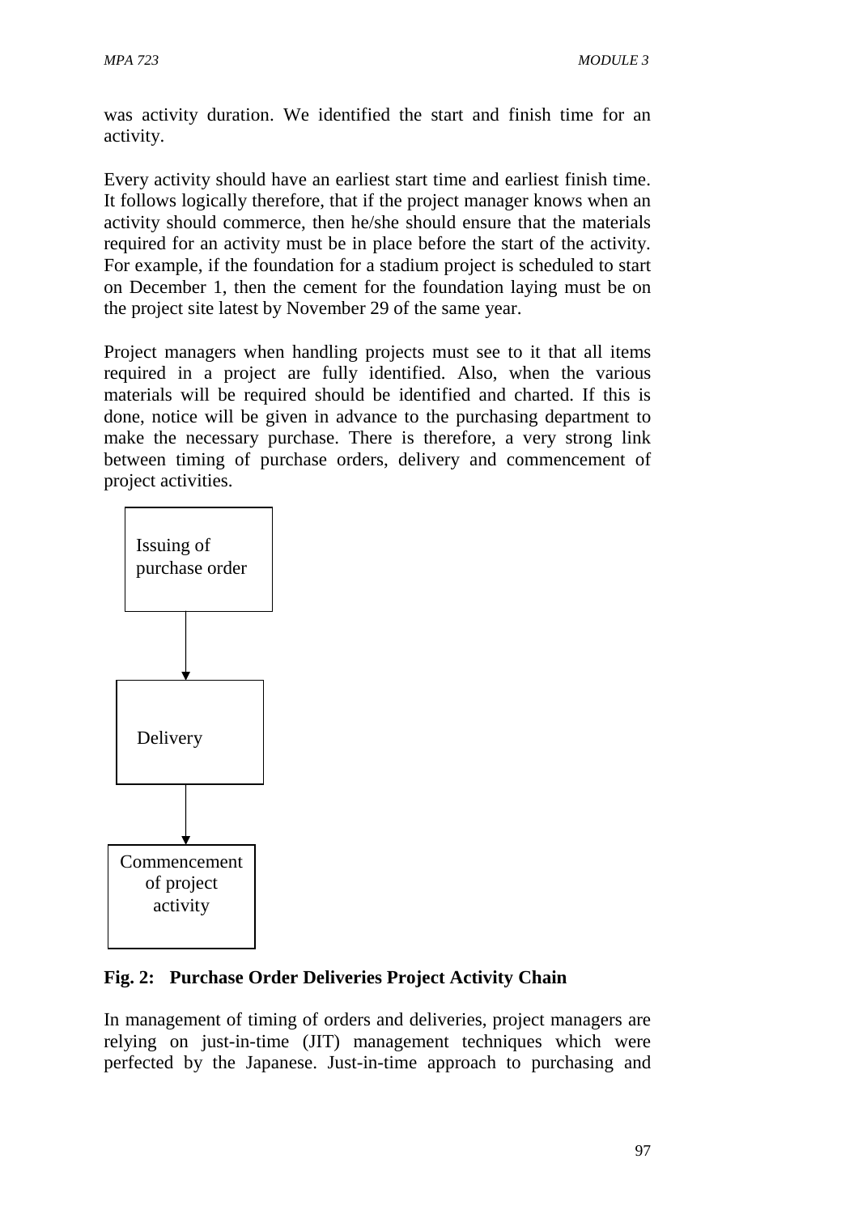was activity duration. We identified the start and finish time for an activity.

Every activity should have an earliest start time and earliest finish time. It follows logically therefore, that if the project manager knows when an activity should commerce, then he/she should ensure that the materials required for an activity must be in place before the start of the activity. For example, if the foundation for a stadium project is scheduled to start on December 1, then the cement for the foundation laying must be on the project site latest by November 29 of the same year.

Project managers when handling projects must see to it that all items required in a project are fully identified. Also, when the various materials will be required should be identified and charted. If this is done, notice will be given in advance to the purchasing department to make the necessary purchase. There is therefore, a very strong link between timing of purchase orders, delivery and commencement of project activities.

Issuing of purchase order

↓

Delivery

↓

Commencement of project activity

**Fig. 2: Purchase Order Deliveries Project Activity Chain**

In management of timing of orders and deliveries, project managers are relying on just-in-time (JIT) management techniques which were perfected by the Japanese. Just-in-time approach to purchasing and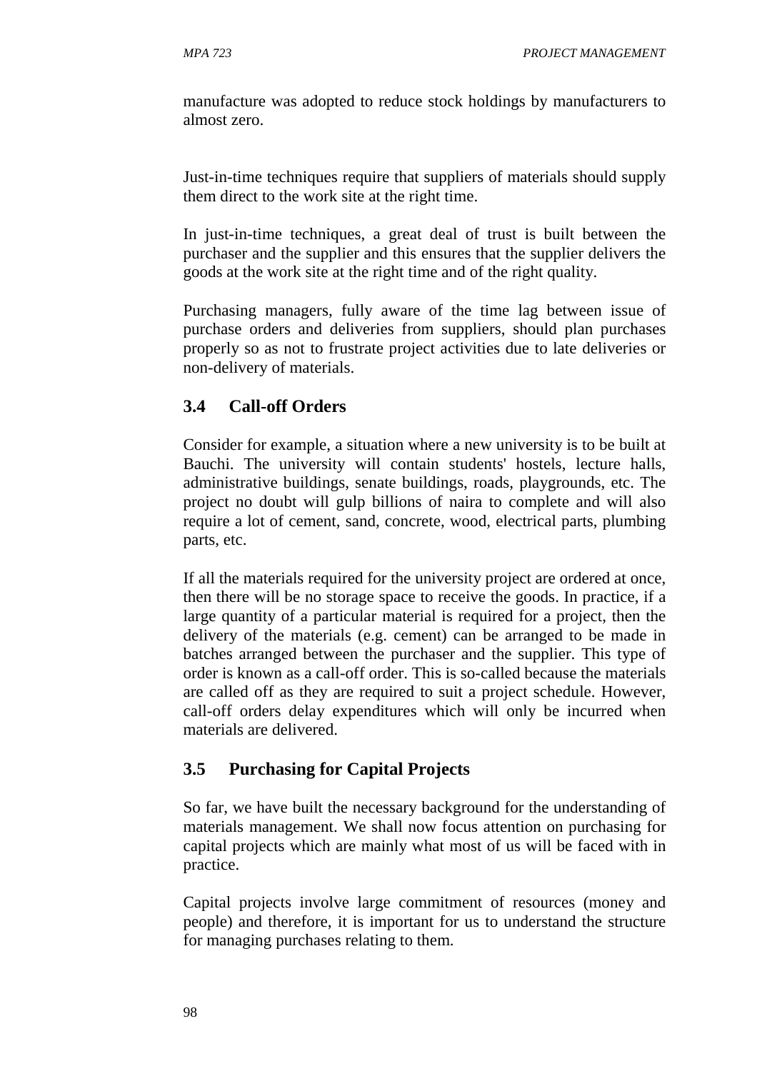manufacture was adopted to reduce stock holdings by manufacturers to almost zero.

Just-in-time techniques require that suppliers of materials should supply them direct to the work site at the right time.

In just-in-time techniques, a great deal of trust is built between the purchaser and the supplier and this ensures that the supplier delivers the goods at the work site at the right time and of the right quality.

Purchasing managers, fully aware of the time lag between issue of purchase orders and deliveries from suppliers, should plan purchases properly so as not to frustrate project activities due to late deliveries or non-delivery of materials.

## 3.4 Call-off Orders

Consider for example, a situation where a new university is to be built at Bauchi. The university will contain students' hostels, lecture halls, administrative buildings, senate buildings, roads, playgrounds, etc. The project no doubt will gulp billions of naira to complete and will also require a lot of cement, sand, concrete, wood, electrical parts, plumbing parts, etc.

If all the materials required for the university project are ordered at once, then there will be no storage space to receive the goods. In practice, if a large quantity of a particular material is required for a project, then the delivery of the materials (e.g. cement) can be arranged to be made in batches arranged between the purchaser and the supplier. This type of order is known as a call-off order. This is so-called because the materials are called off as they are required to suit a project schedule. However, call-off orders delay expenditures which will only be incurred when materials are delivered.

## 3.5 Purchasing for Capital Projects

So far, we have built the necessary background for the understanding of materials management. We shall now focus attention on purchasing for capital projects which are mainly what most of us will be faced with in practice.

Capital projects involve large commitment of resources (money and people) and therefore, it is important for us to understand the structure for managing purchases relating to them.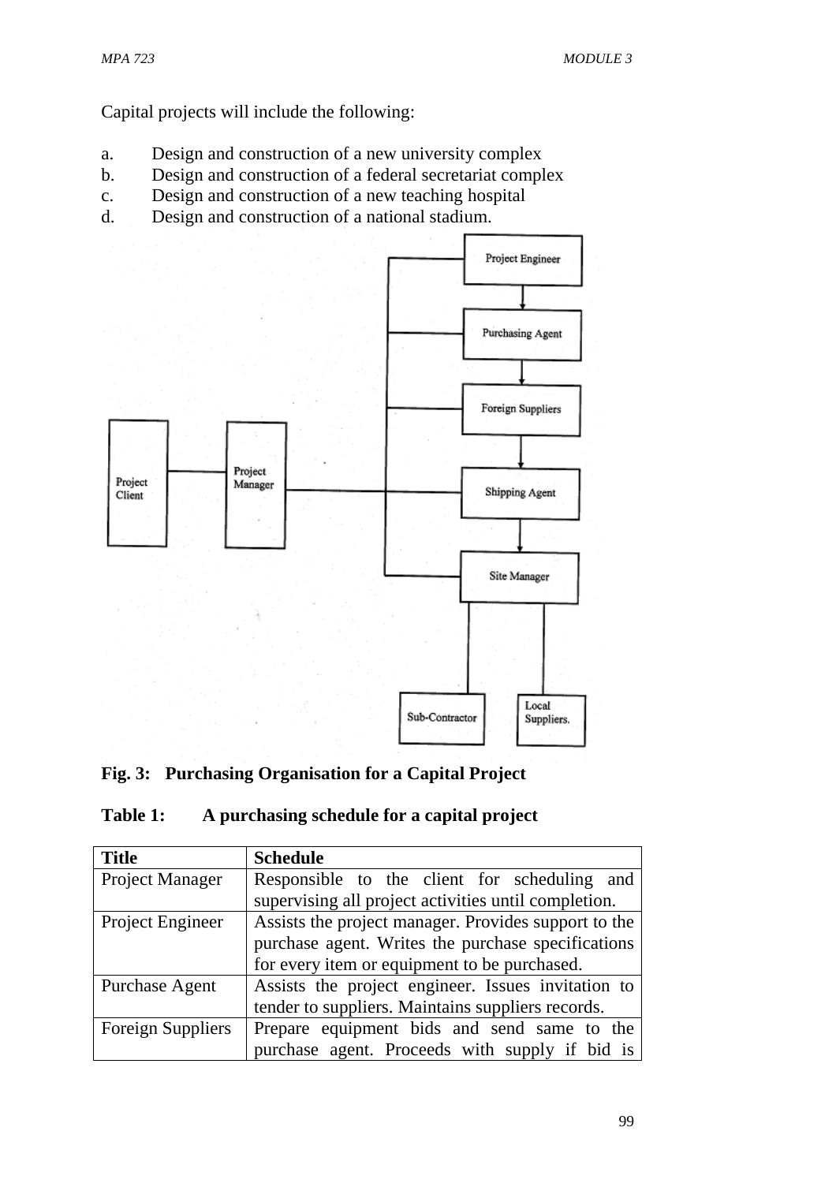Capital projects will include the following:

a. Design and construction of a new university complex
b. Design and construction of a federal secretariat complex
c. Design and construction of a new teaching hospital
d. Design and construction of a national stadium.

**Fig. 3: Purchasing Organisation for a Capital Project**

**Table 1: A purchasing schedule for a capital project**

| **Title** | **Schedule** |
|---|---|
| Project Manager | Responsible to the client for scheduling and supervising all project activities until completion. |
| Project Engineer | Assists the project manager. Provides support to the purchase agent. Writes the purchase specifications for every item or equipment to be purchased. |
| Purchase Agent | Assists the project engineer. Issues invitation to tender to suppliers. Maintains suppliers records. |
| Foreign Suppliers | Prepare equipment bids and send same to the purchase agent. Proceeds with supply if bid is |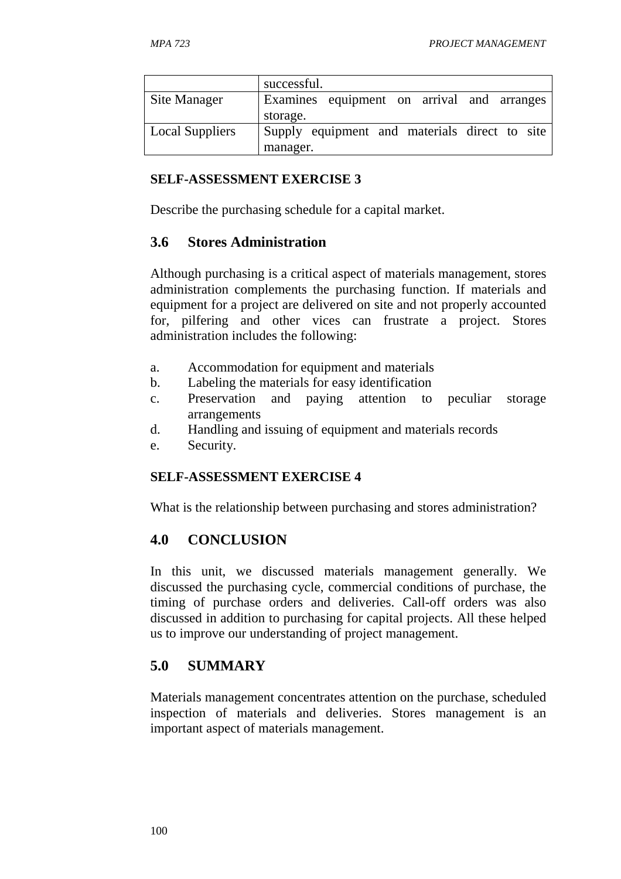| | |
|---|---|
| | successful. |
| Site Manager | Examines equipment on arrival and arranges storage. |
| Local Suppliers | Supply equipment and materials direct to site manager. |

**SELF-ASSESSMENT EXERCISE 3**

Describe the purchasing schedule for a capital market.

## 3.6 Stores Administration

Although purchasing is a critical aspect of materials management, stores administration complements the purchasing function. If materials and equipment for a project are delivered on site and not properly accounted for, pilfering and other vices can frustrate a project. Stores administration includes the following:

a. Accommodation for equipment and materials
b. Labeling the materials for easy identification
c. Preservation and paying attention to peculiar storage arrangements
d. Handling and issuing of equipment and materials records
e. Security.

**SELF-ASSESSMENT EXERCISE 4**

What is the relationship between purchasing and stores administration?

## 4.0 CONCLUSION

In this unit, we discussed materials management generally. We discussed the purchasing cycle, commercial conditions of purchase, the timing of purchase orders and deliveries. Call-off orders was also discussed in addition to purchasing for capital projects. All these helped us to improve our understanding of project management.

## 5.0 SUMMARY

Materials management concentrates attention on the purchase, scheduled inspection of materials and deliveries. Stores management is an important aspect of materials management.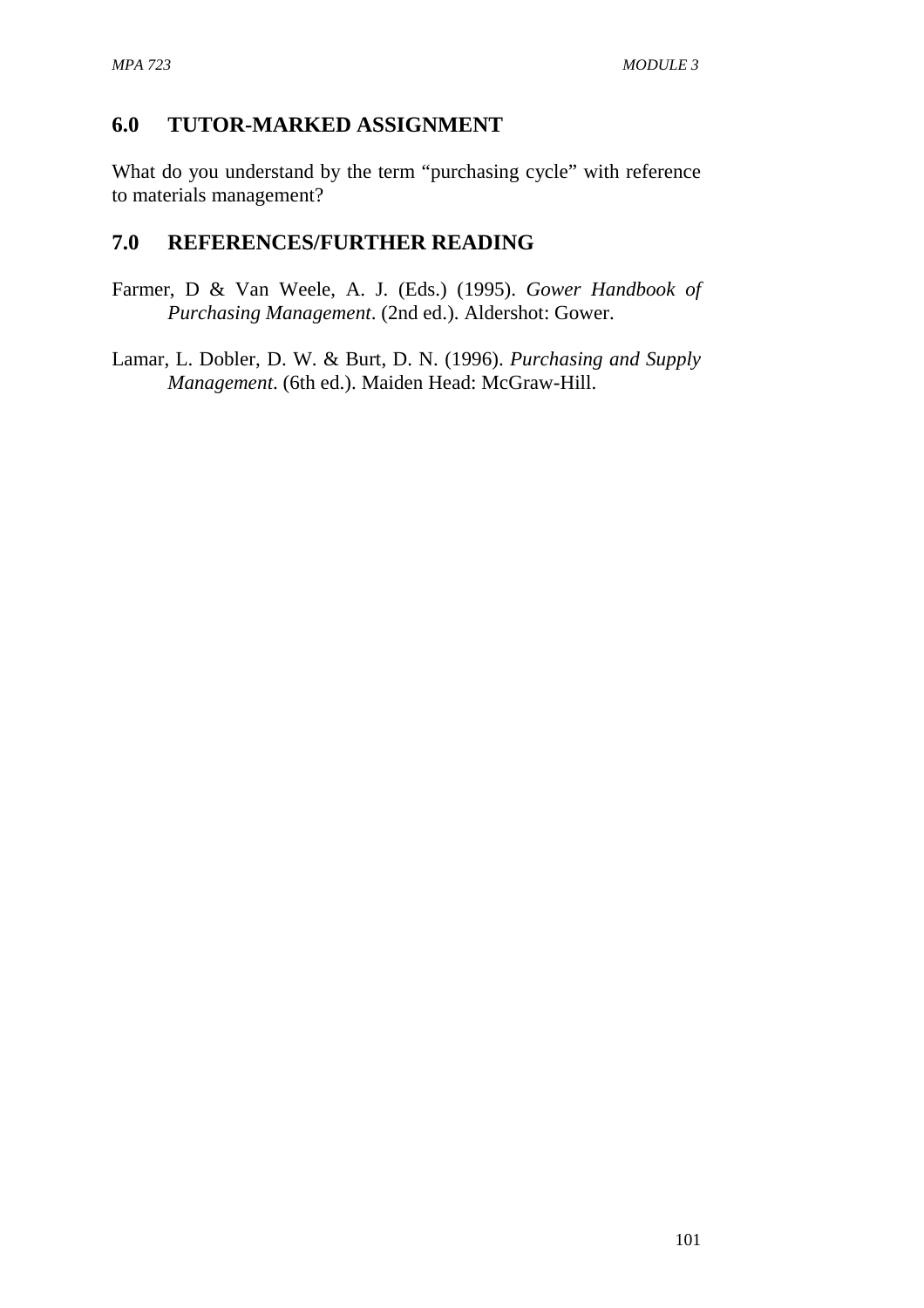## 6.0 TUTOR-MARKED ASSIGNMENT

What do you understand by the term “purchasing cycle” with reference to materials management?

## 7.0 REFERENCES/FURTHER READING

Farmer, D & Van Weele, A. J. (Eds.) (1995). *Gower Handbook of Purchasing Management*. (2nd ed.). Aldershot: Gower.

Lamar, L. Dobler, D. W. & Burt, D. N. (1996). *Purchasing and Supply Management*. (6th ed.). Maiden Head: McGraw-Hill.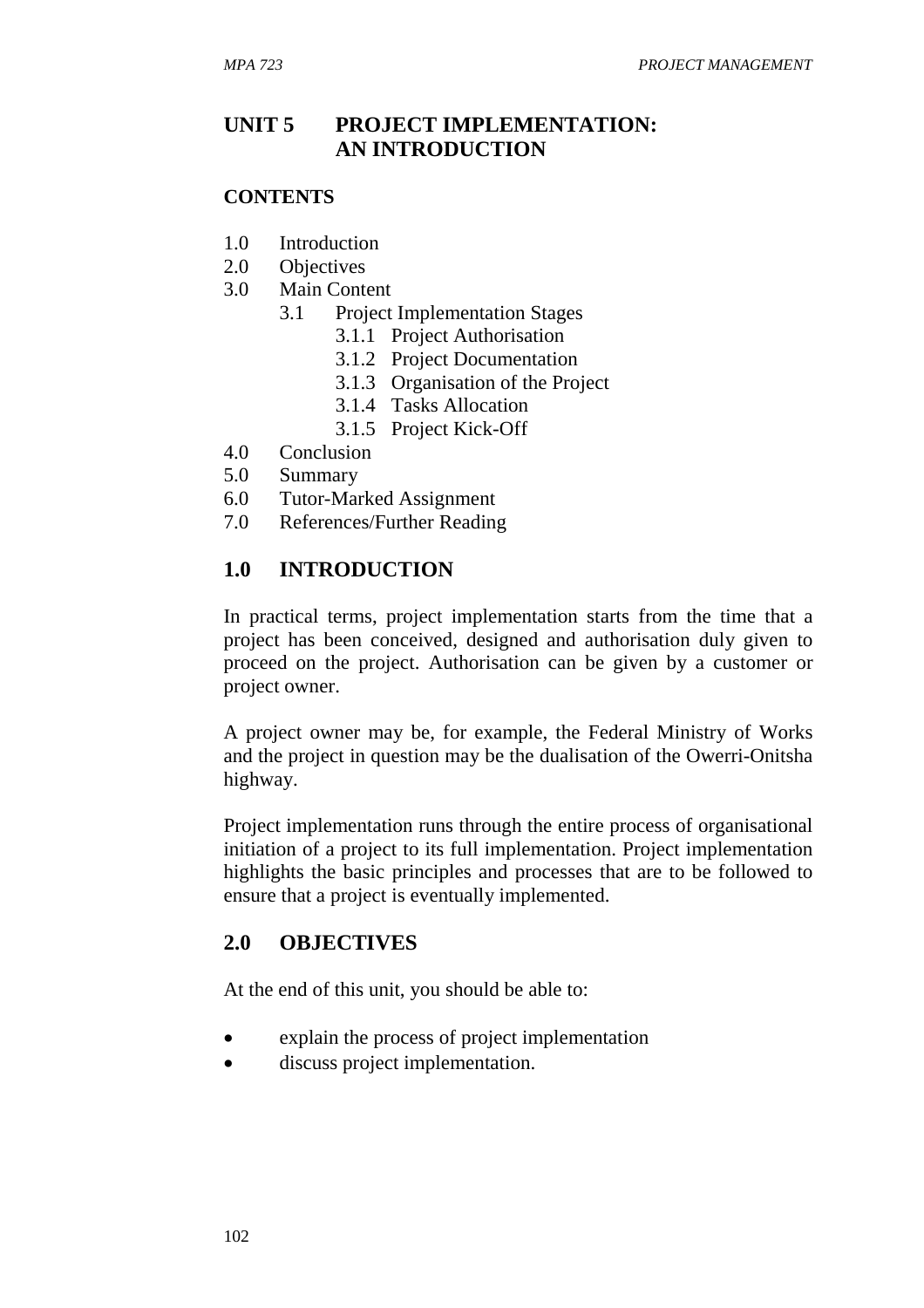# UNIT 5 PROJECT IMPLEMENTATION: AN INTRODUCTION

**CONTENTS**

1.0 Introduction
2.0 Objectives
3.0 Main Content
   3.1 Project Implementation Stages
      3.1.1 Project Authorisation
      3.1.2 Project Documentation
      3.1.3 Organisation of the Project
      3.1.4 Tasks Allocation
      3.1.5 Project Kick-Off
4.0 Conclusion
5.0 Summary
6.0 Tutor-Marked Assignment
7.0 References/Further Reading

## 1.0 INTRODUCTION

In practical terms, project implementation starts from the time that a project has been conceived, designed and authorisation duly given to proceed on the project. Authorisation can be given by a customer or project owner.

A project owner may be, for example, the Federal Ministry of Works and the project in question may be the dualisation of the Owerri-Onitsha highway.

Project implementation runs through the entire process of organisational initiation of a project to its full implementation. Project implementation highlights the basic principles and processes that are to be followed to ensure that a project is eventually implemented.

## 2.0 OBJECTIVES

At the end of this unit, you should be able to:

- explain the process of project implementation
- discuss project implementation.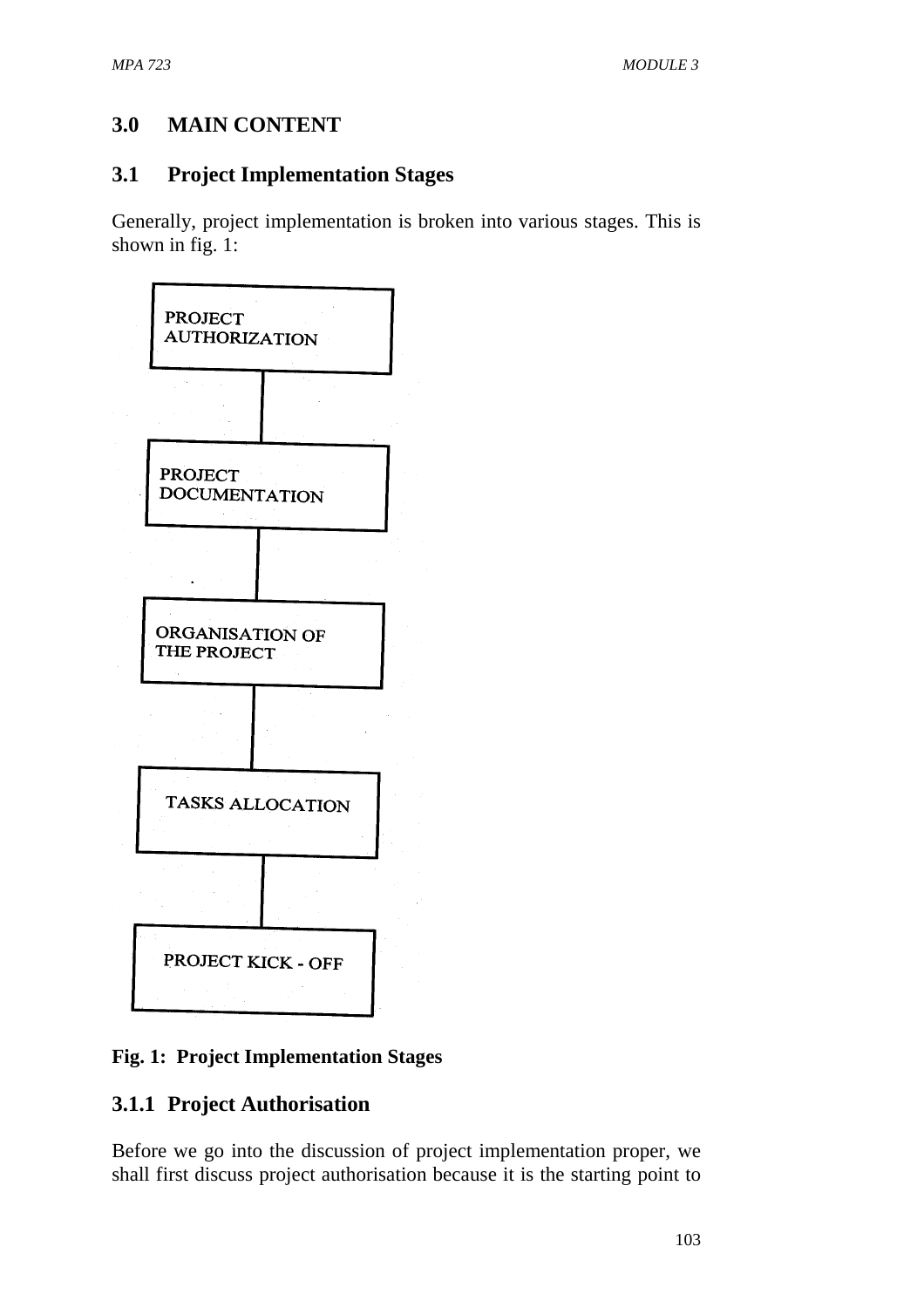## 3.0 MAIN CONTENT

### 3.1 Project Implementation Stages

Generally, project implementation is broken into various stages. This is shown in fig. 1:

PROJECT AUTHORIZATION

PROJECT DOCUMENTATION

ORGANISATION OF THE PROJECT

TASKS ALLOCATION

PROJECT KICK - OFF

**Fig. 1: Project Implementation Stages**

#### 3.1.1 Project Authorisation

Before we go into the discussion of project implementation proper, we shall first discuss project authorisation because it is the starting point to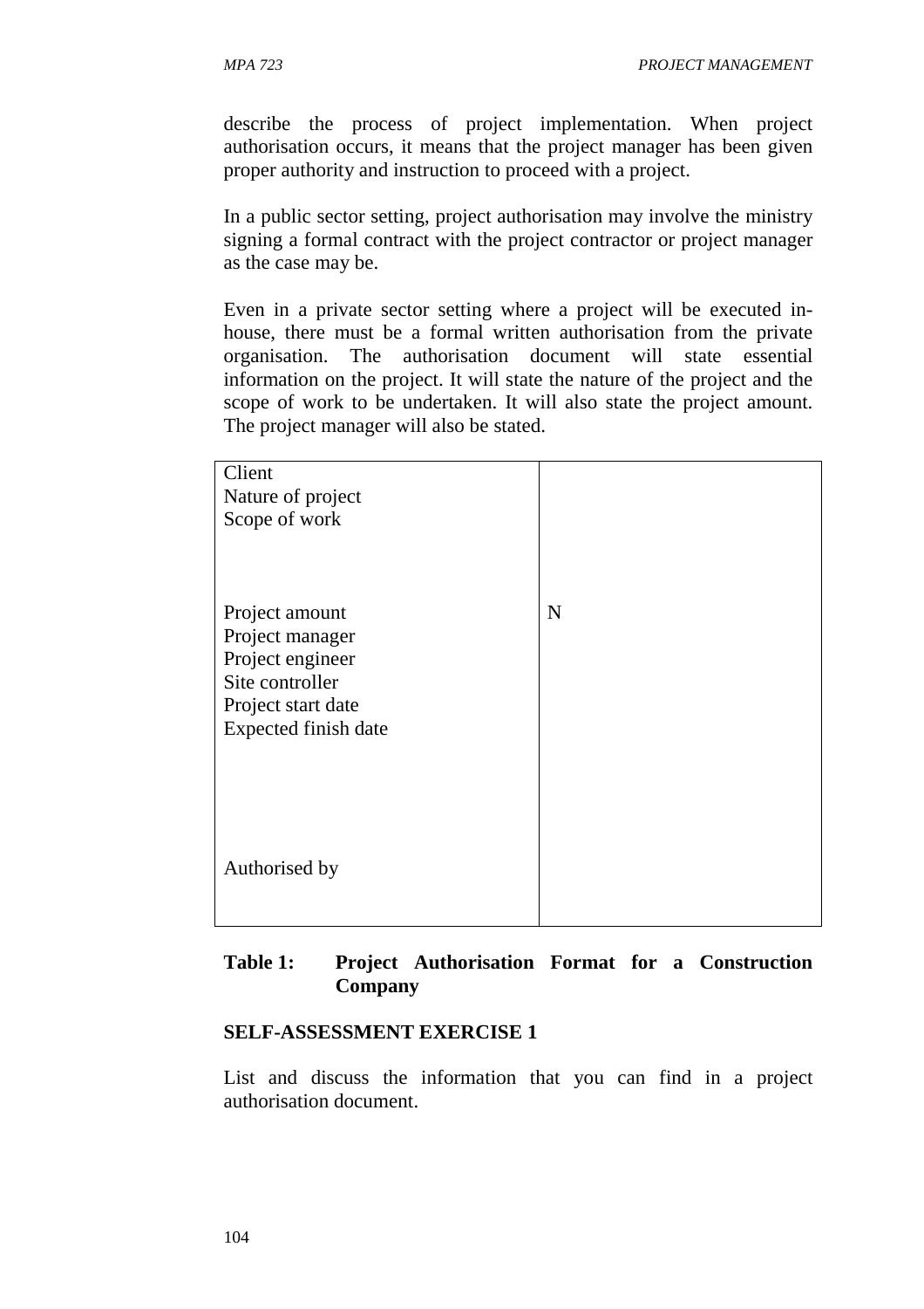describe the process of project implementation. When project authorisation occurs, it means that the project manager has been given proper authority and instruction to proceed with a project.

In a public sector setting, project authorisation may involve the ministry signing a formal contract with the project contractor or project manager as the case may be.

Even in a private sector setting where a project will be executed in-house, there must be a formal written authorisation from the private organisation. The authorisation document will state essential information on the project. It will state the nature of the project and the scope of work to be undertaken. It will also state the project amount. The project manager will also be stated.

| | |
|---|---|
| Client | |
| Nature of project | |
| Scope of work | |
| Project amount | N |
| Project manager | |
| Project engineer | |
| Site controller | |
| Project start date | |
| Expected finish date | |
| Authorised by | |

**Table 1: Project Authorisation Format for a Construction Company**

**SELF-ASSESSMENT EXERCISE 1**

List and discuss the information that you can find in a project authorisation document.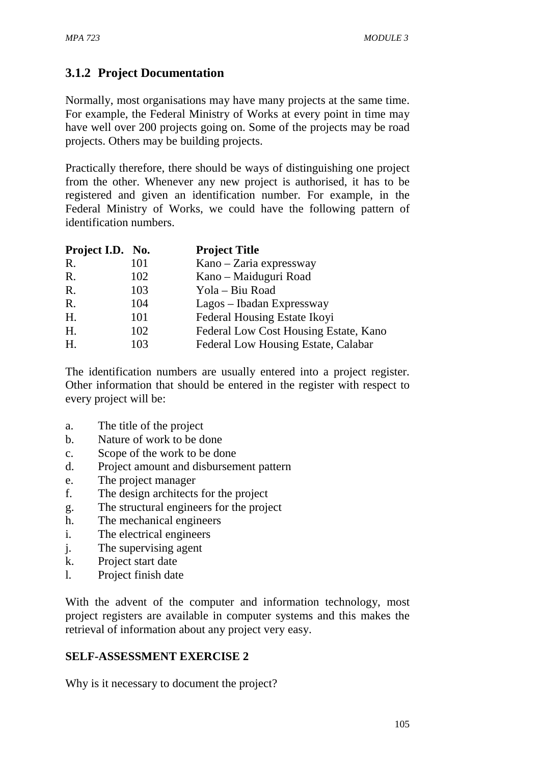### 3.1.2 Project Documentation

Normally, most organisations may have many projects at the same time. For example, the Federal Ministry of Works at every point in time may have well over 200 projects going on. Some of the projects may be road projects. Others may be building projects.

Practically therefore, there should be ways of distinguishing one project from the other. Whenever any new project is authorised, it has to be registered and given an identification number. For example, in the Federal Ministry of Works, we could have the following pattern of identification numbers.

| Project I.D. | No. | Project Title |
|---|---|---|
| R. | 101 | Kano – Zaria expressway |
| R. | 102 | Kano – Maiduguri Road |
| R. | 103 | Yola – Biu Road |
| R. | 104 | Lagos – Ibadan Expressway |
| H. | 101 | Federal Housing Estate Ikoyi |
| H. | 102 | Federal Low Cost Housing Estate, Kano |
| H. | 103 | Federal Low Housing Estate, Calabar |

The identification numbers are usually entered into a project register. Other information that should be entered in the register with respect to every project will be:

a. The title of the project
b. Nature of work to be done
c. Scope of the work to be done
d. Project amount and disbursement pattern
e. The project manager
f. The design architects for the project
g. The structural engineers for the project
h. The mechanical engineers
i. The electrical engineers
j. The supervising agent
k. Project start date
l. Project finish date

With the advent of the computer and information technology, most project registers are available in computer systems and this makes the retrieval of information about any project very easy.

**SELF-ASSESSMENT EXERCISE 2**

Why is it necessary to document the project?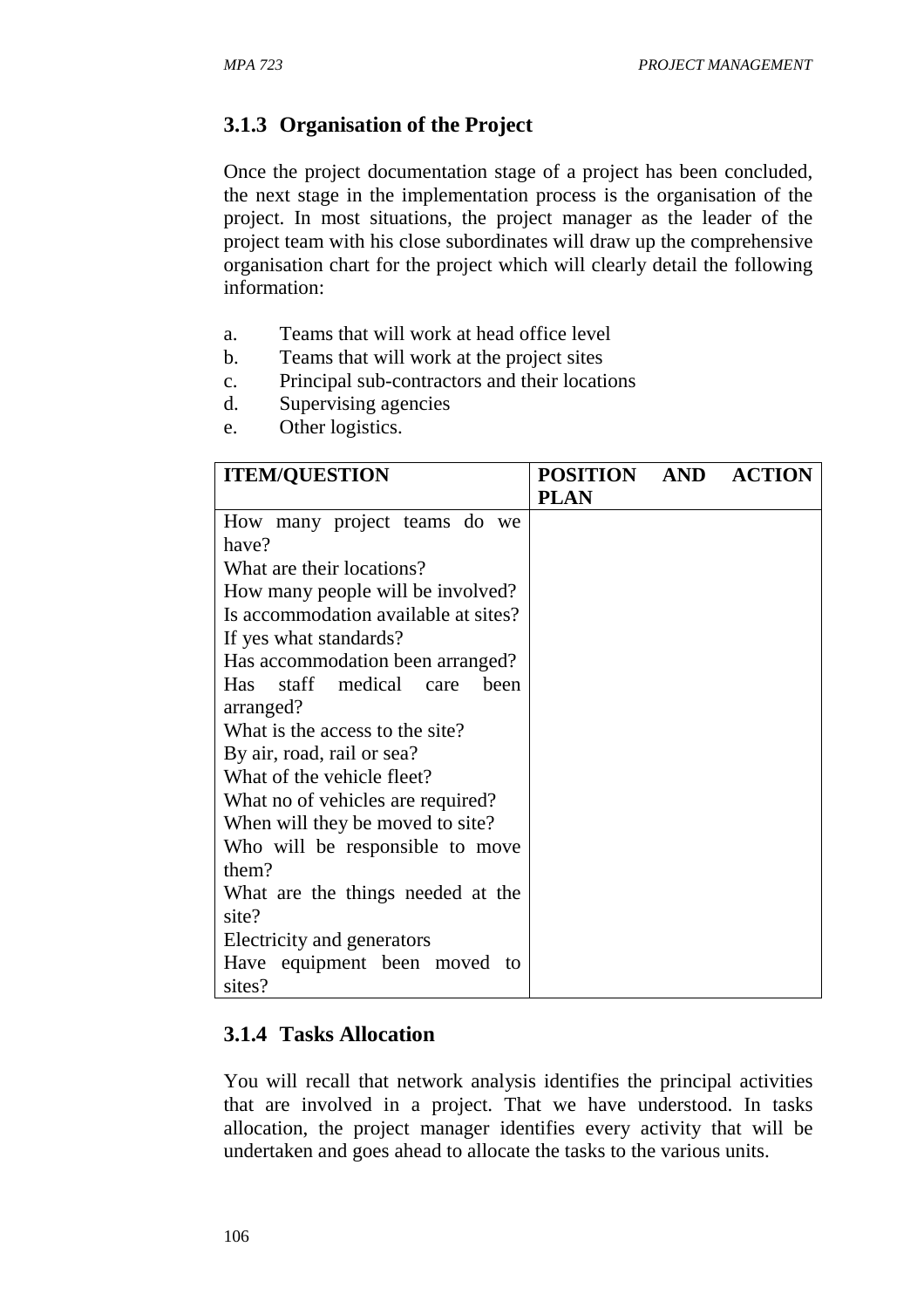### 3.1.3 Organisation of the Project

Once the project documentation stage of a project has been concluded, the next stage in the implementation process is the organisation of the project. In most situations, the project manager as the leader of the project team with his close subordinates will draw up the comprehensive organisation chart for the project which will clearly detail the following information:

a. Teams that will work at head office level
b. Teams that will work at the project sites
c. Principal sub-contractors and their locations
d. Supervising agencies
e. Other logistics.

| ITEM/QUESTION | POSITION AND ACTION PLAN |
|---|---|
| How many project teams do we have?<br>What are their locations?<br>How many people will be involved?<br>Is accommodation available at sites?<br>If yes what standards?<br>Has accommodation been arranged?<br>Has staff medical care been arranged?<br>What is the access to the site?<br>By air, road, rail or sea?<br>What of the vehicle fleet?<br>What no of vehicles are required?<br>When will they be moved to site?<br>Who will be responsible to move them?<br>What are the things needed at the site?<br>Electricity and generators<br>Have equipment been moved to sites? | |

### 3.1.4 Tasks Allocation

You will recall that network analysis identifies the principal activities that are involved in a project. That we have understood. In tasks allocation, the project manager identifies every activity that will be undertaken and goes ahead to allocate the tasks to the various units.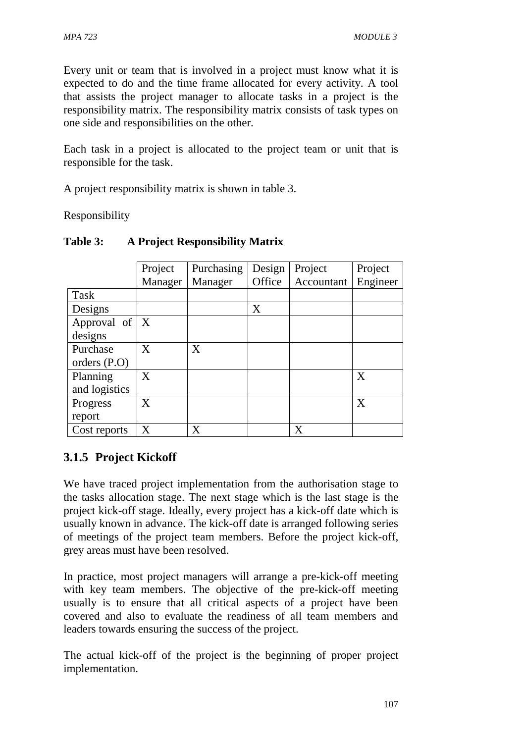Every unit or team that is involved in a project must know what it is expected to do and the time frame allocated for every activity. A tool that assists the project manager to allocate tasks in a project is the responsibility matrix. The responsibility matrix consists of task types on one side and responsibilities on the other.

Each task in a project is allocated to the project team or unit that is responsible for the task.

A project responsibility matrix is shown in table 3.

Responsibility

**Table 3: A Project Responsibility Matrix**

| | Project Manager | Purchasing Manager | Design Office | Project Accountant | Project Engineer |
|---|---|---|---|---|---|
| Task | | | | | |
| Designs | | | X | | |
| Approval of designs | X | | | | |
| Purchase orders (P.O) | X | X | | | |
| Planning and logistics | X | | | | X |
| Progress report | X | | | | X |
| Cost reports | X | X | | X | |

### 3.1.5 Project Kickoff

We have traced project implementation from the authorisation stage to the tasks allocation stage. The next stage which is the last stage is the project kick-off stage. Ideally, every project has a kick-off date which is usually known in advance. The kick-off date is arranged following series of meetings of the project team members. Before the project kick-off, grey areas must have been resolved.

In practice, most project managers will arrange a pre-kick-off meeting with key team members. The objective of the pre-kick-off meeting usually is to ensure that all critical aspects of a project have been covered and also to evaluate the readiness of all team members and leaders towards ensuring the success of the project.

The actual kick-off of the project is the beginning of proper project implementation.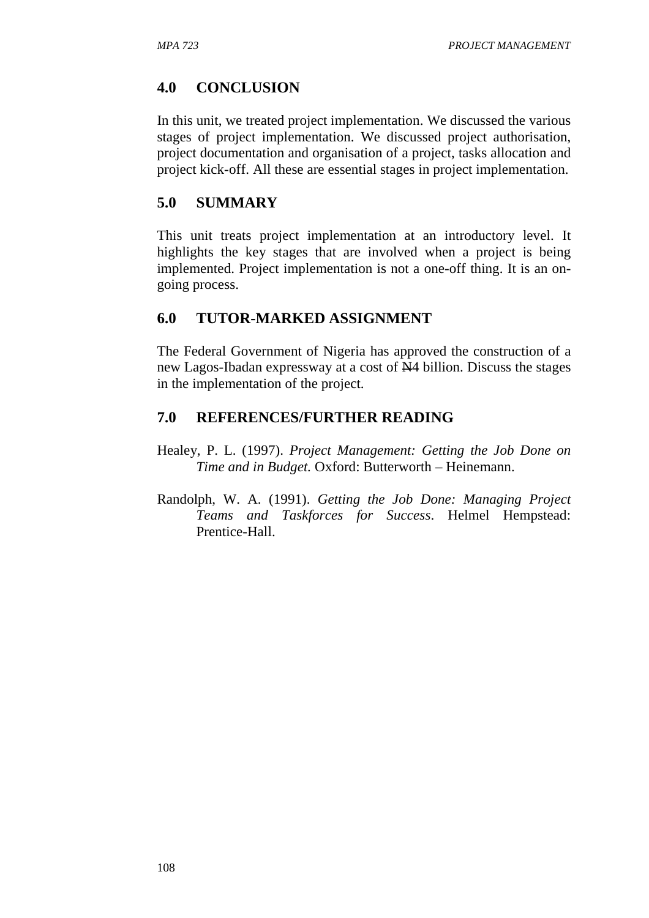## 4.0 CONCLUSION

In this unit, we treated project implementation. We discussed the various stages of project implementation. We discussed project authorisation, project documentation and organisation of a project, tasks allocation and project kick-off. All these are essential stages in project implementation.

## 5.0 SUMMARY

This unit treats project implementation at an introductory level. It highlights the key stages that are involved when a project is being implemented. Project implementation is not a one-off thing. It is an on-going process.

## 6.0 TUTOR-MARKED ASSIGNMENT

The Federal Government of Nigeria has approved the construction of a new Lagos-Ibadan expressway at a cost of ₦4 billion. Discuss the stages in the implementation of the project.

## 7.0 REFERENCES/FURTHER READING

Healey, P. L. (1997). *Project Management: Getting the Job Done on Time and in Budget.* Oxford: Butterworth – Heinemann.

Randolph, W. A. (1991). *Getting the Job Done: Managing Project Teams and Taskforces for Success*. Helmel Hempstead: Prentice-Hall.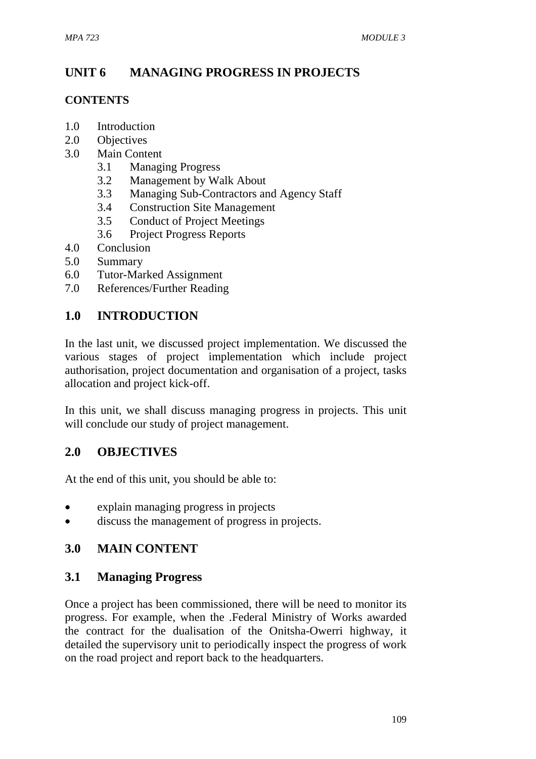# UNIT 6 MANAGING PROGRESS IN PROJECTS

## CONTENTS

1.0 Introduction
2.0 Objectives
3.0 Main Content
  3.1 Managing Progress
  3.2 Management by Walk About
  3.3 Managing Sub-Contractors and Agency Staff
  3.4 Construction Site Management
  3.5 Conduct of Project Meetings
  3.6 Project Progress Reports
4.0 Conclusion
5.0 Summary
6.0 Tutor-Marked Assignment
7.0 References/Further Reading

## 1.0 INTRODUCTION

In the last unit, we discussed project implementation. We discussed the various stages of project implementation which include project authorisation, project documentation and organisation of a project, tasks allocation and project kick-off.

In this unit, we shall discuss managing progress in projects. This unit will conclude our study of project management.

## 2.0 OBJECTIVES

At the end of this unit, you should be able to:

- explain managing progress in projects
- discuss the management of progress in projects.

## 3.0 MAIN CONTENT

### 3.1 Managing Progress

Once a project has been commissioned, there will be need to monitor its progress. For example, when the .Federal Ministry of Works awarded the contract for the dualisation of the Onitsha-Owerri highway, it detailed the supervisory unit to periodically inspect the progress of work on the road project and report back to the headquarters.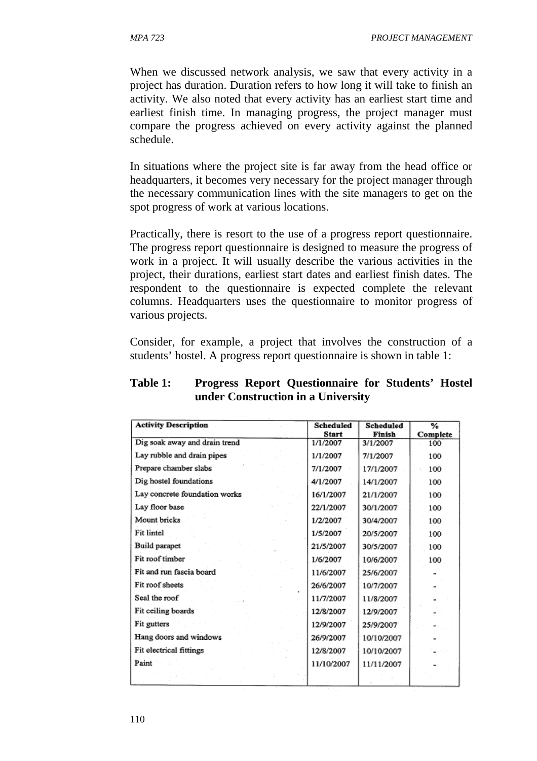When we discussed network analysis, we saw that every activity in a project has duration. Duration refers to how long it will take to finish an activity. We also noted that every activity has an earliest start time and earliest finish time. In managing progress, the project manager must compare the progress achieved on every activity against the planned schedule.

In situations where the project site is far away from the head office or headquarters, it becomes very necessary for the project manager through the necessary communication lines with the site managers to get on the spot progress of work at various locations.

Practically, there is resort to the use of a progress report questionnaire. The progress report questionnaire is designed to measure the progress of work in a project. It will usually describe the various activities in the project, their durations, earliest start dates and earliest finish dates. The respondent to the questionnaire is expected complete the relevant columns. Headquarters uses the questionnaire to monitor progress of various projects.

Consider, for example, a project that involves the construction of a students' hostel. A progress report questionnaire is shown in table 1:

**Table 1: Progress Report Questionnaire for Students' Hostel under Construction in a University**

| Activity Description | Scheduled Start | Scheduled Finish | % Complete |
|---|---|---|---|
| Dig soak away and drain trend | 1/1/2007 | 3/1/2007 | 100 |
| Lay rubble and drain pipes | 1/1/2007 | 7/1/2007 | 100 |
| Prepare chamber slabs | 7/1/2007 | 17/1/2007 | 100 |
| Dig hostel foundations | 4/1/2007 | 14/1/2007 | 100 |
| Lay concrete foundation works | 16/1/2007 | 21/1/2007 | 100 |
| Lay floor base | 22/1/2007 | 30/1/2007 | 100 |
| Mount bricks | 1/2/2007 | 30/4/2007 | 100 |
| Fit lintel | 1/5/2007 | 20/5/2007 | 100 |
| Build parapet | 21/5/2007 | 30/5/2007 | 100 |
| Fit roof timber | 1/6/2007 | 10/6/2007 | 100 |
| Fit and run fascia board | 11/6/2007 | 25/6/2007 | - |
| Fit roof sheets | 26/6/2007 | 10/7/2007 | - |
| Seal the roof | 11/7/2007 | 11/8/2007 | - |
| Fit ceiling boards | 12/8/2007 | 12/9/2007 | - |
| Fit gutters | 12/9/2007 | 25/9/2007 | - |
| Hang doors and windows | 26/9/2007 | 10/10/2007 | - |
| Fit electrical fittings | 12/8/2007 | 10/10/2007 | - |
| Paint | 11/10/2007 | 11/11/2007 | - |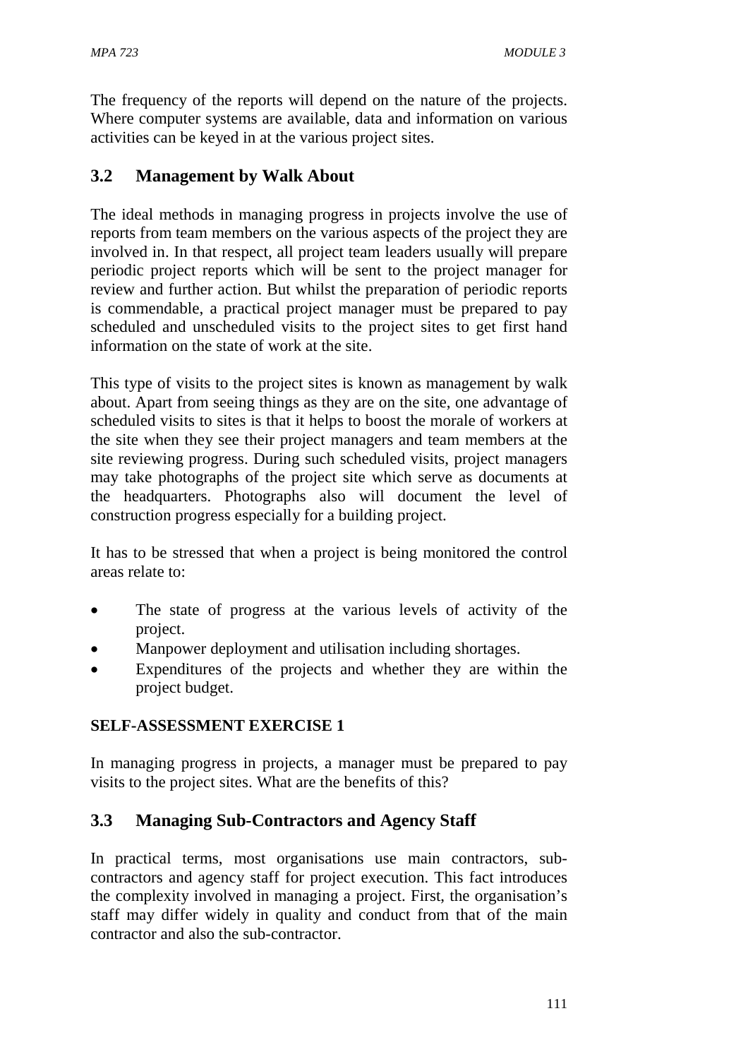The frequency of the reports will depend on the nature of the projects. Where computer systems are available, data and information on various activities can be keyed in at the various project sites.

## 3.2 Management by Walk About

The ideal methods in managing progress in projects involve the use of reports from team members on the various aspects of the project they are involved in. In that respect, all project team leaders usually will prepare periodic project reports which will be sent to the project manager for review and further action. But whilst the preparation of periodic reports is commendable, a practical project manager must be prepared to pay scheduled and unscheduled visits to the project sites to get first hand information on the state of work at the site.

This type of visits to the project sites is known as management by walk about. Apart from seeing things as they are on the site, one advantage of scheduled visits to sites is that it helps to boost the morale of workers at the site when they see their project managers and team members at the site reviewing progress. During such scheduled visits, project managers may take photographs of the project site which serve as documents at the headquarters. Photographs also will document the level of construction progress especially for a building project.

It has to be stressed that when a project is being monitored the control areas relate to:

- The state of progress at the various levels of activity of the project.
- Manpower deployment and utilisation including shortages.
- Expenditures of the projects and whether they are within the project budget.

**SELF-ASSESSMENT EXERCISE 1**

In managing progress in projects, a manager must be prepared to pay visits to the project sites. What are the benefits of this?

## 3.3 Managing Sub-Contractors and Agency Staff

In practical terms, most organisations use main contractors, sub-contractors and agency staff for project execution. This fact introduces the complexity involved in managing a project. First, the organisation's staff may differ widely in quality and conduct from that of the main contractor and also the sub-contractor.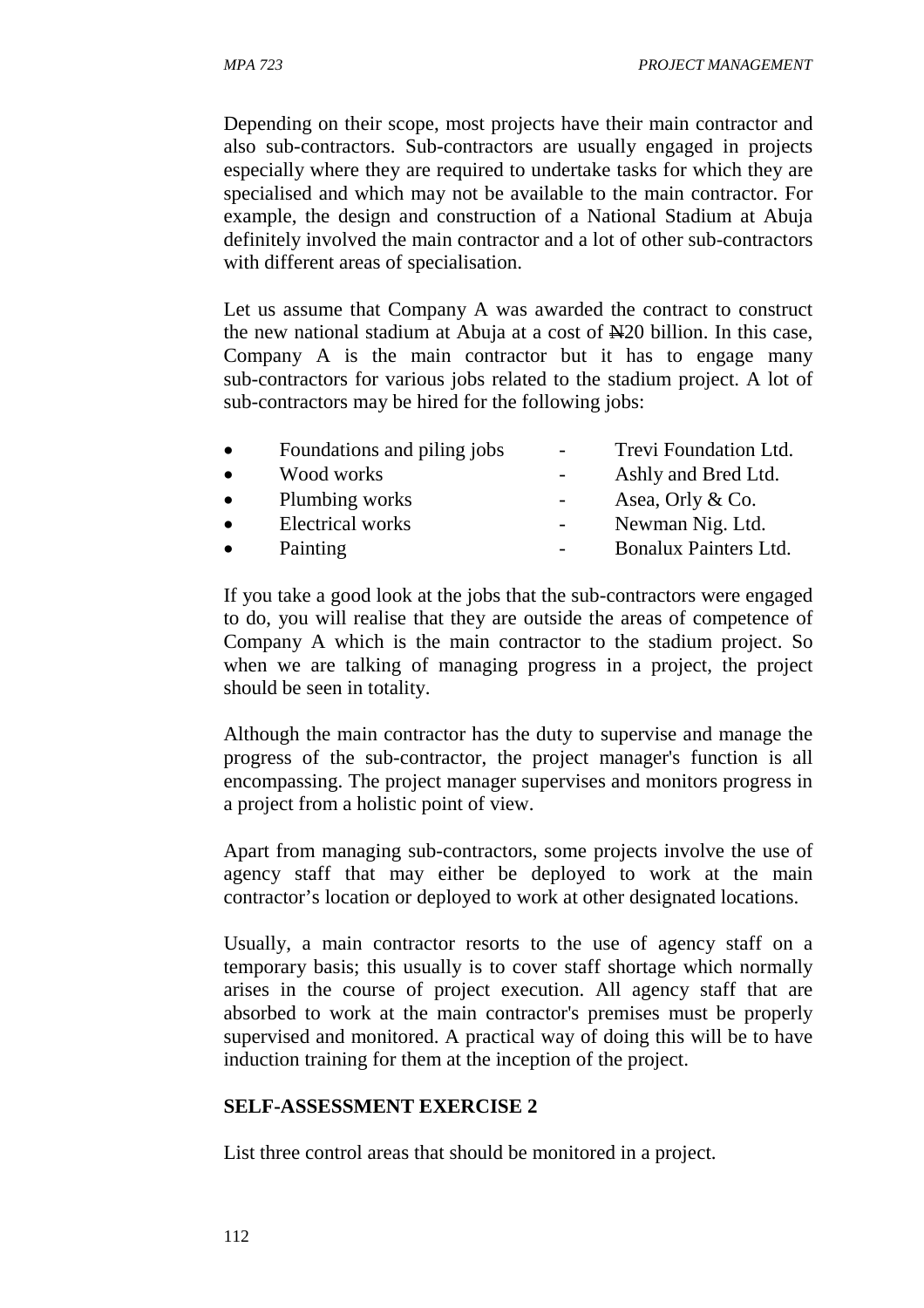Depending on their scope, most projects have their main contractor and also sub-contractors. Sub-contractors are usually engaged in projects especially where they are required to undertake tasks for which they are specialised and which may not be available to the main contractor. For example, the design and construction of a National Stadium at Abuja definitely involved the main contractor and a lot of other sub-contractors with different areas of specialisation.

Let us assume that Company A was awarded the contract to construct the new national stadium at Abuja at a cost of ₦20 billion. In this case, Company A is the main contractor but it has to engage many sub-contractors for various jobs related to the stadium project. A lot of sub-contractors may be hired for the following jobs:

- Foundations and piling jobs - Trevi Foundation Ltd.
- Wood works - Ashly and Bred Ltd.
- Plumbing works - Asea, Orly & Co.
- Electrical works - Newman Nig. Ltd.
- Painting - Bonalux Painters Ltd.

If you take a good look at the jobs that the sub-contractors were engaged to do, you will realise that they are outside the areas of competence of Company A which is the main contractor to the stadium project. So when we are talking of managing progress in a project, the project should be seen in totality.

Although the main contractor has the duty to supervise and manage the progress of the sub-contractor, the project manager's function is all encompassing. The project manager supervises and monitors progress in a project from a holistic point of view.

Apart from managing sub-contractors, some projects involve the use of agency staff that may either be deployed to work at the main contractor's location or deployed to work at other designated locations.

Usually, a main contractor resorts to the use of agency staff on a temporary basis; this usually is to cover staff shortage which normally arises in the course of project execution. All agency staff that are absorbed to work at the main contractor's premises must be properly supervised and monitored. A practical way of doing this will be to have induction training for them at the inception of the project.

**SELF-ASSESSMENT EXERCISE 2**

List three control areas that should be monitored in a project.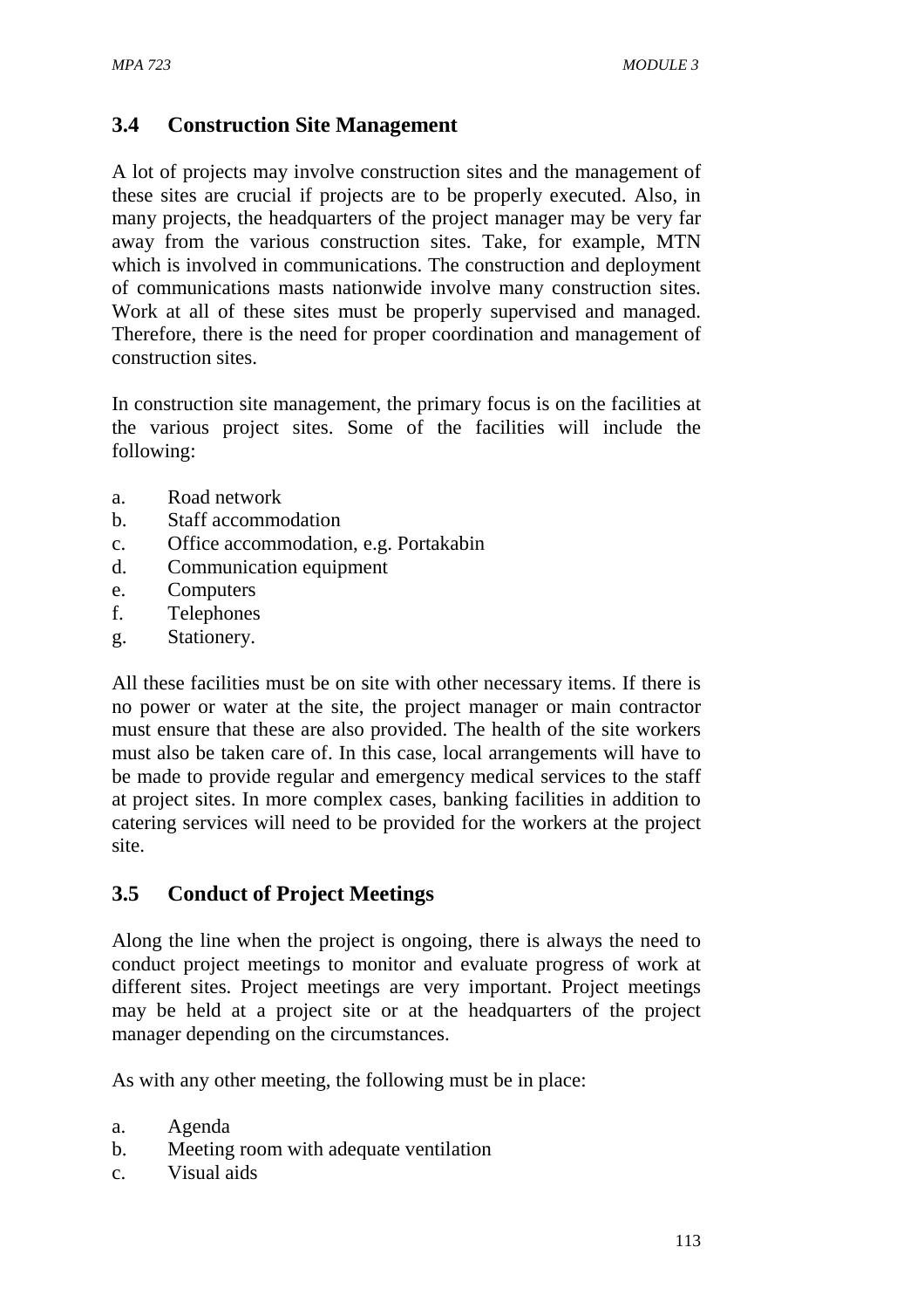### 3.4 Construction Site Management

A lot of projects may involve construction sites and the management of these sites are crucial if projects are to be properly executed. Also, in many projects, the headquarters of the project manager may be very far away from the various construction sites. Take, for example, MTN which is involved in communications. The construction and deployment of communications masts nationwide involve many construction sites. Work at all of these sites must be properly supervised and managed. Therefore, there is the need for proper coordination and management of construction sites.

In construction site management, the primary focus is on the facilities at the various project sites. Some of the facilities will include the following:

a. Road network
b. Staff accommodation
c. Office accommodation, e.g. Portakabin
d. Communication equipment
e. Computers
f. Telephones
g. Stationery.

All these facilities must be on site with other necessary items. If there is no power or water at the site, the project manager or main contractor must ensure that these are also provided. The health of the site workers must also be taken care of. In this case, local arrangements will have to be made to provide regular and emergency medical services to the staff at project sites. In more complex cases, banking facilities in addition to catering services will need to be provided for the workers at the project site.

### 3.5 Conduct of Project Meetings

Along the line when the project is ongoing, there is always the need to conduct project meetings to monitor and evaluate progress of work at different sites. Project meetings are very important. Project meetings may be held at a project site or at the headquarters of the project manager depending on the circumstances.

As with any other meeting, the following must be in place:

a. Agenda
b. Meeting room with adequate ventilation
c. Visual aids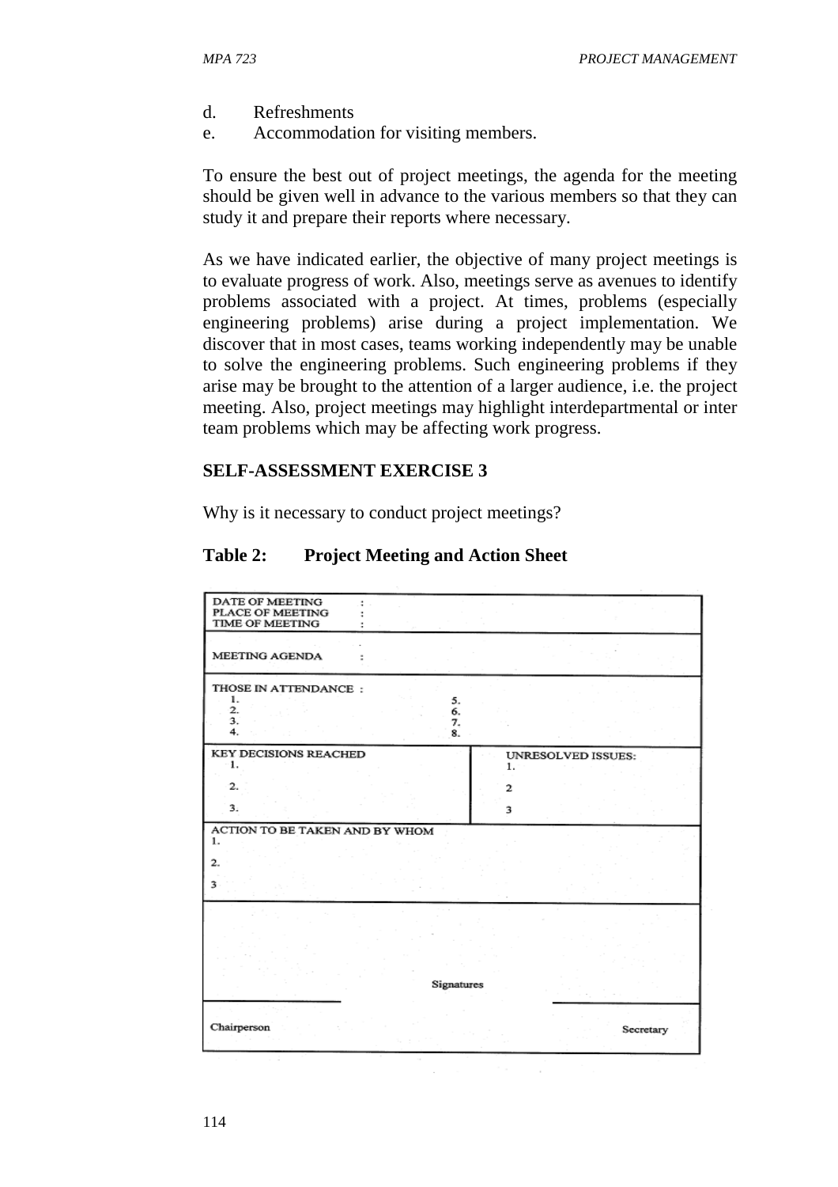d. Refreshments
e. Accommodation for visiting members.

To ensure the best out of project meetings, the agenda for the meeting should be given well in advance to the various members so that they can study it and prepare their reports where necessary.

As we have indicated earlier, the objective of many project meetings is to evaluate progress of work. Also, meetings serve as avenues to identify problems associated with a project. At times, problems (especially engineering problems) arise during a project implementation. We discover that in most cases, teams working independently may be unable to solve the engineering problems. Such engineering problems if they arise may be brought to the attention of a larger audience, i.e. the project meeting. Also, project meetings may highlight interdepartmental or inter team problems which may be affecting work progress.

**SELF-ASSESSMENT EXERCISE 3**

Why is it necessary to conduct project meetings?

**Table 2: Project Meeting and Action Sheet**

| | |
|---|---|
| DATE OF MEETING :<br>PLACE OF MEETING :<br>TIME OF MEETING : | |
| MEETING AGENDA : | |
| THOSE IN ATTENDANCE :<br>1.<br>2.<br>3.<br>4. | 5.<br>6.<br>7.<br>8. |
| KEY DECISIONS REACHED<br>1.<br>2.<br>3. | UNRESOLVED ISSUES:<br>1.<br>2<br>3 |
| ACTION TO BE TAKEN AND BY WHOM<br>1.<br>2.<br>3 | |
| Signatures | |
| Chairperson | Secretary |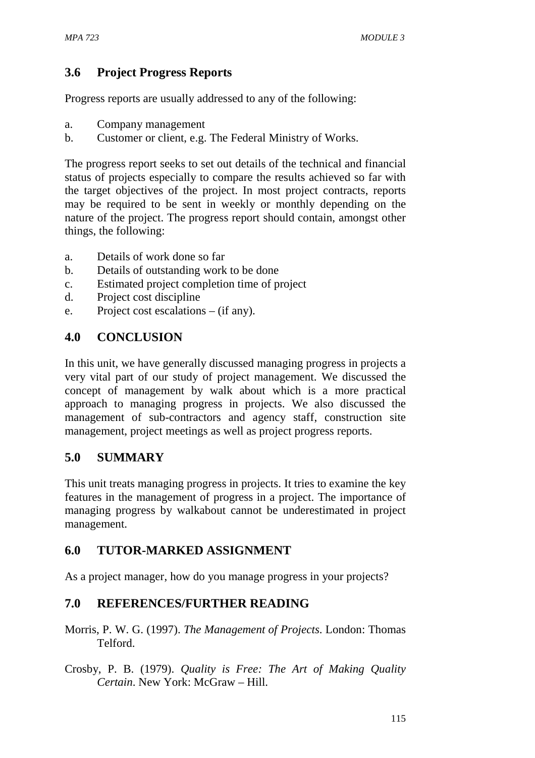## 3.6 Project Progress Reports

Progress reports are usually addressed to any of the following:

a. Company management
b. Customer or client, e.g. The Federal Ministry of Works.

The progress report seeks to set out details of the technical and financial status of projects especially to compare the results achieved so far with the target objectives of the project. In most project contracts, reports may be required to be sent in weekly or monthly depending on the nature of the project. The progress report should contain, amongst other things, the following:

a. Details of work done so far
b. Details of outstanding work to be done
c. Estimated project completion time of project
d. Project cost discipline
e. Project cost escalations – (if any).

## 4.0 CONCLUSION

In this unit, we have generally discussed managing progress in projects a very vital part of our study of project management. We discussed the concept of management by walk about which is a more practical approach to managing progress in projects. We also discussed the management of sub-contractors and agency staff, construction site management, project meetings as well as project progress reports.

## 5.0 SUMMARY

This unit treats managing progress in projects. It tries to examine the key features in the management of progress in a project. The importance of managing progress by walkabout cannot be underestimated in project management.

## 6.0 TUTOR-MARKED ASSIGNMENT

As a project manager, how do you manage progress in your projects?

## 7.0 REFERENCES/FURTHER READING

Morris, P. W. G. (1997). *The Management of Projects*. London: Thomas Telford.

Crosby, P. B. (1979). *Quality is Free: The Art of Making Quality Certain*. New York: McGraw – Hill.